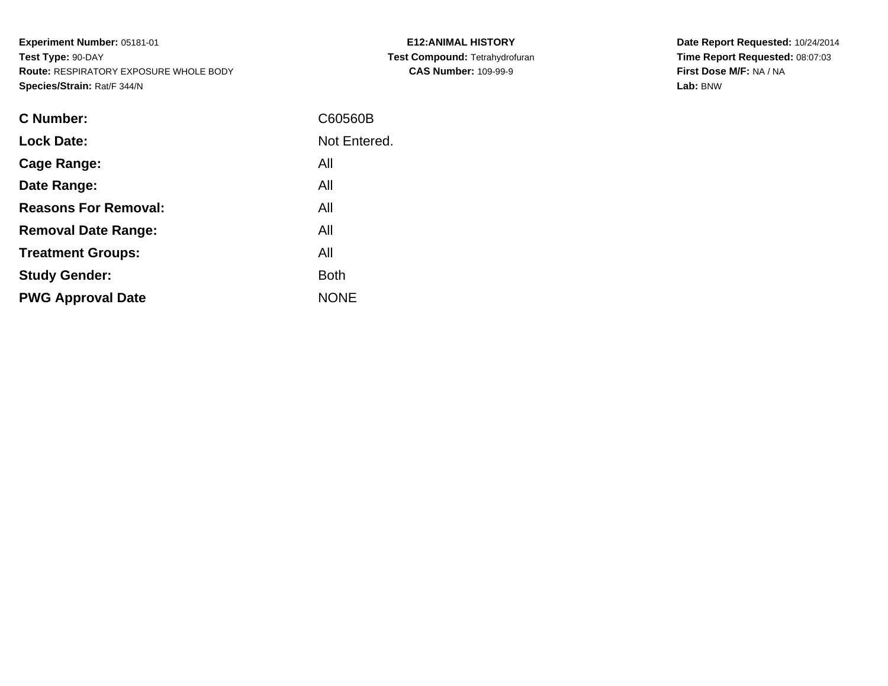**Experiment Number:** 05181-01
**Test Type:** 90-DAY
**Route:** RESPIRATORY EXPOSURE WHOLE BODY
**Species/Strain:** Rat/F 344/N

**E12:ANIMAL HISTORY**
**Test Compound:** Tetrahydrofuran
**CAS Number:** 109-99-9

**Date Report Requested:** 10/24/2014
**Time Report Requested:** 08:07:03
**First Dose M/F:** NA / NA
**Lab:** BNW

| | |
|---|---|
| **C Number:** | C60560B |
| **Lock Date:** | Not Entered. |
| **Cage Range:** | All |
| **Date Range:** | All |
| **Reasons For Removal:** | All |
| **Removal Date Range:** | All |
| **Treatment Groups:** | All |
| **Study Gender:** | Both |
| **PWG Approval Date** | NONE |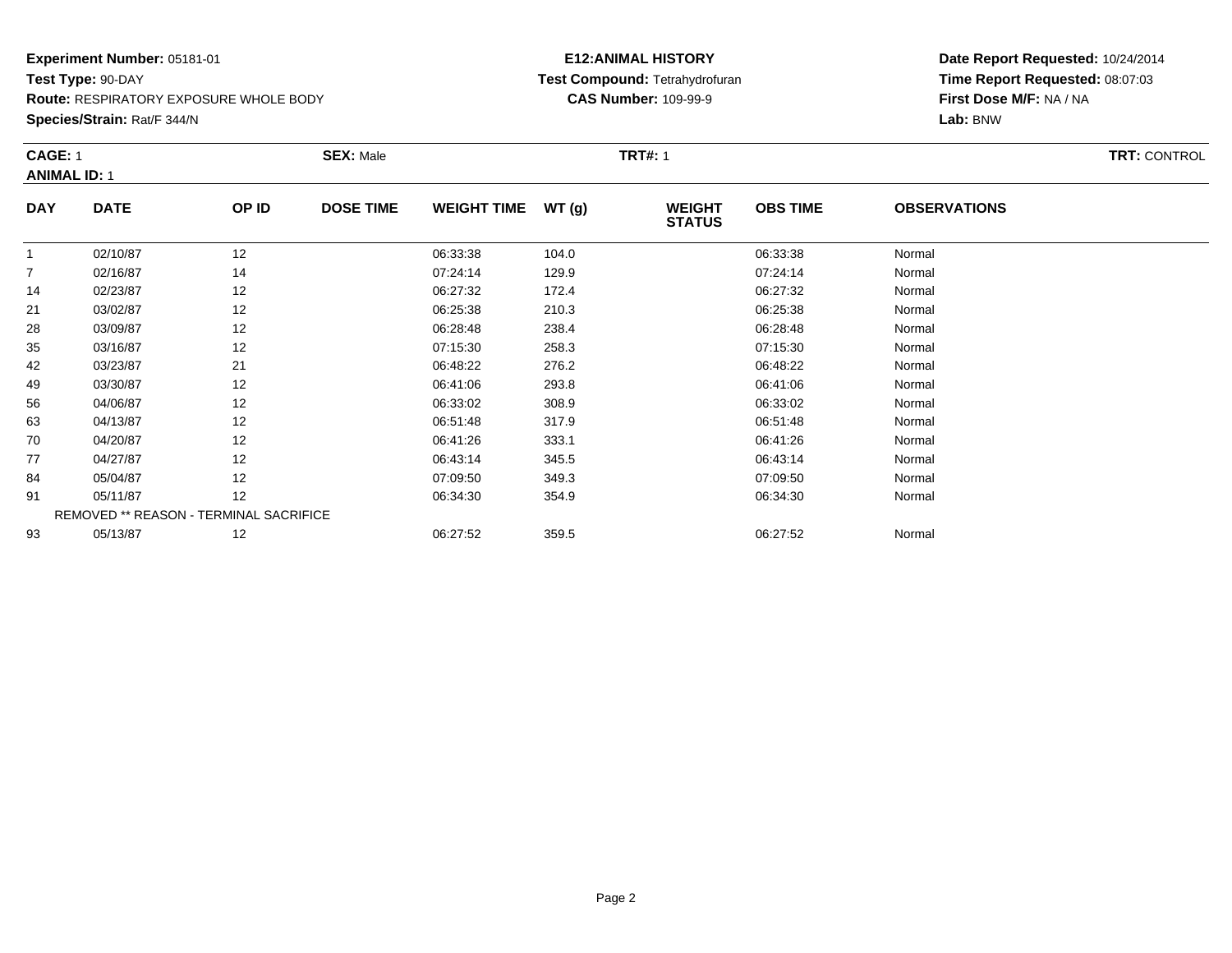**Experiment Number:** 05181-01
**Test Type:** 90-DAY
**Route:** RESPIRATORY EXPOSURE WHOLE BODY
**Species/Strain:** Rat/F 344/N

**E12:ANIMAL HISTORY**
**Test Compound:** Tetrahydrofuran
**CAS Number:** 109-99-9

**Date Report Requested:** 10/24/2014
**Time Report Requested:** 08:07:03
**First Dose M/F:** NA / NA
**Lab:** BNW

**CAGE:** 1 **SEX:** Male **TRT#:** 1 **TRT:** CONTROL
**ANIMAL ID:** 1

| DAY | DATE | OP ID | DOSE TIME | WEIGHT TIME | WT (g) | WEIGHT STATUS | OBS TIME | OBSERVATIONS |
|---|---|---|---|---|---|---|---|---|
| 1 | 02/10/87 | 12 | | 06:33:38 | 104.0 | | 06:33:38 | Normal |
| 7 | 02/16/87 | 14 | | 07:24:14 | 129.9 | | 07:24:14 | Normal |
| 14 | 02/23/87 | 12 | | 06:27:32 | 172.4 | | 06:27:32 | Normal |
| 21 | 03/02/87 | 12 | | 06:25:38 | 210.3 | | 06:25:38 | Normal |
| 28 | 03/09/87 | 12 | | 06:28:48 | 238.4 | | 06:28:48 | Normal |
| 35 | 03/16/87 | 12 | | 07:15:30 | 258.3 | | 07:15:30 | Normal |
| 42 | 03/23/87 | 21 | | 06:48:22 | 276.2 | | 06:48:22 | Normal |
| 49 | 03/30/87 | 12 | | 06:41:06 | 293.8 | | 06:41:06 | Normal |
| 56 | 04/06/87 | 12 | | 06:33:02 | 308.9 | | 06:33:02 | Normal |
| 63 | 04/13/87 | 12 | | 06:51:48 | 317.9 | | 06:51:48 | Normal |
| 70 | 04/20/87 | 12 | | 06:41:26 | 333.1 | | 06:41:26 | Normal |
| 77 | 04/27/87 | 12 | | 06:43:14 | 345.5 | | 06:43:14 | Normal |
| 84 | 05/04/87 | 12 | | 07:09:50 | 349.3 | | 07:09:50 | Normal |
| 91 | 05/11/87 | 12 | | 06:34:30 | 354.9 | | 06:34:30 | Normal |
| REMOVED ** REASON - TERMINAL SACRIFICE | | | | | | | | |
| 93 | 05/13/87 | 12 | | 06:27:52 | 359.5 | | 06:27:52 | Normal |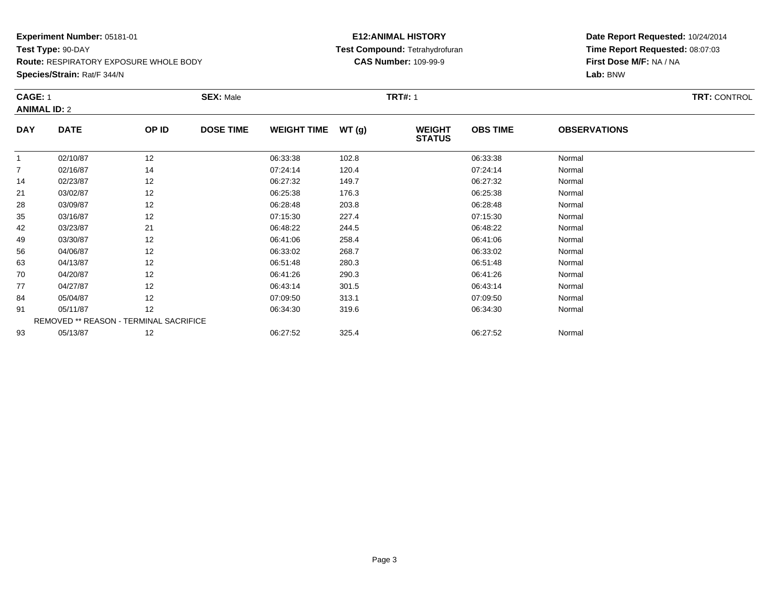**Experiment Number:** 05181-01
**Test Type:** 90-DAY
**Route:** RESPIRATORY EXPOSURE WHOLE BODY
**Species/Strain:** Rat/F 344/N

**E12:ANIMAL HISTORY**
**Test Compound:** Tetrahydrofuran
**CAS Number:** 109-99-9

**Date Report Requested:** 10/24/2014
**Time Report Requested:** 08:07:03
**First Dose M/F:** NA / NA
**Lab:** BNW

**CAGE:** 1 **SEX:** Male **TRT#:** 1 **TRT:** CONTROL
**ANIMAL ID:** 2

| DAY | DATE | OP ID | DOSE TIME | WEIGHT TIME | WT (g) | WEIGHT STATUS | OBS TIME | OBSERVATIONS |
|---|---|---|---|---|---|---|---|---|
| 1 | 02/10/87 | 12 | | 06:33:38 | 102.8 | | 06:33:38 | Normal |
| 7 | 02/16/87 | 14 | | 07:24:14 | 120.4 | | 07:24:14 | Normal |
| 14 | 02/23/87 | 12 | | 06:27:32 | 149.7 | | 06:27:32 | Normal |
| 21 | 03/02/87 | 12 | | 06:25:38 | 176.3 | | 06:25:38 | Normal |
| 28 | 03/09/87 | 12 | | 06:28:48 | 203.8 | | 06:28:48 | Normal |
| 35 | 03/16/87 | 12 | | 07:15:30 | 227.4 | | 07:15:30 | Normal |
| 42 | 03/23/87 | 21 | | 06:48:22 | 244.5 | | 06:48:22 | Normal |
| 49 | 03/30/87 | 12 | | 06:41:06 | 258.4 | | 06:41:06 | Normal |
| 56 | 04/06/87 | 12 | | 06:33:02 | 268.7 | | 06:33:02 | Normal |
| 63 | 04/13/87 | 12 | | 06:51:48 | 280.3 | | 06:51:48 | Normal |
| 70 | 04/20/87 | 12 | | 06:41:26 | 290.3 | | 06:41:26 | Normal |
| 77 | 04/27/87 | 12 | | 06:43:14 | 301.5 | | 06:43:14 | Normal |
| 84 | 05/04/87 | 12 | | 07:09:50 | 313.1 | | 07:09:50 | Normal |
| 91 | 05/11/87 | 12 | | 06:34:30 | 319.6 | | 06:34:30 | Normal |
| | REMOVED ** REASON - TERMINAL SACRIFICE | | | | | | | |
| 93 | 05/13/87 | 12 | | 06:27:52 | 325.4 | | 06:27:52 | Normal |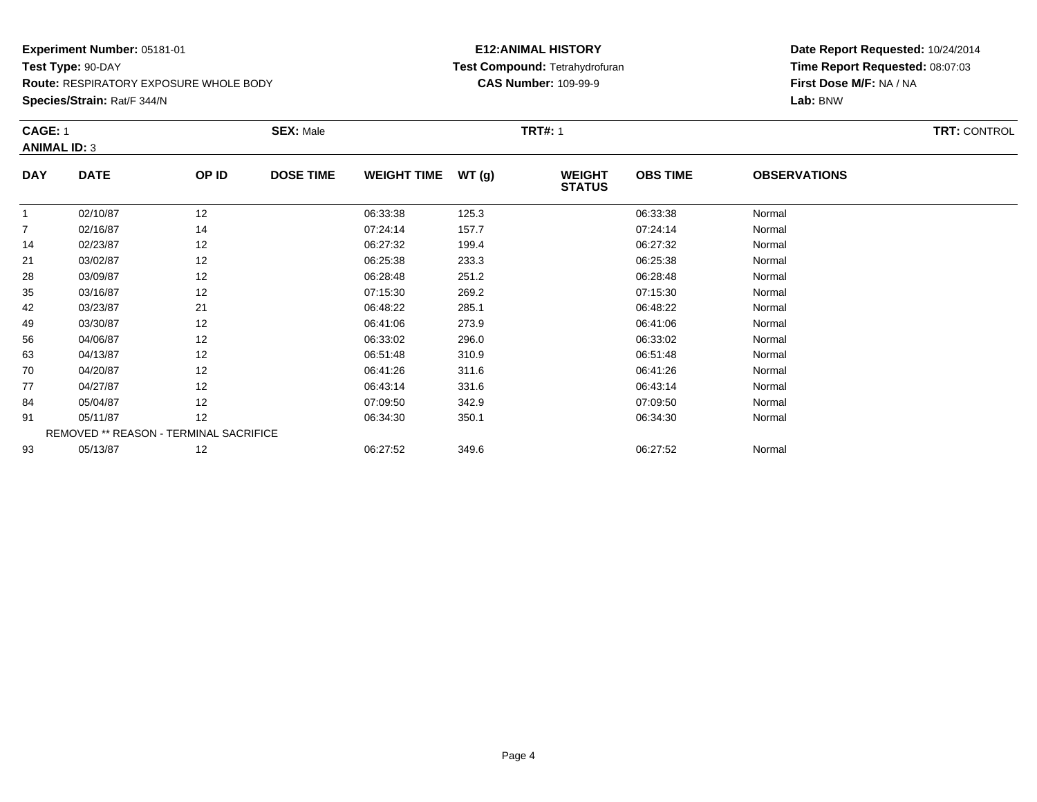**Experiment Number:** 05181-01
**Test Type:** 90-DAY
**Route:** RESPIRATORY EXPOSURE WHOLE BODY
**Species/Strain:** Rat/F 344/N

**E12:ANIMAL HISTORY**
**Test Compound:** Tetrahydrofuran
**CAS Number:** 109-99-9

**Date Report Requested:** 10/24/2014
**Time Report Requested:** 08:07:03
**First Dose M/F:** NA / NA
**Lab:** BNW

**CAGE:** 1 **SEX:** Male **TRT#:** 1 **TRT:** CONTROL
**ANIMAL ID:** 3

| DAY | DATE | OP ID | DOSE TIME | WEIGHT TIME | WT (g) | WEIGHT STATUS | OBS TIME | OBSERVATIONS |
|---|---|---|---|---|---|---|---|---|
| 1 | 02/10/87 | 12 | | 06:33:38 | 125.3 | | 06:33:38 | Normal |
| 7 | 02/16/87 | 14 | | 07:24:14 | 157.7 | | 07:24:14 | Normal |
| 14 | 02/23/87 | 12 | | 06:27:32 | 199.4 | | 06:27:32 | Normal |
| 21 | 03/02/87 | 12 | | 06:25:38 | 233.3 | | 06:25:38 | Normal |
| 28 | 03/09/87 | 12 | | 06:28:48 | 251.2 | | 06:28:48 | Normal |
| 35 | 03/16/87 | 12 | | 07:15:30 | 269.2 | | 07:15:30 | Normal |
| 42 | 03/23/87 | 21 | | 06:48:22 | 285.1 | | 06:48:22 | Normal |
| 49 | 03/30/87 | 12 | | 06:41:06 | 273.9 | | 06:41:06 | Normal |
| 56 | 04/06/87 | 12 | | 06:33:02 | 296.0 | | 06:33:02 | Normal |
| 63 | 04/13/87 | 12 | | 06:51:48 | 310.9 | | 06:51:48 | Normal |
| 70 | 04/20/87 | 12 | | 06:41:26 | 311.6 | | 06:41:26 | Normal |
| 77 | 04/27/87 | 12 | | 06:43:14 | 331.6 | | 06:43:14 | Normal |
| 84 | 05/04/87 | 12 | | 07:09:50 | 342.9 | | 07:09:50 | Normal |
| 91 | 05/11/87 | 12 | | 06:34:30 | 350.1 | | 06:34:30 | Normal |
| REMOVED ** REASON - TERMINAL SACRIFICE | | | | | | | | |
| 93 | 05/13/87 | 12 | | 06:27:52 | 349.6 | | 06:27:52 | Normal |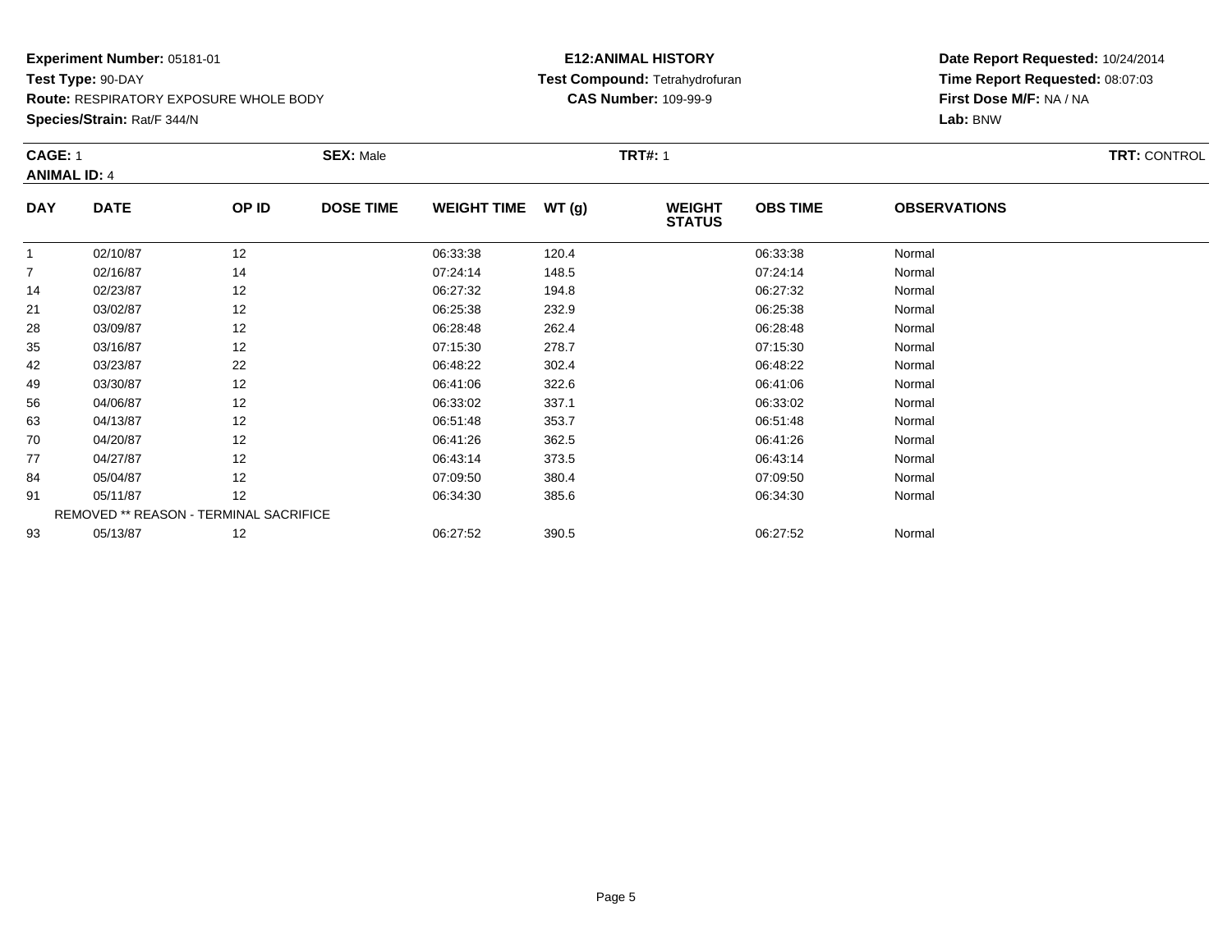**Experiment Number:** 05181-01
**Test Type:** 90-DAY
**Route:** RESPIRATORY EXPOSURE WHOLE BODY
**Species/Strain:** Rat/F 344/N

**E12:ANIMAL HISTORY**
**Test Compound:** Tetrahydrofuran
**CAS Number:** 109-99-9

**Date Report Requested:** 10/24/2014
**Time Report Requested:** 08:07:03
**First Dose M/F:** NA / NA
**Lab:** BNW

**CAGE:** 1 **SEX:** Male **TRT#:** 1 **TRT:** CONTROL
**ANIMAL ID:** 4

| DAY | DATE | OP ID | DOSE TIME | WEIGHT TIME | WT (g) | WEIGHT STATUS | OBS TIME | OBSERVATIONS |
|---|---|---|---|---|---|---|---|---|
| 1 | 02/10/87 | 12 | | 06:33:38 | 120.4 | | 06:33:38 | Normal |
| 7 | 02/16/87 | 14 | | 07:24:14 | 148.5 | | 07:24:14 | Normal |
| 14 | 02/23/87 | 12 | | 06:27:32 | 194.8 | | 06:27:32 | Normal |
| 21 | 03/02/87 | 12 | | 06:25:38 | 232.9 | | 06:25:38 | Normal |
| 28 | 03/09/87 | 12 | | 06:28:48 | 262.4 | | 06:28:48 | Normal |
| 35 | 03/16/87 | 12 | | 07:15:30 | 278.7 | | 07:15:30 | Normal |
| 42 | 03/23/87 | 22 | | 06:48:22 | 302.4 | | 06:48:22 | Normal |
| 49 | 03/30/87 | 12 | | 06:41:06 | 322.6 | | 06:41:06 | Normal |
| 56 | 04/06/87 | 12 | | 06:33:02 | 337.1 | | 06:33:02 | Normal |
| 63 | 04/13/87 | 12 | | 06:51:48 | 353.7 | | 06:51:48 | Normal |
| 70 | 04/20/87 | 12 | | 06:41:26 | 362.5 | | 06:41:26 | Normal |
| 77 | 04/27/87 | 12 | | 06:43:14 | 373.5 | | 06:43:14 | Normal |
| 84 | 05/04/87 | 12 | | 07:09:50 | 380.4 | | 07:09:50 | Normal |
| 91 | 05/11/87 | 12 | | 06:34:30 | 385.6 | | 06:34:30 | Normal |
| REMOVED ** REASON - TERMINAL SACRIFICE | | | | | | | | |
| 93 | 05/13/87 | 12 | | 06:27:52 | 390.5 | | 06:27:52 | Normal |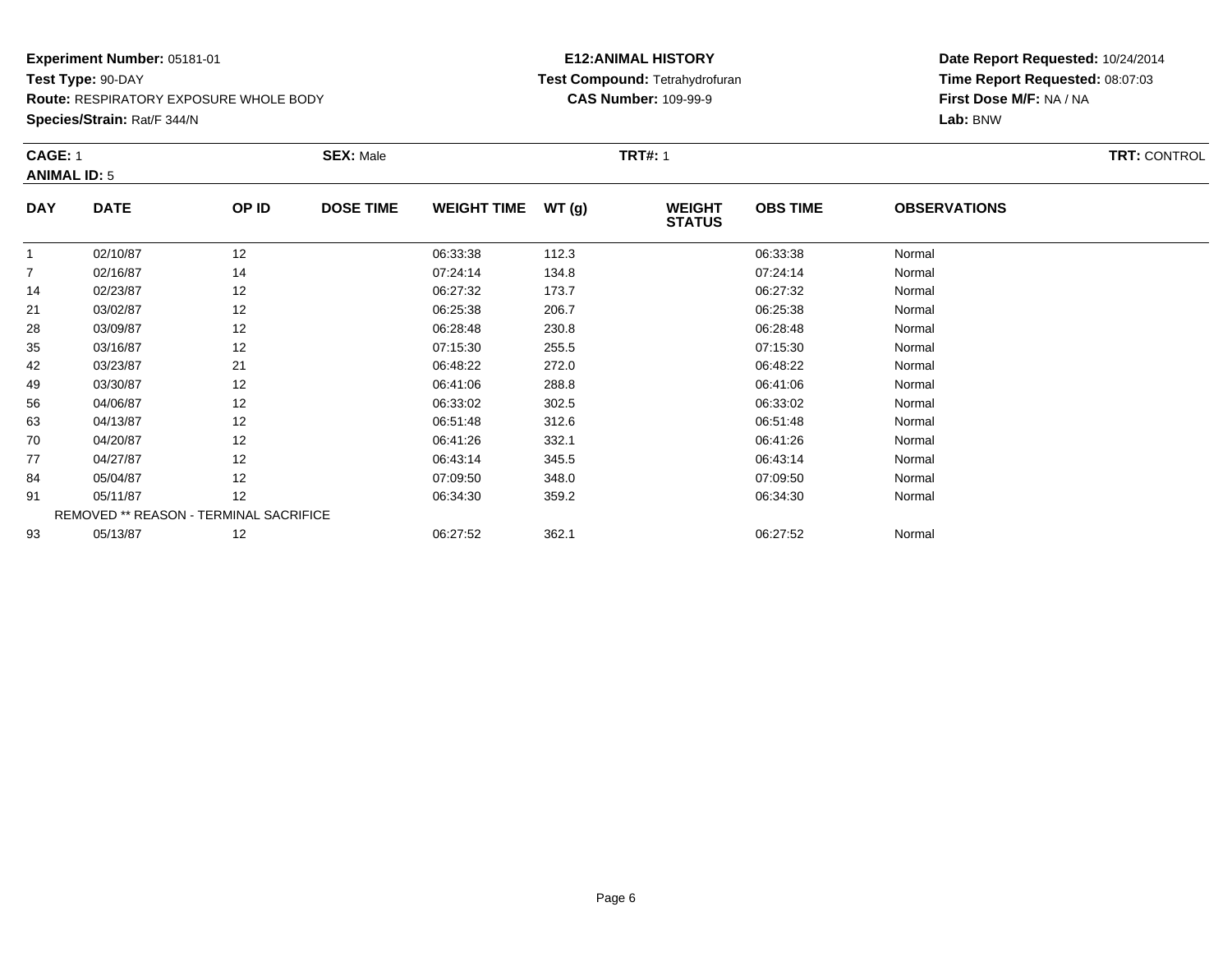**Experiment Number:** 05181-01
**Test Type:** 90-DAY
**Route:** RESPIRATORY EXPOSURE WHOLE BODY
**Species/Strain:** Rat/F 344/N

**E12:ANIMAL HISTORY**
**Test Compound:** Tetrahydrofuran
**CAS Number:** 109-99-9

**Date Report Requested:** 10/24/2014
**Time Report Requested:** 08:07:03
**First Dose M/F:** NA / NA
**Lab:** BNW

**CAGE:** 1 **SEX:** Male **TRT#:** 1 **TRT:** CONTROL
**ANIMAL ID:** 5

| DAY | DATE | OP ID | DOSE TIME | WEIGHT TIME | WT (g) | WEIGHT STATUS | OBS TIME | OBSERVATIONS |
|---|---|---|---|---|---|---|---|---|
| 1 | 02/10/87 | 12 | | 06:33:38 | 112.3 | | 06:33:38 | Normal |
| 7 | 02/16/87 | 14 | | 07:24:14 | 134.8 | | 07:24:14 | Normal |
| 14 | 02/23/87 | 12 | | 06:27:32 | 173.7 | | 06:27:32 | Normal |
| 21 | 03/02/87 | 12 | | 06:25:38 | 206.7 | | 06:25:38 | Normal |
| 28 | 03/09/87 | 12 | | 06:28:48 | 230.8 | | 06:28:48 | Normal |
| 35 | 03/16/87 | 12 | | 07:15:30 | 255.5 | | 07:15:30 | Normal |
| 42 | 03/23/87 | 21 | | 06:48:22 | 272.0 | | 06:48:22 | Normal |
| 49 | 03/30/87 | 12 | | 06:41:06 | 288.8 | | 06:41:06 | Normal |
| 56 | 04/06/87 | 12 | | 06:33:02 | 302.5 | | 06:33:02 | Normal |
| 63 | 04/13/87 | 12 | | 06:51:48 | 312.6 | | 06:51:48 | Normal |
| 70 | 04/20/87 | 12 | | 06:41:26 | 332.1 | | 06:41:26 | Normal |
| 77 | 04/27/87 | 12 | | 06:43:14 | 345.5 | | 06:43:14 | Normal |
| 84 | 05/04/87 | 12 | | 07:09:50 | 348.0 | | 07:09:50 | Normal |
| 91 | 05/11/87 | 12 | | 06:34:30 | 359.2 | | 06:34:30 | Normal |
| REMOVED ** REASON - TERMINAL SACRIFICE | | | | | | | | |
| 93 | 05/13/87 | 12 | | 06:27:52 | 362.1 | | 06:27:52 | Normal |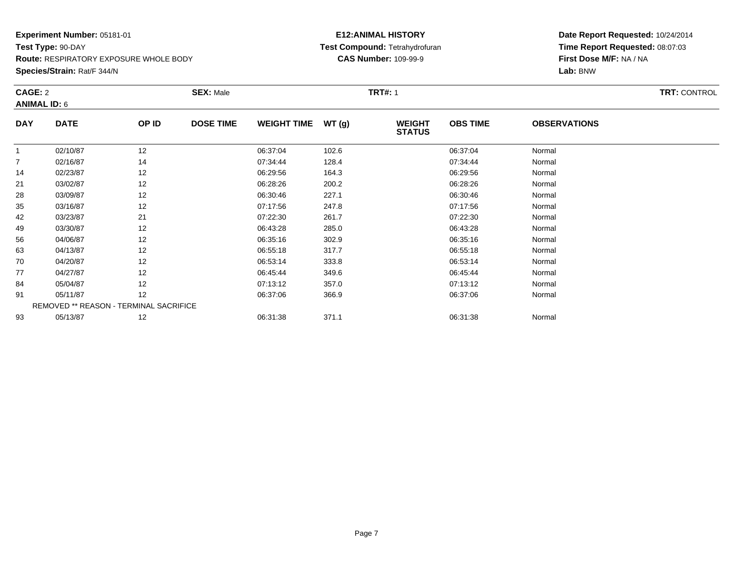**Experiment Number:** 05181-01
**Test Type:** 90-DAY
**Route:** RESPIRATORY EXPOSURE WHOLE BODY
**Species/Strain:** Rat/F 344/N

**E12:ANIMAL HISTORY**
**Test Compound:** Tetrahydrofuran
**CAS Number:** 109-99-9

**Date Report Requested:** 10/24/2014
**Time Report Requested:** 08:07:03
**First Dose M/F:** NA / NA
**Lab:** BNW

**CAGE:** 2 **SEX:** Male **TRT#:** 1 **TRT:** CONTROL
**ANIMAL ID:** 6

| DAY | DATE | OP ID | DOSE TIME | WEIGHT TIME | WT (g) | WEIGHT STATUS | OBS TIME | OBSERVATIONS |
|---|---|---|---|---|---|---|---|---|
| 1 | 02/10/87 | 12 | | 06:37:04 | 102.6 | | 06:37:04 | Normal |
| 7 | 02/16/87 | 14 | | 07:34:44 | 128.4 | | 07:34:44 | Normal |
| 14 | 02/23/87 | 12 | | 06:29:56 | 164.3 | | 06:29:56 | Normal |
| 21 | 03/02/87 | 12 | | 06:28:26 | 200.2 | | 06:28:26 | Normal |
| 28 | 03/09/87 | 12 | | 06:30:46 | 227.1 | | 06:30:46 | Normal |
| 35 | 03/16/87 | 12 | | 07:17:56 | 247.8 | | 07:17:56 | Normal |
| 42 | 03/23/87 | 21 | | 07:22:30 | 261.7 | | 07:22:30 | Normal |
| 49 | 03/30/87 | 12 | | 06:43:28 | 285.0 | | 06:43:28 | Normal |
| 56 | 04/06/87 | 12 | | 06:35:16 | 302.9 | | 06:35:16 | Normal |
| 63 | 04/13/87 | 12 | | 06:55:18 | 317.7 | | 06:55:18 | Normal |
| 70 | 04/20/87 | 12 | | 06:53:14 | 333.8 | | 06:53:14 | Normal |
| 77 | 04/27/87 | 12 | | 06:45:44 | 349.6 | | 06:45:44 | Normal |
| 84 | 05/04/87 | 12 | | 07:13:12 | 357.0 | | 07:13:12 | Normal |
| 91 | 05/11/87 | 12 | | 06:37:06 | 366.9 | | 06:37:06 | Normal |
| | REMOVED ** REASON - TERMINAL SACRIFICE | | | | | | | |
| 93 | 05/13/87 | 12 | | 06:31:38 | 371.1 | | 06:31:38 | Normal |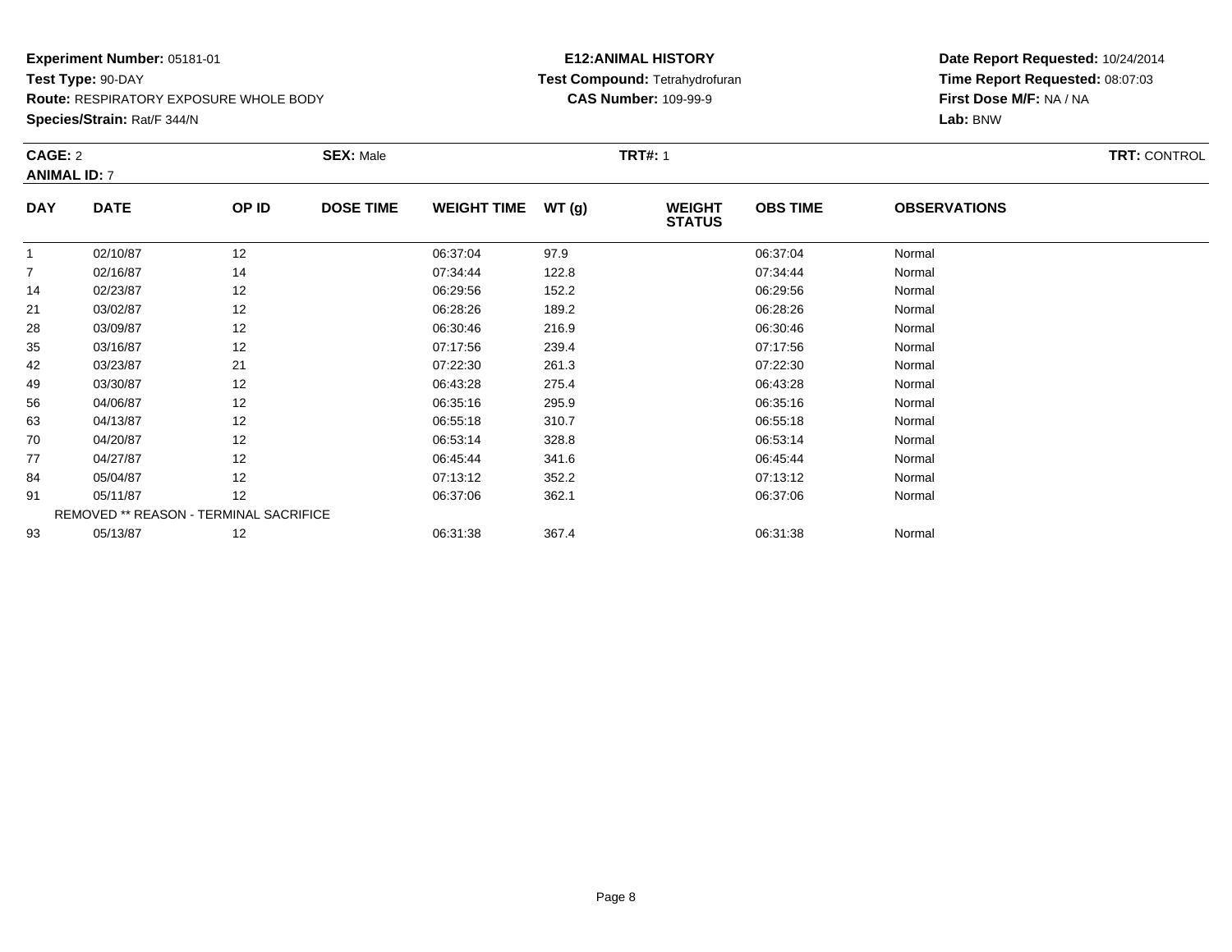**Experiment Number:** 05181-01
**Test Type:** 90-DAY
**Route:** RESPIRATORY EXPOSURE WHOLE BODY
**Species/Strain:** Rat/F 344/N

**E12:ANIMAL HISTORY**
**Test Compound:** Tetrahydrofuran
**CAS Number:** 109-99-9

**Date Report Requested:** 10/24/2014
**Time Report Requested:** 08:07:03
**First Dose M/F:** NA / NA
**Lab:** BNW

**CAGE:** 2　**SEX:** Male　**TRT#:** 1　**TRT:** CONTROL
**ANIMAL ID:** 7

| DAY | DATE | OP ID | DOSE TIME | WEIGHT TIME | WT (g) | WEIGHT STATUS | OBS TIME | OBSERVATIONS |
|---|---|---|---|---|---|---|---|---|
| 1 | 02/10/87 | 12 | | 06:37:04 | 97.9 | | 06:37:04 | Normal |
| 7 | 02/16/87 | 14 | | 07:34:44 | 122.8 | | 07:34:44 | Normal |
| 14 | 02/23/87 | 12 | | 06:29:56 | 152.2 | | 06:29:56 | Normal |
| 21 | 03/02/87 | 12 | | 06:28:26 | 189.2 | | 06:28:26 | Normal |
| 28 | 03/09/87 | 12 | | 06:30:46 | 216.9 | | 06:30:46 | Normal |
| 35 | 03/16/87 | 12 | | 07:17:56 | 239.4 | | 07:17:56 | Normal |
| 42 | 03/23/87 | 21 | | 07:22:30 | 261.3 | | 07:22:30 | Normal |
| 49 | 03/30/87 | 12 | | 06:43:28 | 275.4 | | 06:43:28 | Normal |
| 56 | 04/06/87 | 12 | | 06:35:16 | 295.9 | | 06:35:16 | Normal |
| 63 | 04/13/87 | 12 | | 06:55:18 | 310.7 | | 06:55:18 | Normal |
| 70 | 04/20/87 | 12 | | 06:53:14 | 328.8 | | 06:53:14 | Normal |
| 77 | 04/27/87 | 12 | | 06:45:44 | 341.6 | | 06:45:44 | Normal |
| 84 | 05/04/87 | 12 | | 07:13:12 | 352.2 | | 07:13:12 | Normal |
| 91 | 05/11/87 | 12 | | 06:37:06 | 362.1 | | 06:37:06 | Normal |
| REMOVED ** REASON - TERMINAL SACRIFICE | | | | | | | | |
| 93 | 05/13/87 | 12 | | 06:31:38 | 367.4 | | 06:31:38 | Normal |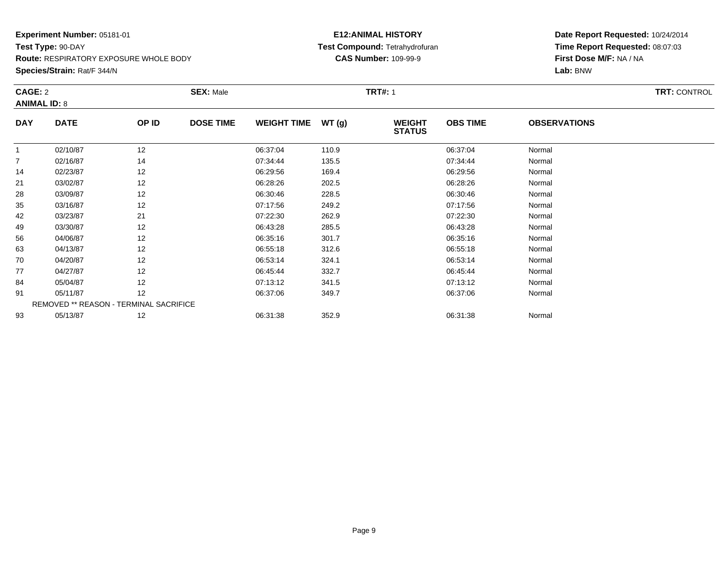**Experiment Number:** 05181-01
**Test Type:** 90-DAY
**Route:** RESPIRATORY EXPOSURE WHOLE BODY
**Species/Strain:** Rat/F 344/N

**E12:ANIMAL HISTORY**
**Test Compound:** Tetrahydrofuran
**CAS Number:** 109-99-9

**Date Report Requested:** 10/24/2014
**Time Report Requested:** 08:07:03
**First Dose M/F:** NA / NA
**Lab:** BNW

**CAGE:** 2 **SEX:** Male **TRT#:** 1 **TRT:** CONTROL
**ANIMAL ID:** 8

| DAY | DATE | OP ID | DOSE TIME | WEIGHT TIME | WT (g) | WEIGHT STATUS | OBS TIME | OBSERVATIONS |
|---|---|---|---|---|---|---|---|---|
| 1 | 02/10/87 | 12 | | 06:37:04 | 110.9 | | 06:37:04 | Normal |
| 7 | 02/16/87 | 14 | | 07:34:44 | 135.5 | | 07:34:44 | Normal |
| 14 | 02/23/87 | 12 | | 06:29:56 | 169.4 | | 06:29:56 | Normal |
| 21 | 03/02/87 | 12 | | 06:28:26 | 202.5 | | 06:28:26 | Normal |
| 28 | 03/09/87 | 12 | | 06:30:46 | 228.5 | | 06:30:46 | Normal |
| 35 | 03/16/87 | 12 | | 07:17:56 | 249.2 | | 07:17:56 | Normal |
| 42 | 03/23/87 | 21 | | 07:22:30 | 262.9 | | 07:22:30 | Normal |
| 49 | 03/30/87 | 12 | | 06:43:28 | 285.5 | | 06:43:28 | Normal |
| 56 | 04/06/87 | 12 | | 06:35:16 | 301.7 | | 06:35:16 | Normal |
| 63 | 04/13/87 | 12 | | 06:55:18 | 312.6 | | 06:55:18 | Normal |
| 70 | 04/20/87 | 12 | | 06:53:14 | 324.1 | | 06:53:14 | Normal |
| 77 | 04/27/87 | 12 | | 06:45:44 | 332.7 | | 06:45:44 | Normal |
| 84 | 05/04/87 | 12 | | 07:13:12 | 341.5 | | 07:13:12 | Normal |
| 91 | 05/11/87 | 12 | | 06:37:06 | 349.7 | | 06:37:06 | Normal |
| REMOVED ** REASON - TERMINAL SACRIFICE | | | | | | | | |
| 93 | 05/13/87 | 12 | | 06:31:38 | 352.9 | | 06:31:38 | Normal |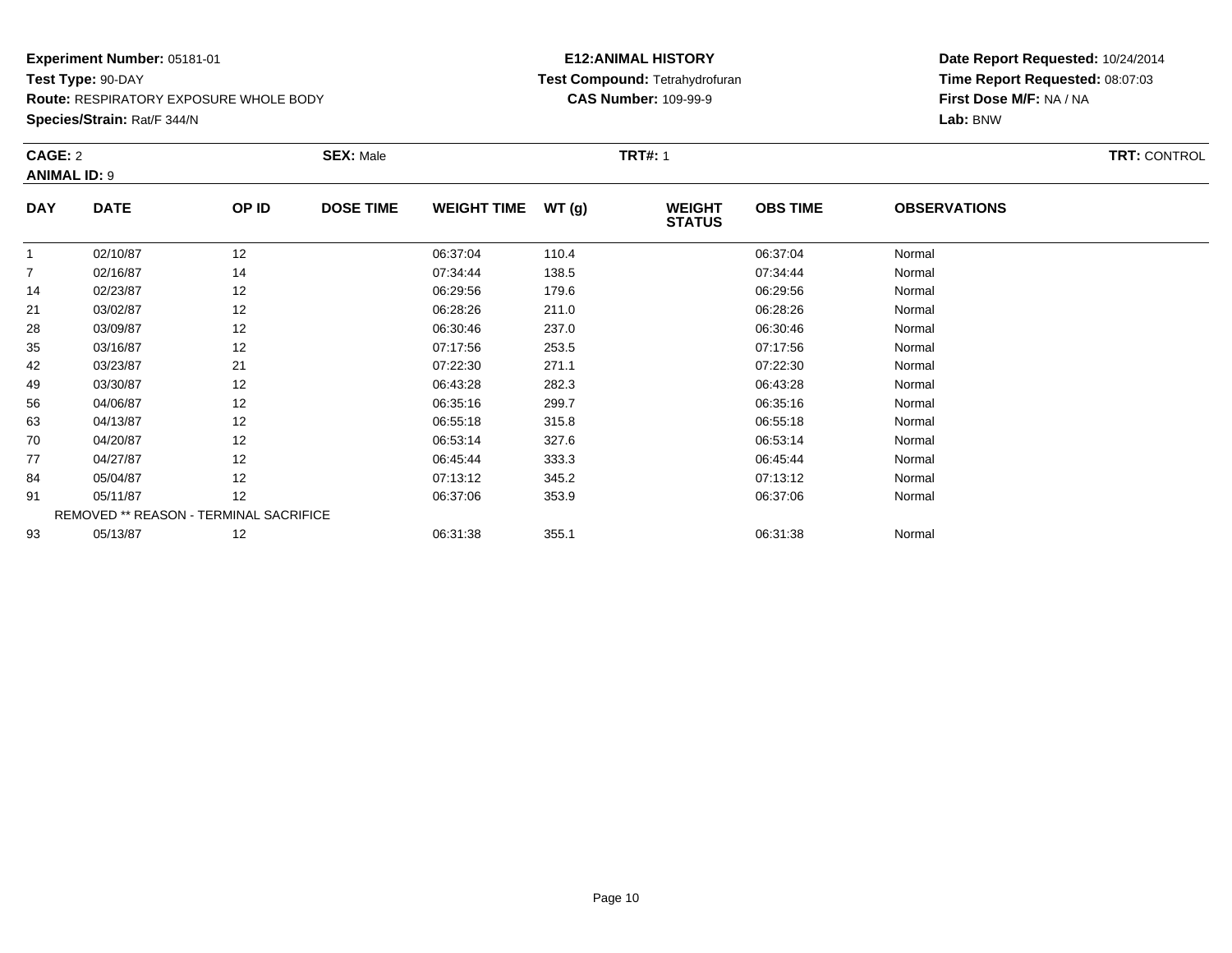**Experiment Number:** 05181-01
**Test Type:** 90-DAY
**Route:** RESPIRATORY EXPOSURE WHOLE BODY
**Species/Strain:** Rat/F 344/N

**E12:ANIMAL HISTORY**
**Test Compound:** Tetrahydrofuran
**CAS Number:** 109-99-9

**Date Report Requested:** 10/24/2014
**Time Report Requested:** 08:07:03
**First Dose M/F:** NA / NA
**Lab:** BNW

**CAGE:** 2 **SEX:** Male **TRT#:** 1 **TRT:** CONTROL
**ANIMAL ID:** 9

| DAY | DATE | OP ID | DOSE TIME | WEIGHT TIME | WT (g) | WEIGHT STATUS | OBS TIME | OBSERVATIONS |
|---|---|---|---|---|---|---|---|---|
| 1 | 02/10/87 | 12 | | 06:37:04 | 110.4 | | 06:37:04 | Normal |
| 7 | 02/16/87 | 14 | | 07:34:44 | 138.5 | | 07:34:44 | Normal |
| 14 | 02/23/87 | 12 | | 06:29:56 | 179.6 | | 06:29:56 | Normal |
| 21 | 03/02/87 | 12 | | 06:28:26 | 211.0 | | 06:28:26 | Normal |
| 28 | 03/09/87 | 12 | | 06:30:46 | 237.0 | | 06:30:46 | Normal |
| 35 | 03/16/87 | 12 | | 07:17:56 | 253.5 | | 07:17:56 | Normal |
| 42 | 03/23/87 | 21 | | 07:22:30 | 271.1 | | 07:22:30 | Normal |
| 49 | 03/30/87 | 12 | | 06:43:28 | 282.3 | | 06:43:28 | Normal |
| 56 | 04/06/87 | 12 | | 06:35:16 | 299.7 | | 06:35:16 | Normal |
| 63 | 04/13/87 | 12 | | 06:55:18 | 315.8 | | 06:55:18 | Normal |
| 70 | 04/20/87 | 12 | | 06:53:14 | 327.6 | | 06:53:14 | Normal |
| 77 | 04/27/87 | 12 | | 06:45:44 | 333.3 | | 06:45:44 | Normal |
| 84 | 05/04/87 | 12 | | 07:13:12 | 345.2 | | 07:13:12 | Normal |
| 91 | 05/11/87 | 12 | | 06:37:06 | 353.9 | | 06:37:06 | Normal |
| | REMOVED ** REASON - TERMINAL SACRIFICE | | | | | | | |
| 93 | 05/13/87 | 12 | | 06:31:38 | 355.1 | | 06:31:38 | Normal |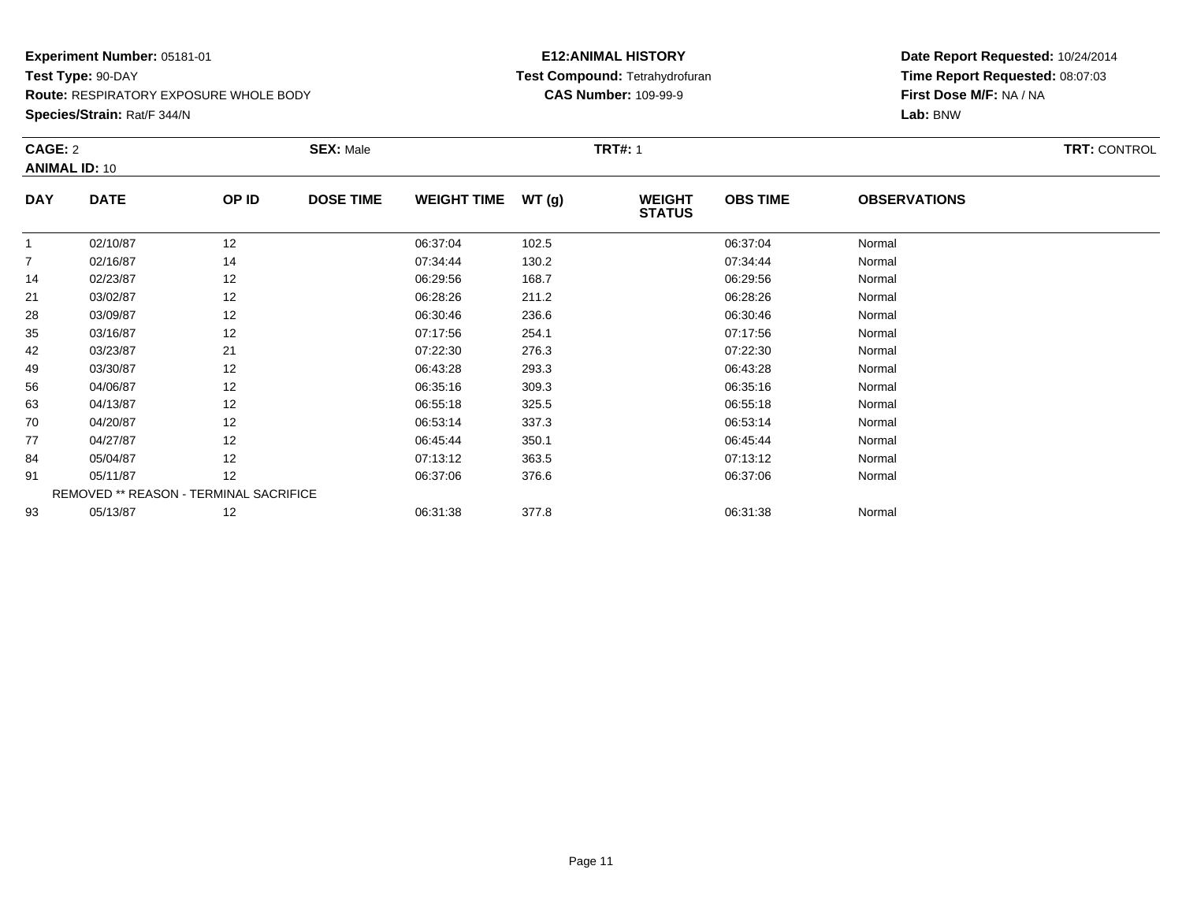**Experiment Number:** 05181-01
**Test Type:** 90-DAY
**Route:** RESPIRATORY EXPOSURE WHOLE BODY
**Species/Strain:** Rat/F 344/N

**E12:ANIMAL HISTORY**
**Test Compound:** Tetrahydrofuran
**CAS Number:** 109-99-9

**Date Report Requested:** 10/24/2014
**Time Report Requested:** 08:07:03
**First Dose M/F:** NA / NA
**Lab:** BNW

**CAGE:** 2 **SEX:** Male **TRT#:** 1 **TRT:** CONTROL
**ANIMAL ID:** 10

| DAY | DATE | OP ID | DOSE TIME | WEIGHT TIME | WT (g) | WEIGHT STATUS | OBS TIME | OBSERVATIONS |
|---|---|---|---|---|---|---|---|---|
| 1 | 02/10/87 | 12 | | 06:37:04 | 102.5 | | 06:37:04 | Normal |
| 7 | 02/16/87 | 14 | | 07:34:44 | 130.2 | | 07:34:44 | Normal |
| 14 | 02/23/87 | 12 | | 06:29:56 | 168.7 | | 06:29:56 | Normal |
| 21 | 03/02/87 | 12 | | 06:28:26 | 211.2 | | 06:28:26 | Normal |
| 28 | 03/09/87 | 12 | | 06:30:46 | 236.6 | | 06:30:46 | Normal |
| 35 | 03/16/87 | 12 | | 07:17:56 | 254.1 | | 07:17:56 | Normal |
| 42 | 03/23/87 | 21 | | 07:22:30 | 276.3 | | 07:22:30 | Normal |
| 49 | 03/30/87 | 12 | | 06:43:28 | 293.3 | | 06:43:28 | Normal |
| 56 | 04/06/87 | 12 | | 06:35:16 | 309.3 | | 06:35:16 | Normal |
| 63 | 04/13/87 | 12 | | 06:55:18 | 325.5 | | 06:55:18 | Normal |
| 70 | 04/20/87 | 12 | | 06:53:14 | 337.3 | | 06:53:14 | Normal |
| 77 | 04/27/87 | 12 | | 06:45:44 | 350.1 | | 06:45:44 | Normal |
| 84 | 05/04/87 | 12 | | 07:13:12 | 363.5 | | 07:13:12 | Normal |
| 91 | 05/11/87 | 12 | | 06:37:06 | 376.6 | | 06:37:06 | Normal |
| REMOVED ** REASON - TERMINAL SACRIFICE | | | | | | | | |
| 93 | 05/13/87 | 12 | | 06:31:38 | 377.8 | | 06:31:38 | Normal |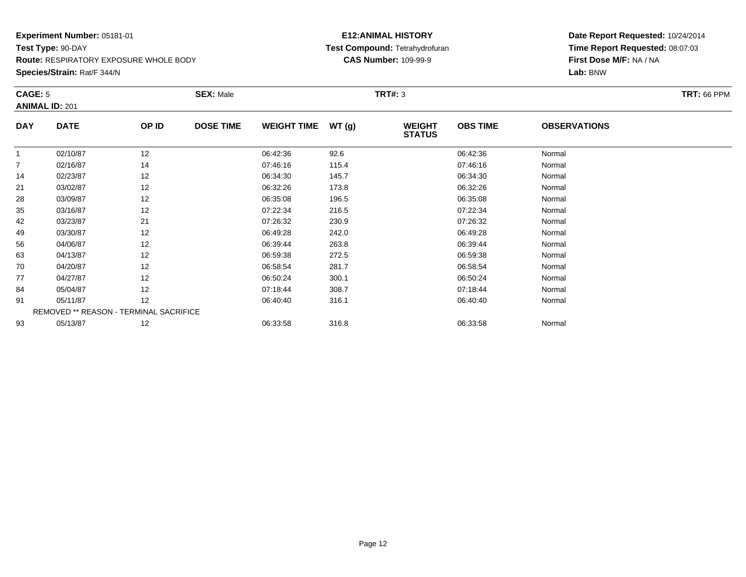**Experiment Number:** 05181-01
**Test Type:** 90-DAY
**Route:** RESPIRATORY EXPOSURE WHOLE BODY
**Species/Strain:** Rat/F 344/N

**E12:ANIMAL HISTORY**
**Test Compound:** Tetrahydrofuran
**CAS Number:** 109-99-9

**Date Report Requested:** 10/24/2014
**Time Report Requested:** 08:07:03
**First Dose M/F:** NA / NA
**Lab:** BNW

**CAGE:** 5 **SEX:** Male **TRT#:** 3 **TRT:** 66 PPM
**ANIMAL ID:** 201

| DAY | DATE | OP ID | DOSE TIME | WEIGHT TIME | WT (g) | WEIGHT STATUS | OBS TIME | OBSERVATIONS |
|---|---|---|---|---|---|---|---|---|
| 1 | 02/10/87 | 12 | | 06:42:36 | 92.6 | | 06:42:36 | Normal |
| 7 | 02/16/87 | 14 | | 07:46:16 | 115.4 | | 07:46:16 | Normal |
| 14 | 02/23/87 | 12 | | 06:34:30 | 145.7 | | 06:34:30 | Normal |
| 21 | 03/02/87 | 12 | | 06:32:26 | 173.8 | | 06:32:26 | Normal |
| 28 | 03/09/87 | 12 | | 06:35:08 | 196.5 | | 06:35:08 | Normal |
| 35 | 03/16/87 | 12 | | 07:22:34 | 216.5 | | 07:22:34 | Normal |
| 42 | 03/23/87 | 21 | | 07:26:32 | 230.9 | | 07:26:32 | Normal |
| 49 | 03/30/87 | 12 | | 06:49:28 | 242.0 | | 06:49:28 | Normal |
| 56 | 04/06/87 | 12 | | 06:39:44 | 263.8 | | 06:39:44 | Normal |
| 63 | 04/13/87 | 12 | | 06:59:38 | 272.5 | | 06:59:38 | Normal |
| 70 | 04/20/87 | 12 | | 06:58:54 | 281.7 | | 06:58:54 | Normal |
| 77 | 04/27/87 | 12 | | 06:50:24 | 300.1 | | 06:50:24 | Normal |
| 84 | 05/04/87 | 12 | | 07:18:44 | 308.7 | | 07:18:44 | Normal |
| 91 | 05/11/87 | 12 | | 06:40:40 | 316.1 | | 06:40:40 | Normal |
| REMOVED ** REASON - TERMINAL SACRIFICE | | | | | | | | |
| 93 | 05/13/87 | 12 | | 06:33:58 | 316.8 | | 06:33:58 | Normal |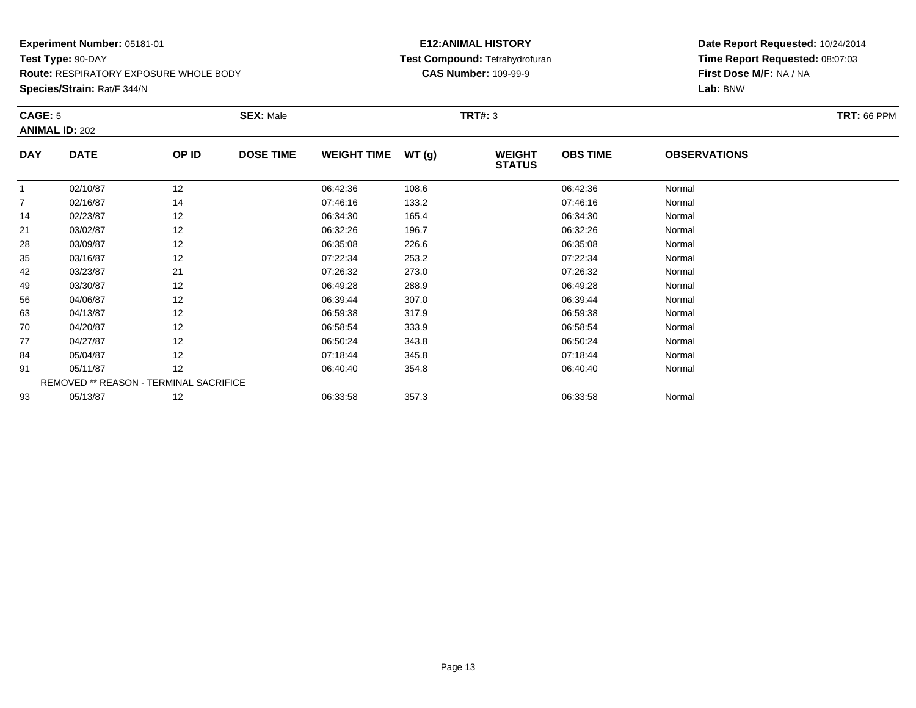**Experiment Number:** 05181-01
**Test Type:** 90-DAY
**Route:** RESPIRATORY EXPOSURE WHOLE BODY
**Species/Strain:** Rat/F 344/N

**E12:ANIMAL HISTORY**
**Test Compound:** Tetrahydrofuran
**CAS Number:** 109-99-9

**Date Report Requested:** 10/24/2014
**Time Report Requested:** 08:07:03
**First Dose M/F:** NA / NA
**Lab:** BNW

**CAGE:** 5 **SEX:** Male **TRT#:** 3 **TRT:** 66 PPM
**ANIMAL ID:** 202

| DAY | DATE | OP ID | DOSE TIME | WEIGHT TIME | WT (g) | WEIGHT STATUS | OBS TIME | OBSERVATIONS |
|---|---|---|---|---|---|---|---|---|
| 1 | 02/10/87 | 12 | | 06:42:36 | 108.6 | | 06:42:36 | Normal |
| 7 | 02/16/87 | 14 | | 07:46:16 | 133.2 | | 07:46:16 | Normal |
| 14 | 02/23/87 | 12 | | 06:34:30 | 165.4 | | 06:34:30 | Normal |
| 21 | 03/02/87 | 12 | | 06:32:26 | 196.7 | | 06:32:26 | Normal |
| 28 | 03/09/87 | 12 | | 06:35:08 | 226.6 | | 06:35:08 | Normal |
| 35 | 03/16/87 | 12 | | 07:22:34 | 253.2 | | 07:22:34 | Normal |
| 42 | 03/23/87 | 21 | | 07:26:32 | 273.0 | | 07:26:32 | Normal |
| 49 | 03/30/87 | 12 | | 06:49:28 | 288.9 | | 06:49:28 | Normal |
| 56 | 04/06/87 | 12 | | 06:39:44 | 307.0 | | 06:39:44 | Normal |
| 63 | 04/13/87 | 12 | | 06:59:38 | 317.9 | | 06:59:38 | Normal |
| 70 | 04/20/87 | 12 | | 06:58:54 | 333.9 | | 06:58:54 | Normal |
| 77 | 04/27/87 | 12 | | 06:50:24 | 343.8 | | 06:50:24 | Normal |
| 84 | 05/04/87 | 12 | | 07:18:44 | 345.8 | | 07:18:44 | Normal |
| 91 | 05/11/87 | 12 | | 06:40:40 | 354.8 | | 06:40:40 | Normal |
| REMOVED ** REASON - TERMINAL SACRIFICE | | | | | | | | |
| 93 | 05/13/87 | 12 | | 06:33:58 | 357.3 | | 06:33:58 | Normal |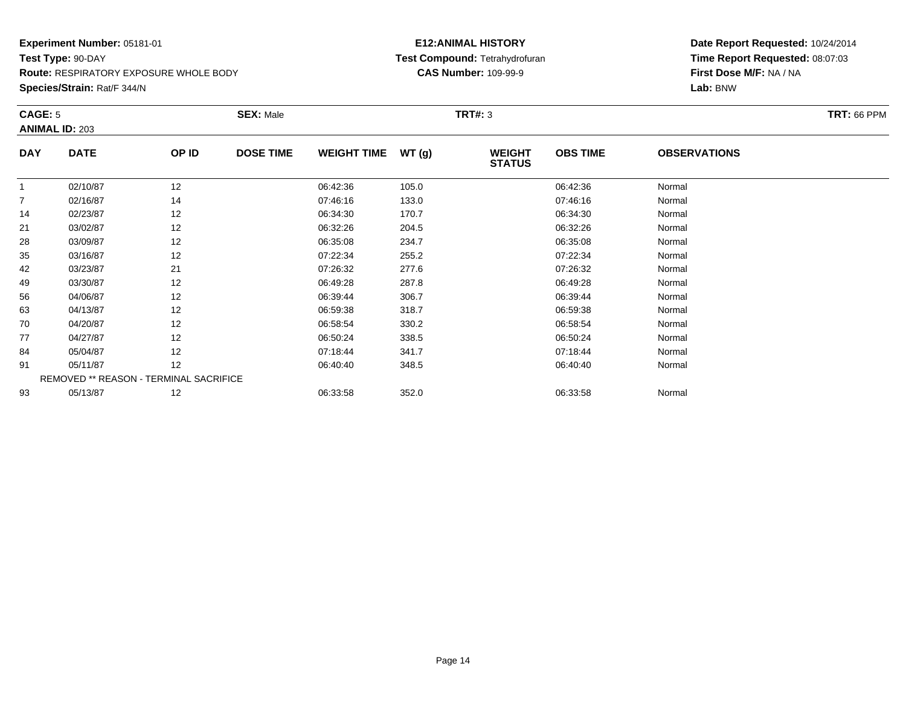**Experiment Number:** 05181-01
**Test Type:** 90-DAY
**Route:** RESPIRATORY EXPOSURE WHOLE BODY
**Species/Strain:** Rat/F 344/N

**E12:ANIMAL HISTORY**
**Test Compound:** Tetrahydrofuran
**CAS Number:** 109-99-9

**Date Report Requested:** 10/24/2014
**Time Report Requested:** 08:07:03
**First Dose M/F:** NA / NA
**Lab:** BNW

**CAGE:** 5 **SEX:** Male **TRT#:** 3 **TRT:** 66 PPM
**ANIMAL ID:** 203

| DAY | DATE | OP ID | DOSE TIME | WEIGHT TIME | WT (g) | WEIGHT STATUS | OBS TIME | OBSERVATIONS |
|---|---|---|---|---|---|---|---|---|
| 1 | 02/10/87 | 12 | | 06:42:36 | 105.0 | | 06:42:36 | Normal |
| 7 | 02/16/87 | 14 | | 07:46:16 | 133.0 | | 07:46:16 | Normal |
| 14 | 02/23/87 | 12 | | 06:34:30 | 170.7 | | 06:34:30 | Normal |
| 21 | 03/02/87 | 12 | | 06:32:26 | 204.5 | | 06:32:26 | Normal |
| 28 | 03/09/87 | 12 | | 06:35:08 | 234.7 | | 06:35:08 | Normal |
| 35 | 03/16/87 | 12 | | 07:22:34 | 255.2 | | 07:22:34 | Normal |
| 42 | 03/23/87 | 21 | | 07:26:32 | 277.6 | | 07:26:32 | Normal |
| 49 | 03/30/87 | 12 | | 06:49:28 | 287.8 | | 06:49:28 | Normal |
| 56 | 04/06/87 | 12 | | 06:39:44 | 306.7 | | 06:39:44 | Normal |
| 63 | 04/13/87 | 12 | | 06:59:38 | 318.7 | | 06:59:38 | Normal |
| 70 | 04/20/87 | 12 | | 06:58:54 | 330.2 | | 06:58:54 | Normal |
| 77 | 04/27/87 | 12 | | 06:50:24 | 338.5 | | 06:50:24 | Normal |
| 84 | 05/04/87 | 12 | | 07:18:44 | 341.7 | | 07:18:44 | Normal |
| 91 | 05/11/87 | 12 | | 06:40:40 | 348.5 | | 06:40:40 | Normal |
| REMOVED ** REASON - TERMINAL SACRIFICE | | | | | | | | |
| 93 | 05/13/87 | 12 | | 06:33:58 | 352.0 | | 06:33:58 | Normal |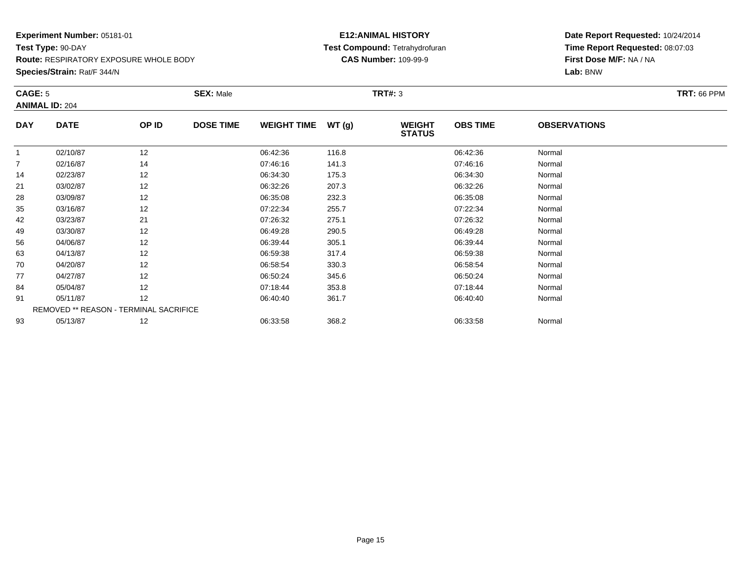**Experiment Number:** 05181-01
**Test Type:** 90-DAY
**Route:** RESPIRATORY EXPOSURE WHOLE BODY
**Species/Strain:** Rat/F 344/N

**E12:ANIMAL HISTORY**
**Test Compound:** Tetrahydrofuran
**CAS Number:** 109-99-9

**Date Report Requested:** 10/24/2014
**Time Report Requested:** 08:07:03
**First Dose M/F:** NA / NA
**Lab:** BNW

**CAGE:** 5 **SEX:** Male **TRT#:** 3 **TRT:** 66 PPM
**ANIMAL ID:** 204

| DAY | DATE | OP ID | DOSE TIME | WEIGHT TIME | WT (g) | WEIGHT STATUS | OBS TIME | OBSERVATIONS |
|---|---|---|---|---|---|---|---|---|
| 1 | 02/10/87 | 12 | | 06:42:36 | 116.8 | | 06:42:36 | Normal |
| 7 | 02/16/87 | 14 | | 07:46:16 | 141.3 | | 07:46:16 | Normal |
| 14 | 02/23/87 | 12 | | 06:34:30 | 175.3 | | 06:34:30 | Normal |
| 21 | 03/02/87 | 12 | | 06:32:26 | 207.3 | | 06:32:26 | Normal |
| 28 | 03/09/87 | 12 | | 06:35:08 | 232.3 | | 06:35:08 | Normal |
| 35 | 03/16/87 | 12 | | 07:22:34 | 255.7 | | 07:22:34 | Normal |
| 42 | 03/23/87 | 21 | | 07:26:32 | 275.1 | | 07:26:32 | Normal |
| 49 | 03/30/87 | 12 | | 06:49:28 | 290.5 | | 06:49:28 | Normal |
| 56 | 04/06/87 | 12 | | 06:39:44 | 305.1 | | 06:39:44 | Normal |
| 63 | 04/13/87 | 12 | | 06:59:38 | 317.4 | | 06:59:38 | Normal |
| 70 | 04/20/87 | 12 | | 06:58:54 | 330.3 | | 06:58:54 | Normal |
| 77 | 04/27/87 | 12 | | 06:50:24 | 345.6 | | 06:50:24 | Normal |
| 84 | 05/04/87 | 12 | | 07:18:44 | 353.8 | | 07:18:44 | Normal |
| 91 | 05/11/87 | 12 | | 06:40:40 | 361.7 | | 06:40:40 | Normal |
| | REMOVED ** REASON - TERMINAL SACRIFICE | | | | | | | |
| 93 | 05/13/87 | 12 | | 06:33:58 | 368.2 | | 06:33:58 | Normal |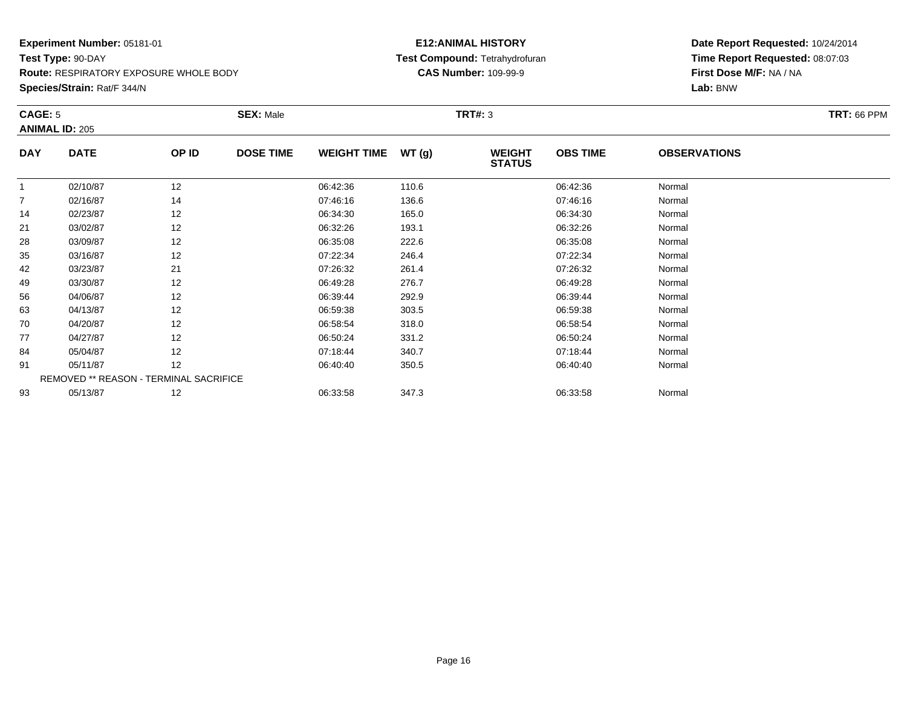**Experiment Number:** 05181-01
**Test Type:** 90-DAY
**Route:** RESPIRATORY EXPOSURE WHOLE BODY
**Species/Strain:** Rat/F 344/N

**E12:ANIMAL HISTORY**
**Test Compound:** Tetrahydrofuran
**CAS Number:** 109-99-9

**Date Report Requested:** 10/24/2014
**Time Report Requested:** 08:07:03
**First Dose M/F:** NA / NA
**Lab:** BNW

**CAGE:** 5 **SEX:** Male **TRT#:** 3 **TRT:** 66 PPM
**ANIMAL ID:** 205

| DAY | DATE | OP ID | DOSE TIME | WEIGHT TIME | WT (g) | WEIGHT STATUS | OBS TIME | OBSERVATIONS |
|---|---|---|---|---|---|---|---|---|
| 1 | 02/10/87 | 12 | | 06:42:36 | 110.6 | | 06:42:36 | Normal |
| 7 | 02/16/87 | 14 | | 07:46:16 | 136.6 | | 07:46:16 | Normal |
| 14 | 02/23/87 | 12 | | 06:34:30 | 165.0 | | 06:34:30 | Normal |
| 21 | 03/02/87 | 12 | | 06:32:26 | 193.1 | | 06:32:26 | Normal |
| 28 | 03/09/87 | 12 | | 06:35:08 | 222.6 | | 06:35:08 | Normal |
| 35 | 03/16/87 | 12 | | 07:22:34 | 246.4 | | 07:22:34 | Normal |
| 42 | 03/23/87 | 21 | | 07:26:32 | 261.4 | | 07:26:32 | Normal |
| 49 | 03/30/87 | 12 | | 06:49:28 | 276.7 | | 06:49:28 | Normal |
| 56 | 04/06/87 | 12 | | 06:39:44 | 292.9 | | 06:39:44 | Normal |
| 63 | 04/13/87 | 12 | | 06:59:38 | 303.5 | | 06:59:38 | Normal |
| 70 | 04/20/87 | 12 | | 06:58:54 | 318.0 | | 06:58:54 | Normal |
| 77 | 04/27/87 | 12 | | 06:50:24 | 331.2 | | 06:50:24 | Normal |
| 84 | 05/04/87 | 12 | | 07:18:44 | 340.7 | | 07:18:44 | Normal |
| 91 | 05/11/87 | 12 | | 06:40:40 | 350.5 | | 06:40:40 | Normal |
| REMOVED ** REASON - TERMINAL SACRIFICE | | | | | | | | |
| 93 | 05/13/87 | 12 | | 06:33:58 | 347.3 | | 06:33:58 | Normal |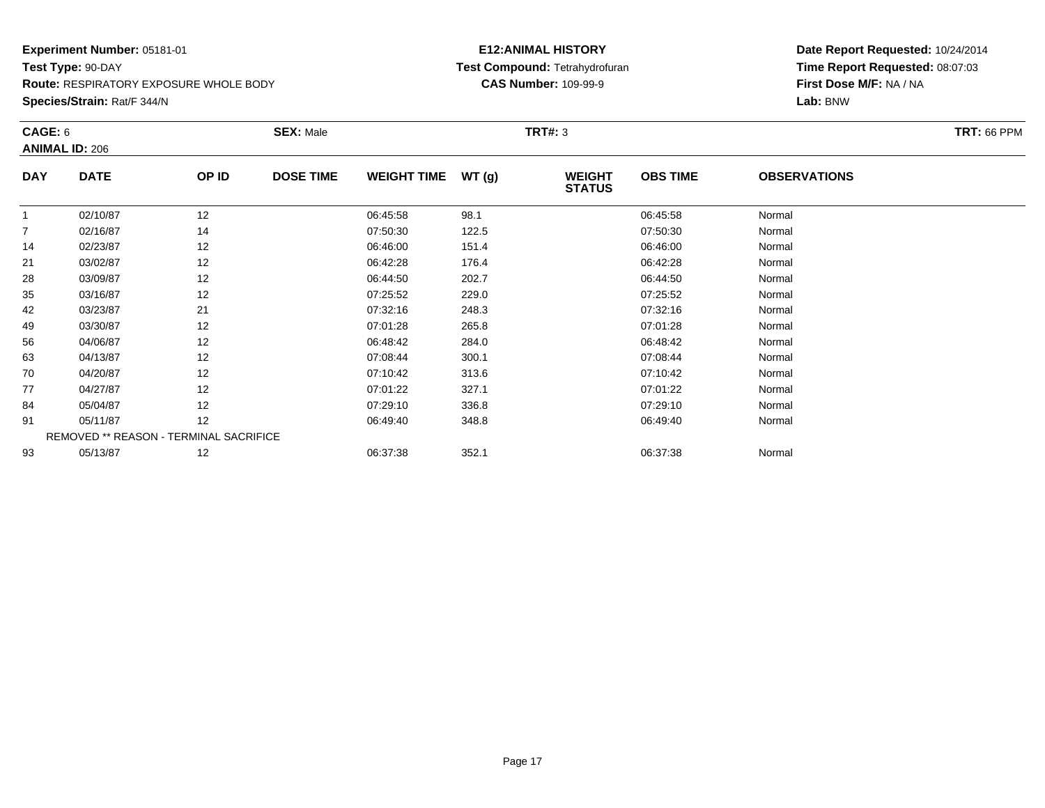**Experiment Number:** 05181-01
**Test Type:** 90-DAY
**Route:** RESPIRATORY EXPOSURE WHOLE BODY
**Species/Strain:** Rat/F 344/N

**E12:ANIMAL HISTORY**
**Test Compound:** Tetrahydrofuran
**CAS Number:** 109-99-9

**Date Report Requested:** 10/24/2014
**Time Report Requested:** 08:07:03
**First Dose M/F:** NA / NA
**Lab:** BNW

**CAGE:** 6 **SEX:** Male **TRT#:** 3 **TRT:** 66 PPM
**ANIMAL ID:** 206

| DAY | DATE | OP ID | DOSE TIME | WEIGHT TIME | WT (g) | WEIGHT STATUS | OBS TIME | OBSERVATIONS |
|---|---|---|---|---|---|---|---|---|
| 1 | 02/10/87 | 12 | | 06:45:58 | 98.1 | | 06:45:58 | Normal |
| 7 | 02/16/87 | 14 | | 07:50:30 | 122.5 | | 07:50:30 | Normal |
| 14 | 02/23/87 | 12 | | 06:46:00 | 151.4 | | 06:46:00 | Normal |
| 21 | 03/02/87 | 12 | | 06:42:28 | 176.4 | | 06:42:28 | Normal |
| 28 | 03/09/87 | 12 | | 06:44:50 | 202.7 | | 06:44:50 | Normal |
| 35 | 03/16/87 | 12 | | 07:25:52 | 229.0 | | 07:25:52 | Normal |
| 42 | 03/23/87 | 21 | | 07:32:16 | 248.3 | | 07:32:16 | Normal |
| 49 | 03/30/87 | 12 | | 07:01:28 | 265.8 | | 07:01:28 | Normal |
| 56 | 04/06/87 | 12 | | 06:48:42 | 284.0 | | 06:48:42 | Normal |
| 63 | 04/13/87 | 12 | | 07:08:44 | 300.1 | | 07:08:44 | Normal |
| 70 | 04/20/87 | 12 | | 07:10:42 | 313.6 | | 07:10:42 | Normal |
| 77 | 04/27/87 | 12 | | 07:01:22 | 327.1 | | 07:01:22 | Normal |
| 84 | 05/04/87 | 12 | | 07:29:10 | 336.8 | | 07:29:10 | Normal |
| 91 | 05/11/87 | 12 | | 06:49:40 | 348.8 | | 06:49:40 | Normal |
| REMOVED ** REASON - TERMINAL SACRIFICE | | | | | | | | |
| 93 | 05/13/87 | 12 | | 06:37:38 | 352.1 | | 06:37:38 | Normal |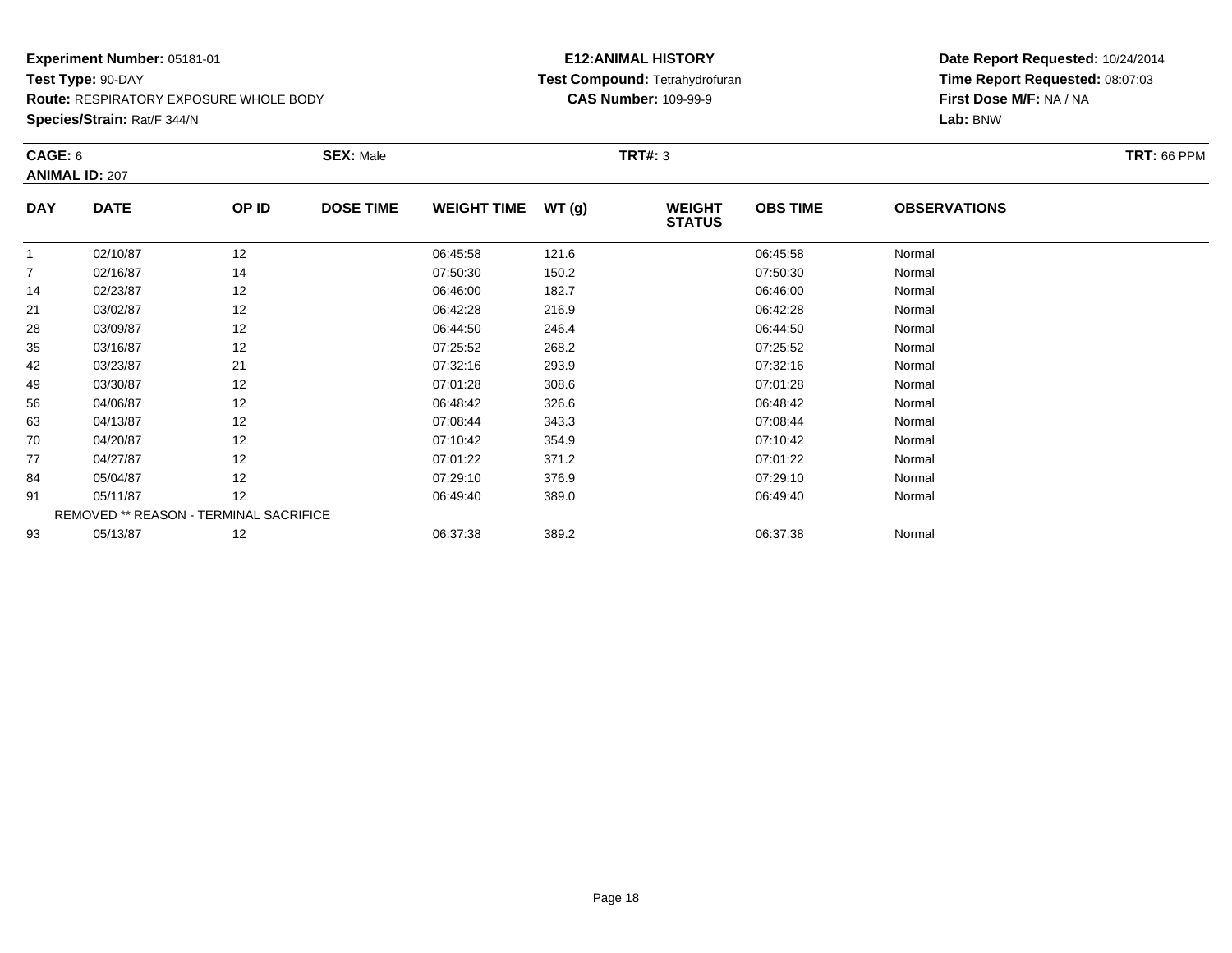**Experiment Number:** 05181-01
**Test Type:** 90-DAY
**Route:** RESPIRATORY EXPOSURE WHOLE BODY
**Species/Strain:** Rat/F 344/N

**E12:ANIMAL HISTORY**
**Test Compound:** Tetrahydrofuran
**CAS Number:** 109-99-9

**Date Report Requested:** 10/24/2014
**Time Report Requested:** 08:07:03
**First Dose M/F:** NA / NA
**Lab:** BNW

**CAGE:** 6 **SEX:** Male **TRT#:** 3 **TRT:** 66 PPM
**ANIMAL ID:** 207

| DAY | DATE | OP ID | DOSE TIME | WEIGHT TIME | WT (g) | WEIGHT STATUS | OBS TIME | OBSERVATIONS |
|---|---|---|---|---|---|---|---|---|
| 1 | 02/10/87 | 12 | | 06:45:58 | 121.6 | | 06:45:58 | Normal |
| 7 | 02/16/87 | 14 | | 07:50:30 | 150.2 | | 07:50:30 | Normal |
| 14 | 02/23/87 | 12 | | 06:46:00 | 182.7 | | 06:46:00 | Normal |
| 21 | 03/02/87 | 12 | | 06:42:28 | 216.9 | | 06:42:28 | Normal |
| 28 | 03/09/87 | 12 | | 06:44:50 | 246.4 | | 06:44:50 | Normal |
| 35 | 03/16/87 | 12 | | 07:25:52 | 268.2 | | 07:25:52 | Normal |
| 42 | 03/23/87 | 21 | | 07:32:16 | 293.9 | | 07:32:16 | Normal |
| 49 | 03/30/87 | 12 | | 07:01:28 | 308.6 | | 07:01:28 | Normal |
| 56 | 04/06/87 | 12 | | 06:48:42 | 326.6 | | 06:48:42 | Normal |
| 63 | 04/13/87 | 12 | | 07:08:44 | 343.3 | | 07:08:44 | Normal |
| 70 | 04/20/87 | 12 | | 07:10:42 | 354.9 | | 07:10:42 | Normal |
| 77 | 04/27/87 | 12 | | 07:01:22 | 371.2 | | 07:01:22 | Normal |
| 84 | 05/04/87 | 12 | | 07:29:10 | 376.9 | | 07:29:10 | Normal |
| 91 | 05/11/87 | 12 | | 06:49:40 | 389.0 | | 06:49:40 | Normal |
| REMOVED ** REASON - TERMINAL SACRIFICE | | | | | | | | |
| 93 | 05/13/87 | 12 | | 06:37:38 | 389.2 | | 06:37:38 | Normal |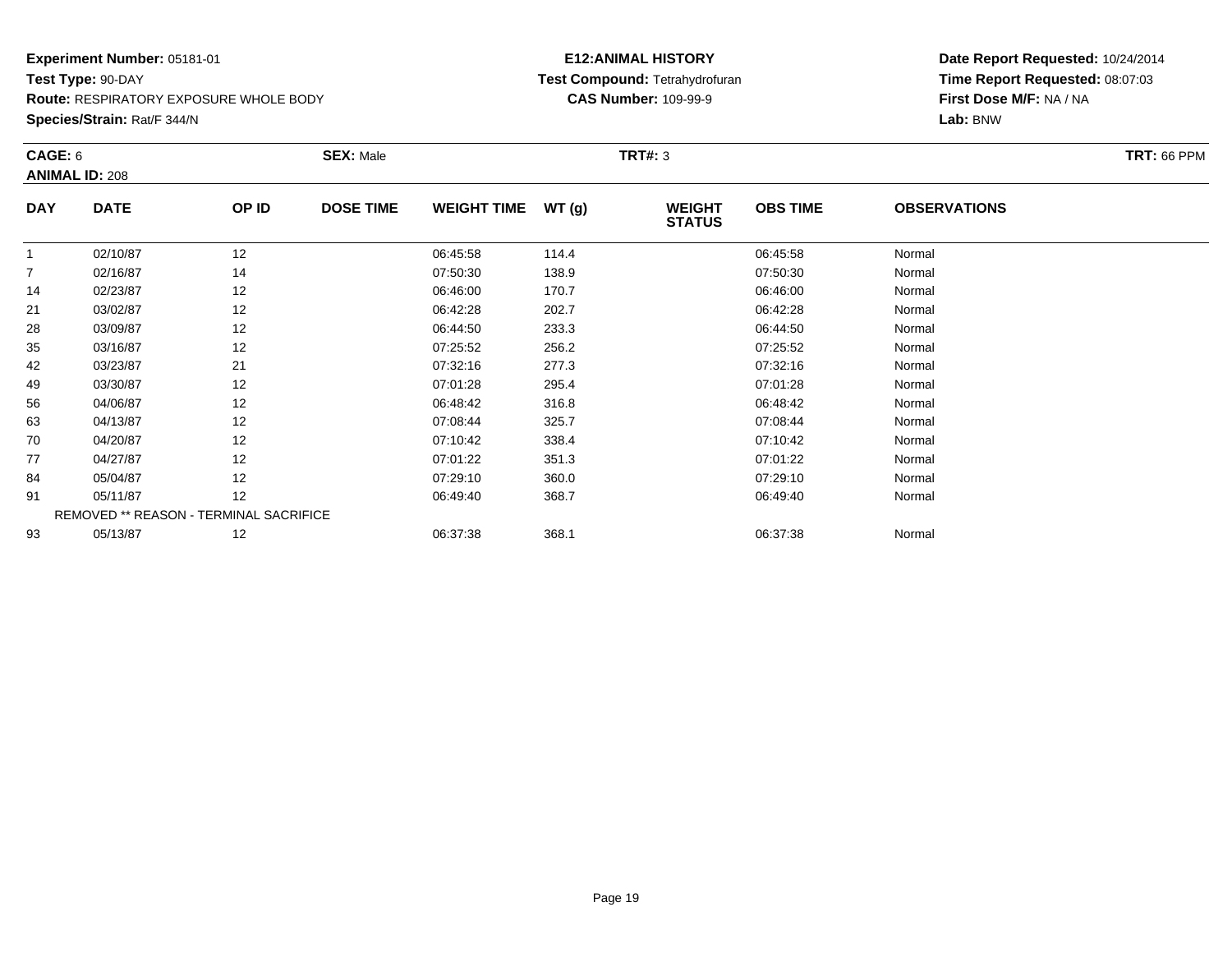**Experiment Number:** 05181-01
**Test Type:** 90-DAY
**Route:** RESPIRATORY EXPOSURE WHOLE BODY
**Species/Strain:** Rat/F 344/N

**E12:ANIMAL HISTORY**
**Test Compound:** Tetrahydrofuran
**CAS Number:** 109-99-9

**Date Report Requested:** 10/24/2014
**Time Report Requested:** 08:07:03
**First Dose M/F:** NA / NA
**Lab:** BNW

**CAGE:** 6 **SEX:** Male **TRT#:** 3 **TRT:** 66 PPM
**ANIMAL ID:** 208

| DAY | DATE | OP ID | DOSE TIME | WEIGHT TIME | WT (g) | WEIGHT STATUS | OBS TIME | OBSERVATIONS |
|---|---|---|---|---|---|---|---|---|
| 1 | 02/10/87 | 12 | | 06:45:58 | 114.4 | | 06:45:58 | Normal |
| 7 | 02/16/87 | 14 | | 07:50:30 | 138.9 | | 07:50:30 | Normal |
| 14 | 02/23/87 | 12 | | 06:46:00 | 170.7 | | 06:46:00 | Normal |
| 21 | 03/02/87 | 12 | | 06:42:28 | 202.7 | | 06:42:28 | Normal |
| 28 | 03/09/87 | 12 | | 06:44:50 | 233.3 | | 06:44:50 | Normal |
| 35 | 03/16/87 | 12 | | 07:25:52 | 256.2 | | 07:25:52 | Normal |
| 42 | 03/23/87 | 21 | | 07:32:16 | 277.3 | | 07:32:16 | Normal |
| 49 | 03/30/87 | 12 | | 07:01:28 | 295.4 | | 07:01:28 | Normal |
| 56 | 04/06/87 | 12 | | 06:48:42 | 316.8 | | 06:48:42 | Normal |
| 63 | 04/13/87 | 12 | | 07:08:44 | 325.7 | | 07:08:44 | Normal |
| 70 | 04/20/87 | 12 | | 07:10:42 | 338.4 | | 07:10:42 | Normal |
| 77 | 04/27/87 | 12 | | 07:01:22 | 351.3 | | 07:01:22 | Normal |
| 84 | 05/04/87 | 12 | | 07:29:10 | 360.0 | | 07:29:10 | Normal |
| 91 | 05/11/87 | 12 | | 06:49:40 | 368.7 | | 06:49:40 | Normal |
| REMOVED ** REASON - TERMINAL SACRIFICE | | | | | | | | |
| 93 | 05/13/87 | 12 | | 06:37:38 | 368.1 | | 06:37:38 | Normal |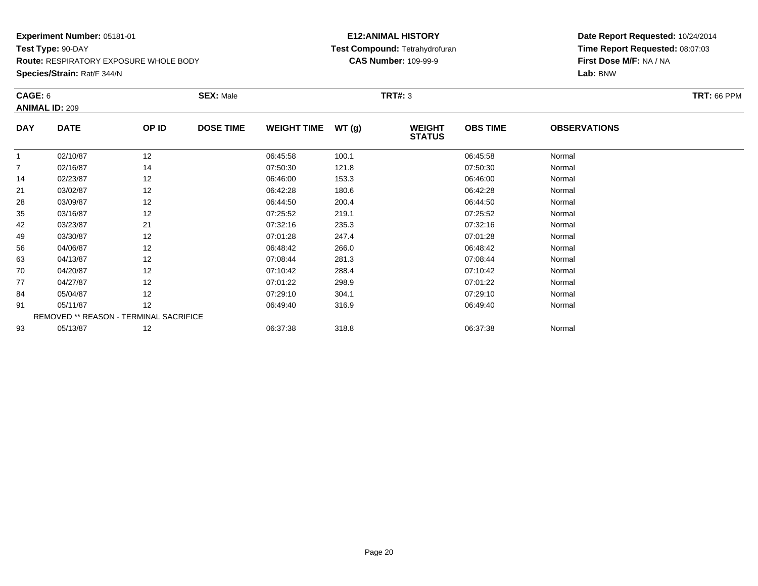**Experiment Number:** 05181-01
**Test Type:** 90-DAY
**Route:** RESPIRATORY EXPOSURE WHOLE BODY
**Species/Strain:** Rat/F 344/N

**E12:ANIMAL HISTORY**
**Test Compound:** Tetrahydrofuran
**CAS Number:** 109-99-9

**Date Report Requested:** 10/24/2014
**Time Report Requested:** 08:07:03
**First Dose M/F:** NA / NA
**Lab:** BNW

**CAGE:** 6 **SEX:** Male **TRT#:** 3 **TRT:** 66 PPM
**ANIMAL ID:** 209

| DAY | DATE | OP ID | DOSE TIME | WEIGHT TIME | WT (g) | WEIGHT STATUS | OBS TIME | OBSERVATIONS |
|---|---|---|---|---|---|---|---|---|
| 1 | 02/10/87 | 12 | | 06:45:58 | 100.1 | | 06:45:58 | Normal |
| 7 | 02/16/87 | 14 | | 07:50:30 | 121.8 | | 07:50:30 | Normal |
| 14 | 02/23/87 | 12 | | 06:46:00 | 153.3 | | 06:46:00 | Normal |
| 21 | 03/02/87 | 12 | | 06:42:28 | 180.6 | | 06:42:28 | Normal |
| 28 | 03/09/87 | 12 | | 06:44:50 | 200.4 | | 06:44:50 | Normal |
| 35 | 03/16/87 | 12 | | 07:25:52 | 219.1 | | 07:25:52 | Normal |
| 42 | 03/23/87 | 21 | | 07:32:16 | 235.3 | | 07:32:16 | Normal |
| 49 | 03/30/87 | 12 | | 07:01:28 | 247.4 | | 07:01:28 | Normal |
| 56 | 04/06/87 | 12 | | 06:48:42 | 266.0 | | 06:48:42 | Normal |
| 63 | 04/13/87 | 12 | | 07:08:44 | 281.3 | | 07:08:44 | Normal |
| 70 | 04/20/87 | 12 | | 07:10:42 | 288.4 | | 07:10:42 | Normal |
| 77 | 04/27/87 | 12 | | 07:01:22 | 298.9 | | 07:01:22 | Normal |
| 84 | 05/04/87 | 12 | | 07:29:10 | 304.1 | | 07:29:10 | Normal |
| 91 | 05/11/87 | 12 | | 06:49:40 | 316.9 | | 06:49:40 | Normal |
| REMOVED ** REASON - TERMINAL SACRIFICE | | | | | | | | |
| 93 | 05/13/87 | 12 | | 06:37:38 | 318.8 | | 06:37:38 | Normal |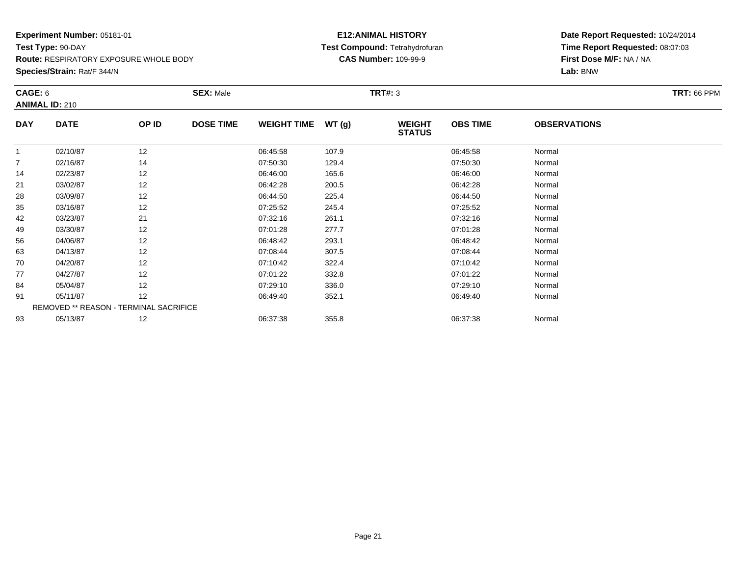**Experiment Number:** 05181-01
**Test Type:** 90-DAY
**Route:** RESPIRATORY EXPOSURE WHOLE BODY
**Species/Strain:** Rat/F 344/N

**E12:ANIMAL HISTORY**
**Test Compound:** Tetrahydrofuran
**CAS Number:** 109-99-9

**Date Report Requested:** 10/24/2014
**Time Report Requested:** 08:07:03
**First Dose M/F:** NA / NA
**Lab:** BNW

**CAGE:** 6 **SEX:** Male **TRT#:** 3 **TRT:** 66 PPM
**ANIMAL ID:** 210

| DAY | DATE | OP ID | DOSE TIME | WEIGHT TIME | WT (g) | WEIGHT STATUS | OBS TIME | OBSERVATIONS |
|---|---|---|---|---|---|---|---|---|
| 1 | 02/10/87 | 12 | | 06:45:58 | 107.9 | | 06:45:58 | Normal |
| 7 | 02/16/87 | 14 | | 07:50:30 | 129.4 | | 07:50:30 | Normal |
| 14 | 02/23/87 | 12 | | 06:46:00 | 165.6 | | 06:46:00 | Normal |
| 21 | 03/02/87 | 12 | | 06:42:28 | 200.5 | | 06:42:28 | Normal |
| 28 | 03/09/87 | 12 | | 06:44:50 | 225.4 | | 06:44:50 | Normal |
| 35 | 03/16/87 | 12 | | 07:25:52 | 245.4 | | 07:25:52 | Normal |
| 42 | 03/23/87 | 21 | | 07:32:16 | 261.1 | | 07:32:16 | Normal |
| 49 | 03/30/87 | 12 | | 07:01:28 | 277.7 | | 07:01:28 | Normal |
| 56 | 04/06/87 | 12 | | 06:48:42 | 293.1 | | 06:48:42 | Normal |
| 63 | 04/13/87 | 12 | | 07:08:44 | 307.5 | | 07:08:44 | Normal |
| 70 | 04/20/87 | 12 | | 07:10:42 | 322.4 | | 07:10:42 | Normal |
| 77 | 04/27/87 | 12 | | 07:01:22 | 332.8 | | 07:01:22 | Normal |
| 84 | 05/04/87 | 12 | | 07:29:10 | 336.0 | | 07:29:10 | Normal |
| 91 | 05/11/87 | 12 | | 06:49:40 | 352.1 | | 06:49:40 | Normal |
| REMOVED ** REASON - TERMINAL SACRIFICE | | | | | | | | |
| 93 | 05/13/87 | 12 | | 06:37:38 | 355.8 | | 06:37:38 | Normal |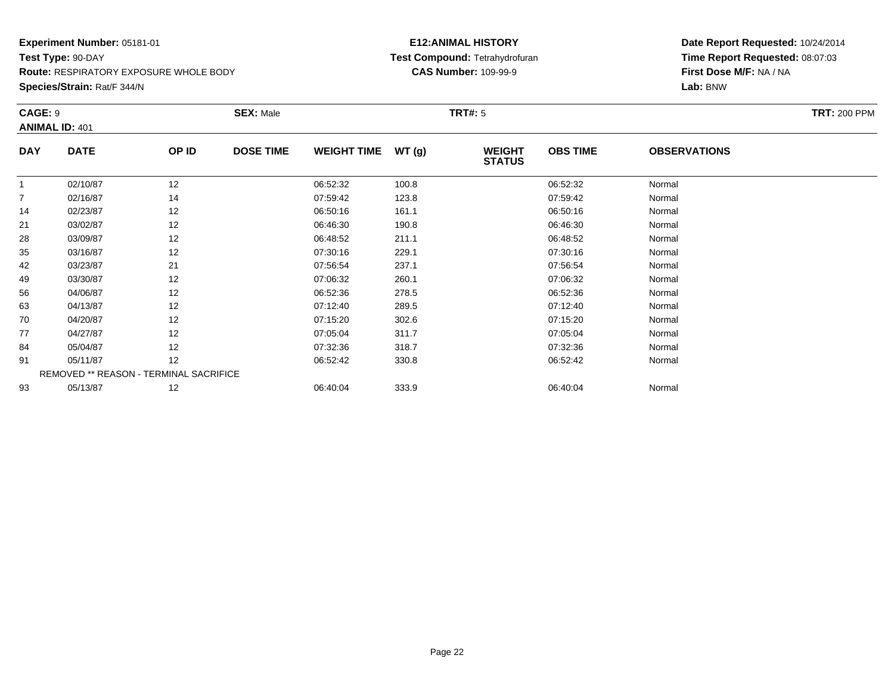**Experiment Number:** 05181-01
**Test Type:** 90-DAY
**Route:** RESPIRATORY EXPOSURE WHOLE BODY
**Species/Strain:** Rat/F 344/N

**E12:ANIMAL HISTORY**
**Test Compound:** Tetrahydrofuran
**CAS Number:** 109-99-9

**Date Report Requested:** 10/24/2014
**Time Report Requested:** 08:07:03
**First Dose M/F:** NA / NA
**Lab:** BNW

**CAGE:** 9 **SEX:** Male **TRT#:** 5 **TRT:** 200 PPM
**ANIMAL ID:** 401

| DAY | DATE | OP ID | DOSE TIME | WEIGHT TIME | WT (g) | WEIGHT STATUS | OBS TIME | OBSERVATIONS |
|---|---|---|---|---|---|---|---|---|
| 1 | 02/10/87 | 12 | | 06:52:32 | 100.8 | | 06:52:32 | Normal |
| 7 | 02/16/87 | 14 | | 07:59:42 | 123.8 | | 07:59:42 | Normal |
| 14 | 02/23/87 | 12 | | 06:50:16 | 161.1 | | 06:50:16 | Normal |
| 21 | 03/02/87 | 12 | | 06:46:30 | 190.8 | | 06:46:30 | Normal |
| 28 | 03/09/87 | 12 | | 06:48:52 | 211.1 | | 06:48:52 | Normal |
| 35 | 03/16/87 | 12 | | 07:30:16 | 229.1 | | 07:30:16 | Normal |
| 42 | 03/23/87 | 21 | | 07:56:54 | 237.1 | | 07:56:54 | Normal |
| 49 | 03/30/87 | 12 | | 07:06:32 | 260.1 | | 07:06:32 | Normal |
| 56 | 04/06/87 | 12 | | 06:52:36 | 278.5 | | 06:52:36 | Normal |
| 63 | 04/13/87 | 12 | | 07:12:40 | 289.5 | | 07:12:40 | Normal |
| 70 | 04/20/87 | 12 | | 07:15:20 | 302.6 | | 07:15:20 | Normal |
| 77 | 04/27/87 | 12 | | 07:05:04 | 311.7 | | 07:05:04 | Normal |
| 84 | 05/04/87 | 12 | | 07:32:36 | 318.7 | | 07:32:36 | Normal |
| 91 | 05/11/87 | 12 | | 06:52:42 | 330.8 | | 06:52:42 | Normal |
| REMOVED ** REASON - TERMINAL SACRIFICE | | | | | | | | |
| 93 | 05/13/87 | 12 | | 06:40:04 | 333.9 | | 06:40:04 | Normal |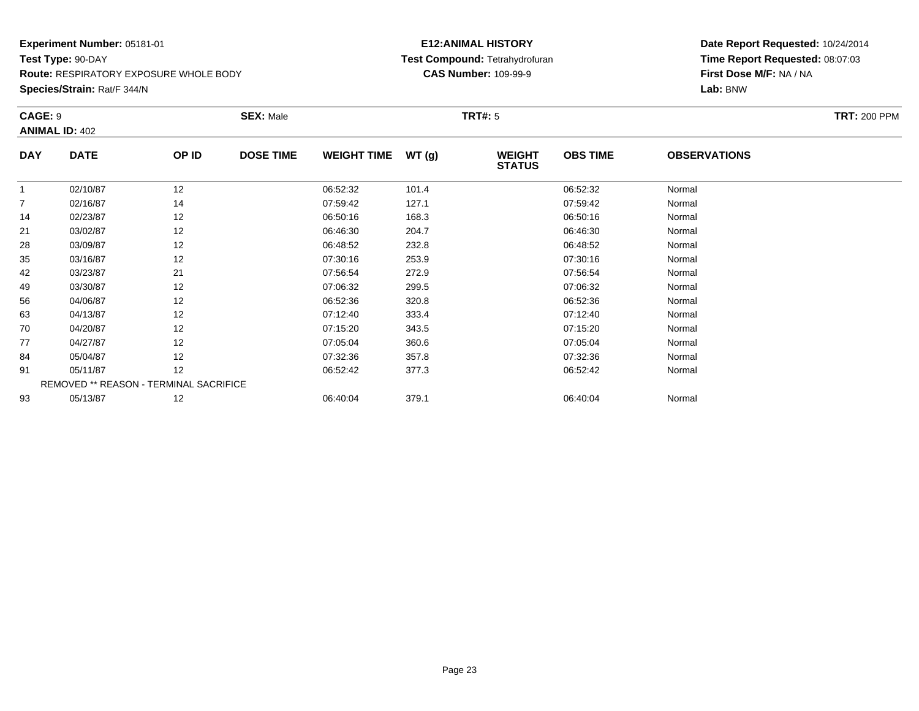**Experiment Number:** 05181-01
**Test Type:** 90-DAY
**Route:** RESPIRATORY EXPOSURE WHOLE BODY
**Species/Strain:** Rat/F 344/N

**E12:ANIMAL HISTORY**
**Test Compound:** Tetrahydrofuran
**CAS Number:** 109-99-9

**Date Report Requested:** 10/24/2014
**Time Report Requested:** 08:07:03
**First Dose M/F:** NA / NA
**Lab:** BNW

**CAGE:** 9 **SEX:** Male **TRT#:** 5 **TRT:** 200 PPM
**ANIMAL ID:** 402

| DAY | DATE | OP ID | DOSE TIME | WEIGHT TIME | WT (g) | WEIGHT STATUS | OBS TIME | OBSERVATIONS |
|---|---|---|---|---|---|---|---|---|
| 1 | 02/10/87 | 12 | | 06:52:32 | 101.4 | | 06:52:32 | Normal |
| 7 | 02/16/87 | 14 | | 07:59:42 | 127.1 | | 07:59:42 | Normal |
| 14 | 02/23/87 | 12 | | 06:50:16 | 168.3 | | 06:50:16 | Normal |
| 21 | 03/02/87 | 12 | | 06:46:30 | 204.7 | | 06:46:30 | Normal |
| 28 | 03/09/87 | 12 | | 06:48:52 | 232.8 | | 06:48:52 | Normal |
| 35 | 03/16/87 | 12 | | 07:30:16 | 253.9 | | 07:30:16 | Normal |
| 42 | 03/23/87 | 21 | | 07:56:54 | 272.9 | | 07:56:54 | Normal |
| 49 | 03/30/87 | 12 | | 07:06:32 | 299.5 | | 07:06:32 | Normal |
| 56 | 04/06/87 | 12 | | 06:52:36 | 320.8 | | 06:52:36 | Normal |
| 63 | 04/13/87 | 12 | | 07:12:40 | 333.4 | | 07:12:40 | Normal |
| 70 | 04/20/87 | 12 | | 07:15:20 | 343.5 | | 07:15:20 | Normal |
| 77 | 04/27/87 | 12 | | 07:05:04 | 360.6 | | 07:05:04 | Normal |
| 84 | 05/04/87 | 12 | | 07:32:36 | 357.8 | | 07:32:36 | Normal |
| 91 | 05/11/87 | 12 | | 06:52:42 | 377.3 | | 06:52:42 | Normal |
| REMOVED ** REASON - TERMINAL SACRIFICE | | | | | | | | |
| 93 | 05/13/87 | 12 | | 06:40:04 | 379.1 | | 06:40:04 | Normal |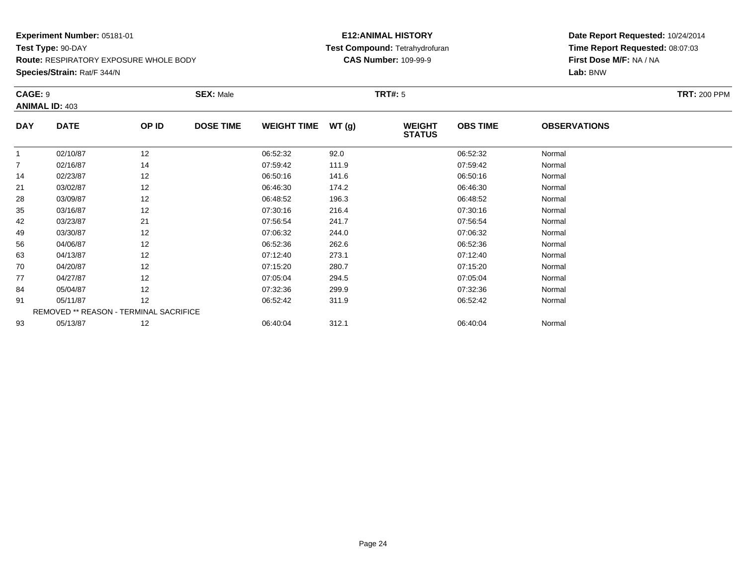**Experiment Number:** 05181-01
**Test Type:** 90-DAY
**Route:** RESPIRATORY EXPOSURE WHOLE BODY
**Species/Strain:** Rat/F 344/N

**E12:ANIMAL HISTORY**
**Test Compound:** Tetrahydrofuran
**CAS Number:** 109-99-9

**Date Report Requested:** 10/24/2014
**Time Report Requested:** 08:07:03
**First Dose M/F:** NA / NA
**Lab:** BNW

**CAGE:** 9 **SEX:** Male **TRT#:** 5 **TRT:** 200 PPM
**ANIMAL ID:** 403

| DAY | DATE | OP ID | DOSE TIME | WEIGHT TIME | WT (g) | WEIGHT STATUS | OBS TIME | OBSERVATIONS |
|---|---|---|---|---|---|---|---|---|
| 1 | 02/10/87 | 12 | | 06:52:32 | 92.0 | | 06:52:32 | Normal |
| 7 | 02/16/87 | 14 | | 07:59:42 | 111.9 | | 07:59:42 | Normal |
| 14 | 02/23/87 | 12 | | 06:50:16 | 141.6 | | 06:50:16 | Normal |
| 21 | 03/02/87 | 12 | | 06:46:30 | 174.2 | | 06:46:30 | Normal |
| 28 | 03/09/87 | 12 | | 06:48:52 | 196.3 | | 06:48:52 | Normal |
| 35 | 03/16/87 | 12 | | 07:30:16 | 216.4 | | 07:30:16 | Normal |
| 42 | 03/23/87 | 21 | | 07:56:54 | 241.7 | | 07:56:54 | Normal |
| 49 | 03/30/87 | 12 | | 07:06:32 | 244.0 | | 07:06:32 | Normal |
| 56 | 04/06/87 | 12 | | 06:52:36 | 262.6 | | 06:52:36 | Normal |
| 63 | 04/13/87 | 12 | | 07:12:40 | 273.1 | | 07:12:40 | Normal |
| 70 | 04/20/87 | 12 | | 07:15:20 | 280.7 | | 07:15:20 | Normal |
| 77 | 04/27/87 | 12 | | 07:05:04 | 294.5 | | 07:05:04 | Normal |
| 84 | 05/04/87 | 12 | | 07:32:36 | 299.9 | | 07:32:36 | Normal |
| 91 | 05/11/87 | 12 | | 06:52:42 | 311.9 | | 06:52:42 | Normal |
| REMOVED ** REASON - TERMINAL SACRIFICE | | | | | | | | |
| 93 | 05/13/87 | 12 | | 06:40:04 | 312.1 | | 06:40:04 | Normal |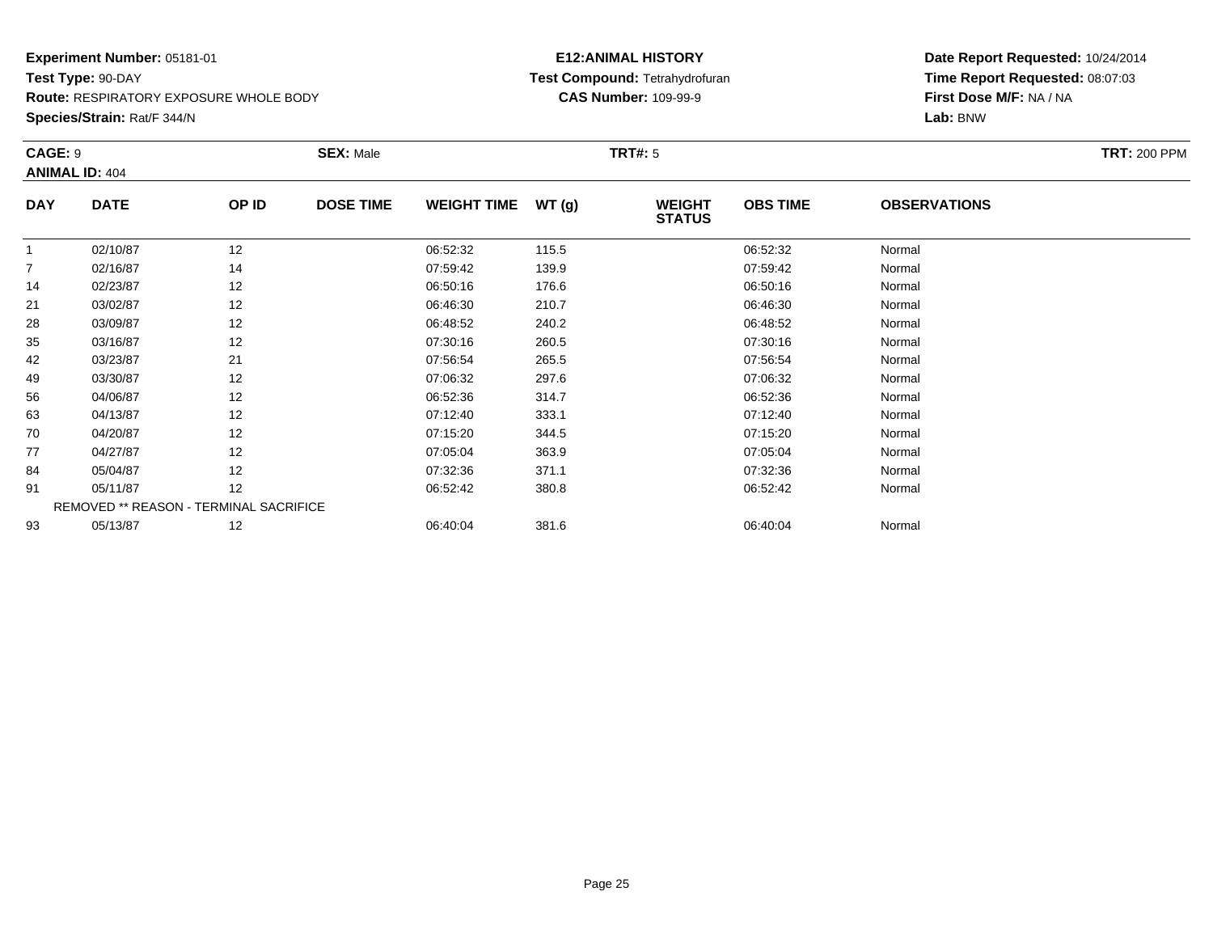**Experiment Number:** 05181-01
**Test Type:** 90-DAY
**Route:** RESPIRATORY EXPOSURE WHOLE BODY
**Species/Strain:** Rat/F 344/N

**E12:ANIMAL HISTORY**
**Test Compound:** Tetrahydrofuran
**CAS Number:** 109-99-9

**Date Report Requested:** 10/24/2014
**Time Report Requested:** 08:07:03
**First Dose M/F:** NA / NA
**Lab:** BNW

**CAGE:** 9 **SEX:** Male **TRT#:** 5 **TRT:** 200 PPM
**ANIMAL ID:** 404

| DAY | DATE | OP ID | DOSE TIME | WEIGHT TIME | WT (g) | WEIGHT STATUS | OBS TIME | OBSERVATIONS |
|---|---|---|---|---|---|---|---|---|
| 1 | 02/10/87 | 12 | | 06:52:32 | 115.5 | | 06:52:32 | Normal |
| 7 | 02/16/87 | 14 | | 07:59:42 | 139.9 | | 07:59:42 | Normal |
| 14 | 02/23/87 | 12 | | 06:50:16 | 176.6 | | 06:50:16 | Normal |
| 21 | 03/02/87 | 12 | | 06:46:30 | 210.7 | | 06:46:30 | Normal |
| 28 | 03/09/87 | 12 | | 06:48:52 | 240.2 | | 06:48:52 | Normal |
| 35 | 03/16/87 | 12 | | 07:30:16 | 260.5 | | 07:30:16 | Normal |
| 42 | 03/23/87 | 21 | | 07:56:54 | 265.5 | | 07:56:54 | Normal |
| 49 | 03/30/87 | 12 | | 07:06:32 | 297.6 | | 07:06:32 | Normal |
| 56 | 04/06/87 | 12 | | 06:52:36 | 314.7 | | 06:52:36 | Normal |
| 63 | 04/13/87 | 12 | | 07:12:40 | 333.1 | | 07:12:40 | Normal |
| 70 | 04/20/87 | 12 | | 07:15:20 | 344.5 | | 07:15:20 | Normal |
| 77 | 04/27/87 | 12 | | 07:05:04 | 363.9 | | 07:05:04 | Normal |
| 84 | 05/04/87 | 12 | | 07:32:36 | 371.1 | | 07:32:36 | Normal |
| 91 | 05/11/87 | 12 | | 06:52:42 | 380.8 | | 06:52:42 | Normal |
| REMOVED ** REASON - TERMINAL SACRIFICE | | | | | | | | |
| 93 | 05/13/87 | 12 | | 06:40:04 | 381.6 | | 06:40:04 | Normal |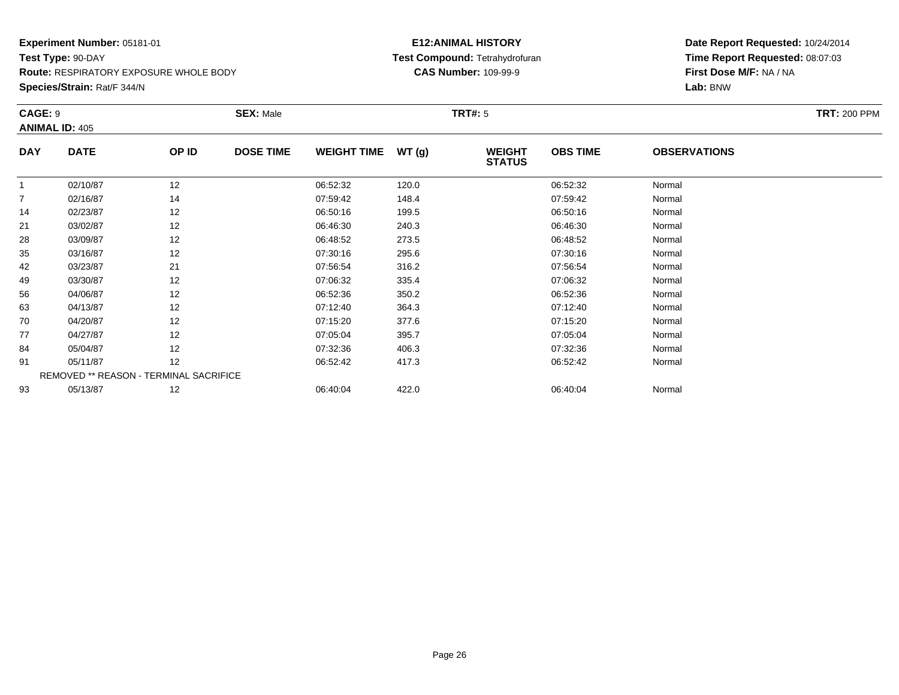**Experiment Number:** 05181-01
**Test Type:** 90-DAY
**Route:** RESPIRATORY EXPOSURE WHOLE BODY
**Species/Strain:** Rat/F 344/N

**E12:ANIMAL HISTORY**
**Test Compound:** Tetrahydrofuran
**CAS Number:** 109-99-9

**Date Report Requested:** 10/24/2014
**Time Report Requested:** 08:07:03
**First Dose M/F:** NA / NA
**Lab:** BNW

**CAGE:** 9 **SEX:** Male **TRT#:** 5 **TRT:** 200 PPM
**ANIMAL ID:** 405

| DAY | DATE | OP ID | DOSE TIME | WEIGHT TIME | WT (g) | WEIGHT STATUS | OBS TIME | OBSERVATIONS |
|---|---|---|---|---|---|---|---|---|
| 1 | 02/10/87 | 12 | | 06:52:32 | 120.0 | | 06:52:32 | Normal |
| 7 | 02/16/87 | 14 | | 07:59:42 | 148.4 | | 07:59:42 | Normal |
| 14 | 02/23/87 | 12 | | 06:50:16 | 199.5 | | 06:50:16 | Normal |
| 21 | 03/02/87 | 12 | | 06:46:30 | 240.3 | | 06:46:30 | Normal |
| 28 | 03/09/87 | 12 | | 06:48:52 | 273.5 | | 06:48:52 | Normal |
| 35 | 03/16/87 | 12 | | 07:30:16 | 295.6 | | 07:30:16 | Normal |
| 42 | 03/23/87 | 21 | | 07:56:54 | 316.2 | | 07:56:54 | Normal |
| 49 | 03/30/87 | 12 | | 07:06:32 | 335.4 | | 07:06:32 | Normal |
| 56 | 04/06/87 | 12 | | 06:52:36 | 350.2 | | 06:52:36 | Normal |
| 63 | 04/13/87 | 12 | | 07:12:40 | 364.3 | | 07:12:40 | Normal |
| 70 | 04/20/87 | 12 | | 07:15:20 | 377.6 | | 07:15:20 | Normal |
| 77 | 04/27/87 | 12 | | 07:05:04 | 395.7 | | 07:05:04 | Normal |
| 84 | 05/04/87 | 12 | | 07:32:36 | 406.3 | | 07:32:36 | Normal |
| 91 | 05/11/87 | 12 | | 06:52:42 | 417.3 | | 06:52:42 | Normal |
| | REMOVED ** REASON - TERMINAL SACRIFICE | | | | | | | |
| 93 | 05/13/87 | 12 | | 06:40:04 | 422.0 | | 06:40:04 | Normal |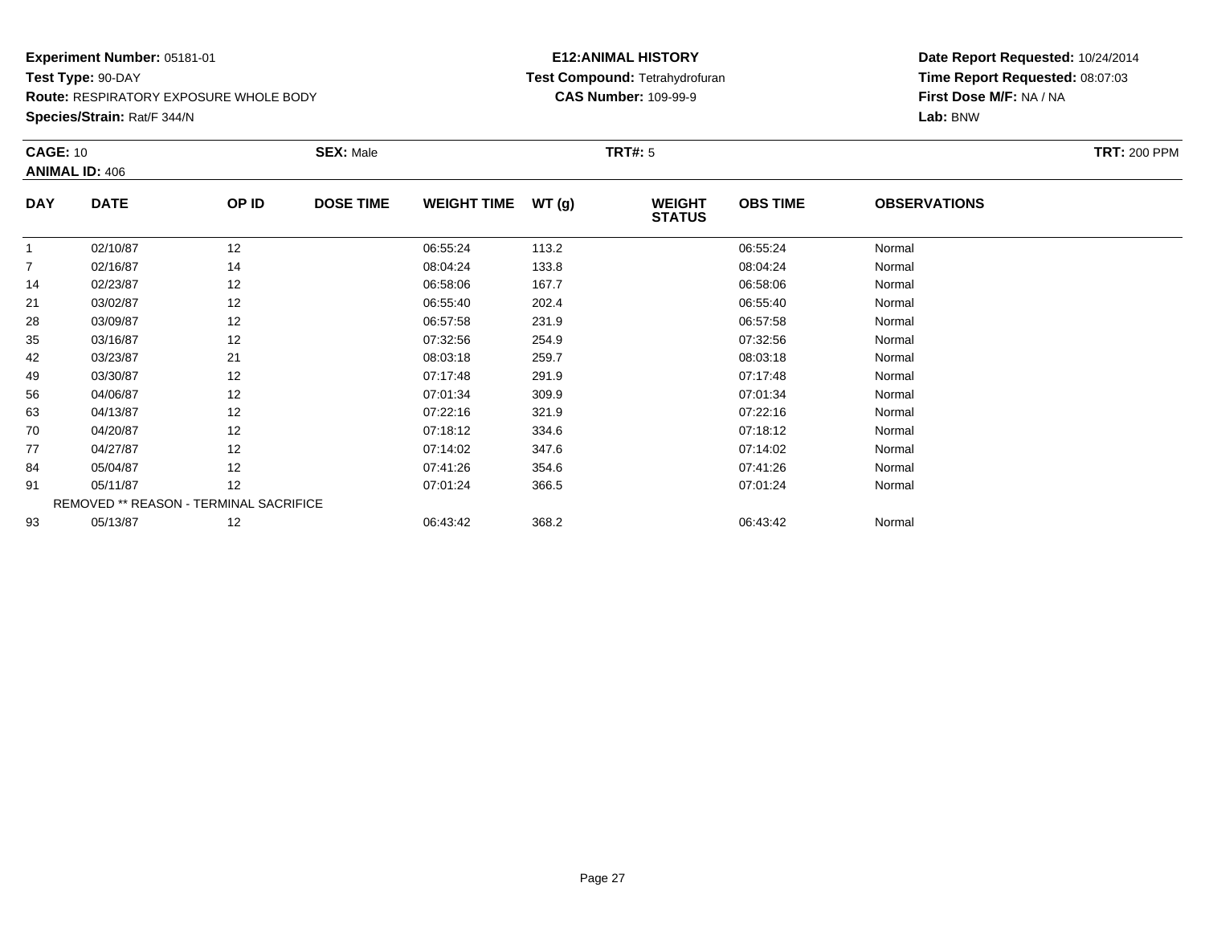**Experiment Number:** 05181-01
**Test Type:** 90-DAY
**Route:** RESPIRATORY EXPOSURE WHOLE BODY
**Species/Strain:** Rat/F 344/N

**E12:ANIMAL HISTORY**
**Test Compound:** Tetrahydrofuran
**CAS Number:** 109-99-9

**Date Report Requested:** 10/24/2014
**Time Report Requested:** 08:07:03
**First Dose M/F:** NA / NA
**Lab:** BNW

**CAGE:** 10 **SEX:** Male **TRT#:** 5 **TRT:** 200 PPM
**ANIMAL ID:** 406

| DAY | DATE | OP ID | DOSE TIME | WEIGHT TIME | WT (g) | WEIGHT STATUS | OBS TIME | OBSERVATIONS |
|---|---|---|---|---|---|---|---|---|
| 1 | 02/10/87 | 12 | | 06:55:24 | 113.2 | | 06:55:24 | Normal |
| 7 | 02/16/87 | 14 | | 08:04:24 | 133.8 | | 08:04:24 | Normal |
| 14 | 02/23/87 | 12 | | 06:58:06 | 167.7 | | 06:58:06 | Normal |
| 21 | 03/02/87 | 12 | | 06:55:40 | 202.4 | | 06:55:40 | Normal |
| 28 | 03/09/87 | 12 | | 06:57:58 | 231.9 | | 06:57:58 | Normal |
| 35 | 03/16/87 | 12 | | 07:32:56 | 254.9 | | 07:32:56 | Normal |
| 42 | 03/23/87 | 21 | | 08:03:18 | 259.7 | | 08:03:18 | Normal |
| 49 | 03/30/87 | 12 | | 07:17:48 | 291.9 | | 07:17:48 | Normal |
| 56 | 04/06/87 | 12 | | 07:01:34 | 309.9 | | 07:01:34 | Normal |
| 63 | 04/13/87 | 12 | | 07:22:16 | 321.9 | | 07:22:16 | Normal |
| 70 | 04/20/87 | 12 | | 07:18:12 | 334.6 | | 07:18:12 | Normal |
| 77 | 04/27/87 | 12 | | 07:14:02 | 347.6 | | 07:14:02 | Normal |
| 84 | 05/04/87 | 12 | | 07:41:26 | 354.6 | | 07:41:26 | Normal |
| 91 | 05/11/87 | 12 | | 07:01:24 | 366.5 | | 07:01:24 | Normal |
| REMOVED ** REASON - TERMINAL SACRIFICE | | | | | | | | |
| 93 | 05/13/87 | 12 | | 06:43:42 | 368.2 | | 06:43:42 | Normal |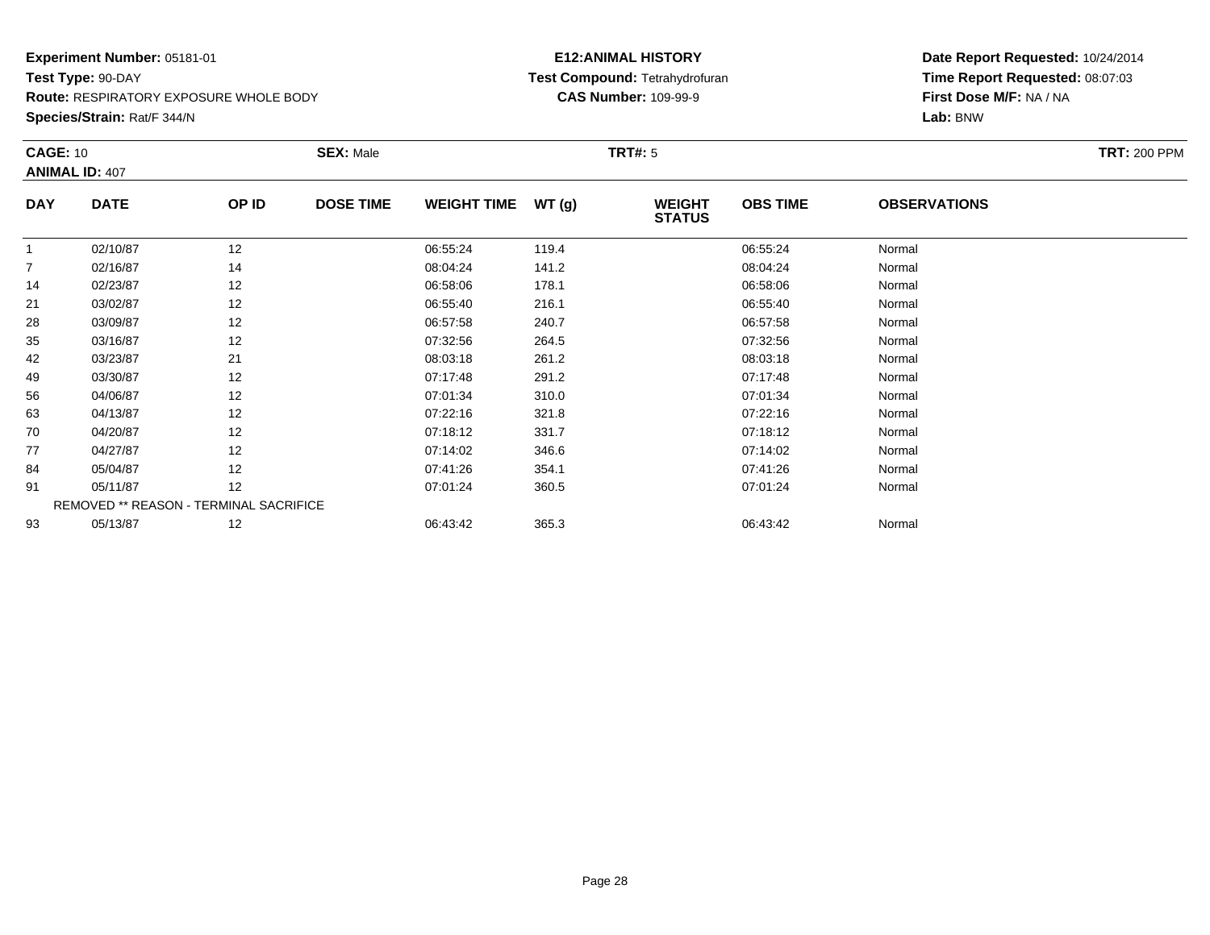**Experiment Number:** 05181-01
**Test Type:** 90-DAY
**Route:** RESPIRATORY EXPOSURE WHOLE BODY
**Species/Strain:** Rat/F 344/N

**E12:ANIMAL HISTORY**
**Test Compound:** Tetrahydrofuran
**CAS Number:** 109-99-9

**Date Report Requested:** 10/24/2014
**Time Report Requested:** 08:07:03
**First Dose M/F:** NA / NA
**Lab:** BNW

**CAGE:** 10 **SEX:** Male **TRT#:** 5 **TRT:** 200 PPM
**ANIMAL ID:** 407

| DAY | DATE | OP ID | DOSE TIME | WEIGHT TIME | WT (g) | WEIGHT STATUS | OBS TIME | OBSERVATIONS |
|---|---|---|---|---|---|---|---|---|
| 1 | 02/10/87 | 12 | | 06:55:24 | 119.4 | | 06:55:24 | Normal |
| 7 | 02/16/87 | 14 | | 08:04:24 | 141.2 | | 08:04:24 | Normal |
| 14 | 02/23/87 | 12 | | 06:58:06 | 178.1 | | 06:58:06 | Normal |
| 21 | 03/02/87 | 12 | | 06:55:40 | 216.1 | | 06:55:40 | Normal |
| 28 | 03/09/87 | 12 | | 06:57:58 | 240.7 | | 06:57:58 | Normal |
| 35 | 03/16/87 | 12 | | 07:32:56 | 264.5 | | 07:32:56 | Normal |
| 42 | 03/23/87 | 21 | | 08:03:18 | 261.2 | | 08:03:18 | Normal |
| 49 | 03/30/87 | 12 | | 07:17:48 | 291.2 | | 07:17:48 | Normal |
| 56 | 04/06/87 | 12 | | 07:01:34 | 310.0 | | 07:01:34 | Normal |
| 63 | 04/13/87 | 12 | | 07:22:16 | 321.8 | | 07:22:16 | Normal |
| 70 | 04/20/87 | 12 | | 07:18:12 | 331.7 | | 07:18:12 | Normal |
| 77 | 04/27/87 | 12 | | 07:14:02 | 346.6 | | 07:14:02 | Normal |
| 84 | 05/04/87 | 12 | | 07:41:26 | 354.1 | | 07:41:26 | Normal |
| 91 | 05/11/87 | 12 | | 07:01:24 | 360.5 | | 07:01:24 | Normal |
| | REMOVED ** REASON - TERMINAL SACRIFICE | | | | | | | |
| 93 | 05/13/87 | 12 | | 06:43:42 | 365.3 | | 06:43:42 | Normal |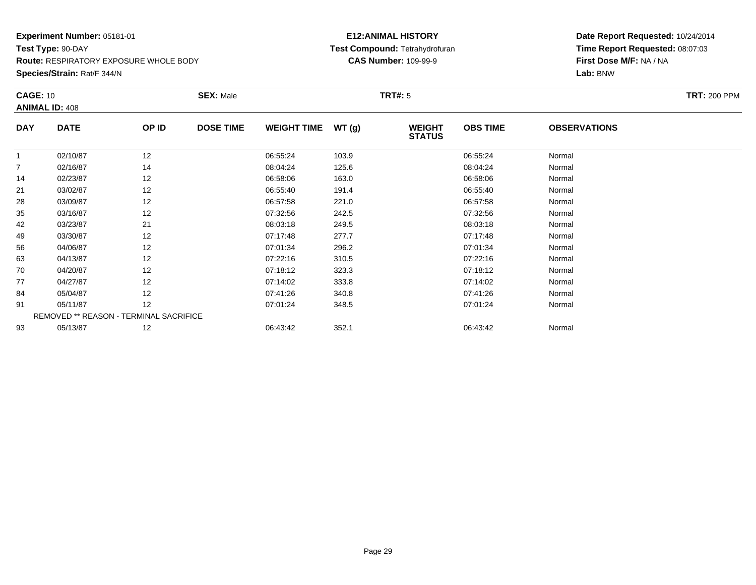**Experiment Number:** 05181-01
**Test Type:** 90-DAY
**Route:** RESPIRATORY EXPOSURE WHOLE BODY
**Species/Strain:** Rat/F 344/N

**E12:ANIMAL HISTORY**
**Test Compound:** Tetrahydrofuran
**CAS Number:** 109-99-9

**Date Report Requested:** 10/24/2014
**Time Report Requested:** 08:07:03
**First Dose M/F:** NA / NA
**Lab:** BNW

**CAGE:** 10 **SEX:** Male **TRT#:** 5 **TRT:** 200 PPM
**ANIMAL ID:** 408

| DAY | DATE | OP ID | DOSE TIME | WEIGHT TIME | WT (g) | WEIGHT STATUS | OBS TIME | OBSERVATIONS |
|---|---|---|---|---|---|---|---|---|
| 1 | 02/10/87 | 12 | | 06:55:24 | 103.9 | | 06:55:24 | Normal |
| 7 | 02/16/87 | 14 | | 08:04:24 | 125.6 | | 08:04:24 | Normal |
| 14 | 02/23/87 | 12 | | 06:58:06 | 163.0 | | 06:58:06 | Normal |
| 21 | 03/02/87 | 12 | | 06:55:40 | 191.4 | | 06:55:40 | Normal |
| 28 | 03/09/87 | 12 | | 06:57:58 | 221.0 | | 06:57:58 | Normal |
| 35 | 03/16/87 | 12 | | 07:32:56 | 242.5 | | 07:32:56 | Normal |
| 42 | 03/23/87 | 21 | | 08:03:18 | 249.5 | | 08:03:18 | Normal |
| 49 | 03/30/87 | 12 | | 07:17:48 | 277.7 | | 07:17:48 | Normal |
| 56 | 04/06/87 | 12 | | 07:01:34 | 296.2 | | 07:01:34 | Normal |
| 63 | 04/13/87 | 12 | | 07:22:16 | 310.5 | | 07:22:16 | Normal |
| 70 | 04/20/87 | 12 | | 07:18:12 | 323.3 | | 07:18:12 | Normal |
| 77 | 04/27/87 | 12 | | 07:14:02 | 333.8 | | 07:14:02 | Normal |
| 84 | 05/04/87 | 12 | | 07:41:26 | 340.8 | | 07:41:26 | Normal |
| 91 | 05/11/87 | 12 | | 07:01:24 | 348.5 | | 07:01:24 | Normal |
| REMOVED ** REASON - TERMINAL SACRIFICE | | | | | | | | |
| 93 | 05/13/87 | 12 | | 06:43:42 | 352.1 | | 06:43:42 | Normal |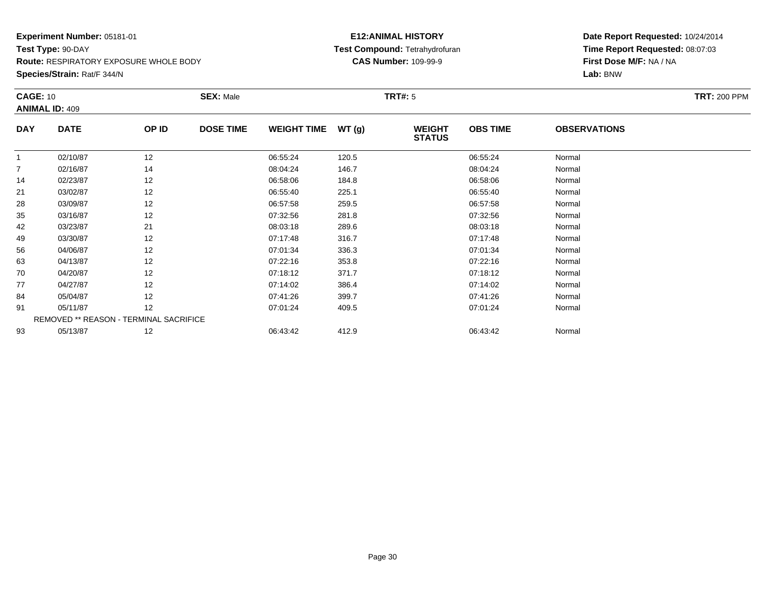**Experiment Number:** 05181-01
**Test Type:** 90-DAY
**Route:** RESPIRATORY EXPOSURE WHOLE BODY
**Species/Strain:** Rat/F 344/N

**E12:ANIMAL HISTORY**
**Test Compound:** Tetrahydrofuran
**CAS Number:** 109-99-9

**Date Report Requested:** 10/24/2014
**Time Report Requested:** 08:07:03
**First Dose M/F:** NA / NA
**Lab:** BNW

**CAGE:** 10 **SEX:** Male **TRT#:** 5 **TRT:** 200 PPM
**ANIMAL ID:** 409

| DAY | DATE | OP ID | DOSE TIME | WEIGHT TIME | WT (g) | WEIGHT STATUS | OBS TIME | OBSERVATIONS |
|---|---|---|---|---|---|---|---|---|
| 1 | 02/10/87 | 12 | | 06:55:24 | 120.5 | | 06:55:24 | Normal |
| 7 | 02/16/87 | 14 | | 08:04:24 | 146.7 | | 08:04:24 | Normal |
| 14 | 02/23/87 | 12 | | 06:58:06 | 184.8 | | 06:58:06 | Normal |
| 21 | 03/02/87 | 12 | | 06:55:40 | 225.1 | | 06:55:40 | Normal |
| 28 | 03/09/87 | 12 | | 06:57:58 | 259.5 | | 06:57:58 | Normal |
| 35 | 03/16/87 | 12 | | 07:32:56 | 281.8 | | 07:32:56 | Normal |
| 42 | 03/23/87 | 21 | | 08:03:18 | 289.6 | | 08:03:18 | Normal |
| 49 | 03/30/87 | 12 | | 07:17:48 | 316.7 | | 07:17:48 | Normal |
| 56 | 04/06/87 | 12 | | 07:01:34 | 336.3 | | 07:01:34 | Normal |
| 63 | 04/13/87 | 12 | | 07:22:16 | 353.8 | | 07:22:16 | Normal |
| 70 | 04/20/87 | 12 | | 07:18:12 | 371.7 | | 07:18:12 | Normal |
| 77 | 04/27/87 | 12 | | 07:14:02 | 386.4 | | 07:14:02 | Normal |
| 84 | 05/04/87 | 12 | | 07:41:26 | 399.7 | | 07:41:26 | Normal |
| 91 | 05/11/87 | 12 | | 07:01:24 | 409.5 | | 07:01:24 | Normal |
| REMOVED ** REASON - TERMINAL SACRIFICE | | | | | | | | |
| 93 | 05/13/87 | 12 | | 06:43:42 | 412.9 | | 06:43:42 | Normal |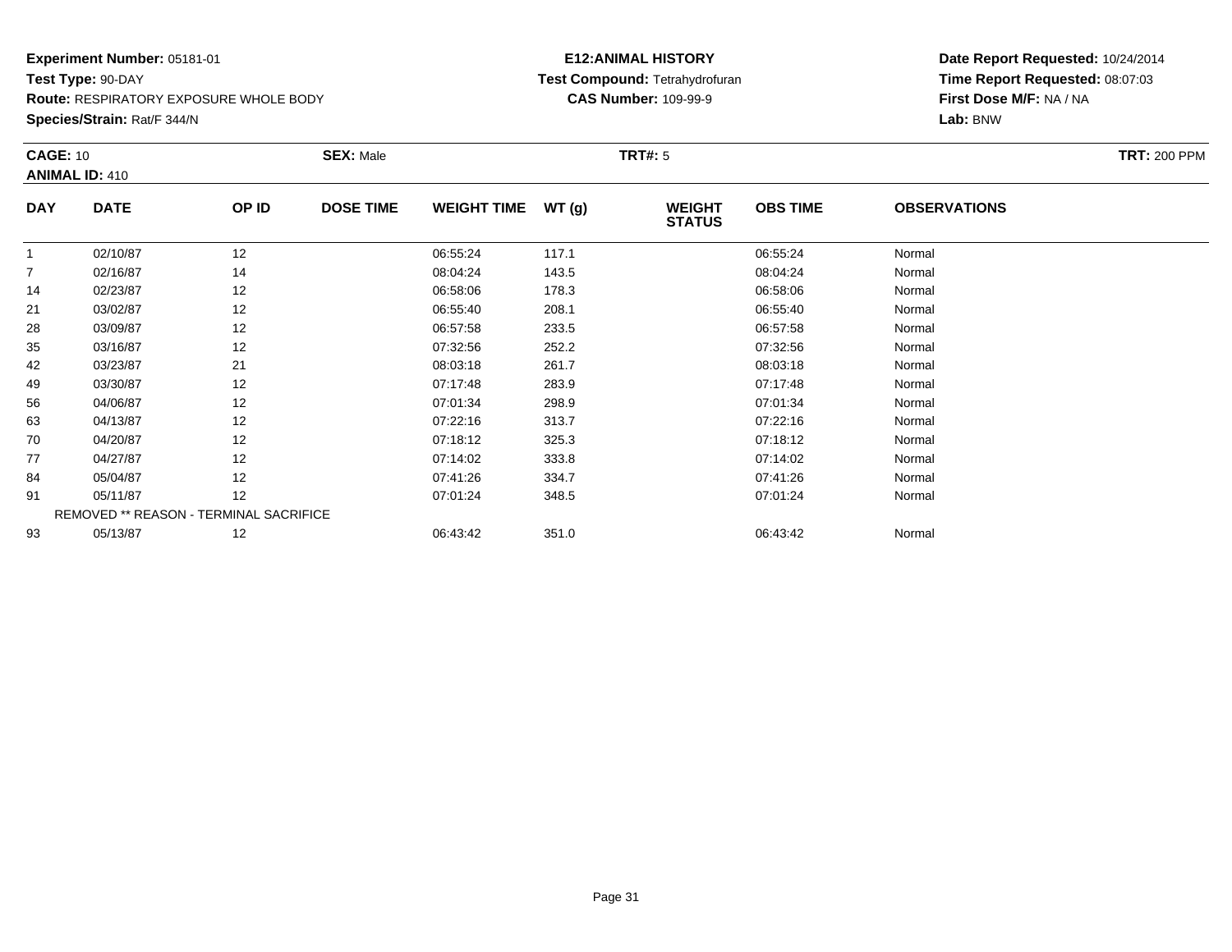**Experiment Number:** 05181-01
**Test Type:** 90-DAY
**Route:** RESPIRATORY EXPOSURE WHOLE BODY
**Species/Strain:** Rat/F 344/N

**E12:ANIMAL HISTORY**
**Test Compound:** Tetrahydrofuran
**CAS Number:** 109-99-9

**Date Report Requested:** 10/24/2014
**Time Report Requested:** 08:07:03
**First Dose M/F:** NA / NA
**Lab:** BNW

**CAGE:** 10 **SEX:** Male **TRT#:** 5 **TRT:** 200 PPM
**ANIMAL ID:** 410

| DAY | DATE | OP ID | DOSE TIME | WEIGHT TIME | WT (g) | WEIGHT STATUS | OBS TIME | OBSERVATIONS |
|---|---|---|---|---|---|---|---|---|
| 1 | 02/10/87 | 12 | | 06:55:24 | 117.1 | | 06:55:24 | Normal |
| 7 | 02/16/87 | 14 | | 08:04:24 | 143.5 | | 08:04:24 | Normal |
| 14 | 02/23/87 | 12 | | 06:58:06 | 178.3 | | 06:58:06 | Normal |
| 21 | 03/02/87 | 12 | | 06:55:40 | 208.1 | | 06:55:40 | Normal |
| 28 | 03/09/87 | 12 | | 06:57:58 | 233.5 | | 06:57:58 | Normal |
| 35 | 03/16/87 | 12 | | 07:32:56 | 252.2 | | 07:32:56 | Normal |
| 42 | 03/23/87 | 21 | | 08:03:18 | 261.7 | | 08:03:18 | Normal |
| 49 | 03/30/87 | 12 | | 07:17:48 | 283.9 | | 07:17:48 | Normal |
| 56 | 04/06/87 | 12 | | 07:01:34 | 298.9 | | 07:01:34 | Normal |
| 63 | 04/13/87 | 12 | | 07:22:16 | 313.7 | | 07:22:16 | Normal |
| 70 | 04/20/87 | 12 | | 07:18:12 | 325.3 | | 07:18:12 | Normal |
| 77 | 04/27/87 | 12 | | 07:14:02 | 333.8 | | 07:14:02 | Normal |
| 84 | 05/04/87 | 12 | | 07:41:26 | 334.7 | | 07:41:26 | Normal |
| 91 | 05/11/87 | 12 | | 07:01:24 | 348.5 | | 07:01:24 | Normal |
| REMOVED ** REASON - TERMINAL SACRIFICE | | | | | | | | |
| 93 | 05/13/87 | 12 | | 06:43:42 | 351.0 | | 06:43:42 | Normal |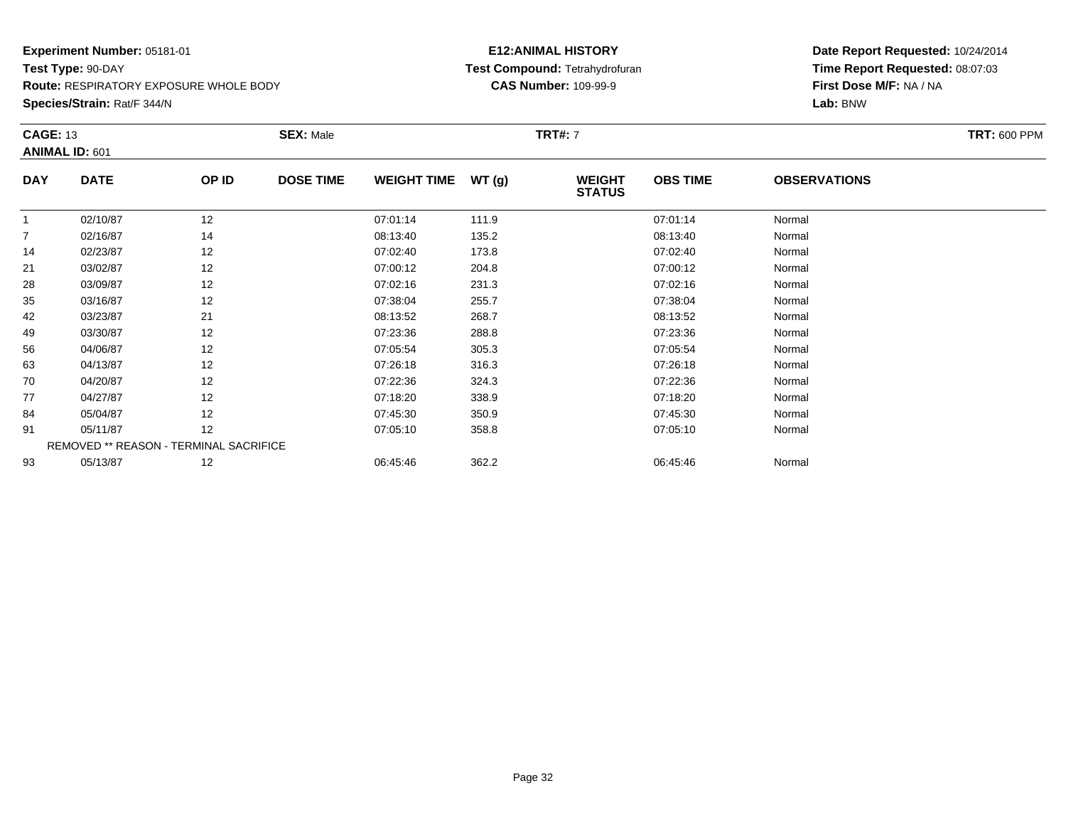**Experiment Number:** 05181-01
**Test Type:** 90-DAY
**Route:** RESPIRATORY EXPOSURE WHOLE BODY
**Species/Strain:** Rat/F 344/N

**E12:ANIMAL HISTORY**
**Test Compound:** Tetrahydrofuran
**CAS Number:** 109-99-9

**Date Report Requested:** 10/24/2014
**Time Report Requested:** 08:07:03
**First Dose M/F:** NA / NA
**Lab:** BNW

**CAGE:** 13 **SEX:** Male **TRT#:** 7 **TRT:** 600 PPM
**ANIMAL ID:** 601

| DAY | DATE | OP ID | DOSE TIME | WEIGHT TIME | WT (g) | WEIGHT STATUS | OBS TIME | OBSERVATIONS |
|---|---|---|---|---|---|---|---|---|
| 1 | 02/10/87 | 12 | | 07:01:14 | 111.9 | | 07:01:14 | Normal |
| 7 | 02/16/87 | 14 | | 08:13:40 | 135.2 | | 08:13:40 | Normal |
| 14 | 02/23/87 | 12 | | 07:02:40 | 173.8 | | 07:02:40 | Normal |
| 21 | 03/02/87 | 12 | | 07:00:12 | 204.8 | | 07:00:12 | Normal |
| 28 | 03/09/87 | 12 | | 07:02:16 | 231.3 | | 07:02:16 | Normal |
| 35 | 03/16/87 | 12 | | 07:38:04 | 255.7 | | 07:38:04 | Normal |
| 42 | 03/23/87 | 21 | | 08:13:52 | 268.7 | | 08:13:52 | Normal |
| 49 | 03/30/87 | 12 | | 07:23:36 | 288.8 | | 07:23:36 | Normal |
| 56 | 04/06/87 | 12 | | 07:05:54 | 305.3 | | 07:05:54 | Normal |
| 63 | 04/13/87 | 12 | | 07:26:18 | 316.3 | | 07:26:18 | Normal |
| 70 | 04/20/87 | 12 | | 07:22:36 | 324.3 | | 07:22:36 | Normal |
| 77 | 04/27/87 | 12 | | 07:18:20 | 338.9 | | 07:18:20 | Normal |
| 84 | 05/04/87 | 12 | | 07:45:30 | 350.9 | | 07:45:30 | Normal |
| 91 | 05/11/87 | 12 | | 07:05:10 | 358.8 | | 07:05:10 | Normal |
| REMOVED ** REASON - TERMINAL SACRIFICE | | | | | | | | |
| 93 | 05/13/87 | 12 | | 06:45:46 | 362.2 | | 06:45:46 | Normal |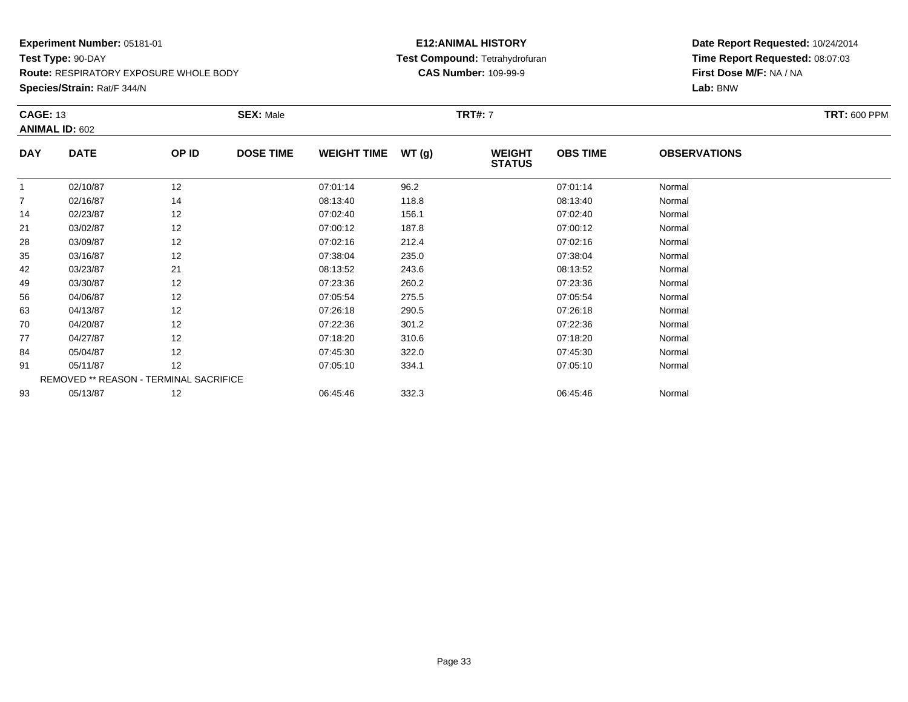**Experiment Number:** 05181-01
**Test Type:** 90-DAY
**Route:** RESPIRATORY EXPOSURE WHOLE BODY
**Species/Strain:** Rat/F 344/N

**E12:ANIMAL HISTORY**
**Test Compound:** Tetrahydrofuran
**CAS Number:** 109-99-9

**Date Report Requested:** 10/24/2014
**Time Report Requested:** 08:07:03
**First Dose M/F:** NA / NA
**Lab:** BNW

**CAGE:** 13 **SEX:** Male **TRT#:** 7 **TRT:** 600 PPM
**ANIMAL ID:** 602

| DAY | DATE | OP ID | DOSE TIME | WEIGHT TIME | WT (g) | WEIGHT STATUS | OBS TIME | OBSERVATIONS |
|---|---|---|---|---|---|---|---|---|
| 1 | 02/10/87 | 12 | | 07:01:14 | 96.2 | | 07:01:14 | Normal |
| 7 | 02/16/87 | 14 | | 08:13:40 | 118.8 | | 08:13:40 | Normal |
| 14 | 02/23/87 | 12 | | 07:02:40 | 156.1 | | 07:02:40 | Normal |
| 21 | 03/02/87 | 12 | | 07:00:12 | 187.8 | | 07:00:12 | Normal |
| 28 | 03/09/87 | 12 | | 07:02:16 | 212.4 | | 07:02:16 | Normal |
| 35 | 03/16/87 | 12 | | 07:38:04 | 235.0 | | 07:38:04 | Normal |
| 42 | 03/23/87 | 21 | | 08:13:52 | 243.6 | | 08:13:52 | Normal |
| 49 | 03/30/87 | 12 | | 07:23:36 | 260.2 | | 07:23:36 | Normal |
| 56 | 04/06/87 | 12 | | 07:05:54 | 275.5 | | 07:05:54 | Normal |
| 63 | 04/13/87 | 12 | | 07:26:18 | 290.5 | | 07:26:18 | Normal |
| 70 | 04/20/87 | 12 | | 07:22:36 | 301.2 | | 07:22:36 | Normal |
| 77 | 04/27/87 | 12 | | 07:18:20 | 310.6 | | 07:18:20 | Normal |
| 84 | 05/04/87 | 12 | | 07:45:30 | 322.0 | | 07:45:30 | Normal |
| 91 | 05/11/87 | 12 | | 07:05:10 | 334.1 | | 07:05:10 | Normal |
| | REMOVED ** REASON - TERMINAL SACRIFICE | | | | | | | |
| 93 | 05/13/87 | 12 | | 06:45:46 | 332.3 | | 06:45:46 | Normal |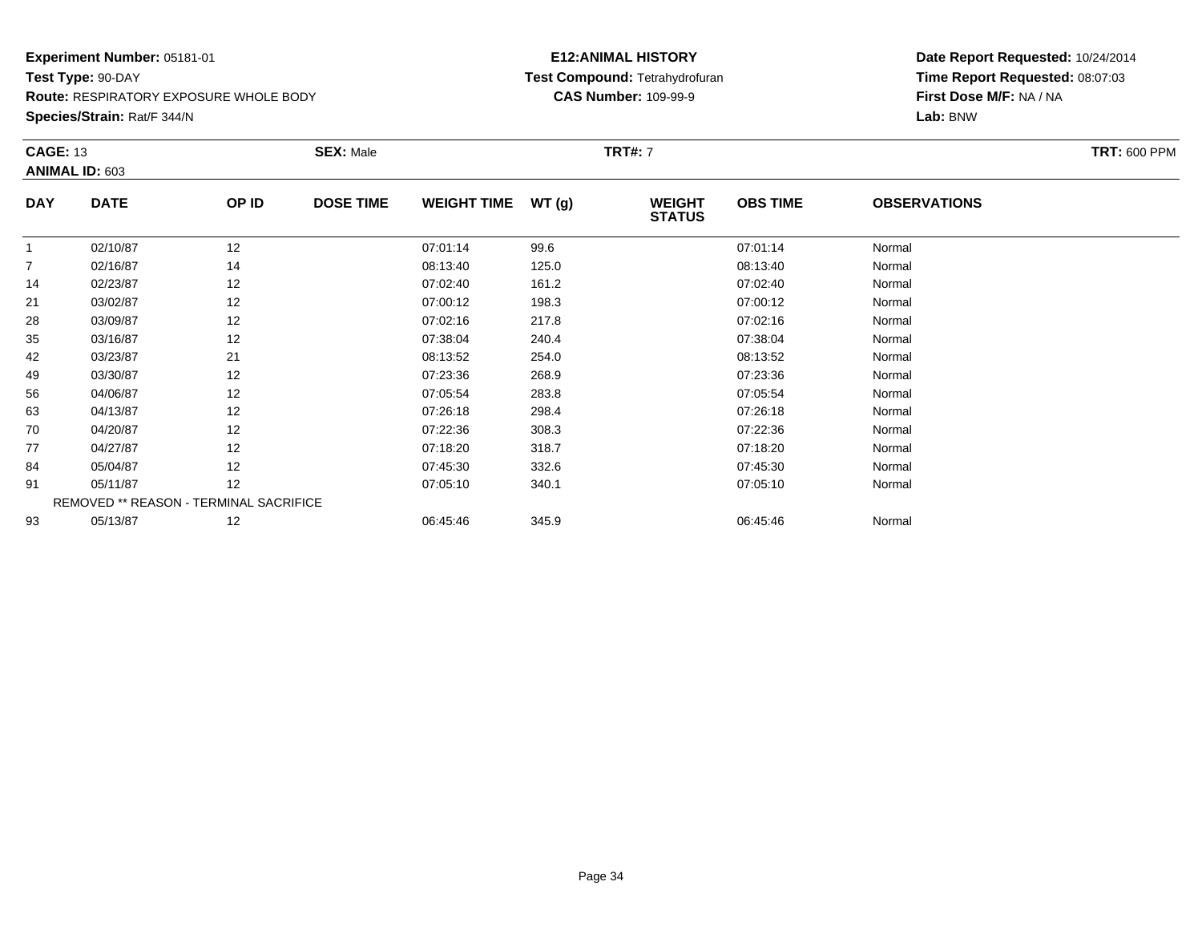**Experiment Number:** 05181-01
**Test Type:** 90-DAY
**Route:** RESPIRATORY EXPOSURE WHOLE BODY
**Species/Strain:** Rat/F 344/N

**E12:ANIMAL HISTORY**
**Test Compound:** Tetrahydrofuran
**CAS Number:** 109-99-9

**Date Report Requested:** 10/24/2014
**Time Report Requested:** 08:07:03
**First Dose M/F:** NA / NA
**Lab:** BNW

**CAGE:** 13 **SEX:** Male **TRT#:** 7 **TRT:** 600 PPM
**ANIMAL ID:** 603

| DAY | DATE | OP ID | DOSE TIME | WEIGHT TIME | WT (g) | WEIGHT STATUS | OBS TIME | OBSERVATIONS |
|---|---|---|---|---|---|---|---|---|
| 1 | 02/10/87 | 12 | | 07:01:14 | 99.6 | | 07:01:14 | Normal |
| 7 | 02/16/87 | 14 | | 08:13:40 | 125.0 | | 08:13:40 | Normal |
| 14 | 02/23/87 | 12 | | 07:02:40 | 161.2 | | 07:02:40 | Normal |
| 21 | 03/02/87 | 12 | | 07:00:12 | 198.3 | | 07:00:12 | Normal |
| 28 | 03/09/87 | 12 | | 07:02:16 | 217.8 | | 07:02:16 | Normal |
| 35 | 03/16/87 | 12 | | 07:38:04 | 240.4 | | 07:38:04 | Normal |
| 42 | 03/23/87 | 21 | | 08:13:52 | 254.0 | | 08:13:52 | Normal |
| 49 | 03/30/87 | 12 | | 07:23:36 | 268.9 | | 07:23:36 | Normal |
| 56 | 04/06/87 | 12 | | 07:05:54 | 283.8 | | 07:05:54 | Normal |
| 63 | 04/13/87 | 12 | | 07:26:18 | 298.4 | | 07:26:18 | Normal |
| 70 | 04/20/87 | 12 | | 07:22:36 | 308.3 | | 07:22:36 | Normal |
| 77 | 04/27/87 | 12 | | 07:18:20 | 318.7 | | 07:18:20 | Normal |
| 84 | 05/04/87 | 12 | | 07:45:30 | 332.6 | | 07:45:30 | Normal |
| 91 | 05/11/87 | 12 | | 07:05:10 | 340.1 | | 07:05:10 | Normal |
| REMOVED ** REASON - TERMINAL SACRIFICE | | | | | | | | |
| 93 | 05/13/87 | 12 | | 06:45:46 | 345.9 | | 06:45:46 | Normal |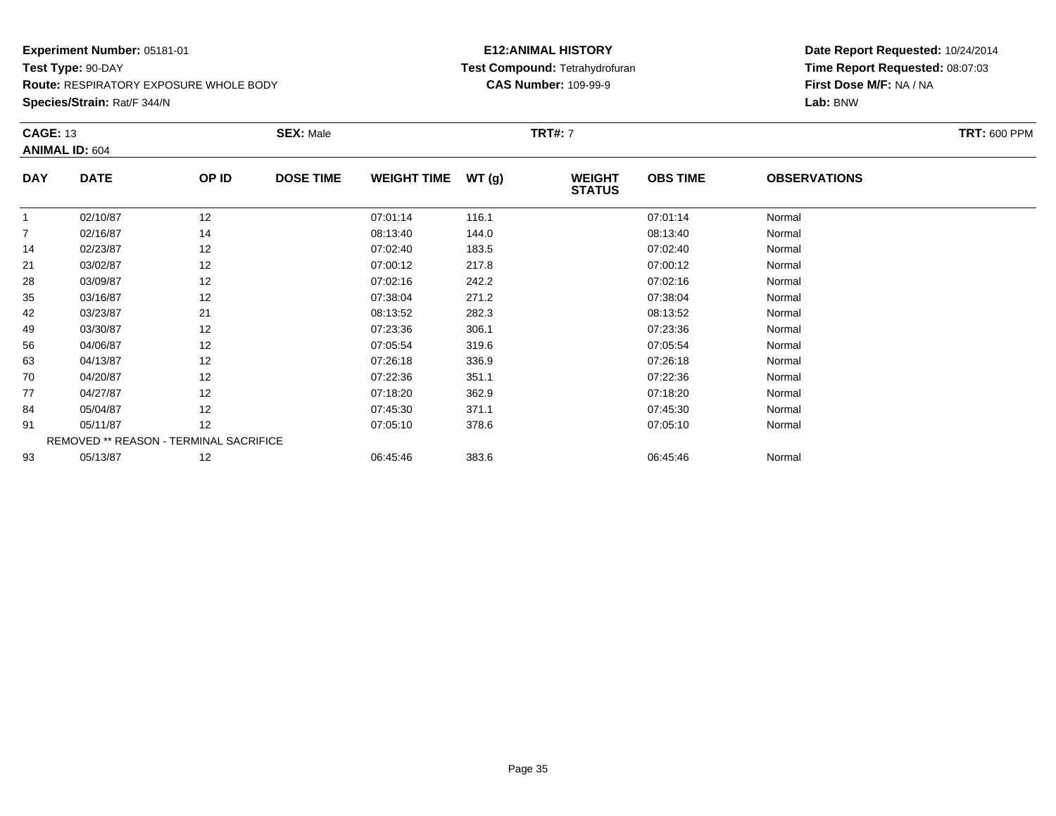**Experiment Number:** 05181-01
**Test Type:** 90-DAY
**Route:** RESPIRATORY EXPOSURE WHOLE BODY
**Species/Strain:** Rat/F 344/N

**E12:ANIMAL HISTORY**
**Test Compound:** Tetrahydrofuran
**CAS Number:** 109-99-9

**Date Report Requested:** 10/24/2014
**Time Report Requested:** 08:07:03
**First Dose M/F:** NA / NA
**Lab:** BNW

**CAGE:** 13 **SEX:** Male **TRT#:** 7 **TRT:** 600 PPM
**ANIMAL ID:** 604

| DAY | DATE | OP ID | DOSE TIME | WEIGHT TIME | WT (g) | WEIGHT STATUS | OBS TIME | OBSERVATIONS |
|---|---|---|---|---|---|---|---|---|
| 1 | 02/10/87 | 12 | | 07:01:14 | 116.1 | | 07:01:14 | Normal |
| 7 | 02/16/87 | 14 | | 08:13:40 | 144.0 | | 08:13:40 | Normal |
| 14 | 02/23/87 | 12 | | 07:02:40 | 183.5 | | 07:02:40 | Normal |
| 21 | 03/02/87 | 12 | | 07:00:12 | 217.8 | | 07:00:12 | Normal |
| 28 | 03/09/87 | 12 | | 07:02:16 | 242.2 | | 07:02:16 | Normal |
| 35 | 03/16/87 | 12 | | 07:38:04 | 271.2 | | 07:38:04 | Normal |
| 42 | 03/23/87 | 21 | | 08:13:52 | 282.3 | | 08:13:52 | Normal |
| 49 | 03/30/87 | 12 | | 07:23:36 | 306.1 | | 07:23:36 | Normal |
| 56 | 04/06/87 | 12 | | 07:05:54 | 319.6 | | 07:05:54 | Normal |
| 63 | 04/13/87 | 12 | | 07:26:18 | 336.9 | | 07:26:18 | Normal |
| 70 | 04/20/87 | 12 | | 07:22:36 | 351.1 | | 07:22:36 | Normal |
| 77 | 04/27/87 | 12 | | 07:18:20 | 362.9 | | 07:18:20 | Normal |
| 84 | 05/04/87 | 12 | | 07:45:30 | 371.1 | | 07:45:30 | Normal |
| 91 | 05/11/87 | 12 | | 07:05:10 | 378.6 | | 07:05:10 | Normal |
| REMOVED ** REASON - TERMINAL SACRIFICE | | | | | | | | |
| 93 | 05/13/87 | 12 | | 06:45:46 | 383.6 | | 06:45:46 | Normal |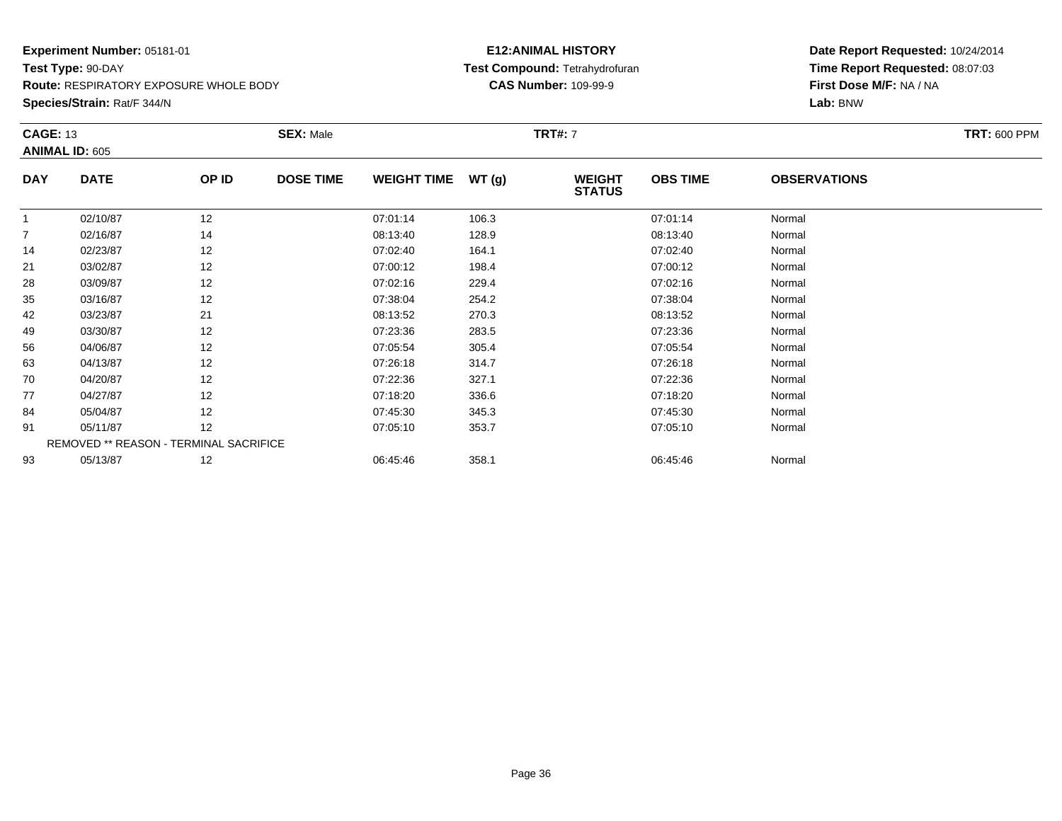**Experiment Number:** 05181-01
**Test Type:** 90-DAY
**Route:** RESPIRATORY EXPOSURE WHOLE BODY
**Species/Strain:** Rat/F 344/N

**E12:ANIMAL HISTORY**
**Test Compound:** Tetrahydrofuran
**CAS Number:** 109-99-9

**Date Report Requested:** 10/24/2014
**Time Report Requested:** 08:07:03
**First Dose M/F:** NA / NA
**Lab:** BNW

**CAGE:** 13 **SEX:** Male **TRT#:** 7 **TRT:** 600 PPM
**ANIMAL ID:** 605

| DAY | DATE | OP ID | DOSE TIME | WEIGHT TIME | WT (g) | WEIGHT STATUS | OBS TIME | OBSERVATIONS |
|---|---|---|---|---|---|---|---|---|
| 1 | 02/10/87 | 12 | | 07:01:14 | 106.3 | | 07:01:14 | Normal |
| 7 | 02/16/87 | 14 | | 08:13:40 | 128.9 | | 08:13:40 | Normal |
| 14 | 02/23/87 | 12 | | 07:02:40 | 164.1 | | 07:02:40 | Normal |
| 21 | 03/02/87 | 12 | | 07:00:12 | 198.4 | | 07:00:12 | Normal |
| 28 | 03/09/87 | 12 | | 07:02:16 | 229.4 | | 07:02:16 | Normal |
| 35 | 03/16/87 | 12 | | 07:38:04 | 254.2 | | 07:38:04 | Normal |
| 42 | 03/23/87 | 21 | | 08:13:52 | 270.3 | | 08:13:52 | Normal |
| 49 | 03/30/87 | 12 | | 07:23:36 | 283.5 | | 07:23:36 | Normal |
| 56 | 04/06/87 | 12 | | 07:05:54 | 305.4 | | 07:05:54 | Normal |
| 63 | 04/13/87 | 12 | | 07:26:18 | 314.7 | | 07:26:18 | Normal |
| 70 | 04/20/87 | 12 | | 07:22:36 | 327.1 | | 07:22:36 | Normal |
| 77 | 04/27/87 | 12 | | 07:18:20 | 336.6 | | 07:18:20 | Normal |
| 84 | 05/04/87 | 12 | | 07:45:30 | 345.3 | | 07:45:30 | Normal |
| 91 | 05/11/87 | 12 | | 07:05:10 | 353.7 | | 07:05:10 | Normal |
| REMOVED ** REASON - TERMINAL SACRIFICE | | | | | | | | |
| 93 | 05/13/87 | 12 | | 06:45:46 | 358.1 | | 06:45:46 | Normal |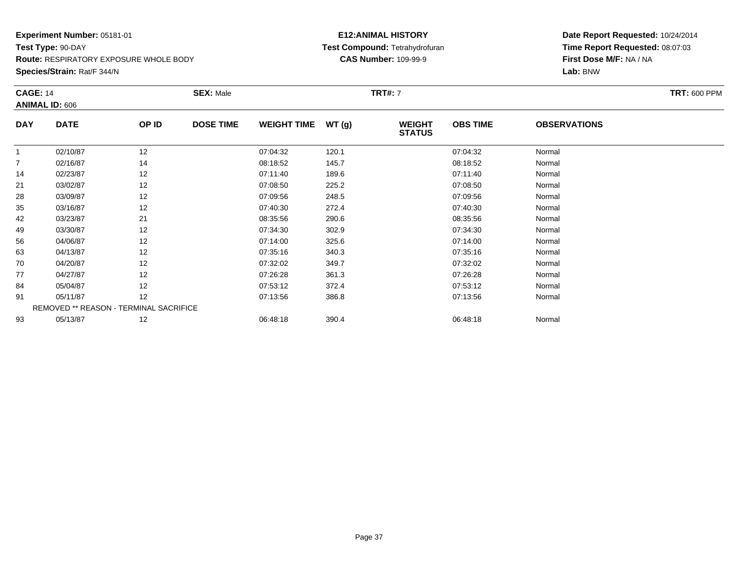**Experiment Number:** 05181-01
**Test Type:** 90-DAY
**Route:** RESPIRATORY EXPOSURE WHOLE BODY
**Species/Strain:** Rat/F 344/N

**E12:ANIMAL HISTORY**
**Test Compound:** Tetrahydrofuran
**CAS Number:** 109-99-9

**Date Report Requested:** 10/24/2014
**Time Report Requested:** 08:07:03
**First Dose M/F:** NA / NA
**Lab:** BNW

**CAGE:** 14　　**SEX:** Male　　**TRT#:** 7　　**TRT:** 600 PPM
**ANIMAL ID:** 606

| DAY | DATE | OP ID | DOSE TIME | WEIGHT TIME | WT (g) | WEIGHT STATUS | OBS TIME | OBSERVATIONS |
|---|---|---|---|---|---|---|---|---|
| 1 | 02/10/87 | 12 | | 07:04:32 | 120.1 | | 07:04:32 | Normal |
| 7 | 02/16/87 | 14 | | 08:18:52 | 145.7 | | 08:18:52 | Normal |
| 14 | 02/23/87 | 12 | | 07:11:40 | 189.6 | | 07:11:40 | Normal |
| 21 | 03/02/87 | 12 | | 07:08:50 | 225.2 | | 07:08:50 | Normal |
| 28 | 03/09/87 | 12 | | 07:09:56 | 248.5 | | 07:09:56 | Normal |
| 35 | 03/16/87 | 12 | | 07:40:30 | 272.4 | | 07:40:30 | Normal |
| 42 | 03/23/87 | 21 | | 08:35:56 | 290.6 | | 08:35:56 | Normal |
| 49 | 03/30/87 | 12 | | 07:34:30 | 302.9 | | 07:34:30 | Normal |
| 56 | 04/06/87 | 12 | | 07:14:00 | 325.6 | | 07:14:00 | Normal |
| 63 | 04/13/87 | 12 | | 07:35:16 | 340.3 | | 07:35:16 | Normal |
| 70 | 04/20/87 | 12 | | 07:32:02 | 349.7 | | 07:32:02 | Normal |
| 77 | 04/27/87 | 12 | | 07:26:28 | 361.3 | | 07:26:28 | Normal |
| 84 | 05/04/87 | 12 | | 07:53:12 | 372.4 | | 07:53:12 | Normal |
| 91 | 05/11/87 | 12 | | 07:13:56 | 386.8 | | 07:13:56 | Normal |
| | REMOVED ** REASON - TERMINAL SACRIFICE | | | | | | | |
| 93 | 05/13/87 | 12 | | 06:48:18 | 390.4 | | 06:48:18 | Normal |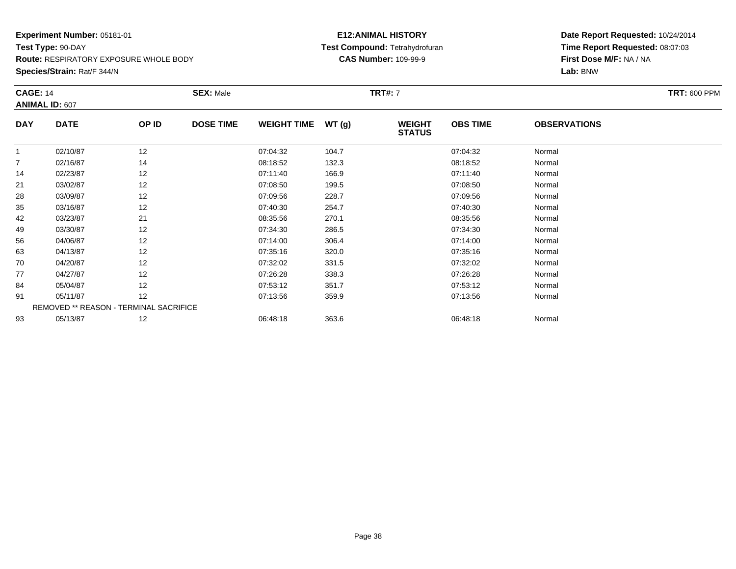**Experiment Number:** 05181-01
**Test Type:** 90-DAY
**Route:** RESPIRATORY EXPOSURE WHOLE BODY
**Species/Strain:** Rat/F 344/N

**E12:ANIMAL HISTORY**
**Test Compound:** Tetrahydrofuran
**CAS Number:** 109-99-9

**Date Report Requested:** 10/24/2014
**Time Report Requested:** 08:07:03
**First Dose M/F:** NA / NA
**Lab:** BNW

**CAGE:** 14 **SEX:** Male **TRT#:** 7 **TRT:** 600 PPM
**ANIMAL ID:** 607

| DAY | DATE | OP ID | DOSE TIME | WEIGHT TIME | WT (g) | WEIGHT STATUS | OBS TIME | OBSERVATIONS |
|---|---|---|---|---|---|---|---|---|
| 1 | 02/10/87 | 12 | | 07:04:32 | 104.7 | | 07:04:32 | Normal |
| 7 | 02/16/87 | 14 | | 08:18:52 | 132.3 | | 08:18:52 | Normal |
| 14 | 02/23/87 | 12 | | 07:11:40 | 166.9 | | 07:11:40 | Normal |
| 21 | 03/02/87 | 12 | | 07:08:50 | 199.5 | | 07:08:50 | Normal |
| 28 | 03/09/87 | 12 | | 07:09:56 | 228.7 | | 07:09:56 | Normal |
| 35 | 03/16/87 | 12 | | 07:40:30 | 254.7 | | 07:40:30 | Normal |
| 42 | 03/23/87 | 21 | | 08:35:56 | 270.1 | | 08:35:56 | Normal |
| 49 | 03/30/87 | 12 | | 07:34:30 | 286.5 | | 07:34:30 | Normal |
| 56 | 04/06/87 | 12 | | 07:14:00 | 306.4 | | 07:14:00 | Normal |
| 63 | 04/13/87 | 12 | | 07:35:16 | 320.0 | | 07:35:16 | Normal |
| 70 | 04/20/87 | 12 | | 07:32:02 | 331.5 | | 07:32:02 | Normal |
| 77 | 04/27/87 | 12 | | 07:26:28 | 338.3 | | 07:26:28 | Normal |
| 84 | 05/04/87 | 12 | | 07:53:12 | 351.7 | | 07:53:12 | Normal |
| 91 | 05/11/87 | 12 | | 07:13:56 | 359.9 | | 07:13:56 | Normal |
| | REMOVED ** REASON - TERMINAL SACRIFICE | | | | | | | |
| 93 | 05/13/87 | 12 | | 06:48:18 | 363.6 | | 06:48:18 | Normal |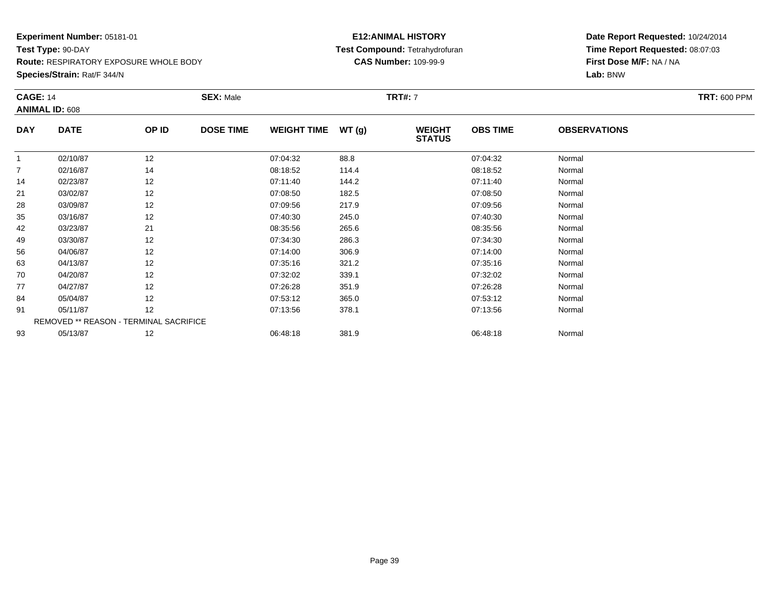**Experiment Number:** 05181-01
**Test Type:** 90-DAY
**Route:** RESPIRATORY EXPOSURE WHOLE BODY
**Species/Strain:** Rat/F 344/N

**E12:ANIMAL HISTORY**
**Test Compound:** Tetrahydrofuran
**CAS Number:** 109-99-9

**Date Report Requested:** 10/24/2014
**Time Report Requested:** 08:07:03
**First Dose M/F:** NA / NA
**Lab:** BNW

**CAGE:** 14 **SEX:** Male **TRT#:** 7 **TRT:** 600 PPM
**ANIMAL ID:** 608

| DAY | DATE | OP ID | DOSE TIME | WEIGHT TIME | WT (g) | WEIGHT STATUS | OBS TIME | OBSERVATIONS |
|---|---|---|---|---|---|---|---|---|
| 1 | 02/10/87 | 12 | | 07:04:32 | 88.8 | | 07:04:32 | Normal |
| 7 | 02/16/87 | 14 | | 08:18:52 | 114.4 | | 08:18:52 | Normal |
| 14 | 02/23/87 | 12 | | 07:11:40 | 144.2 | | 07:11:40 | Normal |
| 21 | 03/02/87 | 12 | | 07:08:50 | 182.5 | | 07:08:50 | Normal |
| 28 | 03/09/87 | 12 | | 07:09:56 | 217.9 | | 07:09:56 | Normal |
| 35 | 03/16/87 | 12 | | 07:40:30 | 245.0 | | 07:40:30 | Normal |
| 42 | 03/23/87 | 21 | | 08:35:56 | 265.6 | | 08:35:56 | Normal |
| 49 | 03/30/87 | 12 | | 07:34:30 | 286.3 | | 07:34:30 | Normal |
| 56 | 04/06/87 | 12 | | 07:14:00 | 306.9 | | 07:14:00 | Normal |
| 63 | 04/13/87 | 12 | | 07:35:16 | 321.2 | | 07:35:16 | Normal |
| 70 | 04/20/87 | 12 | | 07:32:02 | 339.1 | | 07:32:02 | Normal |
| 77 | 04/27/87 | 12 | | 07:26:28 | 351.9 | | 07:26:28 | Normal |
| 84 | 05/04/87 | 12 | | 07:53:12 | 365.0 | | 07:53:12 | Normal |
| 91 | 05/11/87 | 12 | | 07:13:56 | 378.1 | | 07:13:56 | Normal |
| | REMOVED ** REASON - TERMINAL SACRIFICE | | | | | | | |
| 93 | 05/13/87 | 12 | | 06:48:18 | 381.9 | | 06:48:18 | Normal |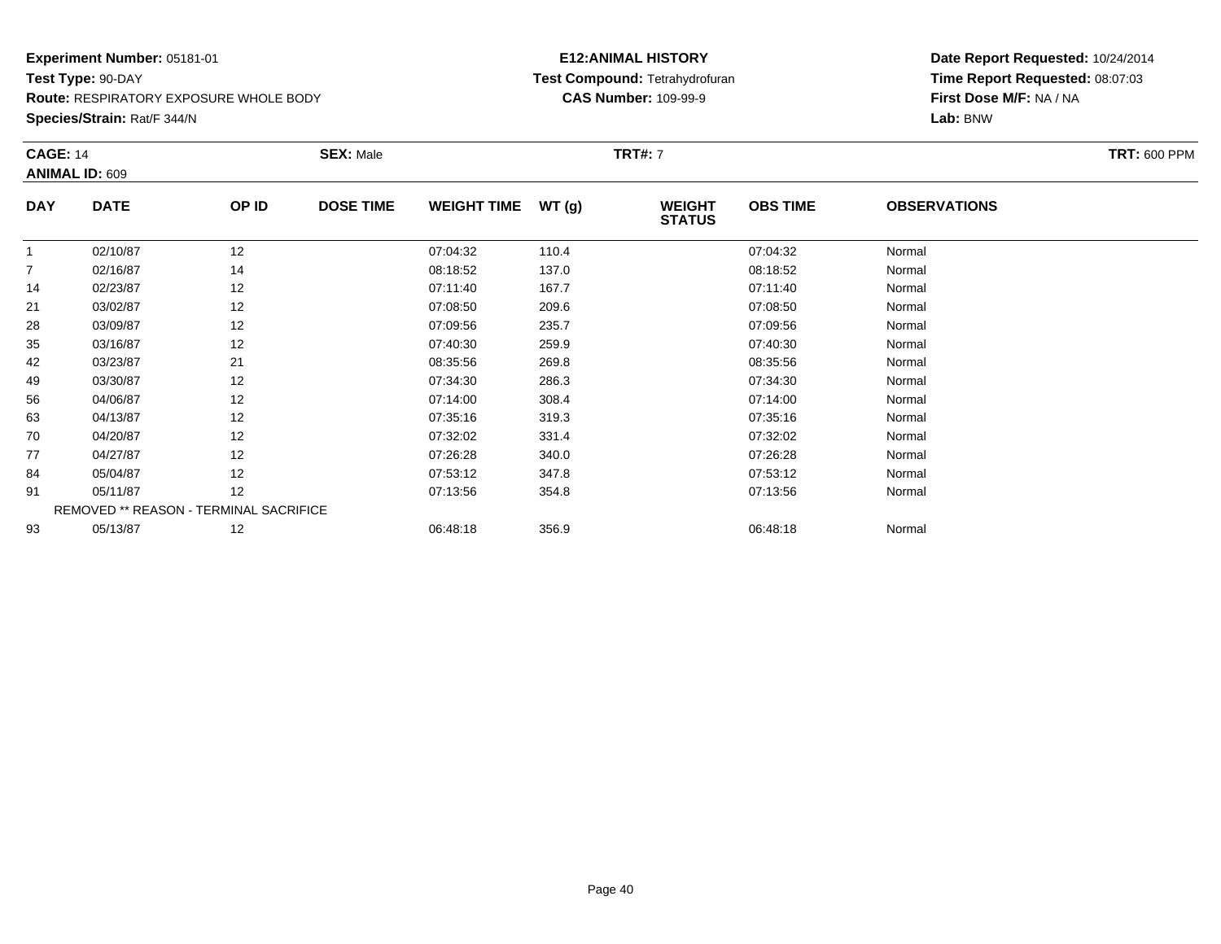**Experiment Number:** 05181-01
**Test Type:** 90-DAY
**Route:** RESPIRATORY EXPOSURE WHOLE BODY
**Species/Strain:** Rat/F 344/N

**E12:ANIMAL HISTORY**
**Test Compound:** Tetrahydrofuran
**CAS Number:** 109-99-9

**Date Report Requested:** 10/24/2014
**Time Report Requested:** 08:07:03
**First Dose M/F:** NA / NA
**Lab:** BNW

**CAGE:** 14 **SEX:** Male **TRT#:** 7 **TRT:** 600 PPM
**ANIMAL ID:** 609

| DAY | DATE | OP ID | DOSE TIME | WEIGHT TIME | WT (g) | WEIGHT STATUS | OBS TIME | OBSERVATIONS |
|---|---|---|---|---|---|---|---|---|
| 1 | 02/10/87 | 12 | | 07:04:32 | 110.4 | | 07:04:32 | Normal |
| 7 | 02/16/87 | 14 | | 08:18:52 | 137.0 | | 08:18:52 | Normal |
| 14 | 02/23/87 | 12 | | 07:11:40 | 167.7 | | 07:11:40 | Normal |
| 21 | 03/02/87 | 12 | | 07:08:50 | 209.6 | | 07:08:50 | Normal |
| 28 | 03/09/87 | 12 | | 07:09:56 | 235.7 | | 07:09:56 | Normal |
| 35 | 03/16/87 | 12 | | 07:40:30 | 259.9 | | 07:40:30 | Normal |
| 42 | 03/23/87 | 21 | | 08:35:56 | 269.8 | | 08:35:56 | Normal |
| 49 | 03/30/87 | 12 | | 07:34:30 | 286.3 | | 07:34:30 | Normal |
| 56 | 04/06/87 | 12 | | 07:14:00 | 308.4 | | 07:14:00 | Normal |
| 63 | 04/13/87 | 12 | | 07:35:16 | 319.3 | | 07:35:16 | Normal |
| 70 | 04/20/87 | 12 | | 07:32:02 | 331.4 | | 07:32:02 | Normal |
| 77 | 04/27/87 | 12 | | 07:26:28 | 340.0 | | 07:26:28 | Normal |
| 84 | 05/04/87 | 12 | | 07:53:12 | 347.8 | | 07:53:12 | Normal |
| 91 | 05/11/87 | 12 | | 07:13:56 | 354.8 | | 07:13:56 | Normal |
| | REMOVED ** REASON - TERMINAL SACRIFICE | | | | | | | |
| 93 | 05/13/87 | 12 | | 06:48:18 | 356.9 | | 06:48:18 | Normal |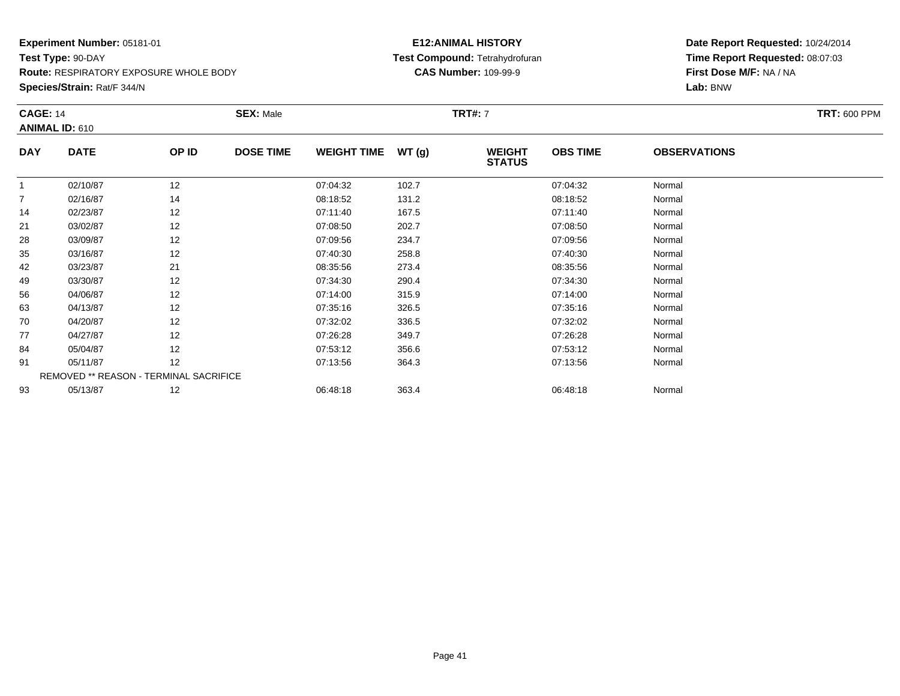**Experiment Number:** 05181-01
**Test Type:** 90-DAY
**Route:** RESPIRATORY EXPOSURE WHOLE BODY
**Species/Strain:** Rat/F 344/N

**E12:ANIMAL HISTORY**
**Test Compound:** Tetrahydrofuran
**CAS Number:** 109-99-9

**Date Report Requested:** 10/24/2014
**Time Report Requested:** 08:07:03
**First Dose M/F:** NA / NA
**Lab:** BNW

**CAGE:** 14 **SEX:** Male **TRT#:** 7 **TRT:** 600 PPM
**ANIMAL ID:** 610

| DAY | DATE | OP ID | DOSE TIME | WEIGHT TIME | WT (g) | WEIGHT STATUS | OBS TIME | OBSERVATIONS |
|---|---|---|---|---|---|---|---|---|
| 1 | 02/10/87 | 12 | | 07:04:32 | 102.7 | | 07:04:32 | Normal |
| 7 | 02/16/87 | 14 | | 08:18:52 | 131.2 | | 08:18:52 | Normal |
| 14 | 02/23/87 | 12 | | 07:11:40 | 167.5 | | 07:11:40 | Normal |
| 21 | 03/02/87 | 12 | | 07:08:50 | 202.7 | | 07:08:50 | Normal |
| 28 | 03/09/87 | 12 | | 07:09:56 | 234.7 | | 07:09:56 | Normal |
| 35 | 03/16/87 | 12 | | 07:40:30 | 258.8 | | 07:40:30 | Normal |
| 42 | 03/23/87 | 21 | | 08:35:56 | 273.4 | | 08:35:56 | Normal |
| 49 | 03/30/87 | 12 | | 07:34:30 | 290.4 | | 07:34:30 | Normal |
| 56 | 04/06/87 | 12 | | 07:14:00 | 315.9 | | 07:14:00 | Normal |
| 63 | 04/13/87 | 12 | | 07:35:16 | 326.5 | | 07:35:16 | Normal |
| 70 | 04/20/87 | 12 | | 07:32:02 | 336.5 | | 07:32:02 | Normal |
| 77 | 04/27/87 | 12 | | 07:26:28 | 349.7 | | 07:26:28 | Normal |
| 84 | 05/04/87 | 12 | | 07:53:12 | 356.6 | | 07:53:12 | Normal |
| 91 | 05/11/87 | 12 | | 07:13:56 | 364.3 | | 07:13:56 | Normal |
| REMOVED ** REASON - TERMINAL SACRIFICE | | | | | | | | |
| 93 | 05/13/87 | 12 | | 06:48:18 | 363.4 | | 06:48:18 | Normal |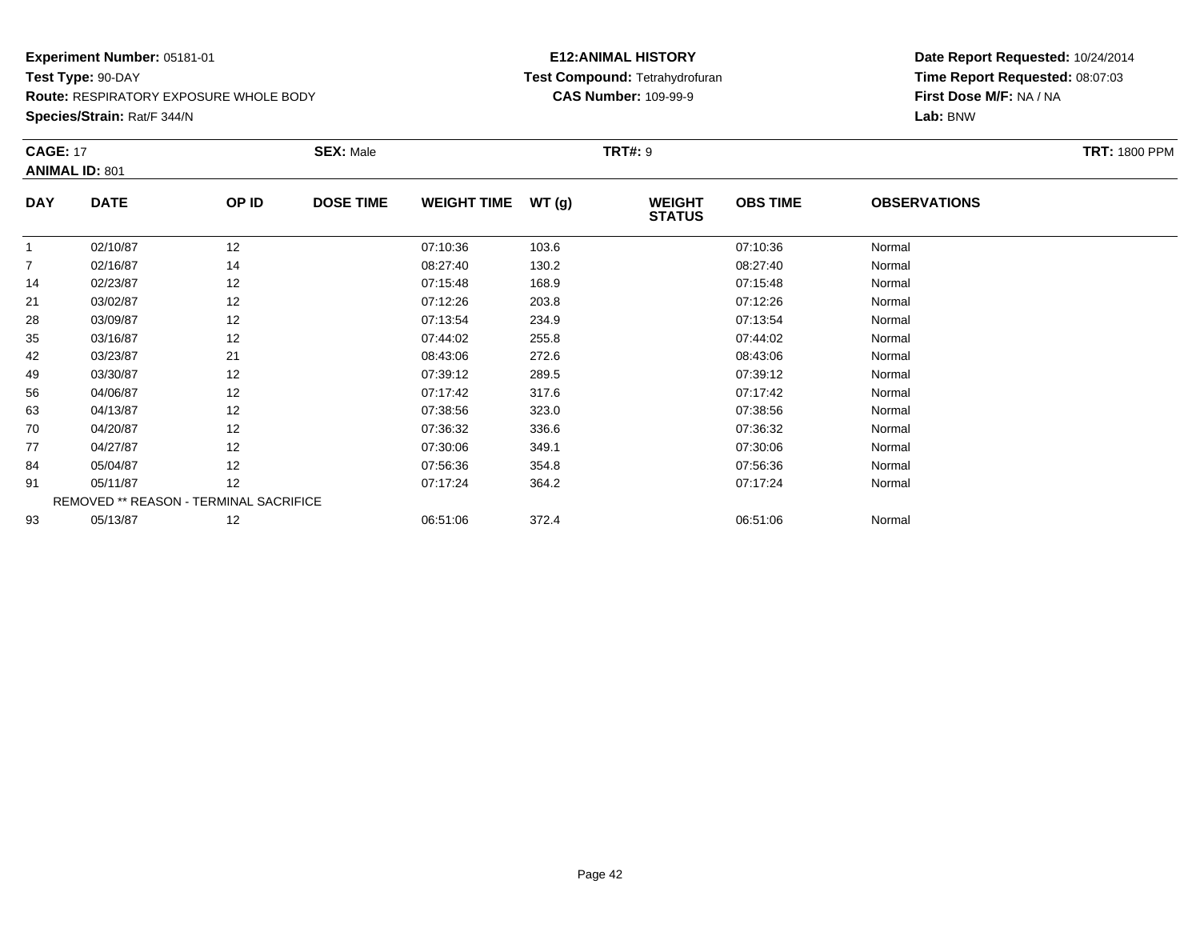**Experiment Number:** 05181-01
**Test Type:** 90-DAY
**Route:** RESPIRATORY EXPOSURE WHOLE BODY
**Species/Strain:** Rat/F 344/N

**E12:ANIMAL HISTORY**
**Test Compound:** Tetrahydrofuran
**CAS Number:** 109-99-9

**Date Report Requested:** 10/24/2014
**Time Report Requested:** 08:07:03
**First Dose M/F:** NA / NA
**Lab:** BNW

**CAGE:** 17 **SEX:** Male **TRT#:** 9 **TRT:** 1800 PPM
**ANIMAL ID:** 801

| DAY | DATE | OP ID | DOSE TIME | WEIGHT TIME | WT (g) | WEIGHT STATUS | OBS TIME | OBSERVATIONS |
|---|---|---|---|---|---|---|---|---|
| 1 | 02/10/87 | 12 | | 07:10:36 | 103.6 | | 07:10:36 | Normal |
| 7 | 02/16/87 | 14 | | 08:27:40 | 130.2 | | 08:27:40 | Normal |
| 14 | 02/23/87 | 12 | | 07:15:48 | 168.9 | | 07:15:48 | Normal |
| 21 | 03/02/87 | 12 | | 07:12:26 | 203.8 | | 07:12:26 | Normal |
| 28 | 03/09/87 | 12 | | 07:13:54 | 234.9 | | 07:13:54 | Normal |
| 35 | 03/16/87 | 12 | | 07:44:02 | 255.8 | | 07:44:02 | Normal |
| 42 | 03/23/87 | 21 | | 08:43:06 | 272.6 | | 08:43:06 | Normal |
| 49 | 03/30/87 | 12 | | 07:39:12 | 289.5 | | 07:39:12 | Normal |
| 56 | 04/06/87 | 12 | | 07:17:42 | 317.6 | | 07:17:42 | Normal |
| 63 | 04/13/87 | 12 | | 07:38:56 | 323.0 | | 07:38:56 | Normal |
| 70 | 04/20/87 | 12 | | 07:36:32 | 336.6 | | 07:36:32 | Normal |
| 77 | 04/27/87 | 12 | | 07:30:06 | 349.1 | | 07:30:06 | Normal |
| 84 | 05/04/87 | 12 | | 07:56:36 | 354.8 | | 07:56:36 | Normal |
| 91 | 05/11/87 | 12 | | 07:17:24 | 364.2 | | 07:17:24 | Normal |
| REMOVED ** REASON - TERMINAL SACRIFICE | | | | | | | | |
| 93 | 05/13/87 | 12 | | 06:51:06 | 372.4 | | 06:51:06 | Normal |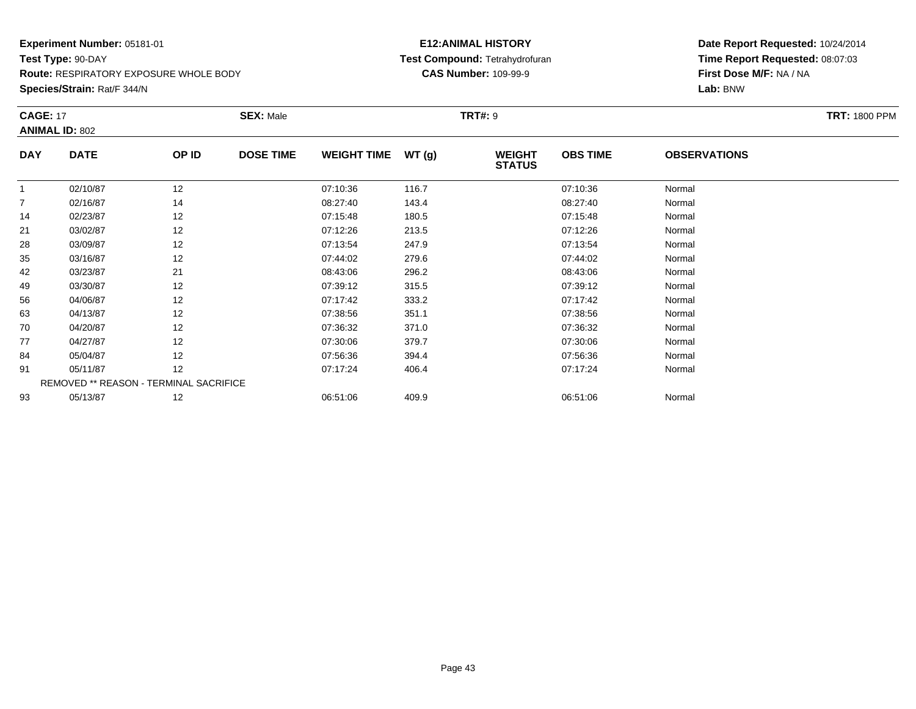**Experiment Number:** 05181-01
**Test Type:** 90-DAY
**Route:** RESPIRATORY EXPOSURE WHOLE BODY
**Species/Strain:** Rat/F 344/N

**E12:ANIMAL HISTORY**
**Test Compound:** Tetrahydrofuran
**CAS Number:** 109-99-9

**Date Report Requested:** 10/24/2014
**Time Report Requested:** 08:07:03
**First Dose M/F:** NA / NA
**Lab:** BNW

**CAGE:** 17 **SEX:** Male **TRT#:** 9 **TRT:** 1800 PPM
**ANIMAL ID:** 802

| DAY | DATE | OP ID | DOSE TIME | WEIGHT TIME | WT (g) | WEIGHT STATUS | OBS TIME | OBSERVATIONS |
|---|---|---|---|---|---|---|---|---|
| 1 | 02/10/87 | 12 | | 07:10:36 | 116.7 | | 07:10:36 | Normal |
| 7 | 02/16/87 | 14 | | 08:27:40 | 143.4 | | 08:27:40 | Normal |
| 14 | 02/23/87 | 12 | | 07:15:48 | 180.5 | | 07:15:48 | Normal |
| 21 | 03/02/87 | 12 | | 07:12:26 | 213.5 | | 07:12:26 | Normal |
| 28 | 03/09/87 | 12 | | 07:13:54 | 247.9 | | 07:13:54 | Normal |
| 35 | 03/16/87 | 12 | | 07:44:02 | 279.6 | | 07:44:02 | Normal |
| 42 | 03/23/87 | 21 | | 08:43:06 | 296.2 | | 08:43:06 | Normal |
| 49 | 03/30/87 | 12 | | 07:39:12 | 315.5 | | 07:39:12 | Normal |
| 56 | 04/06/87 | 12 | | 07:17:42 | 333.2 | | 07:17:42 | Normal |
| 63 | 04/13/87 | 12 | | 07:38:56 | 351.1 | | 07:38:56 | Normal |
| 70 | 04/20/87 | 12 | | 07:36:32 | 371.0 | | 07:36:32 | Normal |
| 77 | 04/27/87 | 12 | | 07:30:06 | 379.7 | | 07:30:06 | Normal |
| 84 | 05/04/87 | 12 | | 07:56:36 | 394.4 | | 07:56:36 | Normal |
| 91 | 05/11/87 | 12 | | 07:17:24 | 406.4 | | 07:17:24 | Normal |
| REMOVED ** REASON - TERMINAL SACRIFICE | | | | | | | | |
| 93 | 05/13/87 | 12 | | 06:51:06 | 409.9 | | 06:51:06 | Normal |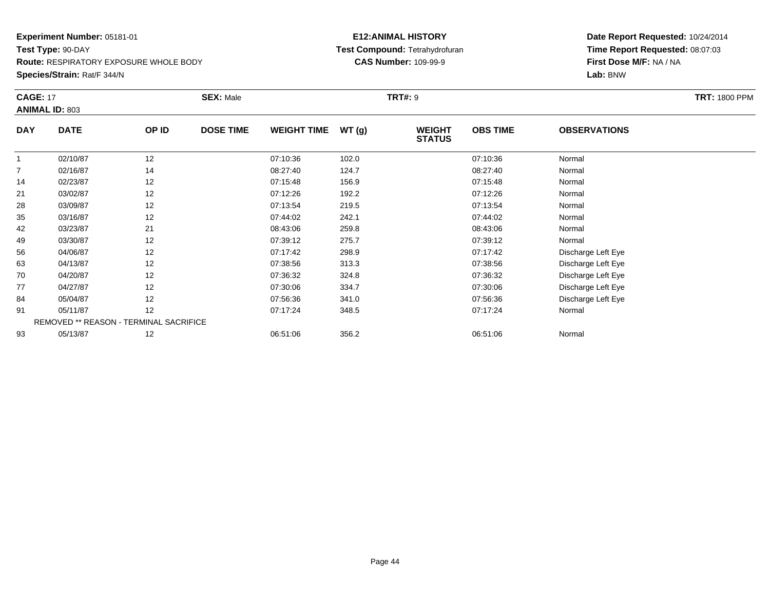**Experiment Number:** 05181-01
**Test Type:** 90-DAY
**Route:** RESPIRATORY EXPOSURE WHOLE BODY
**Species/Strain:** Rat/F 344/N

**E12:ANIMAL HISTORY**
**Test Compound:** Tetrahydrofuran
**CAS Number:** 109-99-9

**Date Report Requested:** 10/24/2014
**Time Report Requested:** 08:07:03
**First Dose M/F:** NA / NA
**Lab:** BNW

**CAGE:** 17 **SEX:** Male **TRT#:** 9 **TRT:** 1800 PPM
**ANIMAL ID:** 803

| DAY | DATE | OP ID | DOSE TIME | WEIGHT TIME | WT (g) | WEIGHT STATUS | OBS TIME | OBSERVATIONS |
|---|---|---|---|---|---|---|---|---|
| 1 | 02/10/87 | 12 | | 07:10:36 | 102.0 | | 07:10:36 | Normal |
| 7 | 02/16/87 | 14 | | 08:27:40 | 124.7 | | 08:27:40 | Normal |
| 14 | 02/23/87 | 12 | | 07:15:48 | 156.9 | | 07:15:48 | Normal |
| 21 | 03/02/87 | 12 | | 07:12:26 | 192.2 | | 07:12:26 | Normal |
| 28 | 03/09/87 | 12 | | 07:13:54 | 219.5 | | 07:13:54 | Normal |
| 35 | 03/16/87 | 12 | | 07:44:02 | 242.1 | | 07:44:02 | Normal |
| 42 | 03/23/87 | 21 | | 08:43:06 | 259.8 | | 08:43:06 | Normal |
| 49 | 03/30/87 | 12 | | 07:39:12 | 275.7 | | 07:39:12 | Normal |
| 56 | 04/06/87 | 12 | | 07:17:42 | 298.9 | | 07:17:42 | Discharge Left Eye |
| 63 | 04/13/87 | 12 | | 07:38:56 | 313.3 | | 07:38:56 | Discharge Left Eye |
| 70 | 04/20/87 | 12 | | 07:36:32 | 324.8 | | 07:36:32 | Discharge Left Eye |
| 77 | 04/27/87 | 12 | | 07:30:06 | 334.7 | | 07:30:06 | Discharge Left Eye |
| 84 | 05/04/87 | 12 | | 07:56:36 | 341.0 | | 07:56:36 | Discharge Left Eye |
| 91 | 05/11/87 | 12 | | 07:17:24 | 348.5 | | 07:17:24 | Normal |
| REMOVED ** REASON - TERMINAL SACRIFICE | | | | | | | | |
| 93 | 05/13/87 | 12 | | 06:51:06 | 356.2 | | 06:51:06 | Normal |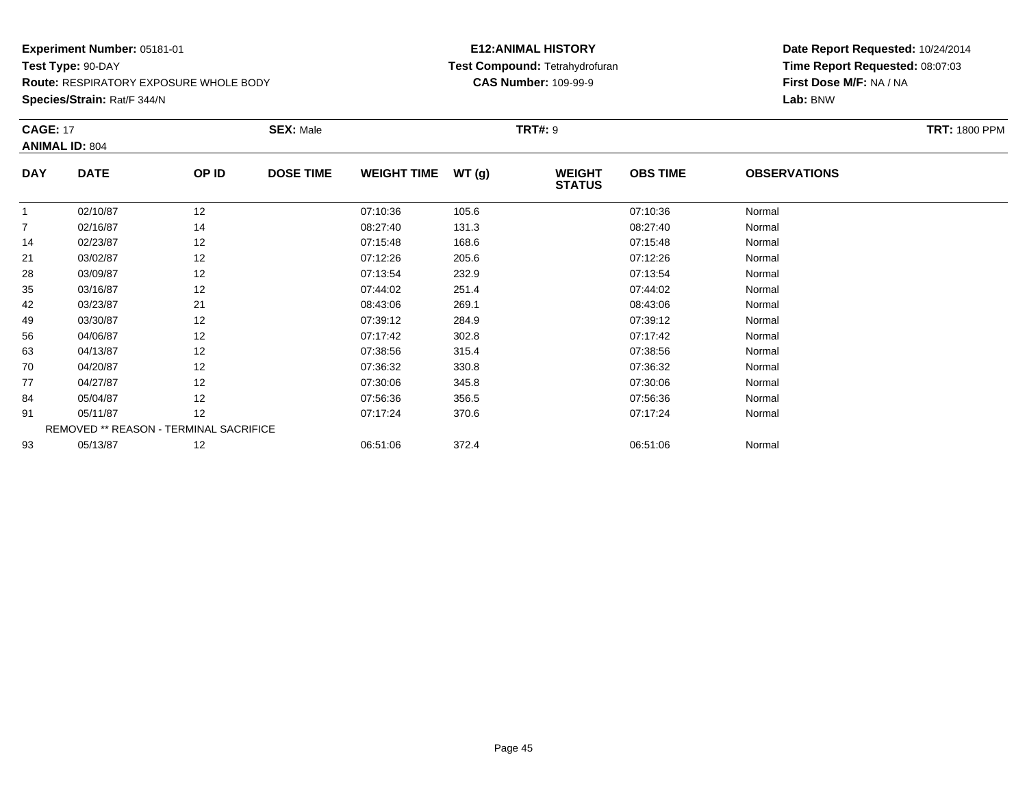**Experiment Number:** 05181-01
**Test Type:** 90-DAY
**Route:** RESPIRATORY EXPOSURE WHOLE BODY
**Species/Strain:** Rat/F 344/N

**E12:ANIMAL HISTORY**
**Test Compound:** Tetrahydrofuran
**CAS Number:** 109-99-9

**Date Report Requested:** 10/24/2014
**Time Report Requested:** 08:07:03
**First Dose M/F:** NA / NA
**Lab:** BNW

**CAGE:** 17 **SEX:** Male **TRT#:** 9 **TRT:** 1800 PPM
**ANIMAL ID:** 804

| DAY | DATE | OP ID | DOSE TIME | WEIGHT TIME | WT (g) | WEIGHT STATUS | OBS TIME | OBSERVATIONS |
|---|---|---|---|---|---|---|---|---|
| 1 | 02/10/87 | 12 | | 07:10:36 | 105.6 | | 07:10:36 | Normal |
| 7 | 02/16/87 | 14 | | 08:27:40 | 131.3 | | 08:27:40 | Normal |
| 14 | 02/23/87 | 12 | | 07:15:48 | 168.6 | | 07:15:48 | Normal |
| 21 | 03/02/87 | 12 | | 07:12:26 | 205.6 | | 07:12:26 | Normal |
| 28 | 03/09/87 | 12 | | 07:13:54 | 232.9 | | 07:13:54 | Normal |
| 35 | 03/16/87 | 12 | | 07:44:02 | 251.4 | | 07:44:02 | Normal |
| 42 | 03/23/87 | 21 | | 08:43:06 | 269.1 | | 08:43:06 | Normal |
| 49 | 03/30/87 | 12 | | 07:39:12 | 284.9 | | 07:39:12 | Normal |
| 56 | 04/06/87 | 12 | | 07:17:42 | 302.8 | | 07:17:42 | Normal |
| 63 | 04/13/87 | 12 | | 07:38:56 | 315.4 | | 07:38:56 | Normal |
| 70 | 04/20/87 | 12 | | 07:36:32 | 330.8 | | 07:36:32 | Normal |
| 77 | 04/27/87 | 12 | | 07:30:06 | 345.8 | | 07:30:06 | Normal |
| 84 | 05/04/87 | 12 | | 07:56:36 | 356.5 | | 07:56:36 | Normal |
| 91 | 05/11/87 | 12 | | 07:17:24 | 370.6 | | 07:17:24 | Normal |
| REMOVED ** REASON - TERMINAL SACRIFICE | | | | | | | | |
| 93 | 05/13/87 | 12 | | 06:51:06 | 372.4 | | 06:51:06 | Normal |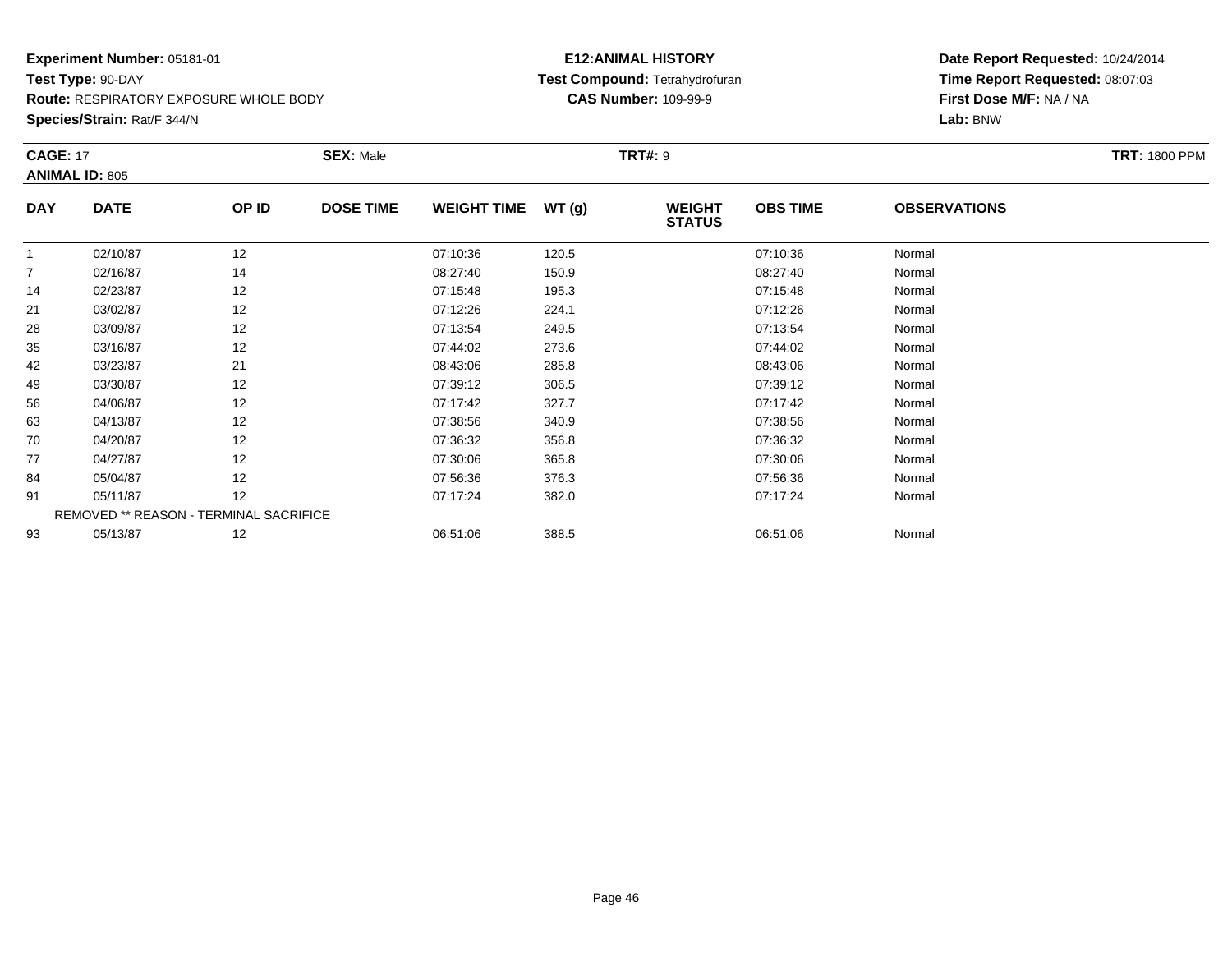**Experiment Number:** 05181-01
**Test Type:** 90-DAY
**Route:** RESPIRATORY EXPOSURE WHOLE BODY
**Species/Strain:** Rat/F 344/N

**E12:ANIMAL HISTORY**
**Test Compound:** Tetrahydrofuran
**CAS Number:** 109-99-9

**Date Report Requested:** 10/24/2014
**Time Report Requested:** 08:07:03
**First Dose M/F:** NA / NA
**Lab:** BNW

**CAGE:** 17 **SEX:** Male **TRT#:** 9 **TRT:** 1800 PPM
**ANIMAL ID:** 805

| DAY | DATE | OP ID | DOSE TIME | WEIGHT TIME | WT (g) | WEIGHT STATUS | OBS TIME | OBSERVATIONS |
|---|---|---|---|---|---|---|---|---|
| 1 | 02/10/87 | 12 | | 07:10:36 | 120.5 | | 07:10:36 | Normal |
| 7 | 02/16/87 | 14 | | 08:27:40 | 150.9 | | 08:27:40 | Normal |
| 14 | 02/23/87 | 12 | | 07:15:48 | 195.3 | | 07:15:48 | Normal |
| 21 | 03/02/87 | 12 | | 07:12:26 | 224.1 | | 07:12:26 | Normal |
| 28 | 03/09/87 | 12 | | 07:13:54 | 249.5 | | 07:13:54 | Normal |
| 35 | 03/16/87 | 12 | | 07:44:02 | 273.6 | | 07:44:02 | Normal |
| 42 | 03/23/87 | 21 | | 08:43:06 | 285.8 | | 08:43:06 | Normal |
| 49 | 03/30/87 | 12 | | 07:39:12 | 306.5 | | 07:39:12 | Normal |
| 56 | 04/06/87 | 12 | | 07:17:42 | 327.7 | | 07:17:42 | Normal |
| 63 | 04/13/87 | 12 | | 07:38:56 | 340.9 | | 07:38:56 | Normal |
| 70 | 04/20/87 | 12 | | 07:36:32 | 356.8 | | 07:36:32 | Normal |
| 77 | 04/27/87 | 12 | | 07:30:06 | 365.8 | | 07:30:06 | Normal |
| 84 | 05/04/87 | 12 | | 07:56:36 | 376.3 | | 07:56:36 | Normal |
| 91 | 05/11/87 | 12 | | 07:17:24 | 382.0 | | 07:17:24 | Normal |
| REMOVED ** REASON - TERMINAL SACRIFICE | | | | | | | | |
| 93 | 05/13/87 | 12 | | 06:51:06 | 388.5 | | 06:51:06 | Normal |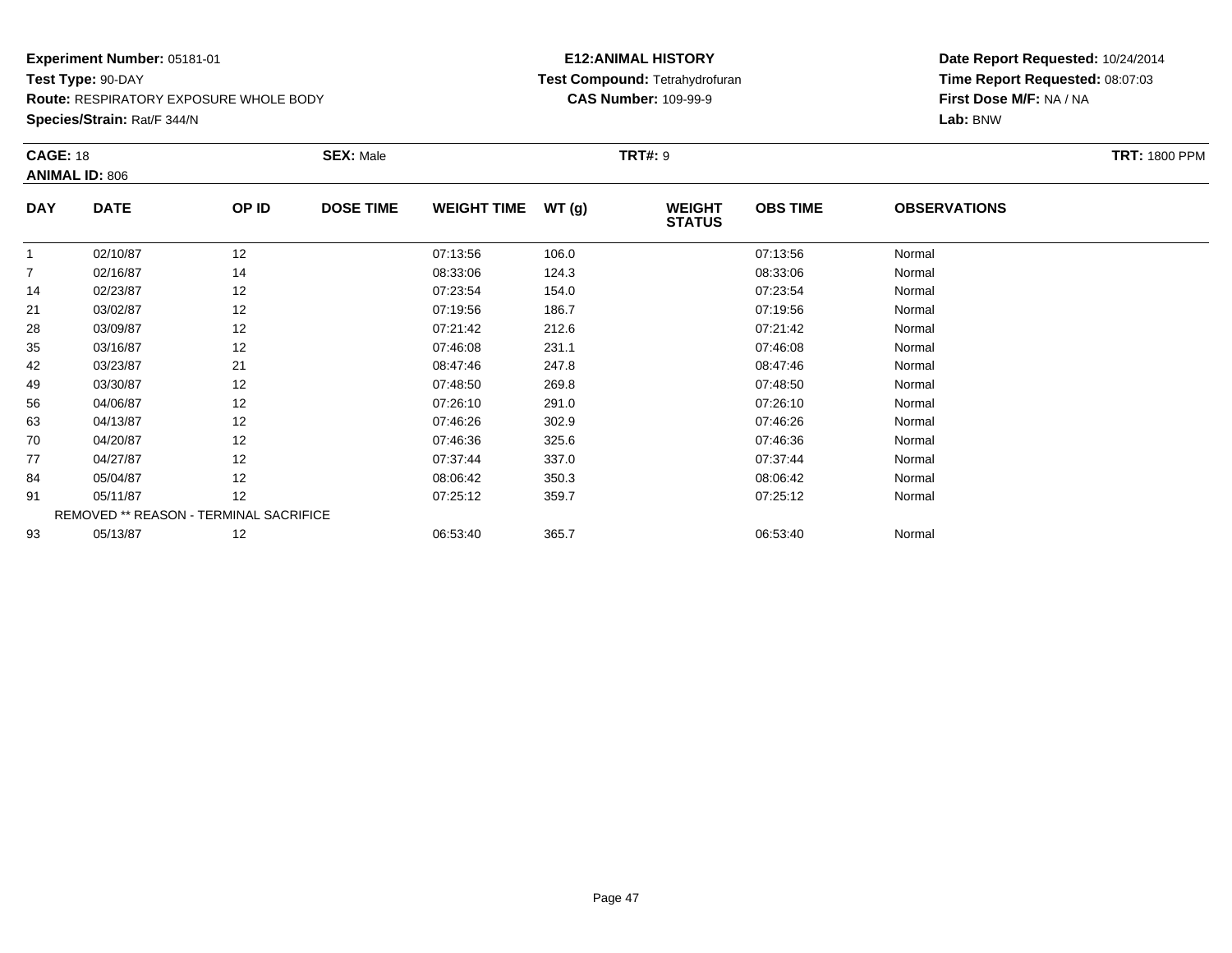**Experiment Number:** 05181-01
**Test Type:** 90-DAY
**Route:** RESPIRATORY EXPOSURE WHOLE BODY
**Species/Strain:** Rat/F 344/N

**E12:ANIMAL HISTORY**
**Test Compound:** Tetrahydrofuran
**CAS Number:** 109-99-9

**Date Report Requested:** 10/24/2014
**Time Report Requested:** 08:07:03
**First Dose M/F:** NA / NA
**Lab:** BNW

**CAGE:** 18 **SEX:** Male **TRT#:** 9 **TRT:** 1800 PPM
**ANIMAL ID:** 806

| DAY | DATE | OP ID | DOSE TIME | WEIGHT TIME | WT (g) | WEIGHT STATUS | OBS TIME | OBSERVATIONS |
|---|---|---|---|---|---|---|---|---|
| 1 | 02/10/87 | 12 | | 07:13:56 | 106.0 | | 07:13:56 | Normal |
| 7 | 02/16/87 | 14 | | 08:33:06 | 124.3 | | 08:33:06 | Normal |
| 14 | 02/23/87 | 12 | | 07:23:54 | 154.0 | | 07:23:54 | Normal |
| 21 | 03/02/87 | 12 | | 07:19:56 | 186.7 | | 07:19:56 | Normal |
| 28 | 03/09/87 | 12 | | 07:21:42 | 212.6 | | 07:21:42 | Normal |
| 35 | 03/16/87 | 12 | | 07:46:08 | 231.1 | | 07:46:08 | Normal |
| 42 | 03/23/87 | 21 | | 08:47:46 | 247.8 | | 08:47:46 | Normal |
| 49 | 03/30/87 | 12 | | 07:48:50 | 269.8 | | 07:48:50 | Normal |
| 56 | 04/06/87 | 12 | | 07:26:10 | 291.0 | | 07:26:10 | Normal |
| 63 | 04/13/87 | 12 | | 07:46:26 | 302.9 | | 07:46:26 | Normal |
| 70 | 04/20/87 | 12 | | 07:46:36 | 325.6 | | 07:46:36 | Normal |
| 77 | 04/27/87 | 12 | | 07:37:44 | 337.0 | | 07:37:44 | Normal |
| 84 | 05/04/87 | 12 | | 08:06:42 | 350.3 | | 08:06:42 | Normal |
| 91 | 05/11/87 | 12 | | 07:25:12 | 359.7 | | 07:25:12 | Normal |
| REMOVED ** REASON - TERMINAL SACRIFICE | | | | | | | | |
| 93 | 05/13/87 | 12 | | 06:53:40 | 365.7 | | 06:53:40 | Normal |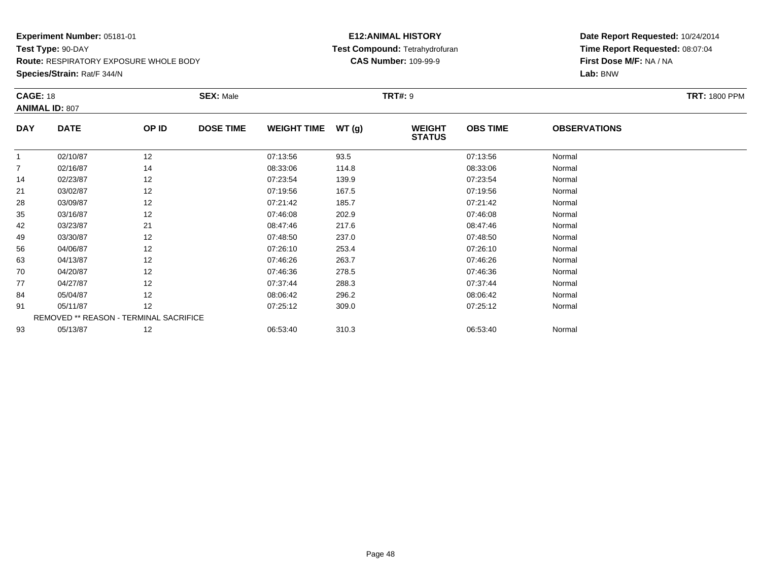**Experiment Number:** 05181-01
**Test Type:** 90-DAY
**Route:** RESPIRATORY EXPOSURE WHOLE BODY
**Species/Strain:** Rat/F 344/N

**E12:ANIMAL HISTORY**
**Test Compound:** Tetrahydrofuran
**CAS Number:** 109-99-9

**Date Report Requested:** 10/24/2014
**Time Report Requested:** 08:07:04
**First Dose M/F:** NA / NA
**Lab:** BNW

**CAGE:** 18 **SEX:** Male **TRT#:** 9 **TRT:** 1800 PPM
**ANIMAL ID:** 807

| DAY | DATE | OP ID | DOSE TIME | WEIGHT TIME | WT (g) | WEIGHT STATUS | OBS TIME | OBSERVATIONS |
|---|---|---|---|---|---|---|---|---|
| 1 | 02/10/87 | 12 | | 07:13:56 | 93.5 | | 07:13:56 | Normal |
| 7 | 02/16/87 | 14 | | 08:33:06 | 114.8 | | 08:33:06 | Normal |
| 14 | 02/23/87 | 12 | | 07:23:54 | 139.9 | | 07:23:54 | Normal |
| 21 | 03/02/87 | 12 | | 07:19:56 | 167.5 | | 07:19:56 | Normal |
| 28 | 03/09/87 | 12 | | 07:21:42 | 185.7 | | 07:21:42 | Normal |
| 35 | 03/16/87 | 12 | | 07:46:08 | 202.9 | | 07:46:08 | Normal |
| 42 | 03/23/87 | 21 | | 08:47:46 | 217.6 | | 08:47:46 | Normal |
| 49 | 03/30/87 | 12 | | 07:48:50 | 237.0 | | 07:48:50 | Normal |
| 56 | 04/06/87 | 12 | | 07:26:10 | 253.4 | | 07:26:10 | Normal |
| 63 | 04/13/87 | 12 | | 07:46:26 | 263.7 | | 07:46:26 | Normal |
| 70 | 04/20/87 | 12 | | 07:46:36 | 278.5 | | 07:46:36 | Normal |
| 77 | 04/27/87 | 12 | | 07:37:44 | 288.3 | | 07:37:44 | Normal |
| 84 | 05/04/87 | 12 | | 08:06:42 | 296.2 | | 08:06:42 | Normal |
| 91 | 05/11/87 | 12 | | 07:25:12 | 309.0 | | 07:25:12 | Normal |
| REMOVED ** REASON - TERMINAL SACRIFICE | | | | | | | | |
| 93 | 05/13/87 | 12 | | 06:53:40 | 310.3 | | 06:53:40 | Normal |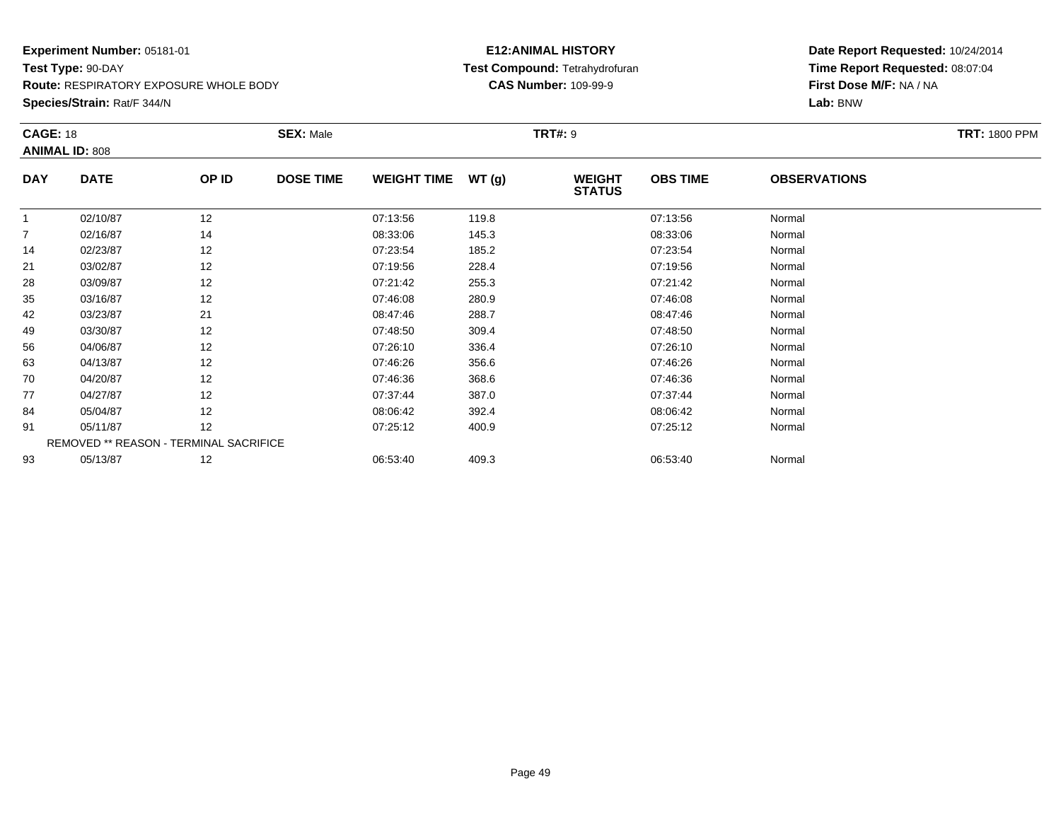**Experiment Number:** 05181-01
**Test Type:** 90-DAY
**Route:** RESPIRATORY EXPOSURE WHOLE BODY
**Species/Strain:** Rat/F 344/N

**E12:ANIMAL HISTORY**
**Test Compound:** Tetrahydrofuran
**CAS Number:** 109-99-9

**Date Report Requested:** 10/24/2014
**Time Report Requested:** 08:07:04
**First Dose M/F:** NA / NA
**Lab:** BNW

**CAGE:** 18 **SEX:** Male **TRT#:** 9 **TRT:** 1800 PPM
**ANIMAL ID:** 808

| DAY | DATE | OP ID | DOSE TIME | WEIGHT TIME | WT (g) | WEIGHT STATUS | OBS TIME | OBSERVATIONS |
|---|---|---|---|---|---|---|---|---|
| 1 | 02/10/87 | 12 | | 07:13:56 | 119.8 | | 07:13:56 | Normal |
| 7 | 02/16/87 | 14 | | 08:33:06 | 145.3 | | 08:33:06 | Normal |
| 14 | 02/23/87 | 12 | | 07:23:54 | 185.2 | | 07:23:54 | Normal |
| 21 | 03/02/87 | 12 | | 07:19:56 | 228.4 | | 07:19:56 | Normal |
| 28 | 03/09/87 | 12 | | 07:21:42 | 255.3 | | 07:21:42 | Normal |
| 35 | 03/16/87 | 12 | | 07:46:08 | 280.9 | | 07:46:08 | Normal |
| 42 | 03/23/87 | 21 | | 08:47:46 | 288.7 | | 08:47:46 | Normal |
| 49 | 03/30/87 | 12 | | 07:48:50 | 309.4 | | 07:48:50 | Normal |
| 56 | 04/06/87 | 12 | | 07:26:10 | 336.4 | | 07:26:10 | Normal |
| 63 | 04/13/87 | 12 | | 07:46:26 | 356.6 | | 07:46:26 | Normal |
| 70 | 04/20/87 | 12 | | 07:46:36 | 368.6 | | 07:46:36 | Normal |
| 77 | 04/27/87 | 12 | | 07:37:44 | 387.0 | | 07:37:44 | Normal |
| 84 | 05/04/87 | 12 | | 08:06:42 | 392.4 | | 08:06:42 | Normal |
| 91 | 05/11/87 | 12 | | 07:25:12 | 400.9 | | 07:25:12 | Normal |
| REMOVED ** REASON - TERMINAL SACRIFICE | | | | | | | | |
| 93 | 05/13/87 | 12 | | 06:53:40 | 409.3 | | 06:53:40 | Normal |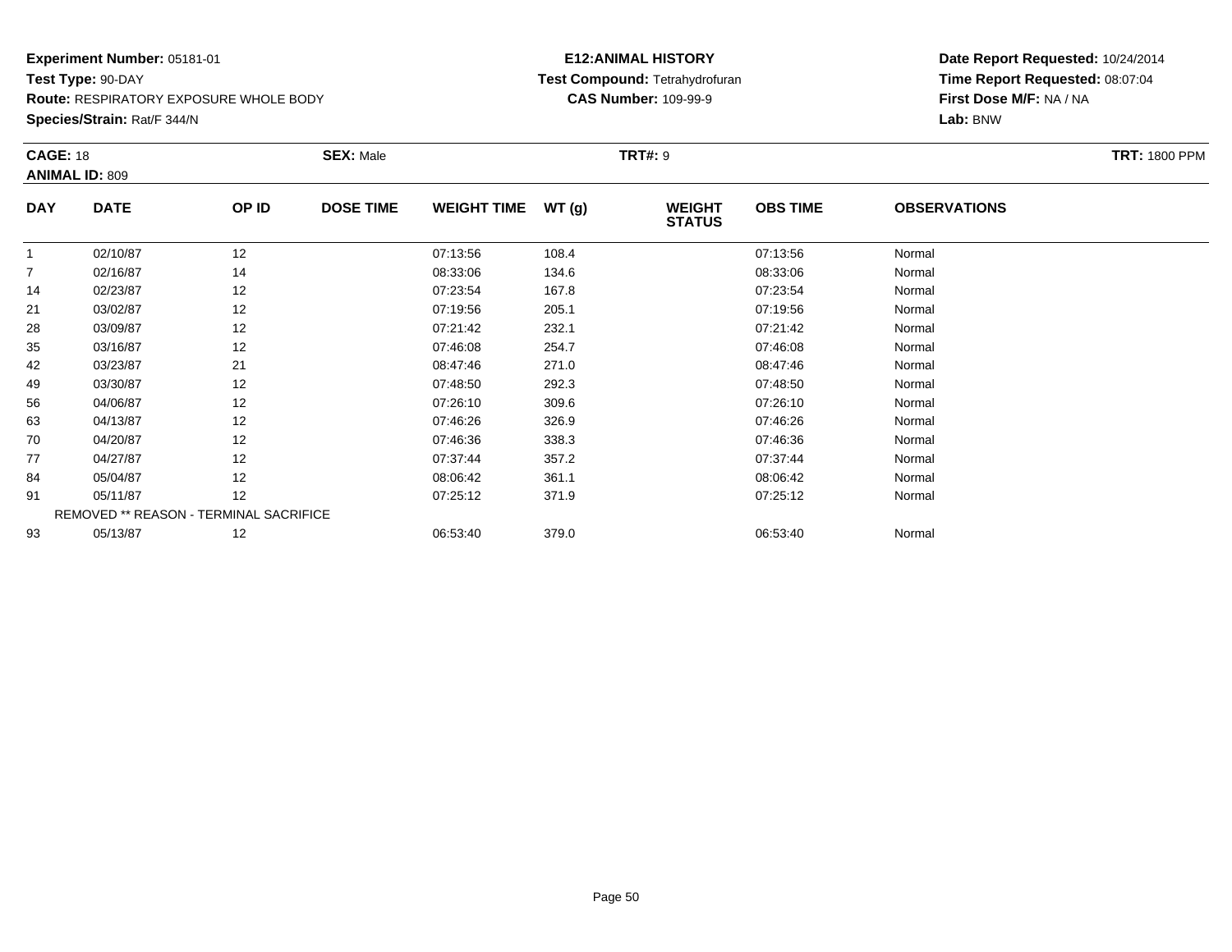**Experiment Number:** 05181-01
**Test Type:** 90-DAY
**Route:** RESPIRATORY EXPOSURE WHOLE BODY
**Species/Strain:** Rat/F 344/N

**E12:ANIMAL HISTORY**
**Test Compound:** Tetrahydrofuran
**CAS Number:** 109-99-9

**Date Report Requested:** 10/24/2014
**Time Report Requested:** 08:07:04
**First Dose M/F:** NA / NA
**Lab:** BNW

**CAGE:** 18 **SEX:** Male **TRT#:** 9 **TRT:** 1800 PPM
**ANIMAL ID:** 809

| DAY | DATE | OP ID | DOSE TIME | WEIGHT TIME | WT (g) | WEIGHT STATUS | OBS TIME | OBSERVATIONS |
|---|---|---|---|---|---|---|---|---|
| 1 | 02/10/87 | 12 | | 07:13:56 | 108.4 | | 07:13:56 | Normal |
| 7 | 02/16/87 | 14 | | 08:33:06 | 134.6 | | 08:33:06 | Normal |
| 14 | 02/23/87 | 12 | | 07:23:54 | 167.8 | | 07:23:54 | Normal |
| 21 | 03/02/87 | 12 | | 07:19:56 | 205.1 | | 07:19:56 | Normal |
| 28 | 03/09/87 | 12 | | 07:21:42 | 232.1 | | 07:21:42 | Normal |
| 35 | 03/16/87 | 12 | | 07:46:08 | 254.7 | | 07:46:08 | Normal |
| 42 | 03/23/87 | 21 | | 08:47:46 | 271.0 | | 08:47:46 | Normal |
| 49 | 03/30/87 | 12 | | 07:48:50 | 292.3 | | 07:48:50 | Normal |
| 56 | 04/06/87 | 12 | | 07:26:10 | 309.6 | | 07:26:10 | Normal |
| 63 | 04/13/87 | 12 | | 07:46:26 | 326.9 | | 07:46:26 | Normal |
| 70 | 04/20/87 | 12 | | 07:46:36 | 338.3 | | 07:46:36 | Normal |
| 77 | 04/27/87 | 12 | | 07:37:44 | 357.2 | | 07:37:44 | Normal |
| 84 | 05/04/87 | 12 | | 08:06:42 | 361.1 | | 08:06:42 | Normal |
| 91 | 05/11/87 | 12 | | 07:25:12 | 371.9 | | 07:25:12 | Normal |
| REMOVED ** REASON - TERMINAL SACRIFICE | | | | | | | | |
| 93 | 05/13/87 | 12 | | 06:53:40 | 379.0 | | 06:53:40 | Normal |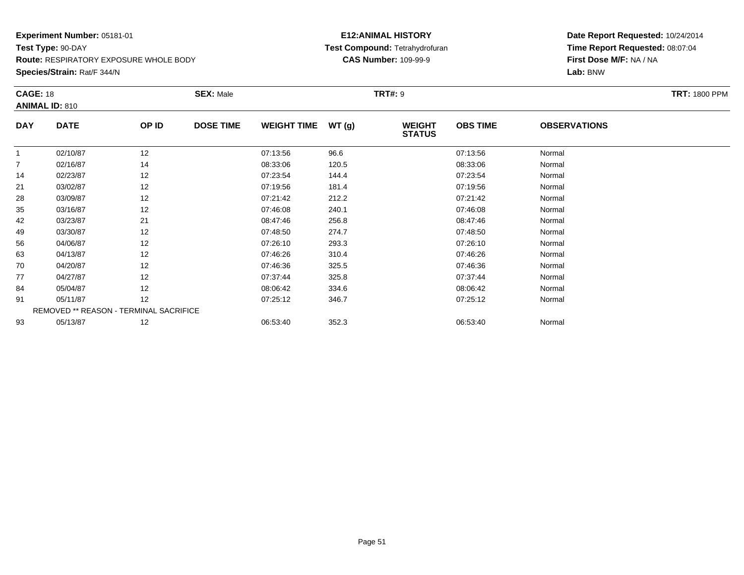**Experiment Number:** 05181-01
**Test Type:** 90-DAY
**Route:** RESPIRATORY EXPOSURE WHOLE BODY
**Species/Strain:** Rat/F 344/N

**E12:ANIMAL HISTORY**
**Test Compound:** Tetrahydrofuran
**CAS Number:** 109-99-9

**Date Report Requested:** 10/24/2014
**Time Report Requested:** 08:07:04
**First Dose M/F:** NA / NA
**Lab:** BNW

**CAGE:** 18 **SEX:** Male **TRT#:** 9 **TRT:** 1800 PPM
**ANIMAL ID:** 810

| DAY | DATE | OP ID | DOSE TIME | WEIGHT TIME | WT (g) | WEIGHT STATUS | OBS TIME | OBSERVATIONS |
|---|---|---|---|---|---|---|---|---|
| 1 | 02/10/87 | 12 | | 07:13:56 | 96.6 | | 07:13:56 | Normal |
| 7 | 02/16/87 | 14 | | 08:33:06 | 120.5 | | 08:33:06 | Normal |
| 14 | 02/23/87 | 12 | | 07:23:54 | 144.4 | | 07:23:54 | Normal |
| 21 | 03/02/87 | 12 | | 07:19:56 | 181.4 | | 07:19:56 | Normal |
| 28 | 03/09/87 | 12 | | 07:21:42 | 212.2 | | 07:21:42 | Normal |
| 35 | 03/16/87 | 12 | | 07:46:08 | 240.1 | | 07:46:08 | Normal |
| 42 | 03/23/87 | 21 | | 08:47:46 | 256.8 | | 08:47:46 | Normal |
| 49 | 03/30/87 | 12 | | 07:48:50 | 274.7 | | 07:48:50 | Normal |
| 56 | 04/06/87 | 12 | | 07:26:10 | 293.3 | | 07:26:10 | Normal |
| 63 | 04/13/87 | 12 | | 07:46:26 | 310.4 | | 07:46:26 | Normal |
| 70 | 04/20/87 | 12 | | 07:46:36 | 325.5 | | 07:46:36 | Normal |
| 77 | 04/27/87 | 12 | | 07:37:44 | 325.8 | | 07:37:44 | Normal |
| 84 | 05/04/87 | 12 | | 08:06:42 | 334.6 | | 08:06:42 | Normal |
| 91 | 05/11/87 | 12 | | 07:25:12 | 346.7 | | 07:25:12 | Normal |
| REMOVED ** REASON - TERMINAL SACRIFICE | | | | | | | | |
| 93 | 05/13/87 | 12 | | 06:53:40 | 352.3 | | 06:53:40 | Normal |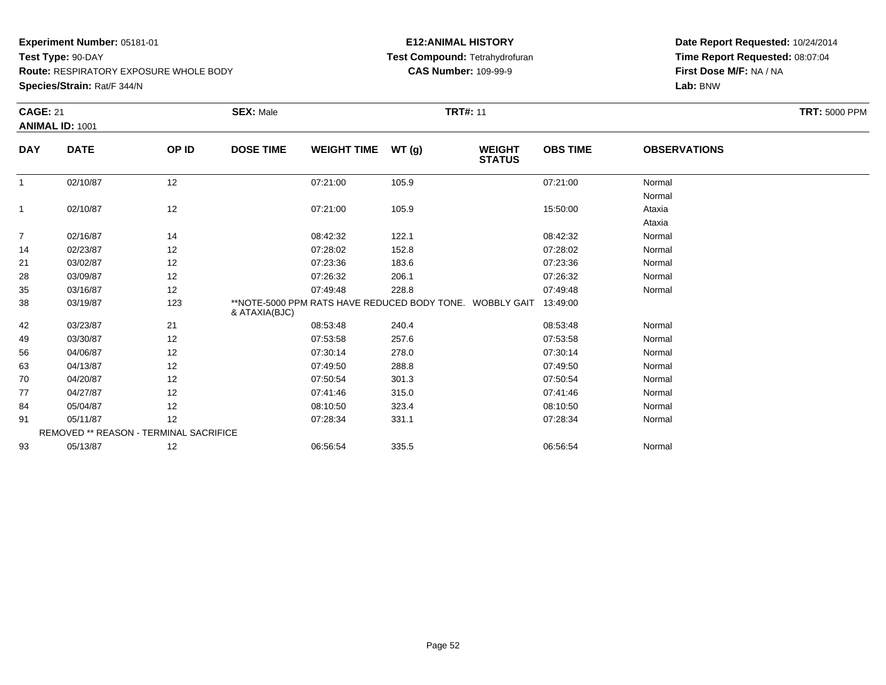**Experiment Number:** 05181-01
**Test Type:** 90-DAY
**Route:** RESPIRATORY EXPOSURE WHOLE BODY
**Species/Strain:** Rat/F 344/N

**E12:ANIMAL HISTORY**
**Test Compound:** Tetrahydrofuran
**CAS Number:** 109-99-9

**Date Report Requested:** 10/24/2014
**Time Report Requested:** 08:07:04
**First Dose M/F:** NA / NA
**Lab:** BNW

**CAGE:** 21 **SEX:** Male **TRT#:** 11 **TRT:** 5000 PPM
**ANIMAL ID:** 1001

| DAY | DATE | OP ID | DOSE TIME | WEIGHT TIME | WT (g) | WEIGHT STATUS | OBS TIME | OBSERVATIONS |
|---|---|---|---|---|---|---|---|---|
| 1 | 02/10/87 | 12 | | 07:21:00 | 105.9 | | 07:21:00 | Normal<br>Normal |
| 1 | 02/10/87 | 12 | | 07:21:00 | 105.9 | | 15:50:00 | Ataxia<br>Ataxia |
| 7 | 02/16/87 | 14 | | 08:42:32 | 122.1 | | 08:42:32 | Normal |
| 14 | 02/23/87 | 12 | | 07:28:02 | 152.8 | | 07:28:02 | Normal |
| 21 | 03/02/87 | 12 | | 07:23:36 | 183.6 | | 07:23:36 | Normal |
| 28 | 03/09/87 | 12 | | 07:26:32 | 206.1 | | 07:26:32 | Normal |
| 35 | 03/16/87 | 12 | | 07:49:48 | 228.8 | | 07:49:48 | Normal |
| 38 | 03/19/87 | 123 | **NOTE-5000 PPM RATS HAVE REDUCED BODY TONE. WOBBLY GAIT & ATAXIA(BJC) | | | | 13:49:00 | |
| 42 | 03/23/87 | 21 | | 08:53:48 | 240.4 | | 08:53:48 | Normal |
| 49 | 03/30/87 | 12 | | 07:53:58 | 257.6 | | 07:53:58 | Normal |
| 56 | 04/06/87 | 12 | | 07:30:14 | 278.0 | | 07:30:14 | Normal |
| 63 | 04/13/87 | 12 | | 07:49:50 | 288.8 | | 07:49:50 | Normal |
| 70 | 04/20/87 | 12 | | 07:50:54 | 301.3 | | 07:50:54 | Normal |
| 77 | 04/27/87 | 12 | | 07:41:46 | 315.0 | | 07:41:46 | Normal |
| 84 | 05/04/87 | 12 | | 08:10:50 | 323.4 | | 08:10:50 | Normal |
| 91 | 05/11/87 | 12 | | 07:28:34 | 331.1 | | 07:28:34 | Normal |
| | REMOVED ** REASON - TERMINAL SACRIFICE | | | | | | | |
| 93 | 05/13/87 | 12 | | 06:56:54 | 335.5 | | 06:56:54 | Normal |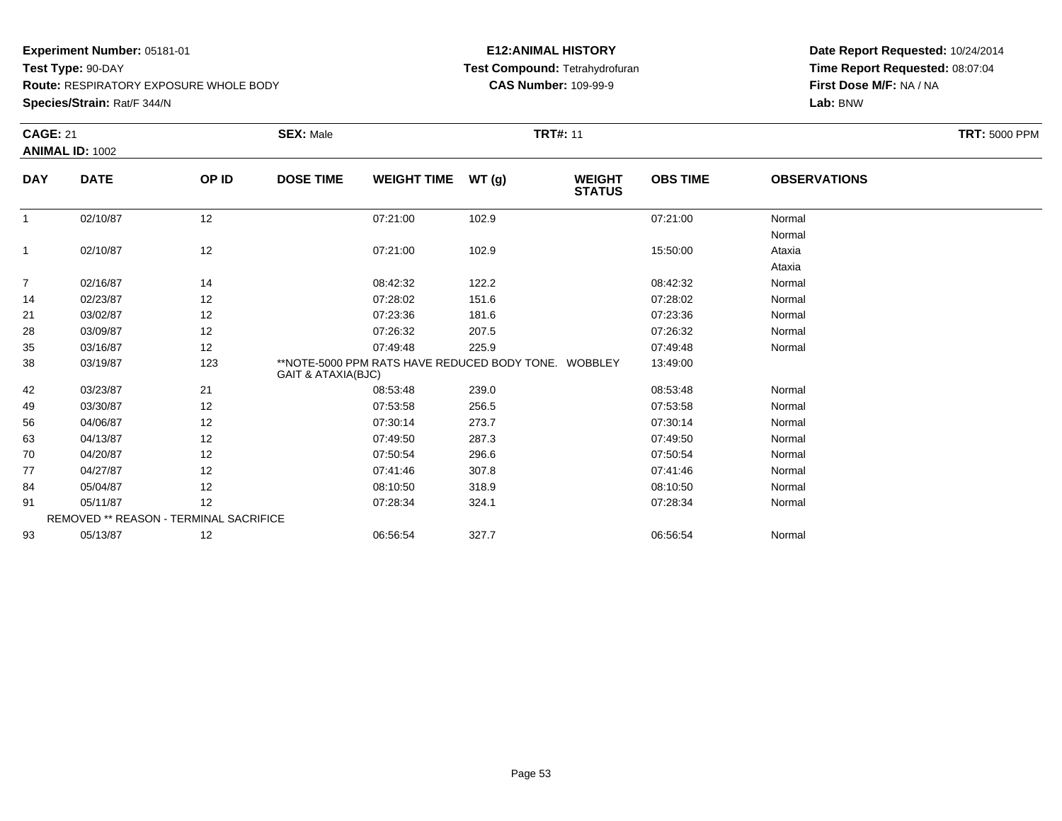**Experiment Number:** 05181-01
**Test Type:** 90-DAY
**Route:** RESPIRATORY EXPOSURE WHOLE BODY
**Species/Strain:** Rat/F 344/N

**E12:ANIMAL HISTORY**
**Test Compound:** Tetrahydrofuran
**CAS Number:** 109-99-9

**Date Report Requested:** 10/24/2014
**Time Report Requested:** 08:07:04
**First Dose M/F:** NA / NA
**Lab:** BNW

**CAGE:** 21 **SEX:** Male **TRT#:** 11 **TRT:** 5000 PPM
**ANIMAL ID:** 1002

| DAY | DATE | OP ID | DOSE TIME | WEIGHT TIME | WT (g) | WEIGHT STATUS | OBS TIME | OBSERVATIONS |
|---|---|---|---|---|---|---|---|---|
| 1 | 02/10/87 | 12 | | 07:21:00 | 102.9 | | 07:21:00 | Normal<br>Normal |
| 1 | 02/10/87 | 12 | | 07:21:00 | 102.9 | | 15:50:00 | Ataxia<br>Ataxia |
| 7 | 02/16/87 | 14 | | 08:42:32 | 122.2 | | 08:42:32 | Normal |
| 14 | 02/23/87 | 12 | | 07:28:02 | 151.6 | | 07:28:02 | Normal |
| 21 | 03/02/87 | 12 | | 07:23:36 | 181.6 | | 07:23:36 | Normal |
| 28 | 03/09/87 | 12 | | 07:26:32 | 207.5 | | 07:26:32 | Normal |
| 35 | 03/16/87 | 12 | | 07:49:48 | 225.9 | | 07:49:48 | Normal |
| 38 | 03/19/87 | 123 | **NOTE-5000 PPM RATS HAVE REDUCED BODY TONE. WOBBLEY GAIT & ATAXIA(BJC) | | | | 13:49:00 | |
| 42 | 03/23/87 | 21 | | 08:53:48 | 239.0 | | 08:53:48 | Normal |
| 49 | 03/30/87 | 12 | | 07:53:58 | 256.5 | | 07:53:58 | Normal |
| 56 | 04/06/87 | 12 | | 07:30:14 | 273.7 | | 07:30:14 | Normal |
| 63 | 04/13/87 | 12 | | 07:49:50 | 287.3 | | 07:49:50 | Normal |
| 70 | 04/20/87 | 12 | | 07:50:54 | 296.6 | | 07:50:54 | Normal |
| 77 | 04/27/87 | 12 | | 07:41:46 | 307.8 | | 07:41:46 | Normal |
| 84 | 05/04/87 | 12 | | 08:10:50 | 318.9 | | 08:10:50 | Normal |
| 91 | 05/11/87 | 12 | | 07:28:34 | 324.1 | | 07:28:34 | Normal |
| | REMOVED ** REASON - TERMINAL SACRIFICE | | | | | | | |
| 93 | 05/13/87 | 12 | | 06:56:54 | 327.7 | | 06:56:54 | Normal |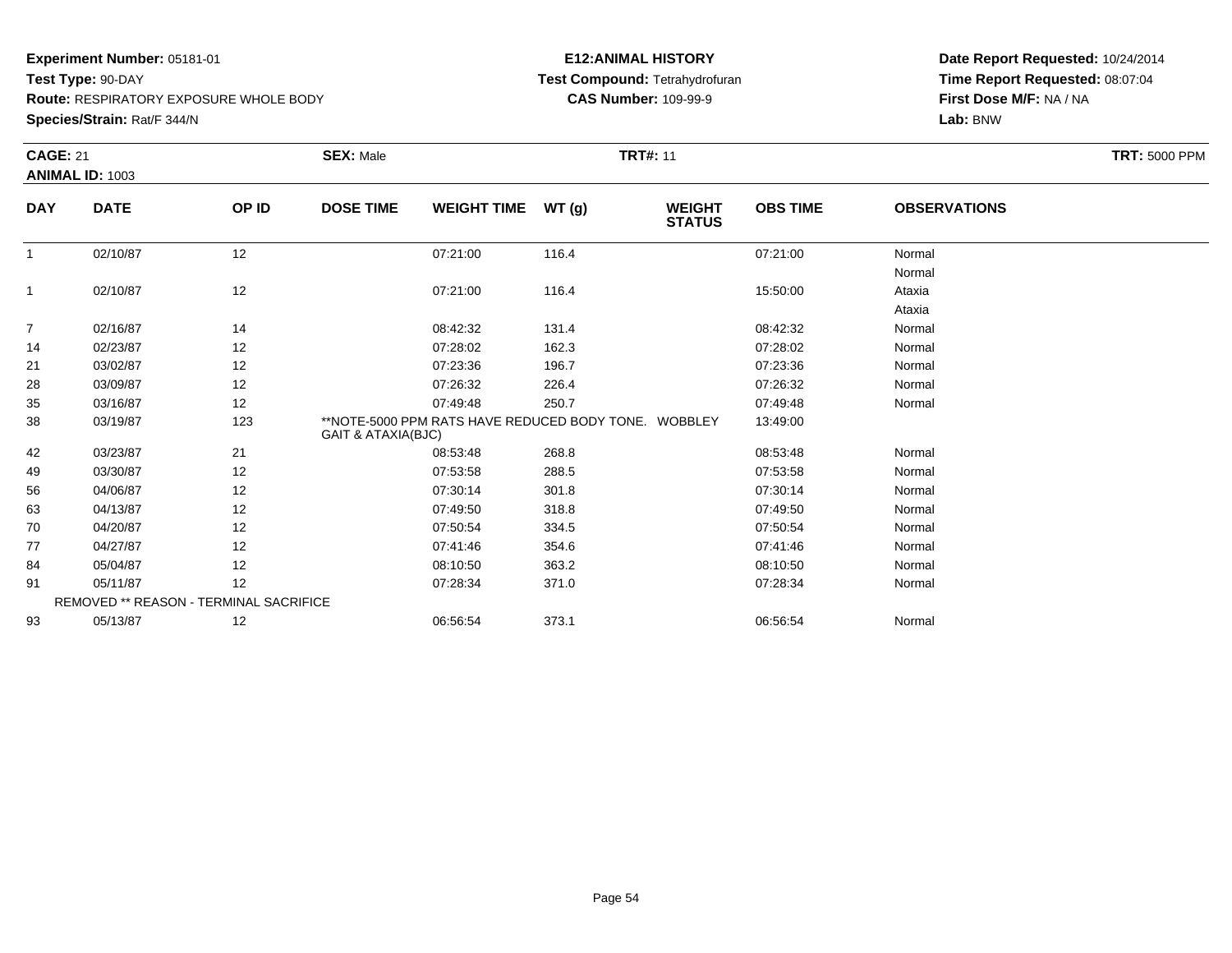**Experiment Number:** 05181-01
**Test Type:** 90-DAY
**Route:** RESPIRATORY EXPOSURE WHOLE BODY
**Species/Strain:** Rat/F 344/N

**E12:ANIMAL HISTORY**
**Test Compound:** Tetrahydrofuran
**CAS Number:** 109-99-9

**Date Report Requested:** 10/24/2014
**Time Report Requested:** 08:07:04
**First Dose M/F:** NA / NA
**Lab:** BNW

**CAGE:** 21 **SEX:** Male **TRT#:** 11 **TRT:** 5000 PPM
**ANIMAL ID:** 1003

| DAY | DATE | OP ID | DOSE TIME | WEIGHT TIME | WT (g) | WEIGHT STATUS | OBS TIME | OBSERVATIONS |
|---|---|---|---|---|---|---|---|---|
| 1 | 02/10/87 | 12 | | 07:21:00 | 116.4 | | 07:21:00 | Normal<br>Normal |
| 1 | 02/10/87 | 12 | | 07:21:00 | 116.4 | | 15:50:00 | Ataxia<br>Ataxia |
| 7 | 02/16/87 | 14 | | 08:42:32 | 131.4 | | 08:42:32 | Normal |
| 14 | 02/23/87 | 12 | | 07:28:02 | 162.3 | | 07:28:02 | Normal |
| 21 | 03/02/87 | 12 | | 07:23:36 | 196.7 | | 07:23:36 | Normal |
| 28 | 03/09/87 | 12 | | 07:26:32 | 226.4 | | 07:26:32 | Normal |
| 35 | 03/16/87 | 12 | | 07:49:48 | 250.7 | | 07:49:48 | Normal |
| 38 | 03/19/87 | 123 | **NOTE-5000 PPM RATS HAVE REDUCED BODY TONE. WOBBLEY GAIT & ATAXIA(BJC) | | | | 13:49:00 | |
| 42 | 03/23/87 | 21 | | 08:53:48 | 268.8 | | 08:53:48 | Normal |
| 49 | 03/30/87 | 12 | | 07:53:58 | 288.5 | | 07:53:58 | Normal |
| 56 | 04/06/87 | 12 | | 07:30:14 | 301.8 | | 07:30:14 | Normal |
| 63 | 04/13/87 | 12 | | 07:49:50 | 318.8 | | 07:49:50 | Normal |
| 70 | 04/20/87 | 12 | | 07:50:54 | 334.5 | | 07:50:54 | Normal |
| 77 | 04/27/87 | 12 | | 07:41:46 | 354.6 | | 07:41:46 | Normal |
| 84 | 05/04/87 | 12 | | 08:10:50 | 363.2 | | 08:10:50 | Normal |
| 91 | 05/11/87 | 12 | | 07:28:34 | 371.0 | | 07:28:34 | Normal |
| | REMOVED ** REASON - TERMINAL SACRIFICE | | | | | | | |
| 93 | 05/13/87 | 12 | | 06:56:54 | 373.1 | | 06:56:54 | Normal |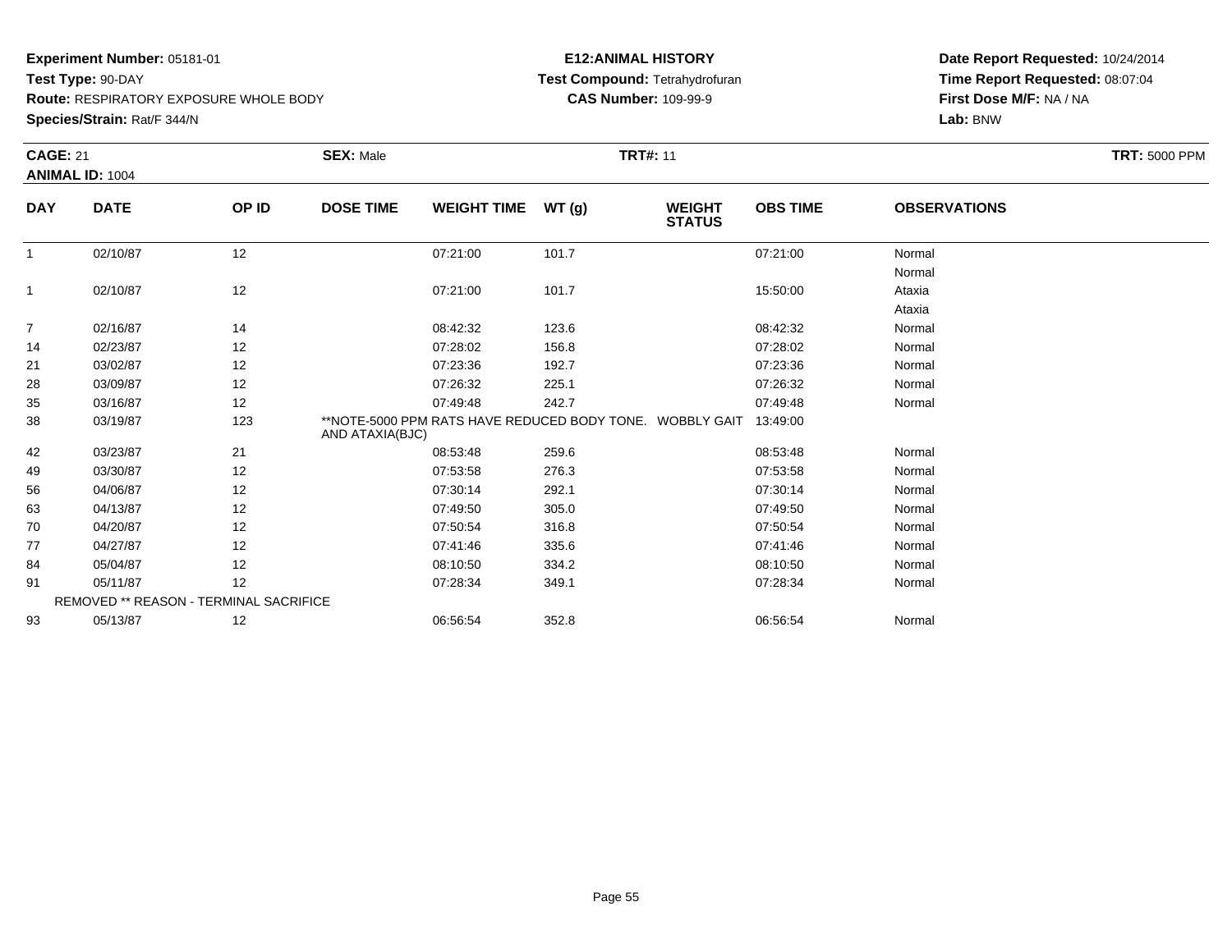**Experiment Number:** 05181-01
**Test Type:** 90-DAY
**Route:** RESPIRATORY EXPOSURE WHOLE BODY
**Species/Strain:** Rat/F 344/N

**E12:ANIMAL HISTORY**
**Test Compound:** Tetrahydrofuran
**CAS Number:** 109-99-9

**Date Report Requested:** 10/24/2014
**Time Report Requested:** 08:07:04
**First Dose M/F:** NA / NA
**Lab:** BNW

**CAGE:** 21 **SEX:** Male **TRT#:** 11 **TRT:** 5000 PPM
**ANIMAL ID:** 1004

| DAY | DATE | OP ID | DOSE TIME | WEIGHT TIME | WT (g) | WEIGHT STATUS | OBS TIME | OBSERVATIONS |
|---|---|---|---|---|---|---|---|---|
| 1 | 02/10/87 | 12 | | 07:21:00 | 101.7 | | 07:21:00 | Normal<br>Normal |
| 1 | 02/10/87 | 12 | | 07:21:00 | 101.7 | | 15:50:00 | Ataxia<br>Ataxia |
| 7 | 02/16/87 | 14 | | 08:42:32 | 123.6 | | 08:42:32 | Normal |
| 14 | 02/23/87 | 12 | | 07:28:02 | 156.8 | | 07:28:02 | Normal |
| 21 | 03/02/87 | 12 | | 07:23:36 | 192.7 | | 07:23:36 | Normal |
| 28 | 03/09/87 | 12 | | 07:26:32 | 225.1 | | 07:26:32 | Normal |
| 35 | 03/16/87 | 12 | | 07:49:48 | 242.7 | | 07:49:48 | Normal |
| 38 | 03/19/87 | 123 | **NOTE-5000 PPM RATS HAVE REDUCED BODY TONE. WOBBLY GAIT AND ATAXIA(BJC) | | | | 13:49:00 | |
| 42 | 03/23/87 | 21 | | 08:53:48 | 259.6 | | 08:53:48 | Normal |
| 49 | 03/30/87 | 12 | | 07:53:58 | 276.3 | | 07:53:58 | Normal |
| 56 | 04/06/87 | 12 | | 07:30:14 | 292.1 | | 07:30:14 | Normal |
| 63 | 04/13/87 | 12 | | 07:49:50 | 305.0 | | 07:49:50 | Normal |
| 70 | 04/20/87 | 12 | | 07:50:54 | 316.8 | | 07:50:54 | Normal |
| 77 | 04/27/87 | 12 | | 07:41:46 | 335.6 | | 07:41:46 | Normal |
| 84 | 05/04/87 | 12 | | 08:10:50 | 334.2 | | 08:10:50 | Normal |
| 91 | 05/11/87 | 12 | | 07:28:34 | 349.1 | | 07:28:34 | Normal |
| | REMOVED ** REASON - TERMINAL SACRIFICE | | | | | | | |
| 93 | 05/13/87 | 12 | | 06:56:54 | 352.8 | | 06:56:54 | Normal |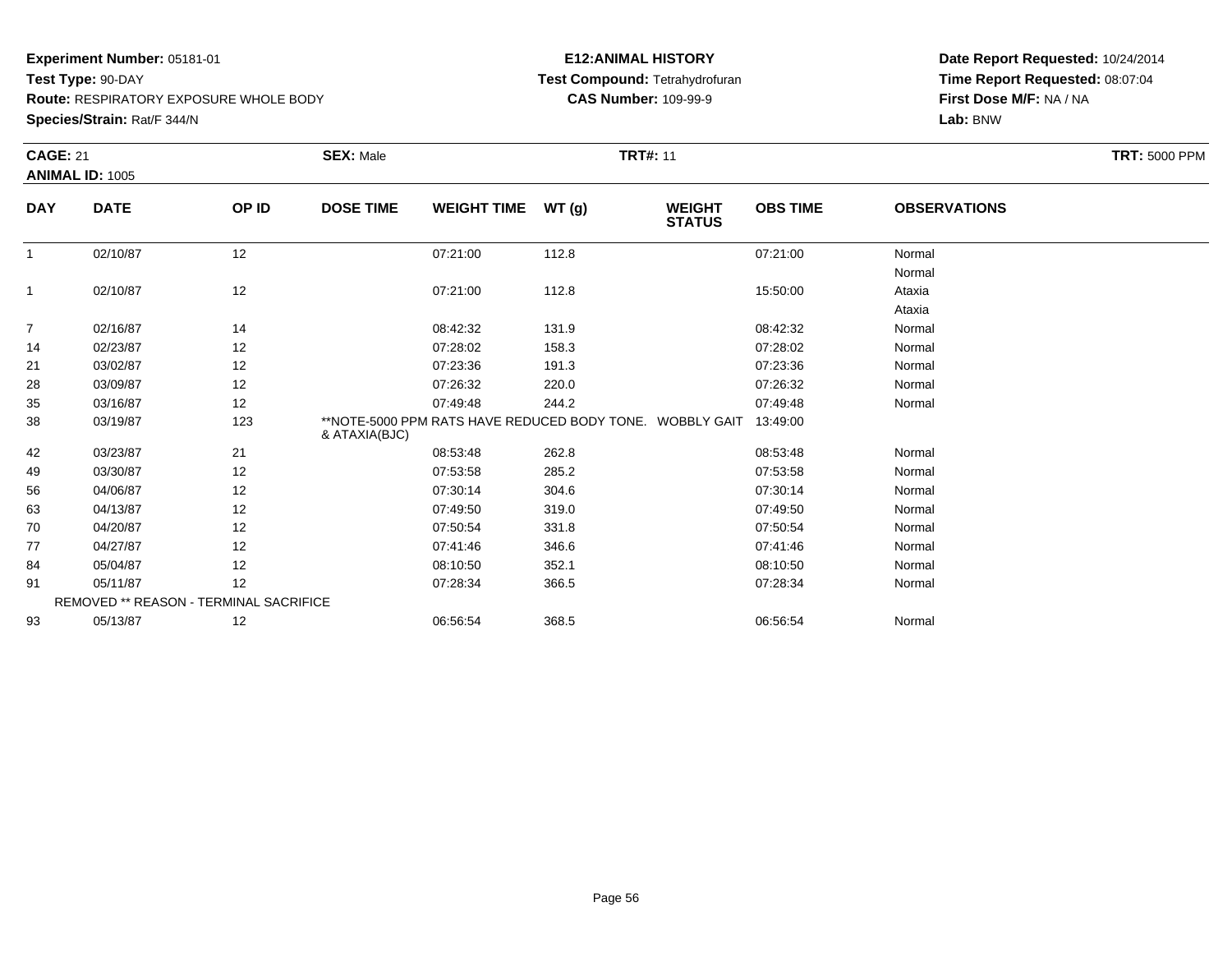**Experiment Number:** 05181-01
**Test Type:** 90-DAY
**Route:** RESPIRATORY EXPOSURE WHOLE BODY
**Species/Strain:** Rat/F 344/N

**E12:ANIMAL HISTORY**
**Test Compound:** Tetrahydrofuran
**CAS Number:** 109-99-9

**Date Report Requested:** 10/24/2014
**Time Report Requested:** 08:07:04
**First Dose M/F:** NA / NA
**Lab:** BNW

**CAGE:** 21 **SEX:** Male **TRT#:** 11 **TRT:** 5000 PPM
**ANIMAL ID:** 1005

| DAY | DATE | OP ID | DOSE TIME | WEIGHT TIME | WT (g) | WEIGHT STATUS | OBS TIME | OBSERVATIONS |
|---|---|---|---|---|---|---|---|---|
| 1 | 02/10/87 | 12 | | 07:21:00 | 112.8 | | 07:21:00 | Normal |
| | | | | | | | | Normal |
| 1 | 02/10/87 | 12 | | 07:21:00 | 112.8 | | 15:50:00 | Ataxia |
| | | | | | | | | Ataxia |
| 7 | 02/16/87 | 14 | | 08:42:32 | 131.9 | | 08:42:32 | Normal |
| 14 | 02/23/87 | 12 | | 07:28:02 | 158.3 | | 07:28:02 | Normal |
| 21 | 03/02/87 | 12 | | 07:23:36 | 191.3 | | 07:23:36 | Normal |
| 28 | 03/09/87 | 12 | | 07:26:32 | 220.0 | | 07:26:32 | Normal |
| 35 | 03/16/87 | 12 | | 07:49:48 | 244.2 | | 07:49:48 | Normal |
| 38 | 03/19/87 | 123 | **NOTE-5000 PPM RATS HAVE REDUCED BODY TONE. WOBBLY GAIT & ATAXIA(BJC) | | | | 13:49:00 | |
| 42 | 03/23/87 | 21 | | 08:53:48 | 262.8 | | 08:53:48 | Normal |
| 49 | 03/30/87 | 12 | | 07:53:58 | 285.2 | | 07:53:58 | Normal |
| 56 | 04/06/87 | 12 | | 07:30:14 | 304.6 | | 07:30:14 | Normal |
| 63 | 04/13/87 | 12 | | 07:49:50 | 319.0 | | 07:49:50 | Normal |
| 70 | 04/20/87 | 12 | | 07:50:54 | 331.8 | | 07:50:54 | Normal |
| 77 | 04/27/87 | 12 | | 07:41:46 | 346.6 | | 07:41:46 | Normal |
| 84 | 05/04/87 | 12 | | 08:10:50 | 352.1 | | 08:10:50 | Normal |
| 91 | 05/11/87 | 12 | | 07:28:34 | 366.5 | | 07:28:34 | Normal |
| | REMOVED ** REASON - TERMINAL SACRIFICE | | | | | | | |
| 93 | 05/13/87 | 12 | | 06:56:54 | 368.5 | | 06:56:54 | Normal |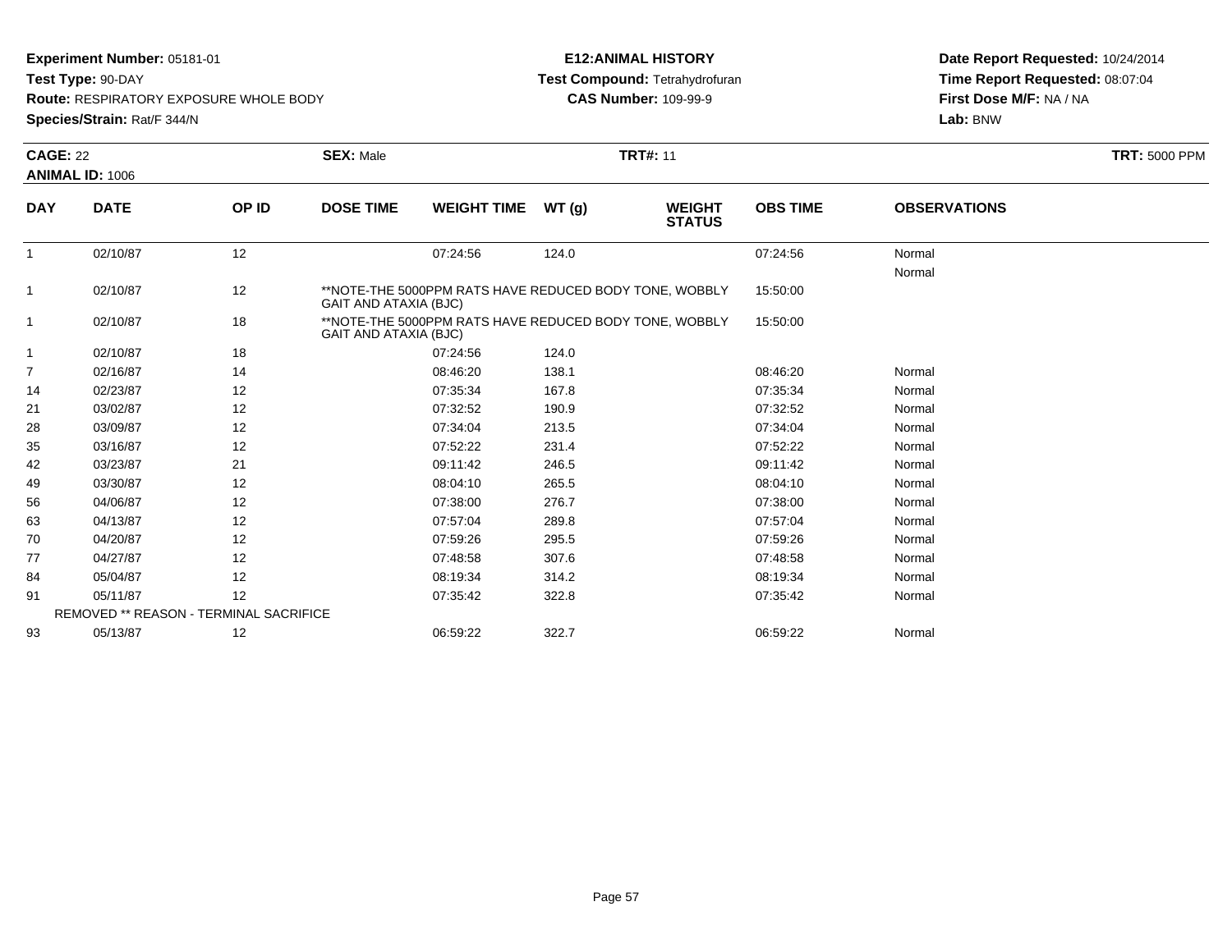**Experiment Number:** 05181-01
**Test Type:** 90-DAY
**Route:** RESPIRATORY EXPOSURE WHOLE BODY
**Species/Strain:** Rat/F 344/N

**E12:ANIMAL HISTORY**
**Test Compound:** Tetrahydrofuran
**CAS Number:** 109-99-9

**Date Report Requested:** 10/24/2014
**Time Report Requested:** 08:07:04
**First Dose M/F:** NA / NA
**Lab:** BNW

**CAGE:** 22 **SEX:** Male **TRT#:** 11 **TRT:** 5000 PPM
**ANIMAL ID:** 1006

| DAY | DATE | OP ID | DOSE TIME | WEIGHT TIME | WT (g) | WEIGHT STATUS | OBS TIME | OBSERVATIONS |
|---|---|---|---|---|---|---|---|---|
| 1 | 02/10/87 | 12 | | 07:24:56 | 124.0 | | 07:24:56 | Normal |
| | | | | | | | | Normal |
| 1 | 02/10/87 | 12 | **NOTE-THE 5000PPM RATS HAVE REDUCED BODY TONE, WOBBLY GAIT AND ATAXIA (BJC) | | | | 15:50:00 | |
| 1 | 02/10/87 | 18 | **NOTE-THE 5000PPM RATS HAVE REDUCED BODY TONE, WOBBLY GAIT AND ATAXIA (BJC) | | | | 15:50:00 | |
| 1 | 02/10/87 | 18 | | 07:24:56 | 124.0 | | | |
| 7 | 02/16/87 | 14 | | 08:46:20 | 138.1 | | 08:46:20 | Normal |
| 14 | 02/23/87 | 12 | | 07:35:34 | 167.8 | | 07:35:34 | Normal |
| 21 | 03/02/87 | 12 | | 07:32:52 | 190.9 | | 07:32:52 | Normal |
| 28 | 03/09/87 | 12 | | 07:34:04 | 213.5 | | 07:34:04 | Normal |
| 35 | 03/16/87 | 12 | | 07:52:22 | 231.4 | | 07:52:22 | Normal |
| 42 | 03/23/87 | 21 | | 09:11:42 | 246.5 | | 09:11:42 | Normal |
| 49 | 03/30/87 | 12 | | 08:04:10 | 265.5 | | 08:04:10 | Normal |
| 56 | 04/06/87 | 12 | | 07:38:00 | 276.7 | | 07:38:00 | Normal |
| 63 | 04/13/87 | 12 | | 07:57:04 | 289.8 | | 07:57:04 | Normal |
| 70 | 04/20/87 | 12 | | 07:59:26 | 295.5 | | 07:59:26 | Normal |
| 77 | 04/27/87 | 12 | | 07:48:58 | 307.6 | | 07:48:58 | Normal |
| 84 | 05/04/87 | 12 | | 08:19:34 | 314.2 | | 08:19:34 | Normal |
| 91 | 05/11/87 | 12 | | 07:35:42 | 322.8 | | 07:35:42 | Normal |
| | REMOVED ** REASON - TERMINAL SACRIFICE | | | | | | | |
| 93 | 05/13/87 | 12 | | 06:59:22 | 322.7 | | 06:59:22 | Normal |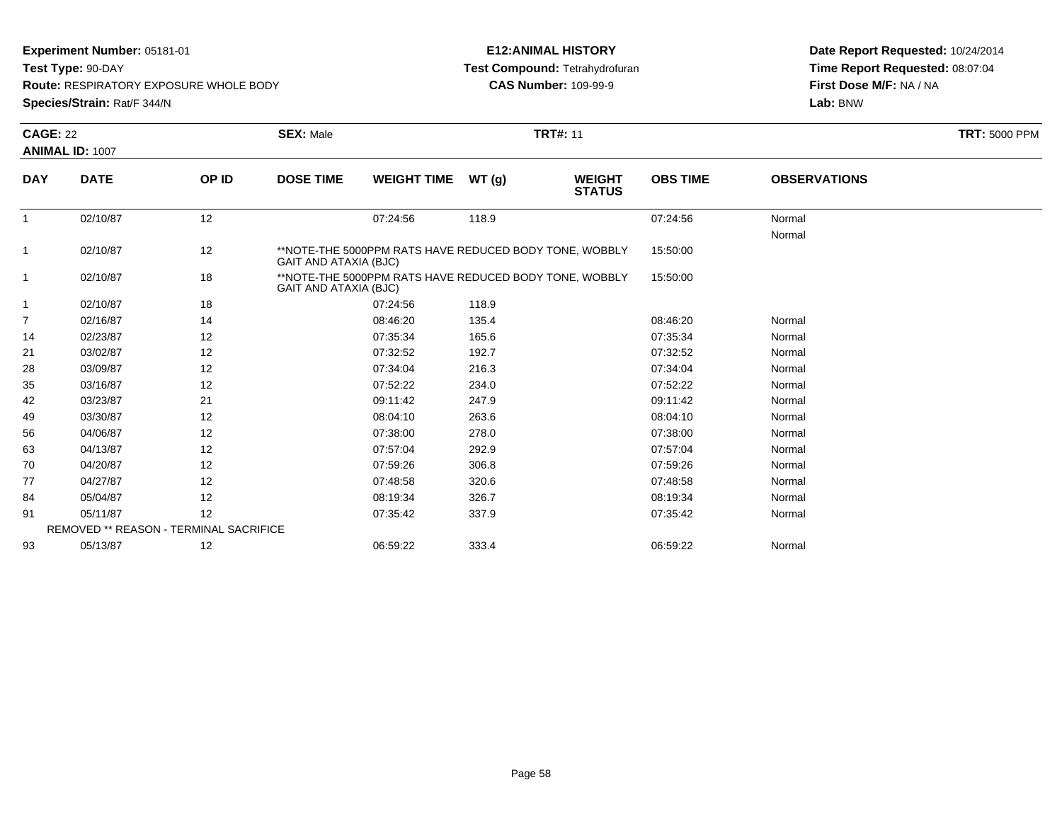**Experiment Number:** 05181-01
**Test Type:** 90-DAY
**Route:** RESPIRATORY EXPOSURE WHOLE BODY
**Species/Strain:** Rat/F 344/N

**E12:ANIMAL HISTORY**
**Test Compound:** Tetrahydrofuran
**CAS Number:** 109-99-9

**Date Report Requested:** 10/24/2014
**Time Report Requested:** 08:07:04
**First Dose M/F:** NA / NA
**Lab:** BNW

**CAGE:** 22 | **SEX:** Male | **TRT#:** 11 | **TRT:** 5000 PPM

**ANIMAL ID:** 1007

| DAY | DATE | OP ID | DOSE TIME | WEIGHT TIME | WT (g) | WEIGHT STATUS | OBS TIME | OBSERVATIONS |
|---|---|---|---|---|---|---|---|---|
| 1 | 02/10/87 | 12 | | 07:24:56 | 118.9 | | 07:24:56 | Normal |
| | | | | | | | | Normal |
| 1 | 02/10/87 | 12 | **NOTE-THE 5000PPM RATS HAVE REDUCED BODY TONE, WOBBLY GAIT AND ATAXIA (BJC) | | | | 15:50:00 | |
| 1 | 02/10/87 | 18 | **NOTE-THE 5000PPM RATS HAVE REDUCED BODY TONE, WOBBLY GAIT AND ATAXIA (BJC) | | | | 15:50:00 | |
| 1 | 02/10/87 | 18 | | 07:24:56 | 118.9 | | | |
| 7 | 02/16/87 | 14 | | 08:46:20 | 135.4 | | 08:46:20 | Normal |
| 14 | 02/23/87 | 12 | | 07:35:34 | 165.6 | | 07:35:34 | Normal |
| 21 | 03/02/87 | 12 | | 07:32:52 | 192.7 | | 07:32:52 | Normal |
| 28 | 03/09/87 | 12 | | 07:34:04 | 216.3 | | 07:34:04 | Normal |
| 35 | 03/16/87 | 12 | | 07:52:22 | 234.0 | | 07:52:22 | Normal |
| 42 | 03/23/87 | 21 | | 09:11:42 | 247.9 | | 09:11:42 | Normal |
| 49 | 03/30/87 | 12 | | 08:04:10 | 263.6 | | 08:04:10 | Normal |
| 56 | 04/06/87 | 12 | | 07:38:00 | 278.0 | | 07:38:00 | Normal |
| 63 | 04/13/87 | 12 | | 07:57:04 | 292.9 | | 07:57:04 | Normal |
| 70 | 04/20/87 | 12 | | 07:59:26 | 306.8 | | 07:59:26 | Normal |
| 77 | 04/27/87 | 12 | | 07:48:58 | 320.6 | | 07:48:58 | Normal |
| 84 | 05/04/87 | 12 | | 08:19:34 | 326.7 | | 08:19:34 | Normal |
| 91 | 05/11/87 | 12 | | 07:35:42 | 337.9 | | 07:35:42 | Normal |
| | REMOVED ** REASON - TERMINAL SACRIFICE | | | | | | | |
| 93 | 05/13/87 | 12 | | 06:59:22 | 333.4 | | 06:59:22 | Normal |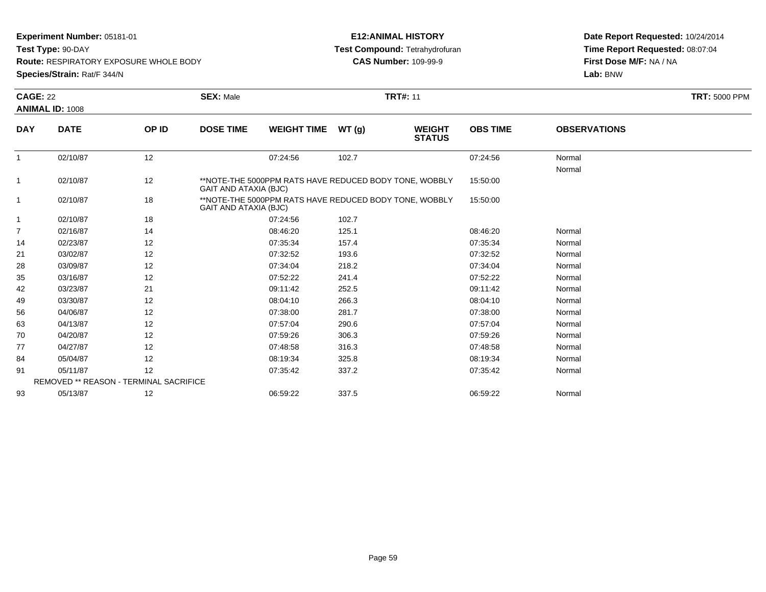**Experiment Number:** 05181-01
**Test Type:** 90-DAY
**Route:** RESPIRATORY EXPOSURE WHOLE BODY
**Species/Strain:** Rat/F 344/N

**E12:ANIMAL HISTORY**
**Test Compound:** Tetrahydrofuran
**CAS Number:** 109-99-9

**Date Report Requested:** 10/24/2014
**Time Report Requested:** 08:07:04
**First Dose M/F:** NA / NA
**Lab:** BNW

**CAGE:** 22 **SEX:** Male **TRT#:** 11 **TRT:** 5000 PPM
**ANIMAL ID:** 1008

| DAY | DATE | OP ID | DOSE TIME | WEIGHT TIME | WT (g) | WEIGHT STATUS | OBS TIME | OBSERVATIONS |
|---|---|---|---|---|---|---|---|---|
| 1 | 02/10/87 | 12 | | 07:24:56 | 102.7 | | 07:24:56 | Normal |
| | | | | | | | | Normal |
| 1 | 02/10/87 | 12 | **NOTE-THE 5000PPM RATS HAVE REDUCED BODY TONE, WOBBLY GAIT AND ATAXIA (BJC) | | | | 15:50:00 | |
| 1 | 02/10/87 | 18 | **NOTE-THE 5000PPM RATS HAVE REDUCED BODY TONE, WOBBLY GAIT AND ATAXIA (BJC) | | | | 15:50:00 | |
| 1 | 02/10/87 | 18 | | 07:24:56 | 102.7 | | | |
| 7 | 02/16/87 | 14 | | 08:46:20 | 125.1 | | 08:46:20 | Normal |
| 14 | 02/23/87 | 12 | | 07:35:34 | 157.4 | | 07:35:34 | Normal |
| 21 | 03/02/87 | 12 | | 07:32:52 | 193.6 | | 07:32:52 | Normal |
| 28 | 03/09/87 | 12 | | 07:34:04 | 218.2 | | 07:34:04 | Normal |
| 35 | 03/16/87 | 12 | | 07:52:22 | 241.4 | | 07:52:22 | Normal |
| 42 | 03/23/87 | 21 | | 09:11:42 | 252.5 | | 09:11:42 | Normal |
| 49 | 03/30/87 | 12 | | 08:04:10 | 266.3 | | 08:04:10 | Normal |
| 56 | 04/06/87 | 12 | | 07:38:00 | 281.7 | | 07:38:00 | Normal |
| 63 | 04/13/87 | 12 | | 07:57:04 | 290.6 | | 07:57:04 | Normal |
| 70 | 04/20/87 | 12 | | 07:59:26 | 306.3 | | 07:59:26 | Normal |
| 77 | 04/27/87 | 12 | | 07:48:58 | 316.3 | | 07:48:58 | Normal |
| 84 | 05/04/87 | 12 | | 08:19:34 | 325.8 | | 08:19:34 | Normal |
| 91 | 05/11/87 | 12 | | 07:35:42 | 337.2 | | 07:35:42 | Normal |
| | REMOVED ** REASON - TERMINAL SACRIFICE | | | | | | | |
| 93 | 05/13/87 | 12 | | 06:59:22 | 337.5 | | 06:59:22 | Normal |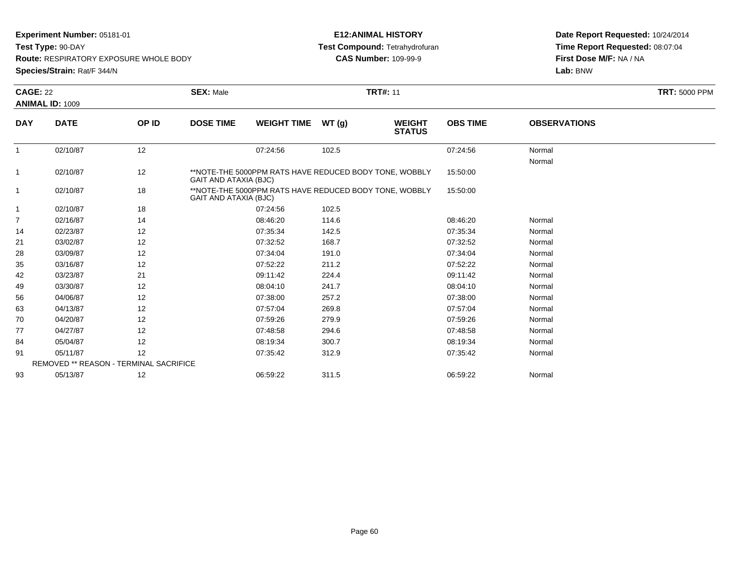**Experiment Number:** 05181-01
**Test Type:** 90-DAY
**Route:** RESPIRATORY EXPOSURE WHOLE BODY
**Species/Strain:** Rat/F 344/N

**E12:ANIMAL HISTORY**
**Test Compound:** Tetrahydrofuran
**CAS Number:** 109-99-9

**Date Report Requested:** 10/24/2014
**Time Report Requested:** 08:07:04
**First Dose M/F:** NA / NA
**Lab:** BNW

**CAGE:** 22
**ANIMAL ID:** 1009
**SEX:** Male
**TRT#:** 11
**TRT:** 5000 PPM

| DAY | DATE | OP ID | DOSE TIME | WEIGHT TIME | WT (g) | WEIGHT STATUS | OBS TIME | OBSERVATIONS |
|---|---|---|---|---|---|---|---|---|
| 1 | 02/10/87 | 12 | | 07:24:56 | 102.5 | | 07:24:56 | Normal |
| | | | | | | | | Normal |
| 1 | 02/10/87 | 12 | **NOTE-THE 5000PPM RATS HAVE REDUCED BODY TONE, WOBBLY GAIT AND ATAXIA (BJC) | | | | 15:50:00 | |
| 1 | 02/10/87 | 18 | **NOTE-THE 5000PPM RATS HAVE REDUCED BODY TONE, WOBBLY GAIT AND ATAXIA (BJC) | | | | 15:50:00 | |
| 1 | 02/10/87 | 18 | | 07:24:56 | 102.5 | | | |
| 7 | 02/16/87 | 14 | | 08:46:20 | 114.6 | | 08:46:20 | Normal |
| 14 | 02/23/87 | 12 | | 07:35:34 | 142.5 | | 07:35:34 | Normal |
| 21 | 03/02/87 | 12 | | 07:32:52 | 168.7 | | 07:32:52 | Normal |
| 28 | 03/09/87 | 12 | | 07:34:04 | 191.0 | | 07:34:04 | Normal |
| 35 | 03/16/87 | 12 | | 07:52:22 | 211.2 | | 07:52:22 | Normal |
| 42 | 03/23/87 | 21 | | 09:11:42 | 224.4 | | 09:11:42 | Normal |
| 49 | 03/30/87 | 12 | | 08:04:10 | 241.7 | | 08:04:10 | Normal |
| 56 | 04/06/87 | 12 | | 07:38:00 | 257.2 | | 07:38:00 | Normal |
| 63 | 04/13/87 | 12 | | 07:57:04 | 269.8 | | 07:57:04 | Normal |
| 70 | 04/20/87 | 12 | | 07:59:26 | 279.9 | | 07:59:26 | Normal |
| 77 | 04/27/87 | 12 | | 07:48:58 | 294.6 | | 07:48:58 | Normal |
| 84 | 05/04/87 | 12 | | 08:19:34 | 300.7 | | 08:19:34 | Normal |
| 91 | 05/11/87 | 12 | | 07:35:42 | 312.9 | | 07:35:42 | Normal |
| | REMOVED ** REASON - TERMINAL SACRIFICE | | | | | | | |
| 93 | 05/13/87 | 12 | | 06:59:22 | 311.5 | | 06:59:22 | Normal |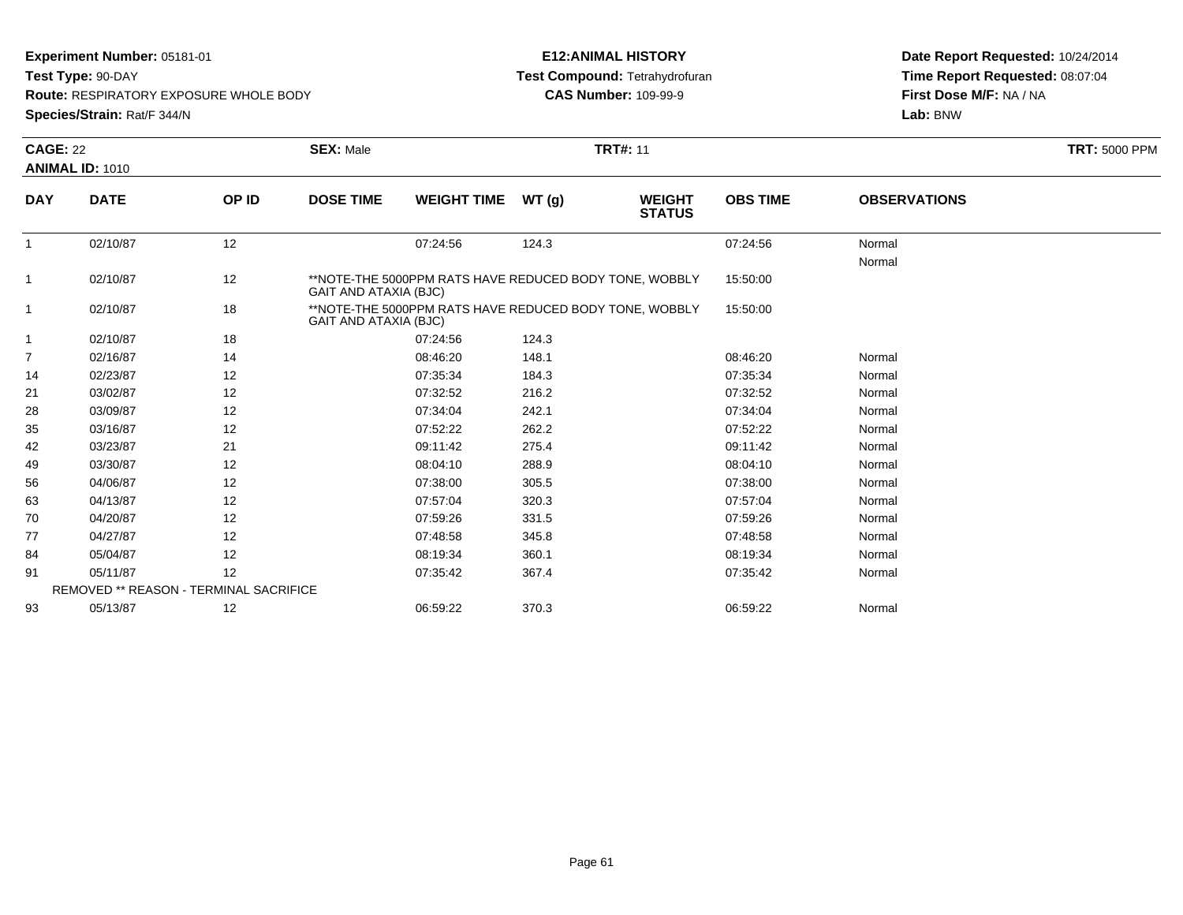**Experiment Number:** 05181-01
**Test Type:** 90-DAY
**Route:** RESPIRATORY EXPOSURE WHOLE BODY
**Species/Strain:** Rat/F 344/N

**E12:ANIMAL HISTORY**
**Test Compound:** Tetrahydrofuran
**CAS Number:** 109-99-9

**Date Report Requested:** 10/24/2014
**Time Report Requested:** 08:07:04
**First Dose M/F:** NA / NA
**Lab:** BNW

**CAGE:** 22 **SEX:** Male **TRT#:** 11 **TRT:** 5000 PPM
**ANIMAL ID:** 1010

| DAY | DATE | OP ID | DOSE TIME | WEIGHT TIME | WT (g) | WEIGHT STATUS | OBS TIME | OBSERVATIONS |
|---|---|---|---|---|---|---|---|---|
| 1 | 02/10/87 | 12 | | 07:24:56 | 124.3 | | 07:24:56 | Normal |
| | | | | | | | | Normal |
| 1 | 02/10/87 | 12 | **NOTE-THE 5000PPM RATS HAVE REDUCED BODY TONE, WOBBLY GAIT AND ATAXIA (BJC) | | | | 15:50:00 | |
| 1 | 02/10/87 | 18 | **NOTE-THE 5000PPM RATS HAVE REDUCED BODY TONE, WOBBLY GAIT AND ATAXIA (BJC) | | | | 15:50:00 | |
| 1 | 02/10/87 | 18 | | 07:24:56 | 124.3 | | | |
| 7 | 02/16/87 | 14 | | 08:46:20 | 148.1 | | 08:46:20 | Normal |
| 14 | 02/23/87 | 12 | | 07:35:34 | 184.3 | | 07:35:34 | Normal |
| 21 | 03/02/87 | 12 | | 07:32:52 | 216.2 | | 07:32:52 | Normal |
| 28 | 03/09/87 | 12 | | 07:34:04 | 242.1 | | 07:34:04 | Normal |
| 35 | 03/16/87 | 12 | | 07:52:22 | 262.2 | | 07:52:22 | Normal |
| 42 | 03/23/87 | 21 | | 09:11:42 | 275.4 | | 09:11:42 | Normal |
| 49 | 03/30/87 | 12 | | 08:04:10 | 288.9 | | 08:04:10 | Normal |
| 56 | 04/06/87 | 12 | | 07:38:00 | 305.5 | | 07:38:00 | Normal |
| 63 | 04/13/87 | 12 | | 07:57:04 | 320.3 | | 07:57:04 | Normal |
| 70 | 04/20/87 | 12 | | 07:59:26 | 331.5 | | 07:59:26 | Normal |
| 77 | 04/27/87 | 12 | | 07:48:58 | 345.8 | | 07:48:58 | Normal |
| 84 | 05/04/87 | 12 | | 08:19:34 | 360.1 | | 08:19:34 | Normal |
| 91 | 05/11/87 | 12 | | 07:35:42 | 367.4 | | 07:35:42 | Normal |
| | REMOVED ** REASON - TERMINAL SACRIFICE | | | | | | | |
| 93 | 05/13/87 | 12 | | 06:59:22 | 370.3 | | 06:59:22 | Normal |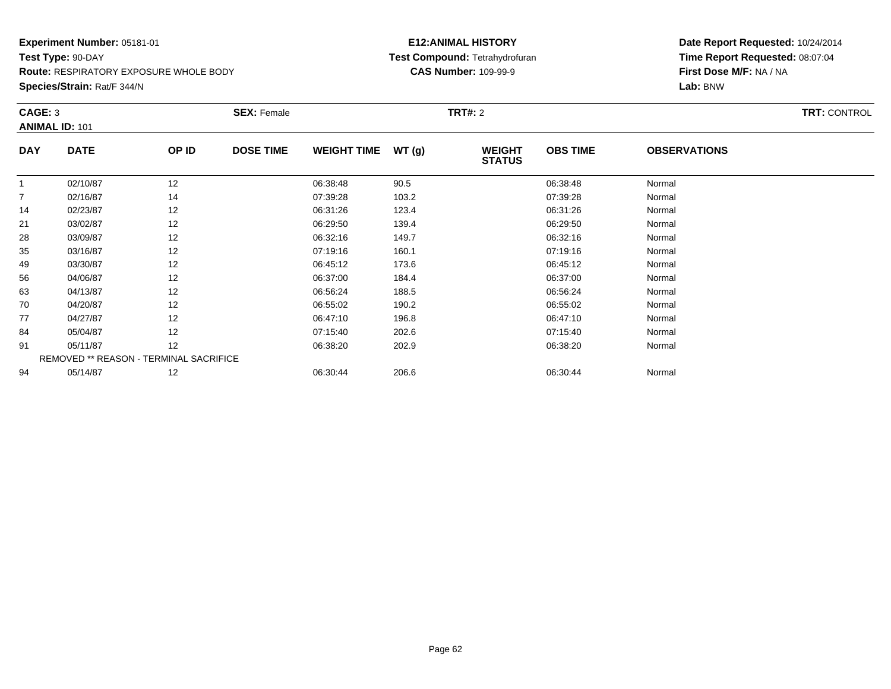**Experiment Number:** 05181-01
**Test Type:** 90-DAY
**Route:** RESPIRATORY EXPOSURE WHOLE BODY
**Species/Strain:** Rat/F 344/N

**E12:ANIMAL HISTORY**
**Test Compound:** Tetrahydrofuran
**CAS Number:** 109-99-9

**Date Report Requested:** 10/24/2014
**Time Report Requested:** 08:07:04
**First Dose M/F:** NA / NA
**Lab:** BNW

**CAGE:** 3 **SEX:** Female **TRT#:** 2 **TRT:** CONTROL
**ANIMAL ID:** 101

| DAY | DATE | OP ID | DOSE TIME | WEIGHT TIME | WT (g) | WEIGHT STATUS | OBS TIME | OBSERVATIONS |
|---|---|---|---|---|---|---|---|---|
| 1 | 02/10/87 | 12 | | 06:38:48 | 90.5 | | 06:38:48 | Normal |
| 7 | 02/16/87 | 14 | | 07:39:28 | 103.2 | | 07:39:28 | Normal |
| 14 | 02/23/87 | 12 | | 06:31:26 | 123.4 | | 06:31:26 | Normal |
| 21 | 03/02/87 | 12 | | 06:29:50 | 139.4 | | 06:29:50 | Normal |
| 28 | 03/09/87 | 12 | | 06:32:16 | 149.7 | | 06:32:16 | Normal |
| 35 | 03/16/87 | 12 | | 07:19:16 | 160.1 | | 07:19:16 | Normal |
| 49 | 03/30/87 | 12 | | 06:45:12 | 173.6 | | 06:45:12 | Normal |
| 56 | 04/06/87 | 12 | | 06:37:00 | 184.4 | | 06:37:00 | Normal |
| 63 | 04/13/87 | 12 | | 06:56:24 | 188.5 | | 06:56:24 | Normal |
| 70 | 04/20/87 | 12 | | 06:55:02 | 190.2 | | 06:55:02 | Normal |
| 77 | 04/27/87 | 12 | | 06:47:10 | 196.8 | | 06:47:10 | Normal |
| 84 | 05/04/87 | 12 | | 07:15:40 | 202.6 | | 07:15:40 | Normal |
| 91 | 05/11/87 | 12 | | 06:38:20 | 202.9 | | 06:38:20 | Normal |
| REMOVED ** REASON - TERMINAL SACRIFICE | | | | | | | | |
| 94 | 05/14/87 | 12 | | 06:30:44 | 206.6 | | 06:30:44 | Normal |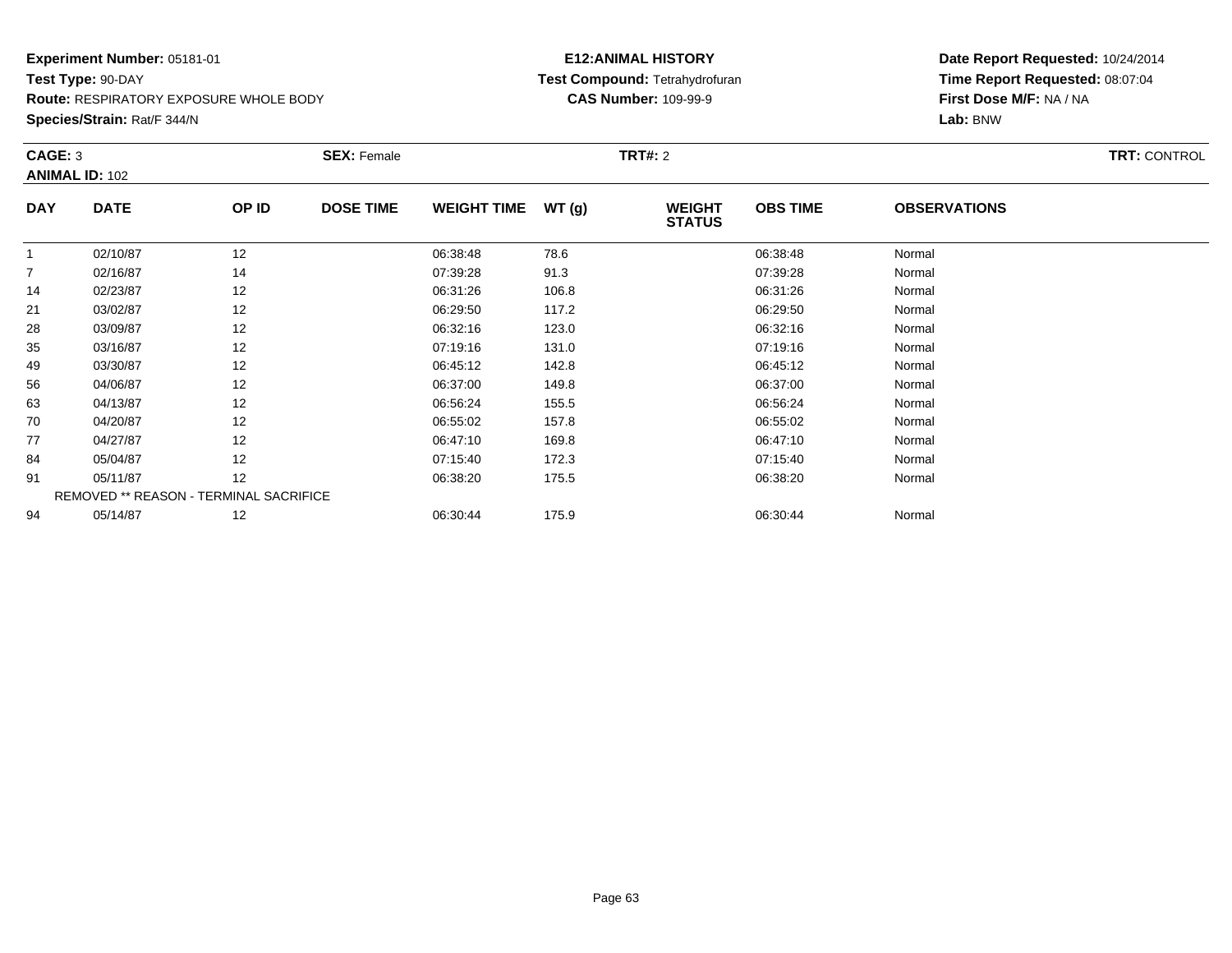**Experiment Number:** 05181-01
**Test Type:** 90-DAY
**Route:** RESPIRATORY EXPOSURE WHOLE BODY
**Species/Strain:** Rat/F 344/N

**E12:ANIMAL HISTORY**
**Test Compound:** Tetrahydrofuran
**CAS Number:** 109-99-9

**Date Report Requested:** 10/24/2014
**Time Report Requested:** 08:07:04
**First Dose M/F:** NA / NA
**Lab:** BNW

**CAGE:** 3 **SEX:** Female **TRT#:** 2 **TRT:** CONTROL
**ANIMAL ID:** 102

| DAY | DATE | OP ID | DOSE TIME | WEIGHT TIME | WT (g) | WEIGHT STATUS | OBS TIME | OBSERVATIONS |
|---|---|---|---|---|---|---|---|---|
| 1 | 02/10/87 | 12 | | 06:38:48 | 78.6 | | 06:38:48 | Normal |
| 7 | 02/16/87 | 14 | | 07:39:28 | 91.3 | | 07:39:28 | Normal |
| 14 | 02/23/87 | 12 | | 06:31:26 | 106.8 | | 06:31:26 | Normal |
| 21 | 03/02/87 | 12 | | 06:29:50 | 117.2 | | 06:29:50 | Normal |
| 28 | 03/09/87 | 12 | | 06:32:16 | 123.0 | | 06:32:16 | Normal |
| 35 | 03/16/87 | 12 | | 07:19:16 | 131.0 | | 07:19:16 | Normal |
| 49 | 03/30/87 | 12 | | 06:45:12 | 142.8 | | 06:45:12 | Normal |
| 56 | 04/06/87 | 12 | | 06:37:00 | 149.8 | | 06:37:00 | Normal |
| 63 | 04/13/87 | 12 | | 06:56:24 | 155.5 | | 06:56:24 | Normal |
| 70 | 04/20/87 | 12 | | 06:55:02 | 157.8 | | 06:55:02 | Normal |
| 77 | 04/27/87 | 12 | | 06:47:10 | 169.8 | | 06:47:10 | Normal |
| 84 | 05/04/87 | 12 | | 07:15:40 | 172.3 | | 07:15:40 | Normal |
| 91 | 05/11/87 | 12 | | 06:38:20 | 175.5 | | 06:38:20 | Normal |
| REMOVED ** REASON - TERMINAL SACRIFICE | | | | | | | | |
| 94 | 05/14/87 | 12 | | 06:30:44 | 175.9 | | 06:30:44 | Normal |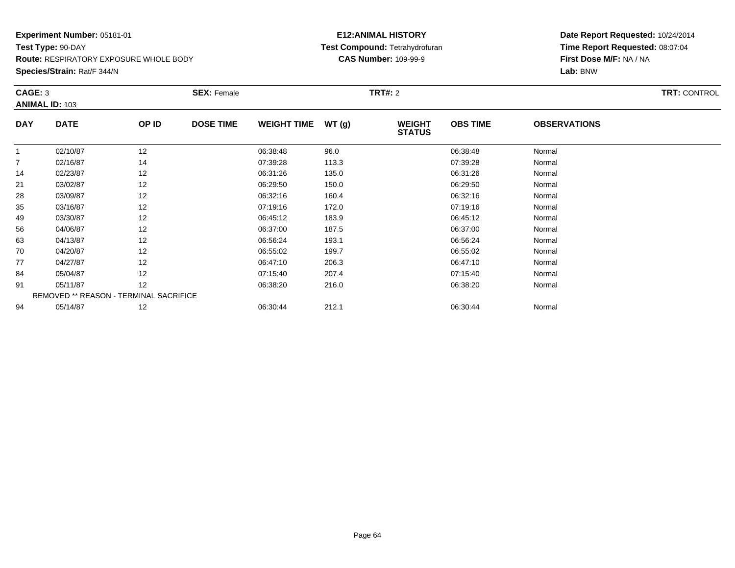**Experiment Number:** 05181-01
**Test Type:** 90-DAY
**Route:** RESPIRATORY EXPOSURE WHOLE BODY
**Species/Strain:** Rat/F 344/N

**E12:ANIMAL HISTORY**
**Test Compound:** Tetrahydrofuran
**CAS Number:** 109-99-9

**Date Report Requested:** 10/24/2014
**Time Report Requested:** 08:07:04
**First Dose M/F:** NA / NA
**Lab:** BNW

**CAGE:** 3　　**SEX:** Female　　**TRT#:** 2　　**TRT:** CONTROL
**ANIMAL ID:** 103

| DAY | DATE | OP ID | DOSE TIME | WEIGHT TIME | WT (g) | WEIGHT STATUS | OBS TIME | OBSERVATIONS |
|---|---|---|---|---|---|---|---|---|
| 1 | 02/10/87 | 12 | | 06:38:48 | 96.0 | | 06:38:48 | Normal |
| 7 | 02/16/87 | 14 | | 07:39:28 | 113.3 | | 07:39:28 | Normal |
| 14 | 02/23/87 | 12 | | 06:31:26 | 135.0 | | 06:31:26 | Normal |
| 21 | 03/02/87 | 12 | | 06:29:50 | 150.0 | | 06:29:50 | Normal |
| 28 | 03/09/87 | 12 | | 06:32:16 | 160.4 | | 06:32:16 | Normal |
| 35 | 03/16/87 | 12 | | 07:19:16 | 172.0 | | 07:19:16 | Normal |
| 49 | 03/30/87 | 12 | | 06:45:12 | 183.9 | | 06:45:12 | Normal |
| 56 | 04/06/87 | 12 | | 06:37:00 | 187.5 | | 06:37:00 | Normal |
| 63 | 04/13/87 | 12 | | 06:56:24 | 193.1 | | 06:56:24 | Normal |
| 70 | 04/20/87 | 12 | | 06:55:02 | 199.7 | | 06:55:02 | Normal |
| 77 | 04/27/87 | 12 | | 06:47:10 | 206.3 | | 06:47:10 | Normal |
| 84 | 05/04/87 | 12 | | 07:15:40 | 207.4 | | 07:15:40 | Normal |
| 91 | 05/11/87 | 12 | | 06:38:20 | 216.0 | | 06:38:20 | Normal |
| REMOVED ** REASON - TERMINAL SACRIFICE | | | | | | | | |
| 94 | 05/14/87 | 12 | | 06:30:44 | 212.1 | | 06:30:44 | Normal |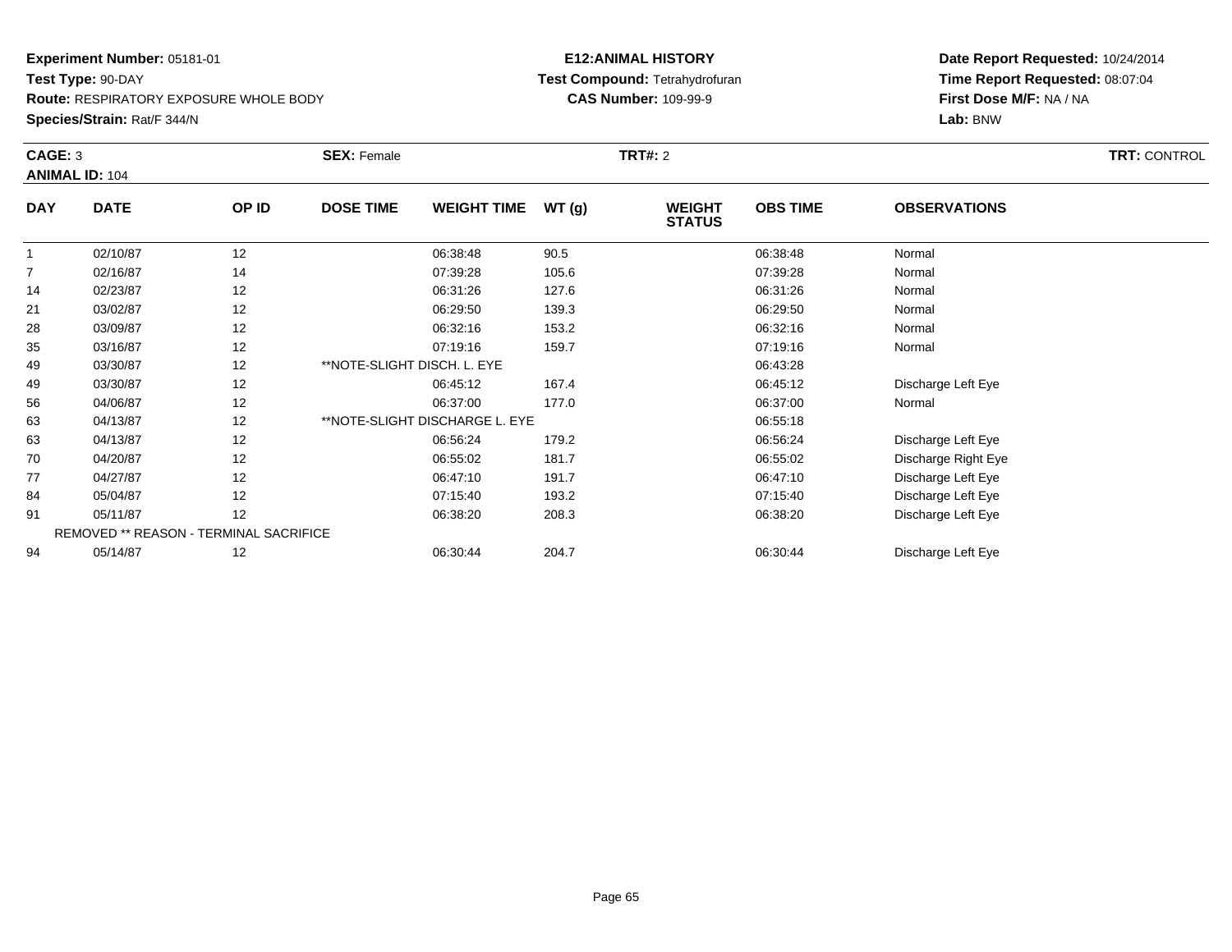**Experiment Number:** 05181-01
**Test Type:** 90-DAY
**Route:** RESPIRATORY EXPOSURE WHOLE BODY
**Species/Strain:** Rat/F 344/N

**E12:ANIMAL HISTORY**
**Test Compound:** Tetrahydrofuran
**CAS Number:** 109-99-9

**Date Report Requested:** 10/24/2014
**Time Report Requested:** 08:07:04
**First Dose M/F:** NA / NA
**Lab:** BNW

**CAGE:** 3 **SEX:** Female **TRT#:** 2 **TRT:** CONTROL
**ANIMAL ID:** 104

| DAY | DATE | OP ID | DOSE TIME | WEIGHT TIME | WT (g) | WEIGHT STATUS | OBS TIME | OBSERVATIONS |
|---|---|---|---|---|---|---|---|---|
| 1 | 02/10/87 | 12 | | 06:38:48 | 90.5 | | 06:38:48 | Normal |
| 7 | 02/16/87 | 14 | | 07:39:28 | 105.6 | | 07:39:28 | Normal |
| 14 | 02/23/87 | 12 | | 06:31:26 | 127.6 | | 06:31:26 | Normal |
| 21 | 03/02/87 | 12 | | 06:29:50 | 139.3 | | 06:29:50 | Normal |
| 28 | 03/09/87 | 12 | | 06:32:16 | 153.2 | | 06:32:16 | Normal |
| 35 | 03/16/87 | 12 | | 07:19:16 | 159.7 | | 07:19:16 | Normal |
| 49 | 03/30/87 | 12 | **NOTE-SLIGHT DISCH. L. EYE | | | | 06:43:28 | |
| 49 | 03/30/87 | 12 | | 06:45:12 | 167.4 | | 06:45:12 | Discharge Left Eye |
| 56 | 04/06/87 | 12 | | 06:37:00 | 177.0 | | 06:37:00 | Normal |
| 63 | 04/13/87 | 12 | **NOTE-SLIGHT DISCHARGE L. EYE | | | | 06:55:18 | |
| 63 | 04/13/87 | 12 | | 06:56:24 | 179.2 | | 06:56:24 | Discharge Left Eye |
| 70 | 04/20/87 | 12 | | 06:55:02 | 181.7 | | 06:55:02 | Discharge Right Eye |
| 77 | 04/27/87 | 12 | | 06:47:10 | 191.7 | | 06:47:10 | Discharge Left Eye |
| 84 | 05/04/87 | 12 | | 07:15:40 | 193.2 | | 07:15:40 | Discharge Left Eye |
| 91 | 05/11/87 | 12 | | 06:38:20 | 208.3 | | 06:38:20 | Discharge Left Eye |
| | REMOVED ** REASON - TERMINAL SACRIFICE | | | | | | | |
| 94 | 05/14/87 | 12 | | 06:30:44 | 204.7 | | 06:30:44 | Discharge Left Eye |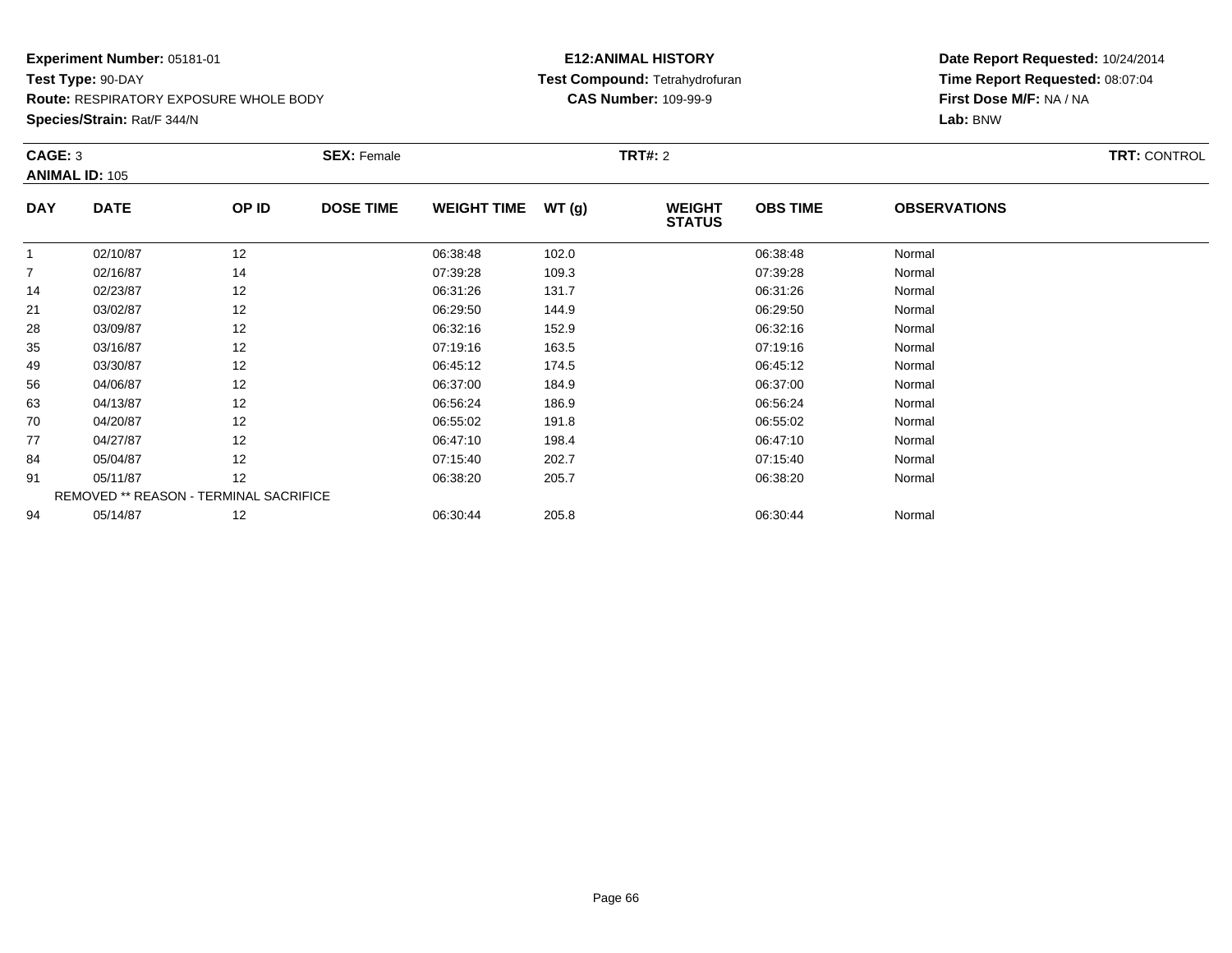**Experiment Number:** 05181-01
**Test Type:** 90-DAY
**Route:** RESPIRATORY EXPOSURE WHOLE BODY
**Species/Strain:** Rat/F 344/N

**E12:ANIMAL HISTORY**
**Test Compound:** Tetrahydrofuran
**CAS Number:** 109-99-9

**Date Report Requested:** 10/24/2014
**Time Report Requested:** 08:07:04
**First Dose M/F:** NA / NA
**Lab:** BNW

**CAGE:** 3 **SEX:** Female **TRT#:** 2 **TRT:** CONTROL
**ANIMAL ID:** 105

| DAY | DATE | OP ID | DOSE TIME | WEIGHT TIME | WT (g) | WEIGHT STATUS | OBS TIME | OBSERVATIONS |
|---|---|---|---|---|---|---|---|---|
| 1 | 02/10/87 | 12 | | 06:38:48 | 102.0 | | 06:38:48 | Normal |
| 7 | 02/16/87 | 14 | | 07:39:28 | 109.3 | | 07:39:28 | Normal |
| 14 | 02/23/87 | 12 | | 06:31:26 | 131.7 | | 06:31:26 | Normal |
| 21 | 03/02/87 | 12 | | 06:29:50 | 144.9 | | 06:29:50 | Normal |
| 28 | 03/09/87 | 12 | | 06:32:16 | 152.9 | | 06:32:16 | Normal |
| 35 | 03/16/87 | 12 | | 07:19:16 | 163.5 | | 07:19:16 | Normal |
| 49 | 03/30/87 | 12 | | 06:45:12 | 174.5 | | 06:45:12 | Normal |
| 56 | 04/06/87 | 12 | | 06:37:00 | 184.9 | | 06:37:00 | Normal |
| 63 | 04/13/87 | 12 | | 06:56:24 | 186.9 | | 06:56:24 | Normal |
| 70 | 04/20/87 | 12 | | 06:55:02 | 191.8 | | 06:55:02 | Normal |
| 77 | 04/27/87 | 12 | | 06:47:10 | 198.4 | | 06:47:10 | Normal |
| 84 | 05/04/87 | 12 | | 07:15:40 | 202.7 | | 07:15:40 | Normal |
| 91 | 05/11/87 | 12 | | 06:38:20 | 205.7 | | 06:38:20 | Normal |
| REMOVED ** REASON - TERMINAL SACRIFICE | | | | | | | | |
| 94 | 05/14/87 | 12 | | 06:30:44 | 205.8 | | 06:30:44 | Normal |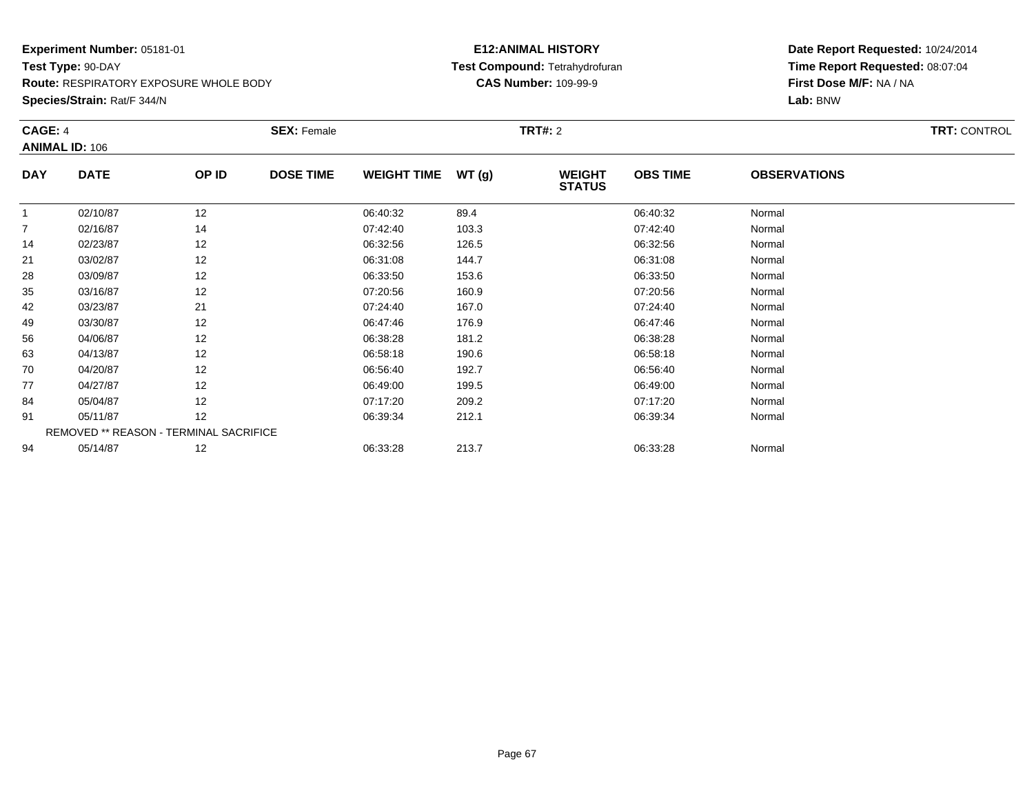**Experiment Number:** 05181-01
**Test Type:** 90-DAY
**Route:** RESPIRATORY EXPOSURE WHOLE BODY
**Species/Strain:** Rat/F 344/N

**E12:ANIMAL HISTORY**
**Test Compound:** Tetrahydrofuran
**CAS Number:** 109-99-9

**Date Report Requested:** 10/24/2014
**Time Report Requested:** 08:07:04
**First Dose M/F:** NA / NA
**Lab:** BNW

**CAGE:** 4 **SEX:** Female **TRT#:** 2 **TRT:** CONTROL
**ANIMAL ID:** 106

| DAY | DATE | OP ID | DOSE TIME | WEIGHT TIME | WT (g) | WEIGHT STATUS | OBS TIME | OBSERVATIONS |
|---|---|---|---|---|---|---|---|---|
| 1 | 02/10/87 | 12 | | 06:40:32 | 89.4 | | 06:40:32 | Normal |
| 7 | 02/16/87 | 14 | | 07:42:40 | 103.3 | | 07:42:40 | Normal |
| 14 | 02/23/87 | 12 | | 06:32:56 | 126.5 | | 06:32:56 | Normal |
| 21 | 03/02/87 | 12 | | 06:31:08 | 144.7 | | 06:31:08 | Normal |
| 28 | 03/09/87 | 12 | | 06:33:50 | 153.6 | | 06:33:50 | Normal |
| 35 | 03/16/87 | 12 | | 07:20:56 | 160.9 | | 07:20:56 | Normal |
| 42 | 03/23/87 | 21 | | 07:24:40 | 167.0 | | 07:24:40 | Normal |
| 49 | 03/30/87 | 12 | | 06:47:46 | 176.9 | | 06:47:46 | Normal |
| 56 | 04/06/87 | 12 | | 06:38:28 | 181.2 | | 06:38:28 | Normal |
| 63 | 04/13/87 | 12 | | 06:58:18 | 190.6 | | 06:58:18 | Normal |
| 70 | 04/20/87 | 12 | | 06:56:40 | 192.7 | | 06:56:40 | Normal |
| 77 | 04/27/87 | 12 | | 06:49:00 | 199.5 | | 06:49:00 | Normal |
| 84 | 05/04/87 | 12 | | 07:17:20 | 209.2 | | 07:17:20 | Normal |
| 91 | 05/11/87 | 12 | | 06:39:34 | 212.1 | | 06:39:34 | Normal |
| REMOVED ** REASON - TERMINAL SACRIFICE | | | | | | | | |
| 94 | 05/14/87 | 12 | | 06:33:28 | 213.7 | | 06:33:28 | Normal |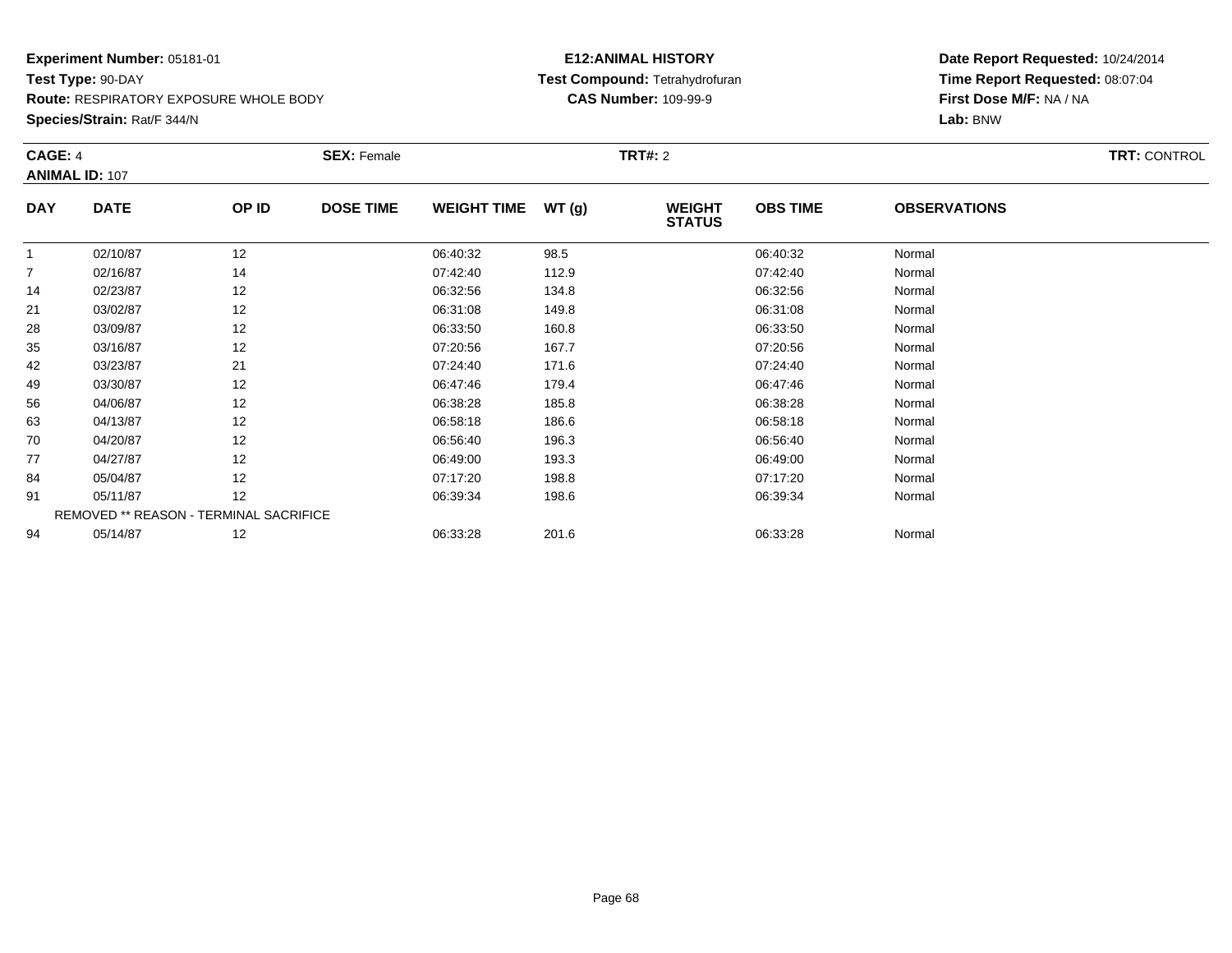**Experiment Number:** 05181-01
**Test Type:** 90-DAY
**Route:** RESPIRATORY EXPOSURE WHOLE BODY
**Species/Strain:** Rat/F 344/N

**E12:ANIMAL HISTORY**
**Test Compound:** Tetrahydrofuran
**CAS Number:** 109-99-9

**Date Report Requested:** 10/24/2014
**Time Report Requested:** 08:07:04
**First Dose M/F:** NA / NA
**Lab:** BNW

**CAGE:** 4 **SEX:** Female **TRT#:** 2 **TRT:** CONTROL
**ANIMAL ID:** 107

| DAY | DATE | OP ID | DOSE TIME | WEIGHT TIME | WT (g) | WEIGHT STATUS | OBS TIME | OBSERVATIONS |
|---|---|---|---|---|---|---|---|---|
| 1 | 02/10/87 | 12 | | 06:40:32 | 98.5 | | 06:40:32 | Normal |
| 7 | 02/16/87 | 14 | | 07:42:40 | 112.9 | | 07:42:40 | Normal |
| 14 | 02/23/87 | 12 | | 06:32:56 | 134.8 | | 06:32:56 | Normal |
| 21 | 03/02/87 | 12 | | 06:31:08 | 149.8 | | 06:31:08 | Normal |
| 28 | 03/09/87 | 12 | | 06:33:50 | 160.8 | | 06:33:50 | Normal |
| 35 | 03/16/87 | 12 | | 07:20:56 | 167.7 | | 07:20:56 | Normal |
| 42 | 03/23/87 | 21 | | 07:24:40 | 171.6 | | 07:24:40 | Normal |
| 49 | 03/30/87 | 12 | | 06:47:46 | 179.4 | | 06:47:46 | Normal |
| 56 | 04/06/87 | 12 | | 06:38:28 | 185.8 | | 06:38:28 | Normal |
| 63 | 04/13/87 | 12 | | 06:58:18 | 186.6 | | 06:58:18 | Normal |
| 70 | 04/20/87 | 12 | | 06:56:40 | 196.3 | | 06:56:40 | Normal |
| 77 | 04/27/87 | 12 | | 06:49:00 | 193.3 | | 06:49:00 | Normal |
| 84 | 05/04/87 | 12 | | 07:17:20 | 198.8 | | 07:17:20 | Normal |
| 91 | 05/11/87 | 12 | | 06:39:34 | 198.6 | | 06:39:34 | Normal |
| REMOVED ** REASON - TERMINAL SACRIFICE | | | | | | | | |
| 94 | 05/14/87 | 12 | | 06:33:28 | 201.6 | | 06:33:28 | Normal |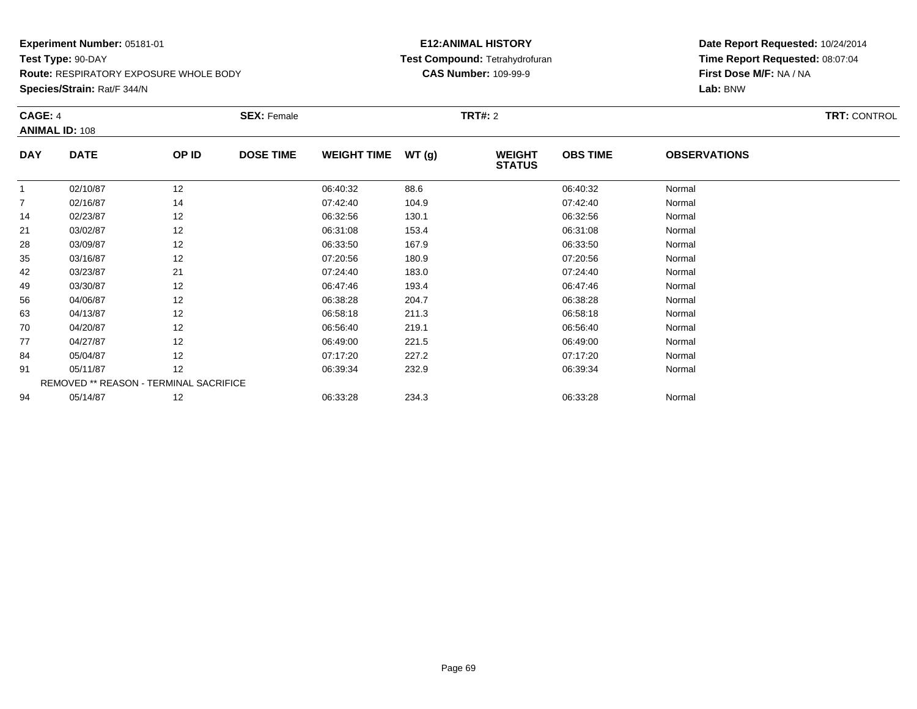**Experiment Number:** 05181-01
**Test Type:** 90-DAY
**Route:** RESPIRATORY EXPOSURE WHOLE BODY
**Species/Strain:** Rat/F 344/N

**E12:ANIMAL HISTORY**
**Test Compound:** Tetrahydrofuran
**CAS Number:** 109-99-9

**Date Report Requested:** 10/24/2014
**Time Report Requested:** 08:07:04
**First Dose M/F:** NA / NA
**Lab:** BNW

**CAGE:** 4 **SEX:** Female **TRT#:** 2 **TRT:** CONTROL
**ANIMAL ID:** 108

| DAY | DATE | OP ID | DOSE TIME | WEIGHT TIME | WT (g) | WEIGHT STATUS | OBS TIME | OBSERVATIONS |
|---|---|---|---|---|---|---|---|---|
| 1 | 02/10/87 | 12 | | 06:40:32 | 88.6 | | 06:40:32 | Normal |
| 7 | 02/16/87 | 14 | | 07:42:40 | 104.9 | | 07:42:40 | Normal |
| 14 | 02/23/87 | 12 | | 06:32:56 | 130.1 | | 06:32:56 | Normal |
| 21 | 03/02/87 | 12 | | 06:31:08 | 153.4 | | 06:31:08 | Normal |
| 28 | 03/09/87 | 12 | | 06:33:50 | 167.9 | | 06:33:50 | Normal |
| 35 | 03/16/87 | 12 | | 07:20:56 | 180.9 | | 07:20:56 | Normal |
| 42 | 03/23/87 | 21 | | 07:24:40 | 183.0 | | 07:24:40 | Normal |
| 49 | 03/30/87 | 12 | | 06:47:46 | 193.4 | | 06:47:46 | Normal |
| 56 | 04/06/87 | 12 | | 06:38:28 | 204.7 | | 06:38:28 | Normal |
| 63 | 04/13/87 | 12 | | 06:58:18 | 211.3 | | 06:58:18 | Normal |
| 70 | 04/20/87 | 12 | | 06:56:40 | 219.1 | | 06:56:40 | Normal |
| 77 | 04/27/87 | 12 | | 06:49:00 | 221.5 | | 06:49:00 | Normal |
| 84 | 05/04/87 | 12 | | 07:17:20 | 227.2 | | 07:17:20 | Normal |
| 91 | 05/11/87 | 12 | | 06:39:34 | 232.9 | | 06:39:34 | Normal |
| REMOVED ** REASON - TERMINAL SACRIFICE | | | | | | | | |
| 94 | 05/14/87 | 12 | | 06:33:28 | 234.3 | | 06:33:28 | Normal |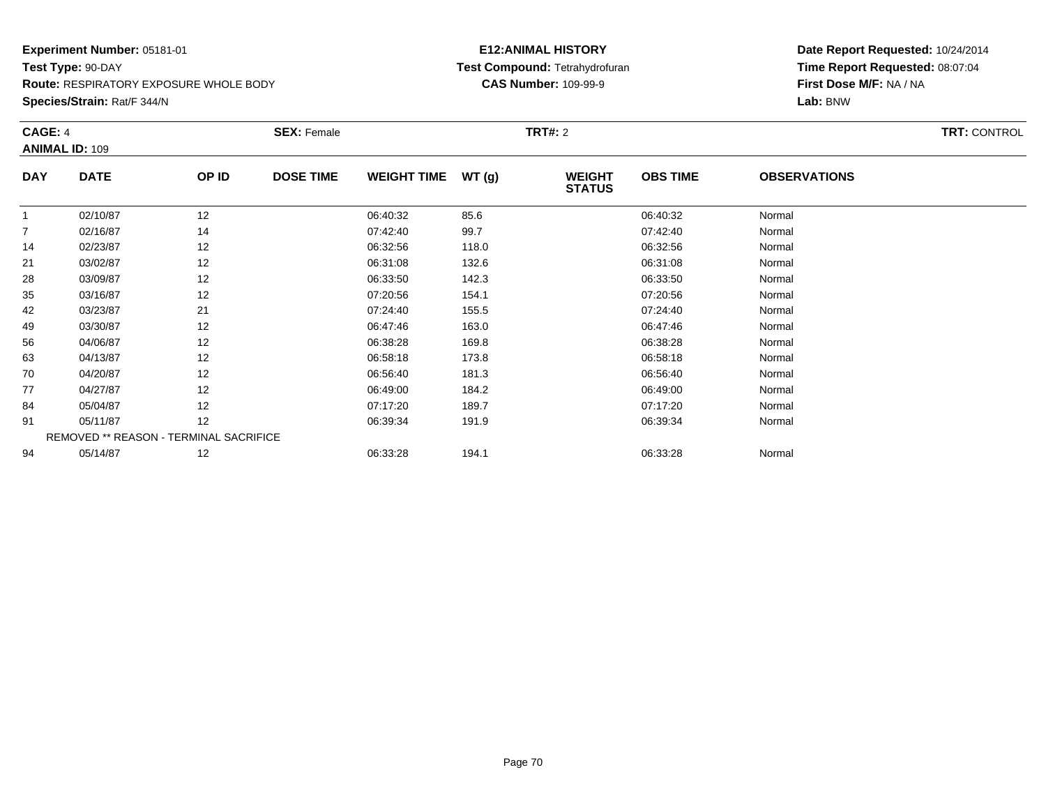**Experiment Number:** 05181-01
**Test Type:** 90-DAY
**Route:** RESPIRATORY EXPOSURE WHOLE BODY
**Species/Strain:** Rat/F 344/N

**E12:ANIMAL HISTORY**
**Test Compound:** Tetrahydrofuran
**CAS Number:** 109-99-9

**Date Report Requested:** 10/24/2014
**Time Report Requested:** 08:07:04
**First Dose M/F:** NA / NA
**Lab:** BNW

**CAGE:** 4 **SEX:** Female **TRT#:** 2 **TRT:** CONTROL
**ANIMAL ID:** 109

| DAY | DATE | OP ID | DOSE TIME | WEIGHT TIME | WT (g) | WEIGHT STATUS | OBS TIME | OBSERVATIONS |
|---|---|---|---|---|---|---|---|---|
| 1 | 02/10/87 | 12 | | 06:40:32 | 85.6 | | 06:40:32 | Normal |
| 7 | 02/16/87 | 14 | | 07:42:40 | 99.7 | | 07:42:40 | Normal |
| 14 | 02/23/87 | 12 | | 06:32:56 | 118.0 | | 06:32:56 | Normal |
| 21 | 03/02/87 | 12 | | 06:31:08 | 132.6 | | 06:31:08 | Normal |
| 28 | 03/09/87 | 12 | | 06:33:50 | 142.3 | | 06:33:50 | Normal |
| 35 | 03/16/87 | 12 | | 07:20:56 | 154.1 | | 07:20:56 | Normal |
| 42 | 03/23/87 | 21 | | 07:24:40 | 155.5 | | 07:24:40 | Normal |
| 49 | 03/30/87 | 12 | | 06:47:46 | 163.0 | | 06:47:46 | Normal |
| 56 | 04/06/87 | 12 | | 06:38:28 | 169.8 | | 06:38:28 | Normal |
| 63 | 04/13/87 | 12 | | 06:58:18 | 173.8 | | 06:58:18 | Normal |
| 70 | 04/20/87 | 12 | | 06:56:40 | 181.3 | | 06:56:40 | Normal |
| 77 | 04/27/87 | 12 | | 06:49:00 | 184.2 | | 06:49:00 | Normal |
| 84 | 05/04/87 | 12 | | 07:17:20 | 189.7 | | 07:17:20 | Normal |
| 91 | 05/11/87 | 12 | | 06:39:34 | 191.9 | | 06:39:34 | Normal |
| REMOVED ** REASON - TERMINAL SACRIFICE | | | | | | | | |
| 94 | 05/14/87 | 12 | | 06:33:28 | 194.1 | | 06:33:28 | Normal |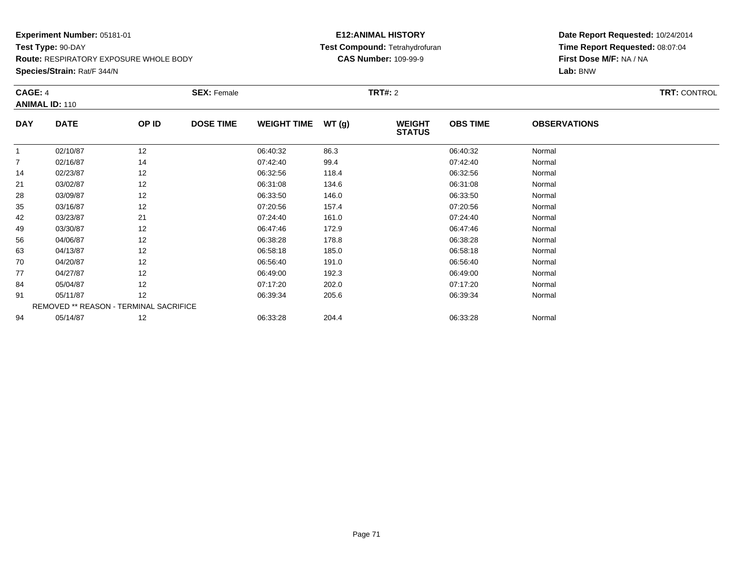**Experiment Number:** 05181-01
**Test Type:** 90-DAY
**Route:** RESPIRATORY EXPOSURE WHOLE BODY
**Species/Strain:** Rat/F 344/N

**E12:ANIMAL HISTORY**
**Test Compound:** Tetrahydrofuran
**CAS Number:** 109-99-9

**Date Report Requested:** 10/24/2014
**Time Report Requested:** 08:07:04
**First Dose M/F:** NA / NA
**Lab:** BNW

**CAGE:** 4 **SEX:** Female **TRT#:** 2 **TRT:** CONTROL
**ANIMAL ID:** 110

| DAY | DATE | OP ID | DOSE TIME | WEIGHT TIME | WT (g) | WEIGHT STATUS | OBS TIME | OBSERVATIONS |
|---|---|---|---|---|---|---|---|---|
| 1 | 02/10/87 | 12 | | 06:40:32 | 86.3 | | 06:40:32 | Normal |
| 7 | 02/16/87 | 14 | | 07:42:40 | 99.4 | | 07:42:40 | Normal |
| 14 | 02/23/87 | 12 | | 06:32:56 | 118.4 | | 06:32:56 | Normal |
| 21 | 03/02/87 | 12 | | 06:31:08 | 134.6 | | 06:31:08 | Normal |
| 28 | 03/09/87 | 12 | | 06:33:50 | 146.0 | | 06:33:50 | Normal |
| 35 | 03/16/87 | 12 | | 07:20:56 | 157.4 | | 07:20:56 | Normal |
| 42 | 03/23/87 | 21 | | 07:24:40 | 161.0 | | 07:24:40 | Normal |
| 49 | 03/30/87 | 12 | | 06:47:46 | 172.9 | | 06:47:46 | Normal |
| 56 | 04/06/87 | 12 | | 06:38:28 | 178.8 | | 06:38:28 | Normal |
| 63 | 04/13/87 | 12 | | 06:58:18 | 185.0 | | 06:58:18 | Normal |
| 70 | 04/20/87 | 12 | | 06:56:40 | 191.0 | | 06:56:40 | Normal |
| 77 | 04/27/87 | 12 | | 06:49:00 | 192.3 | | 06:49:00 | Normal |
| 84 | 05/04/87 | 12 | | 07:17:20 | 202.0 | | 07:17:20 | Normal |
| 91 | 05/11/87 | 12 | | 06:39:34 | 205.6 | | 06:39:34 | Normal |
| REMOVED ** REASON - TERMINAL SACRIFICE | | | | | | | | |
| 94 | 05/14/87 | 12 | | 06:33:28 | 204.4 | | 06:33:28 | Normal |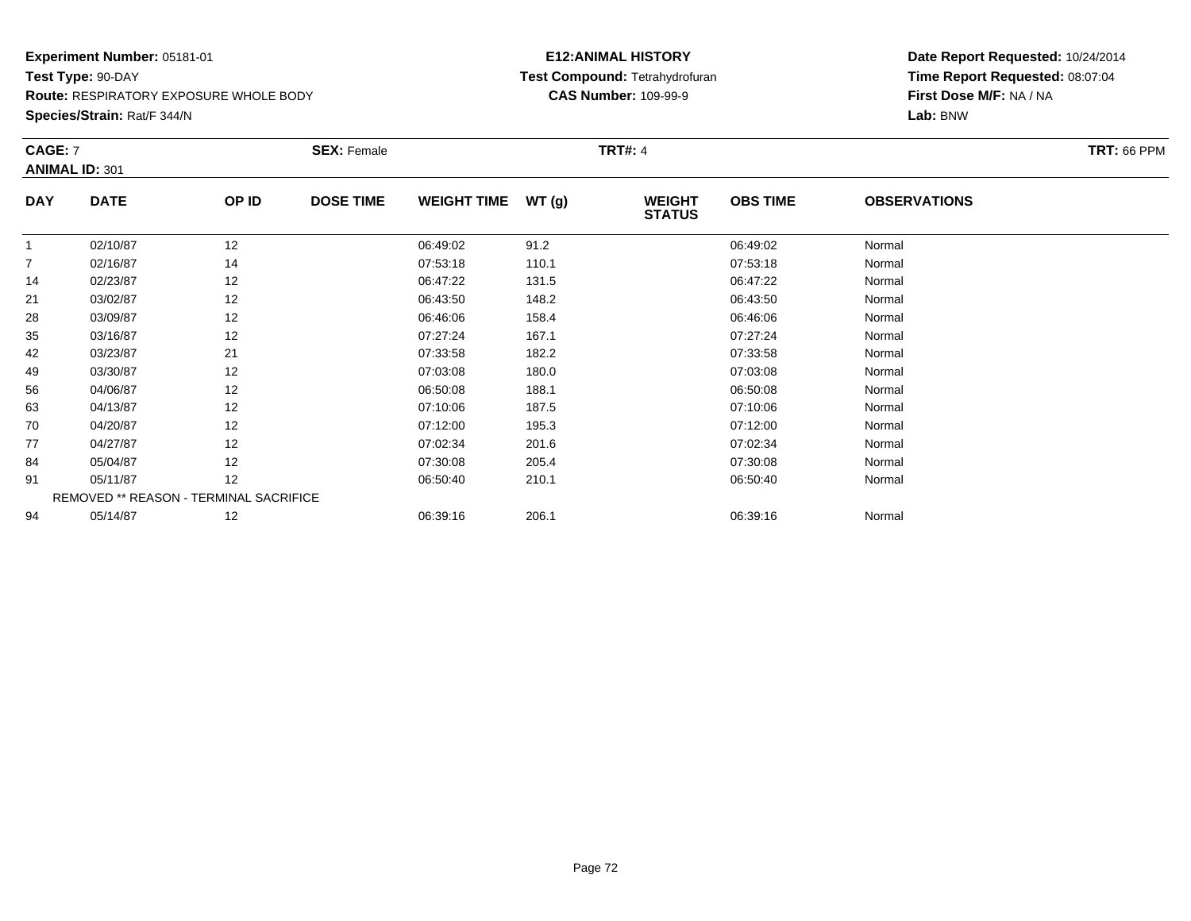**Experiment Number:** 05181-01
**Test Type:** 90-DAY
**Route:** RESPIRATORY EXPOSURE WHOLE BODY
**Species/Strain:** Rat/F 344/N

**E12:ANIMAL HISTORY**
**Test Compound:** Tetrahydrofuran
**CAS Number:** 109-99-9

**Date Report Requested:** 10/24/2014
**Time Report Requested:** 08:07:04
**First Dose M/F:** NA / NA
**Lab:** BNW

**CAGE:** 7 **SEX:** Female **TRT#:** 4 **TRT:** 66 PPM
**ANIMAL ID:** 301

| DAY | DATE | OP ID | DOSE TIME | WEIGHT TIME | WT (g) | WEIGHT STATUS | OBS TIME | OBSERVATIONS |
|---|---|---|---|---|---|---|---|---|
| 1 | 02/10/87 | 12 | | 06:49:02 | 91.2 | | 06:49:02 | Normal |
| 7 | 02/16/87 | 14 | | 07:53:18 | 110.1 | | 07:53:18 | Normal |
| 14 | 02/23/87 | 12 | | 06:47:22 | 131.5 | | 06:47:22 | Normal |
| 21 | 03/02/87 | 12 | | 06:43:50 | 148.2 | | 06:43:50 | Normal |
| 28 | 03/09/87 | 12 | | 06:46:06 | 158.4 | | 06:46:06 | Normal |
| 35 | 03/16/87 | 12 | | 07:27:24 | 167.1 | | 07:27:24 | Normal |
| 42 | 03/23/87 | 21 | | 07:33:58 | 182.2 | | 07:33:58 | Normal |
| 49 | 03/30/87 | 12 | | 07:03:08 | 180.0 | | 07:03:08 | Normal |
| 56 | 04/06/87 | 12 | | 06:50:08 | 188.1 | | 06:50:08 | Normal |
| 63 | 04/13/87 | 12 | | 07:10:06 | 187.5 | | 07:10:06 | Normal |
| 70 | 04/20/87 | 12 | | 07:12:00 | 195.3 | | 07:12:00 | Normal |
| 77 | 04/27/87 | 12 | | 07:02:34 | 201.6 | | 07:02:34 | Normal |
| 84 | 05/04/87 | 12 | | 07:30:08 | 205.4 | | 07:30:08 | Normal |
| 91 | 05/11/87 | 12 | | 06:50:40 | 210.1 | | 06:50:40 | Normal |
| REMOVED ** REASON - TERMINAL SACRIFICE | | | | | | | | |
| 94 | 05/14/87 | 12 | | 06:39:16 | 206.1 | | 06:39:16 | Normal |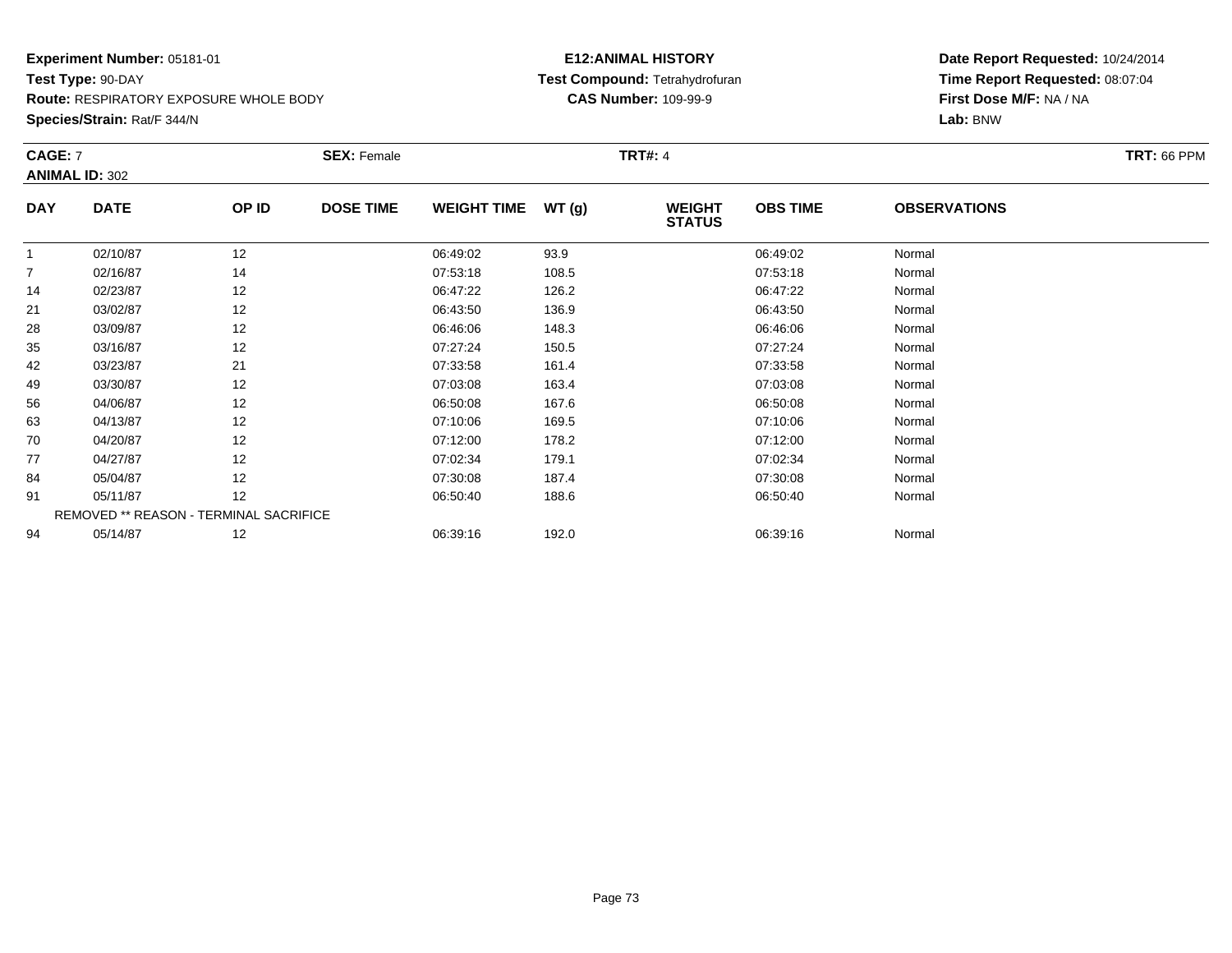**Experiment Number:** 05181-01
**Test Type:** 90-DAY
**Route:** RESPIRATORY EXPOSURE WHOLE BODY
**Species/Strain:** Rat/F 344/N

**E12:ANIMAL HISTORY**
**Test Compound:** Tetrahydrofuran
**CAS Number:** 109-99-9

**Date Report Requested:** 10/24/2014
**Time Report Requested:** 08:07:04
**First Dose M/F:** NA / NA
**Lab:** BNW

**CAGE:** 7
**ANIMAL ID:** 302
**SEX:** Female
**TRT#:** 4
**TRT:** 66 PPM

| DAY | DATE | OP ID | DOSE TIME | WEIGHT TIME | WT (g) | WEIGHT STATUS | OBS TIME | OBSERVATIONS |
|---|---|---|---|---|---|---|---|---|
| 1 | 02/10/87 | 12 | | 06:49:02 | 93.9 | | 06:49:02 | Normal |
| 7 | 02/16/87 | 14 | | 07:53:18 | 108.5 | | 07:53:18 | Normal |
| 14 | 02/23/87 | 12 | | 06:47:22 | 126.2 | | 06:47:22 | Normal |
| 21 | 03/02/87 | 12 | | 06:43:50 | 136.9 | | 06:43:50 | Normal |
| 28 | 03/09/87 | 12 | | 06:46:06 | 148.3 | | 06:46:06 | Normal |
| 35 | 03/16/87 | 12 | | 07:27:24 | 150.5 | | 07:27:24 | Normal |
| 42 | 03/23/87 | 21 | | 07:33:58 | 161.4 | | 07:33:58 | Normal |
| 49 | 03/30/87 | 12 | | 07:03:08 | 163.4 | | 07:03:08 | Normal |
| 56 | 04/06/87 | 12 | | 06:50:08 | 167.6 | | 06:50:08 | Normal |
| 63 | 04/13/87 | 12 | | 07:10:06 | 169.5 | | 07:10:06 | Normal |
| 70 | 04/20/87 | 12 | | 07:12:00 | 178.2 | | 07:12:00 | Normal |
| 77 | 04/27/87 | 12 | | 07:02:34 | 179.1 | | 07:02:34 | Normal |
| 84 | 05/04/87 | 12 | | 07:30:08 | 187.4 | | 07:30:08 | Normal |
| 91 | 05/11/87 | 12 | | 06:50:40 | 188.6 | | 06:50:40 | Normal |
| REMOVED ** REASON - TERMINAL SACRIFICE | | | | | | | | |
| 94 | 05/14/87 | 12 | | 06:39:16 | 192.0 | | 06:39:16 | Normal |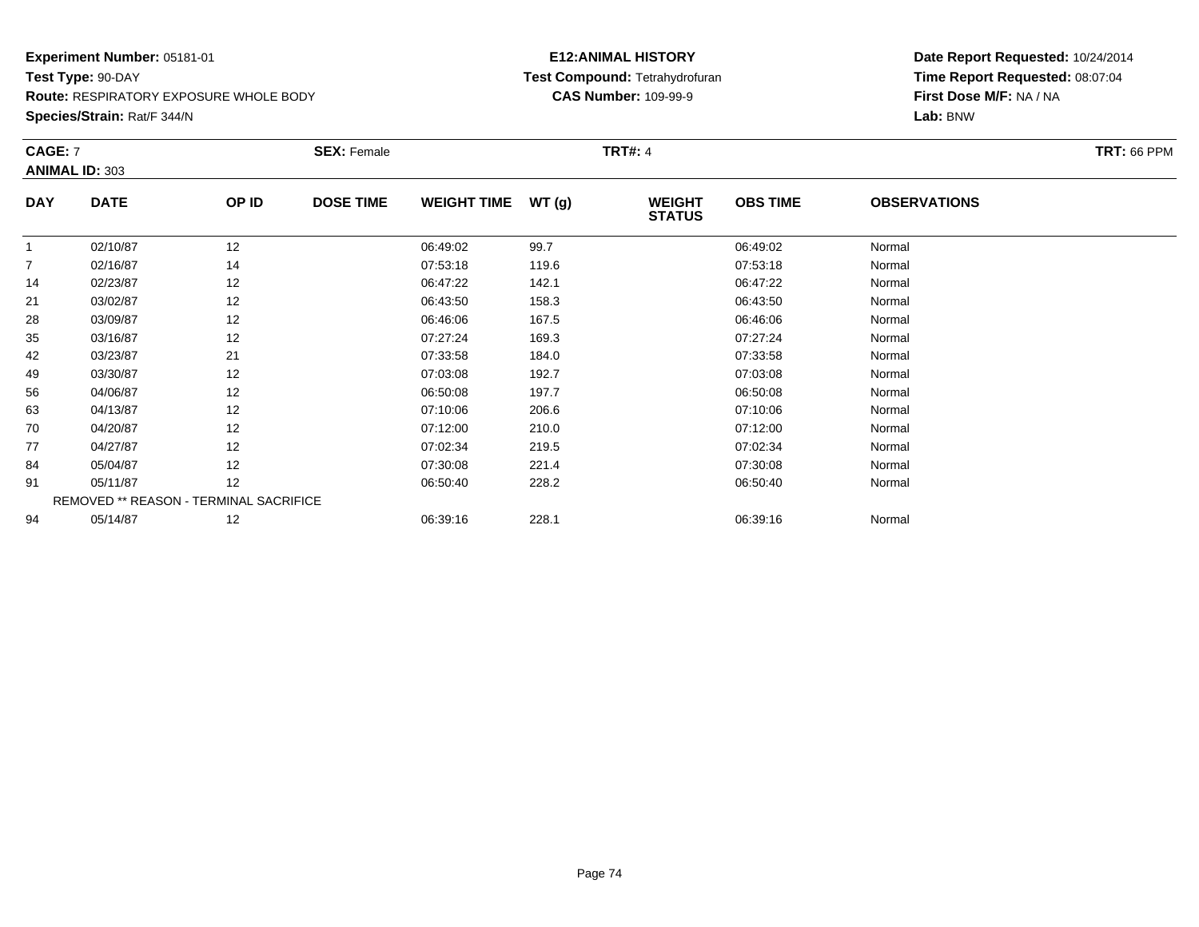**Experiment Number:** 05181-01
**Test Type:** 90-DAY
**Route:** RESPIRATORY EXPOSURE WHOLE BODY
**Species/Strain:** Rat/F 344/N

**E12:ANIMAL HISTORY**
**Test Compound:** Tetrahydrofuran
**CAS Number:** 109-99-9

**Date Report Requested:** 10/24/2014
**Time Report Requested:** 08:07:04
**First Dose M/F:** NA / NA
**Lab:** BNW

**CAGE:** 7 **SEX:** Female **TRT#:** 4 **TRT:** 66 PPM
**ANIMAL ID:** 303

| DAY | DATE | OP ID | DOSE TIME | WEIGHT TIME | WT (g) | WEIGHT STATUS | OBS TIME | OBSERVATIONS |
|---|---|---|---|---|---|---|---|---|
| 1 | 02/10/87 | 12 | | 06:49:02 | 99.7 | | 06:49:02 | Normal |
| 7 | 02/16/87 | 14 | | 07:53:18 | 119.6 | | 07:53:18 | Normal |
| 14 | 02/23/87 | 12 | | 06:47:22 | 142.1 | | 06:47:22 | Normal |
| 21 | 03/02/87 | 12 | | 06:43:50 | 158.3 | | 06:43:50 | Normal |
| 28 | 03/09/87 | 12 | | 06:46:06 | 167.5 | | 06:46:06 | Normal |
| 35 | 03/16/87 | 12 | | 07:27:24 | 169.3 | | 07:27:24 | Normal |
| 42 | 03/23/87 | 21 | | 07:33:58 | 184.0 | | 07:33:58 | Normal |
| 49 | 03/30/87 | 12 | | 07:03:08 | 192.7 | | 07:03:08 | Normal |
| 56 | 04/06/87 | 12 | | 06:50:08 | 197.7 | | 06:50:08 | Normal |
| 63 | 04/13/87 | 12 | | 07:10:06 | 206.6 | | 07:10:06 | Normal |
| 70 | 04/20/87 | 12 | | 07:12:00 | 210.0 | | 07:12:00 | Normal |
| 77 | 04/27/87 | 12 | | 07:02:34 | 219.5 | | 07:02:34 | Normal |
| 84 | 05/04/87 | 12 | | 07:30:08 | 221.4 | | 07:30:08 | Normal |
| 91 | 05/11/87 | 12 | | 06:50:40 | 228.2 | | 06:50:40 | Normal |
| REMOVED ** REASON - TERMINAL SACRIFICE | | | | | | | | |
| 94 | 05/14/87 | 12 | | 06:39:16 | 228.1 | | 06:39:16 | Normal |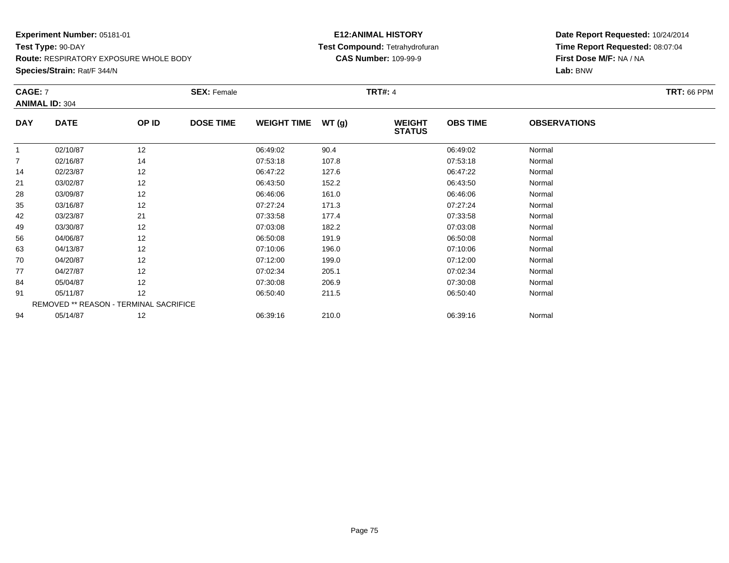**Experiment Number:** 05181-01
**Test Type:** 90-DAY
**Route:** RESPIRATORY EXPOSURE WHOLE BODY
**Species/Strain:** Rat/F 344/N

**E12:ANIMAL HISTORY**
**Test Compound:** Tetrahydrofuran
**CAS Number:** 109-99-9

**Date Report Requested:** 10/24/2014
**Time Report Requested:** 08:07:04
**First Dose M/F:** NA / NA
**Lab:** BNW

**CAGE:** 7 **SEX:** Female **TRT#:** 4 **TRT:** 66 PPM
**ANIMAL ID:** 304

| DAY | DATE | OP ID | DOSE TIME | WEIGHT TIME | WT (g) | WEIGHT STATUS | OBS TIME | OBSERVATIONS |
|---|---|---|---|---|---|---|---|---|
| 1 | 02/10/87 | 12 | | 06:49:02 | 90.4 | | 06:49:02 | Normal |
| 7 | 02/16/87 | 14 | | 07:53:18 | 107.8 | | 07:53:18 | Normal |
| 14 | 02/23/87 | 12 | | 06:47:22 | 127.6 | | 06:47:22 | Normal |
| 21 | 03/02/87 | 12 | | 06:43:50 | 152.2 | | 06:43:50 | Normal |
| 28 | 03/09/87 | 12 | | 06:46:06 | 161.0 | | 06:46:06 | Normal |
| 35 | 03/16/87 | 12 | | 07:27:24 | 171.3 | | 07:27:24 | Normal |
| 42 | 03/23/87 | 21 | | 07:33:58 | 177.4 | | 07:33:58 | Normal |
| 49 | 03/30/87 | 12 | | 07:03:08 | 182.2 | | 07:03:08 | Normal |
| 56 | 04/06/87 | 12 | | 06:50:08 | 191.9 | | 06:50:08 | Normal |
| 63 | 04/13/87 | 12 | | 07:10:06 | 196.0 | | 07:10:06 | Normal |
| 70 | 04/20/87 | 12 | | 07:12:00 | 199.0 | | 07:12:00 | Normal |
| 77 | 04/27/87 | 12 | | 07:02:34 | 205.1 | | 07:02:34 | Normal |
| 84 | 05/04/87 | 12 | | 07:30:08 | 206.9 | | 07:30:08 | Normal |
| 91 | 05/11/87 | 12 | | 06:50:40 | 211.5 | | 06:50:40 | Normal |
| REMOVED ** REASON - TERMINAL SACRIFICE | | | | | | | | |
| 94 | 05/14/87 | 12 | | 06:39:16 | 210.0 | | 06:39:16 | Normal |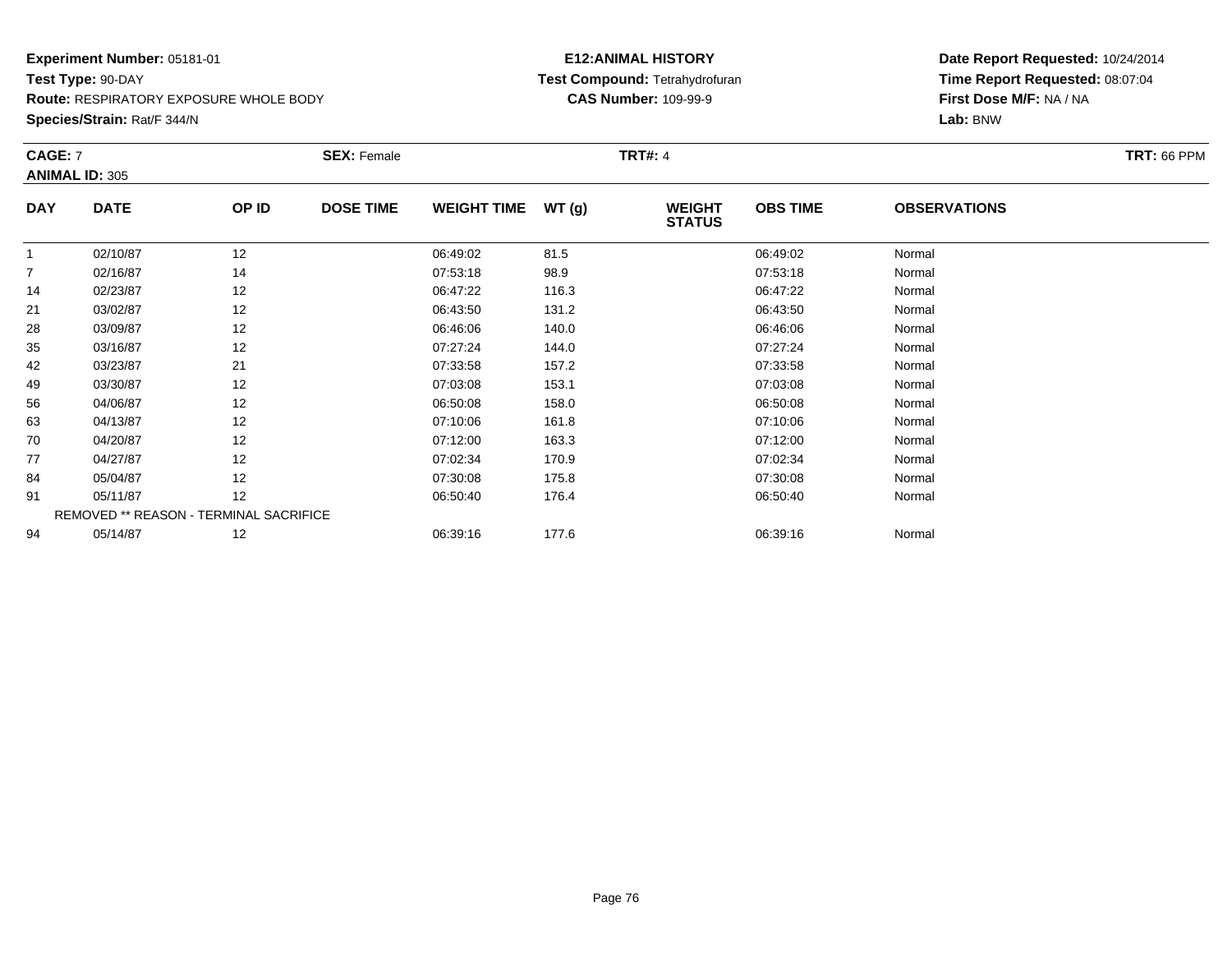**Experiment Number:** 05181-01
**Test Type:** 90-DAY
**Route:** RESPIRATORY EXPOSURE WHOLE BODY
**Species/Strain:** Rat/F 344/N

**E12:ANIMAL HISTORY**
**Test Compound:** Tetrahydrofuran
**CAS Number:** 109-99-9

**Date Report Requested:** 10/24/2014
**Time Report Requested:** 08:07:04
**First Dose M/F:** NA / NA
**Lab:** BNW

**CAGE:** 7 **SEX:** Female **TRT#:** 4 **TRT:** 66 PPM
**ANIMAL ID:** 305

| DAY | DATE | OP ID | DOSE TIME | WEIGHT TIME | WT (g) | WEIGHT STATUS | OBS TIME | OBSERVATIONS |
|---|---|---|---|---|---|---|---|---|
| 1 | 02/10/87 | 12 | | 06:49:02 | 81.5 | | 06:49:02 | Normal |
| 7 | 02/16/87 | 14 | | 07:53:18 | 98.9 | | 07:53:18 | Normal |
| 14 | 02/23/87 | 12 | | 06:47:22 | 116.3 | | 06:47:22 | Normal |
| 21 | 03/02/87 | 12 | | 06:43:50 | 131.2 | | 06:43:50 | Normal |
| 28 | 03/09/87 | 12 | | 06:46:06 | 140.0 | | 06:46:06 | Normal |
| 35 | 03/16/87 | 12 | | 07:27:24 | 144.0 | | 07:27:24 | Normal |
| 42 | 03/23/87 | 21 | | 07:33:58 | 157.2 | | 07:33:58 | Normal |
| 49 | 03/30/87 | 12 | | 07:03:08 | 153.1 | | 07:03:08 | Normal |
| 56 | 04/06/87 | 12 | | 06:50:08 | 158.0 | | 06:50:08 | Normal |
| 63 | 04/13/87 | 12 | | 07:10:06 | 161.8 | | 07:10:06 | Normal |
| 70 | 04/20/87 | 12 | | 07:12:00 | 163.3 | | 07:12:00 | Normal |
| 77 | 04/27/87 | 12 | | 07:02:34 | 170.9 | | 07:02:34 | Normal |
| 84 | 05/04/87 | 12 | | 07:30:08 | 175.8 | | 07:30:08 | Normal |
| 91 | 05/11/87 | 12 | | 06:50:40 | 176.4 | | 06:50:40 | Normal |
| REMOVED ** REASON - TERMINAL SACRIFICE | | | | | | | | |
| 94 | 05/14/87 | 12 | | 06:39:16 | 177.6 | | 06:39:16 | Normal |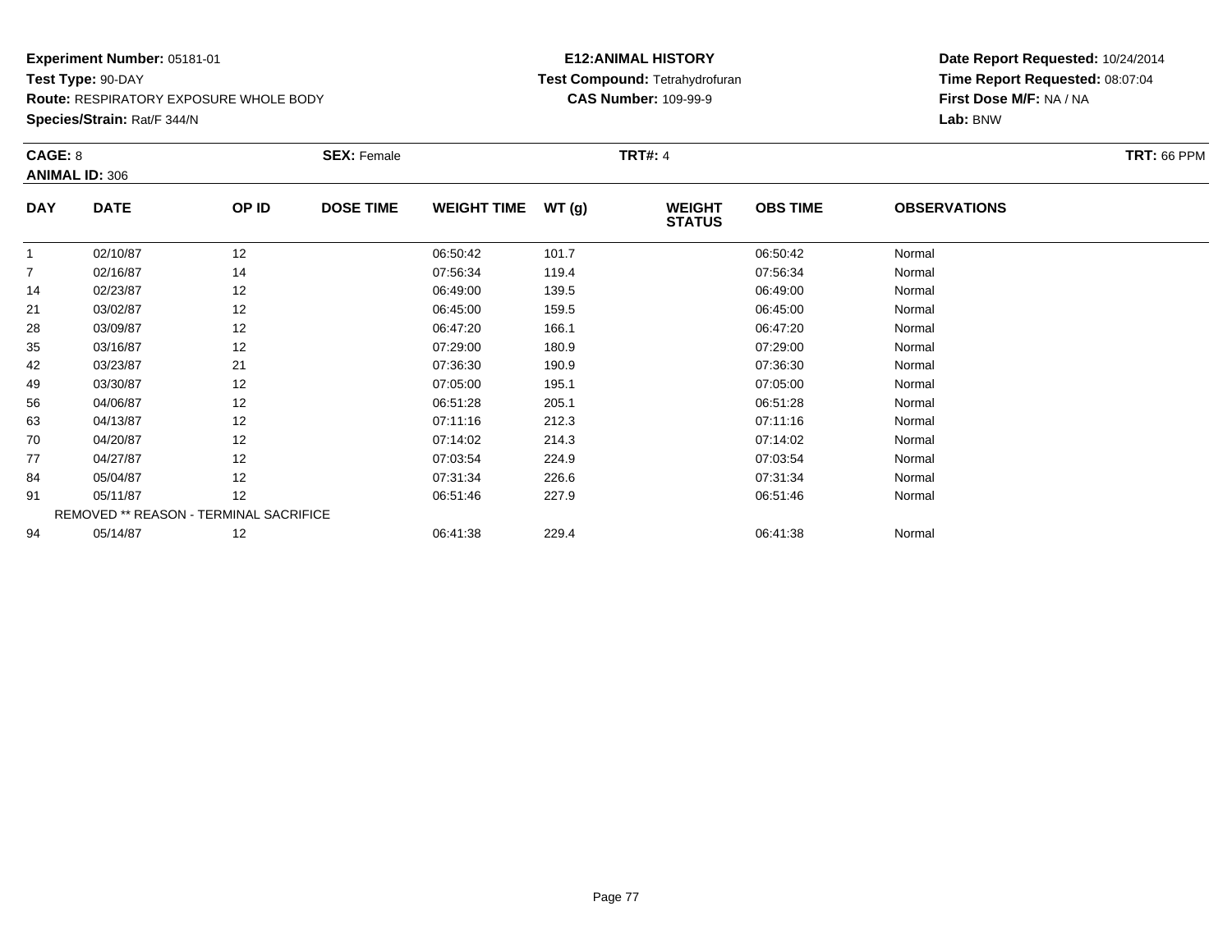**Experiment Number:** 05181-01
**Test Type:** 90-DAY
**Route:** RESPIRATORY EXPOSURE WHOLE BODY
**Species/Strain:** Rat/F 344/N

**E12:ANIMAL HISTORY**
**Test Compound:** Tetrahydrofuran
**CAS Number:** 109-99-9

**Date Report Requested:** 10/24/2014
**Time Report Requested:** 08:07:04
**First Dose M/F:** NA / NA
**Lab:** BNW

**CAGE:** 8 **SEX:** Female **TRT#:** 4 **TRT:** 66 PPM
**ANIMAL ID:** 306

| DAY | DATE | OP ID | DOSE TIME | WEIGHT TIME | WT (g) | WEIGHT STATUS | OBS TIME | OBSERVATIONS |
|---|---|---|---|---|---|---|---|---|
| 1 | 02/10/87 | 12 | | 06:50:42 | 101.7 | | 06:50:42 | Normal |
| 7 | 02/16/87 | 14 | | 07:56:34 | 119.4 | | 07:56:34 | Normal |
| 14 | 02/23/87 | 12 | | 06:49:00 | 139.5 | | 06:49:00 | Normal |
| 21 | 03/02/87 | 12 | | 06:45:00 | 159.5 | | 06:45:00 | Normal |
| 28 | 03/09/87 | 12 | | 06:47:20 | 166.1 | | 06:47:20 | Normal |
| 35 | 03/16/87 | 12 | | 07:29:00 | 180.9 | | 07:29:00 | Normal |
| 42 | 03/23/87 | 21 | | 07:36:30 | 190.9 | | 07:36:30 | Normal |
| 49 | 03/30/87 | 12 | | 07:05:00 | 195.1 | | 07:05:00 | Normal |
| 56 | 04/06/87 | 12 | | 06:51:28 | 205.1 | | 06:51:28 | Normal |
| 63 | 04/13/87 | 12 | | 07:11:16 | 212.3 | | 07:11:16 | Normal |
| 70 | 04/20/87 | 12 | | 07:14:02 | 214.3 | | 07:14:02 | Normal |
| 77 | 04/27/87 | 12 | | 07:03:54 | 224.9 | | 07:03:54 | Normal |
| 84 | 05/04/87 | 12 | | 07:31:34 | 226.6 | | 07:31:34 | Normal |
| 91 | 05/11/87 | 12 | | 06:51:46 | 227.9 | | 06:51:46 | Normal |
| REMOVED ** REASON - TERMINAL SACRIFICE | | | | | | | | |
| 94 | 05/14/87 | 12 | | 06:41:38 | 229.4 | | 06:41:38 | Normal |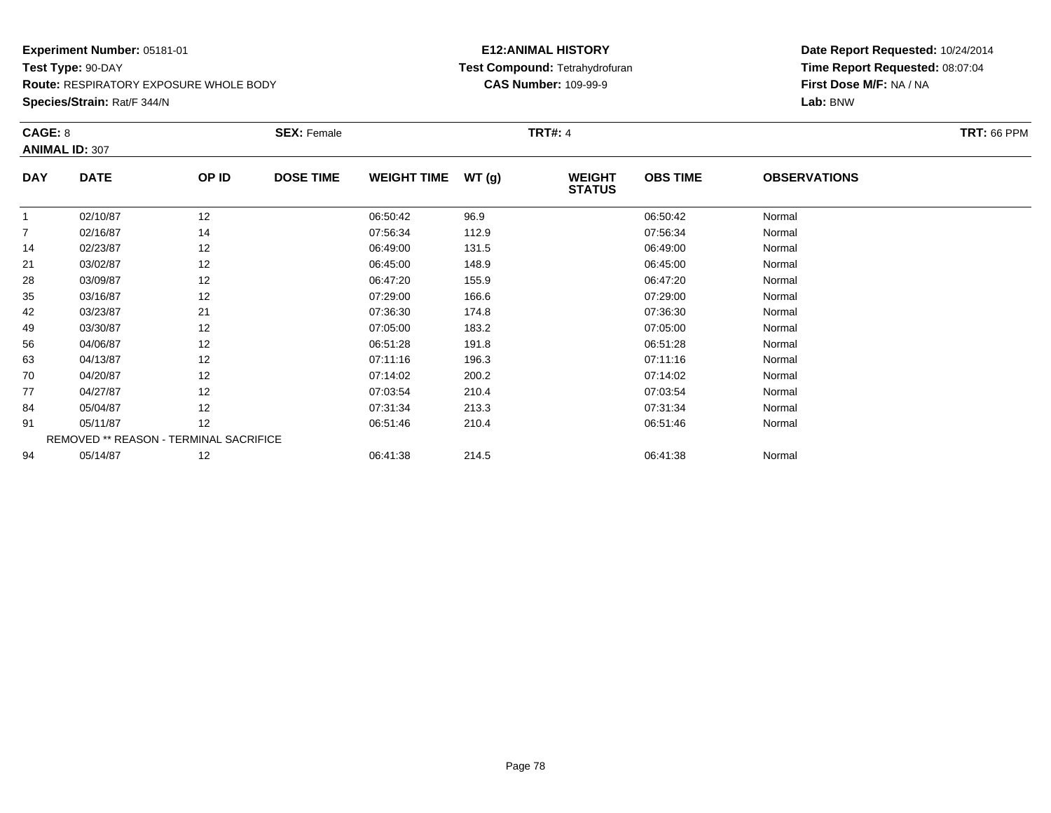**Experiment Number:** 05181-01
**Test Type:** 90-DAY
**Route:** RESPIRATORY EXPOSURE WHOLE BODY
**Species/Strain:** Rat/F 344/N

**E12:ANIMAL HISTORY**
**Test Compound:** Tetrahydrofuran
**CAS Number:** 109-99-9

**Date Report Requested:** 10/24/2014
**Time Report Requested:** 08:07:04
**First Dose M/F:** NA / NA
**Lab:** BNW

**CAGE:** 8 **SEX:** Female **TRT#:** 4 **TRT:** 66 PPM
**ANIMAL ID:** 307

| DAY | DATE | OP ID | DOSE TIME | WEIGHT TIME | WT (g) | WEIGHT STATUS | OBS TIME | OBSERVATIONS |
|---|---|---|---|---|---|---|---|---|
| 1 | 02/10/87 | 12 | | 06:50:42 | 96.9 | | 06:50:42 | Normal |
| 7 | 02/16/87 | 14 | | 07:56:34 | 112.9 | | 07:56:34 | Normal |
| 14 | 02/23/87 | 12 | | 06:49:00 | 131.5 | | 06:49:00 | Normal |
| 21 | 03/02/87 | 12 | | 06:45:00 | 148.9 | | 06:45:00 | Normal |
| 28 | 03/09/87 | 12 | | 06:47:20 | 155.9 | | 06:47:20 | Normal |
| 35 | 03/16/87 | 12 | | 07:29:00 | 166.6 | | 07:29:00 | Normal |
| 42 | 03/23/87 | 21 | | 07:36:30 | 174.8 | | 07:36:30 | Normal |
| 49 | 03/30/87 | 12 | | 07:05:00 | 183.2 | | 07:05:00 | Normal |
| 56 | 04/06/87 | 12 | | 06:51:28 | 191.8 | | 06:51:28 | Normal |
| 63 | 04/13/87 | 12 | | 07:11:16 | 196.3 | | 07:11:16 | Normal |
| 70 | 04/20/87 | 12 | | 07:14:02 | 200.2 | | 07:14:02 | Normal |
| 77 | 04/27/87 | 12 | | 07:03:54 | 210.4 | | 07:03:54 | Normal |
| 84 | 05/04/87 | 12 | | 07:31:34 | 213.3 | | 07:31:34 | Normal |
| 91 | 05/11/87 | 12 | | 06:51:46 | 210.4 | | 06:51:46 | Normal |
| REMOVED ** REASON - TERMINAL SACRIFICE | | | | | | | | |
| 94 | 05/14/87 | 12 | | 06:41:38 | 214.5 | | 06:41:38 | Normal |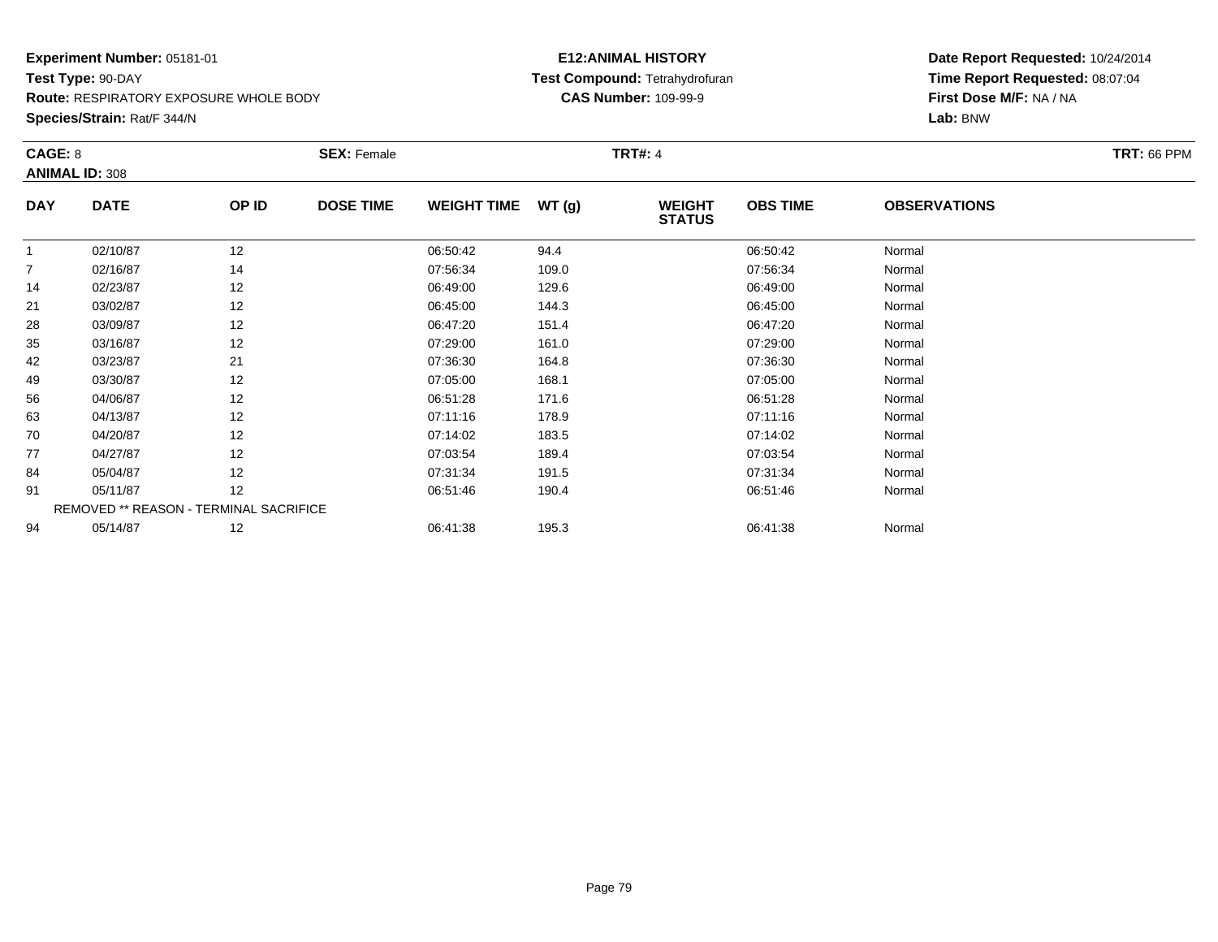**Experiment Number:** 05181-01
**Test Type:** 90-DAY
**Route:** RESPIRATORY EXPOSURE WHOLE BODY
**Species/Strain:** Rat/F 344/N

**E12:ANIMAL HISTORY**
**Test Compound:** Tetrahydrofuran
**CAS Number:** 109-99-9

**Date Report Requested:** 10/24/2014
**Time Report Requested:** 08:07:04
**First Dose M/F:** NA / NA
**Lab:** BNW

**CAGE:** 8 **SEX:** Female **TRT#:** 4 **TRT:** 66 PPM
**ANIMAL ID:** 308

| DAY | DATE | OP ID | DOSE TIME | WEIGHT TIME | WT (g) | WEIGHT STATUS | OBS TIME | OBSERVATIONS |
|---|---|---|---|---|---|---|---|---|
| 1 | 02/10/87 | 12 | | 06:50:42 | 94.4 | | 06:50:42 | Normal |
| 7 | 02/16/87 | 14 | | 07:56:34 | 109.0 | | 07:56:34 | Normal |
| 14 | 02/23/87 | 12 | | 06:49:00 | 129.6 | | 06:49:00 | Normal |
| 21 | 03/02/87 | 12 | | 06:45:00 | 144.3 | | 06:45:00 | Normal |
| 28 | 03/09/87 | 12 | | 06:47:20 | 151.4 | | 06:47:20 | Normal |
| 35 | 03/16/87 | 12 | | 07:29:00 | 161.0 | | 07:29:00 | Normal |
| 42 | 03/23/87 | 21 | | 07:36:30 | 164.8 | | 07:36:30 | Normal |
| 49 | 03/30/87 | 12 | | 07:05:00 | 168.1 | | 07:05:00 | Normal |
| 56 | 04/06/87 | 12 | | 06:51:28 | 171.6 | | 06:51:28 | Normal |
| 63 | 04/13/87 | 12 | | 07:11:16 | 178.9 | | 07:11:16 | Normal |
| 70 | 04/20/87 | 12 | | 07:14:02 | 183.5 | | 07:14:02 | Normal |
| 77 | 04/27/87 | 12 | | 07:03:54 | 189.4 | | 07:03:54 | Normal |
| 84 | 05/04/87 | 12 | | 07:31:34 | 191.5 | | 07:31:34 | Normal |
| 91 | 05/11/87 | 12 | | 06:51:46 | 190.4 | | 06:51:46 | Normal |
| REMOVED ** REASON - TERMINAL SACRIFICE | | | | | | | | |
| 94 | 05/14/87 | 12 | | 06:41:38 | 195.3 | | 06:41:38 | Normal |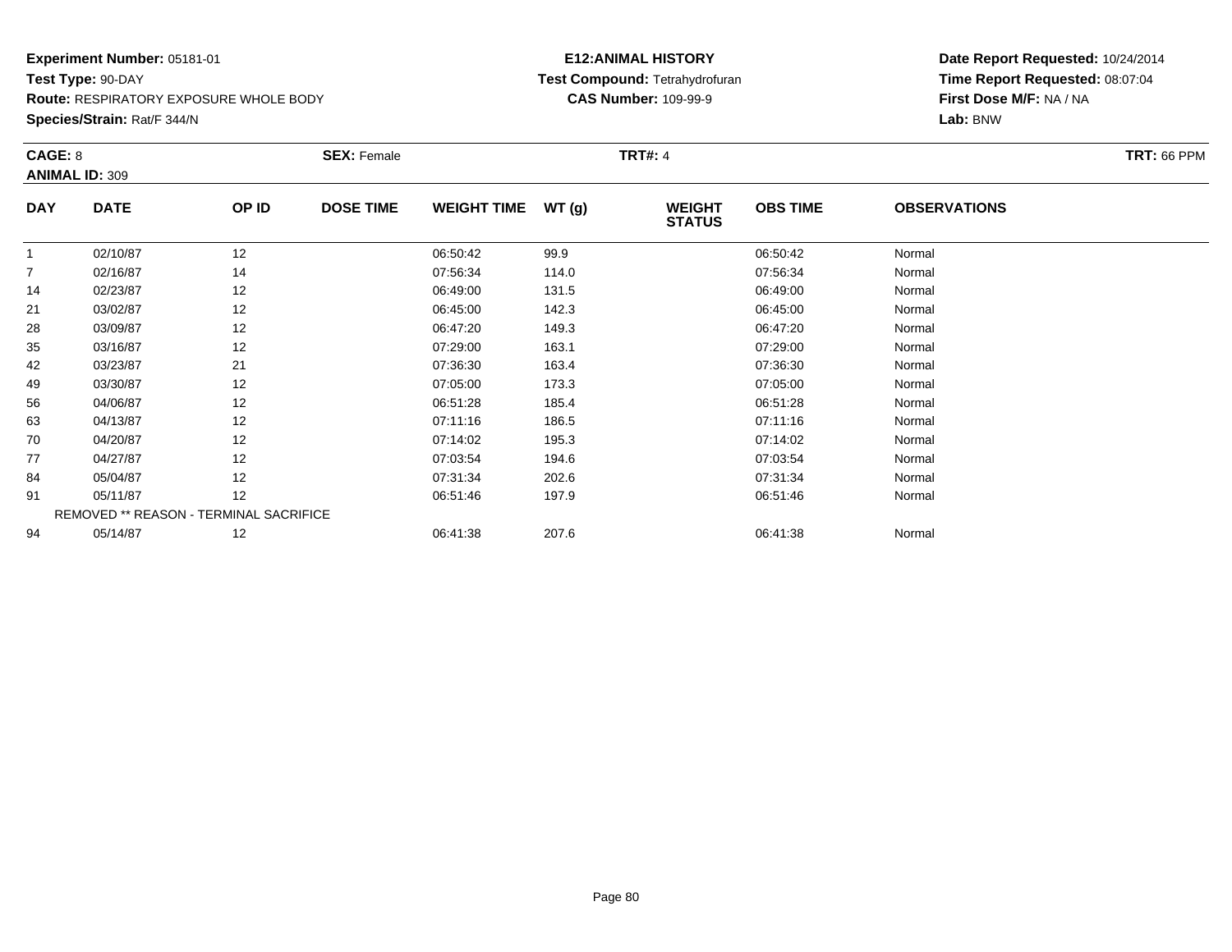**Experiment Number:** 05181-01
**Test Type:** 90-DAY
**Route:** RESPIRATORY EXPOSURE WHOLE BODY
**Species/Strain:** Rat/F 344/N

**E12:ANIMAL HISTORY**
**Test Compound:** Tetrahydrofuran
**CAS Number:** 109-99-9

**Date Report Requested:** 10/24/2014
**Time Report Requested:** 08:07:04
**First Dose M/F:** NA / NA
**Lab:** BNW

**CAGE:** 8 **SEX:** Female **TRT#:** 4 **TRT:** 66 PPM
**ANIMAL ID:** 309

| DAY | DATE | OP ID | DOSE TIME | WEIGHT TIME | WT (g) | WEIGHT STATUS | OBS TIME | OBSERVATIONS |
|---|---|---|---|---|---|---|---|---|
| 1 | 02/10/87 | 12 | | 06:50:42 | 99.9 | | 06:50:42 | Normal |
| 7 | 02/16/87 | 14 | | 07:56:34 | 114.0 | | 07:56:34 | Normal |
| 14 | 02/23/87 | 12 | | 06:49:00 | 131.5 | | 06:49:00 | Normal |
| 21 | 03/02/87 | 12 | | 06:45:00 | 142.3 | | 06:45:00 | Normal |
| 28 | 03/09/87 | 12 | | 06:47:20 | 149.3 | | 06:47:20 | Normal |
| 35 | 03/16/87 | 12 | | 07:29:00 | 163.1 | | 07:29:00 | Normal |
| 42 | 03/23/87 | 21 | | 07:36:30 | 163.4 | | 07:36:30 | Normal |
| 49 | 03/30/87 | 12 | | 07:05:00 | 173.3 | | 07:05:00 | Normal |
| 56 | 04/06/87 | 12 | | 06:51:28 | 185.4 | | 06:51:28 | Normal |
| 63 | 04/13/87 | 12 | | 07:11:16 | 186.5 | | 07:11:16 | Normal |
| 70 | 04/20/87 | 12 | | 07:14:02 | 195.3 | | 07:14:02 | Normal |
| 77 | 04/27/87 | 12 | | 07:03:54 | 194.6 | | 07:03:54 | Normal |
| 84 | 05/04/87 | 12 | | 07:31:34 | 202.6 | | 07:31:34 | Normal |
| 91 | 05/11/87 | 12 | | 06:51:46 | 197.9 | | 06:51:46 | Normal |
| REMOVED ** REASON - TERMINAL SACRIFICE | | | | | | | | |
| 94 | 05/14/87 | 12 | | 06:41:38 | 207.6 | | 06:41:38 | Normal |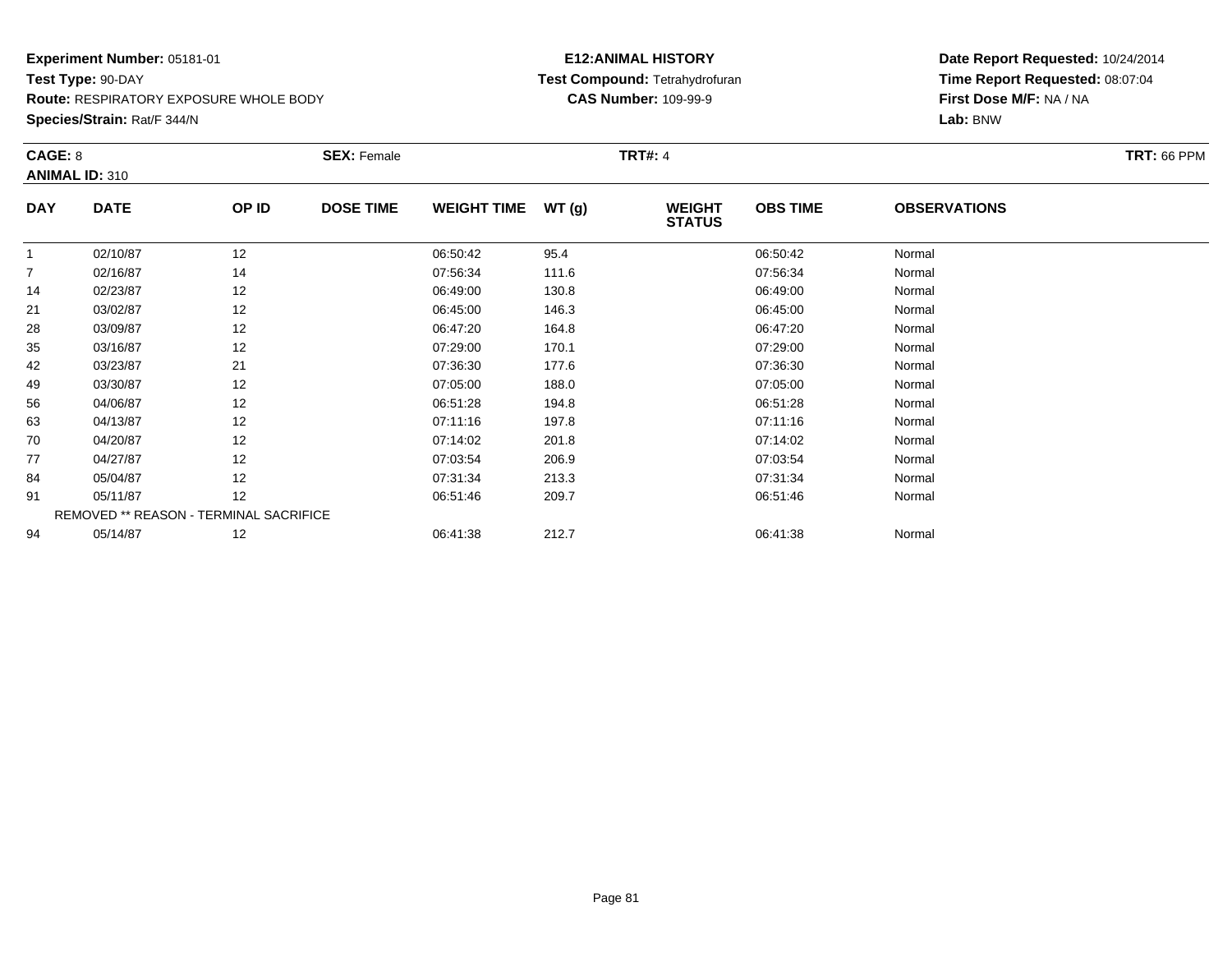**Experiment Number:** 05181-01
**Test Type:** 90-DAY
**Route:** RESPIRATORY EXPOSURE WHOLE BODY
**Species/Strain:** Rat/F 344/N

**E12:ANIMAL HISTORY**
**Test Compound:** Tetrahydrofuran
**CAS Number:** 109-99-9

**Date Report Requested:** 10/24/2014
**Time Report Requested:** 08:07:04
**First Dose M/F:** NA / NA
**Lab:** BNW

**CAGE:** 8 **SEX:** Female **TRT#:** 4 **TRT:** 66 PPM
**ANIMAL ID:** 310

| DAY | DATE | OP ID | DOSE TIME | WEIGHT TIME | WT (g) | WEIGHT STATUS | OBS TIME | OBSERVATIONS |
|---|---|---|---|---|---|---|---|---|
| 1 | 02/10/87 | 12 | | 06:50:42 | 95.4 | | 06:50:42 | Normal |
| 7 | 02/16/87 | 14 | | 07:56:34 | 111.6 | | 07:56:34 | Normal |
| 14 | 02/23/87 | 12 | | 06:49:00 | 130.8 | | 06:49:00 | Normal |
| 21 | 03/02/87 | 12 | | 06:45:00 | 146.3 | | 06:45:00 | Normal |
| 28 | 03/09/87 | 12 | | 06:47:20 | 164.8 | | 06:47:20 | Normal |
| 35 | 03/16/87 | 12 | | 07:29:00 | 170.1 | | 07:29:00 | Normal |
| 42 | 03/23/87 | 21 | | 07:36:30 | 177.6 | | 07:36:30 | Normal |
| 49 | 03/30/87 | 12 | | 07:05:00 | 188.0 | | 07:05:00 | Normal |
| 56 | 04/06/87 | 12 | | 06:51:28 | 194.8 | | 06:51:28 | Normal |
| 63 | 04/13/87 | 12 | | 07:11:16 | 197.8 | | 07:11:16 | Normal |
| 70 | 04/20/87 | 12 | | 07:14:02 | 201.8 | | 07:14:02 | Normal |
| 77 | 04/27/87 | 12 | | 07:03:54 | 206.9 | | 07:03:54 | Normal |
| 84 | 05/04/87 | 12 | | 07:31:34 | 213.3 | | 07:31:34 | Normal |
| 91 | 05/11/87 | 12 | | 06:51:46 | 209.7 | | 06:51:46 | Normal |
| REMOVED ** REASON - TERMINAL SACRIFICE | | | | | | | | |
| 94 | 05/14/87 | 12 | | 06:41:38 | 212.7 | | 06:41:38 | Normal |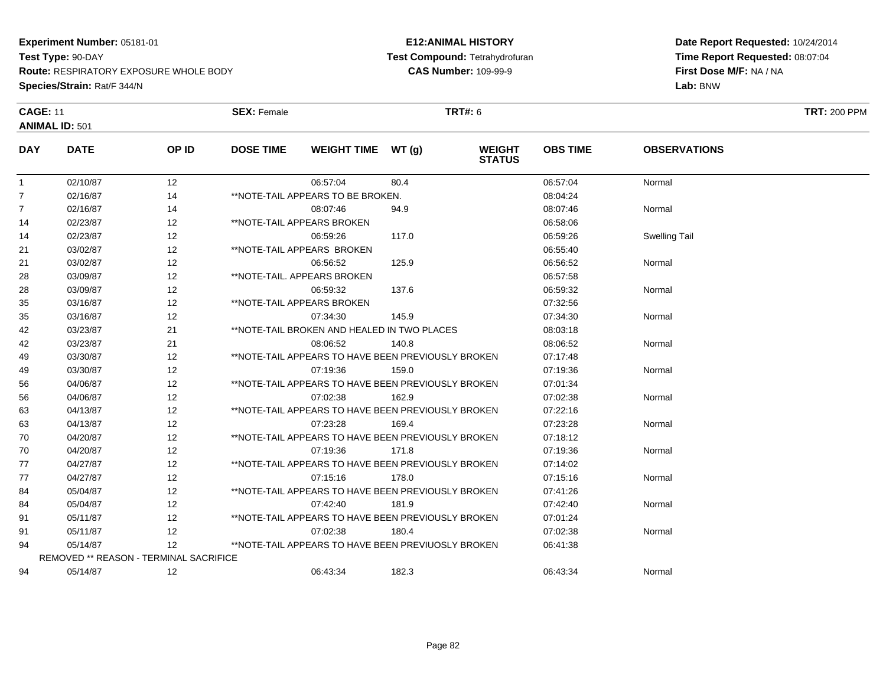**Experiment Number:** 05181-01
**Test Type:** 90-DAY
**Route:** RESPIRATORY EXPOSURE WHOLE BODY
**Species/Strain:** Rat/F 344/N

**E12:ANIMAL HISTORY**
**Test Compound:** Tetrahydrofuran
**CAS Number:** 109-99-9

**Date Report Requested:** 10/24/2014
**Time Report Requested:** 08:07:04
**First Dose M/F:** NA / NA
**Lab:** BNW

**CAGE:** 11 **SEX:** Female **TRT#:** 6 **TRT:** 200 PPM
**ANIMAL ID:** 501

| DAY | DATE | OP ID | DOSE TIME | WEIGHT TIME | WT (g) | WEIGHT STATUS | OBS TIME | OBSERVATIONS |
|---|---|---|---|---|---|---|---|---|
| 1 | 02/10/87 | 12 | | 06:57:04 | 80.4 | | 06:57:04 | Normal |
| 7 | 02/16/87 | 14 | **NOTE-TAIL APPEARS TO BE BROKEN. | | | | 08:04:24 | |
| 7 | 02/16/87 | 14 | | 08:07:46 | 94.9 | | 08:07:46 | Normal |
| 14 | 02/23/87 | 12 | **NOTE-TAIL APPEARS BROKEN | | | | 06:58:06 | |
| 14 | 02/23/87 | 12 | | 06:59:26 | 117.0 | | 06:59:26 | Swelling Tail |
| 21 | 03/02/87 | 12 | **NOTE-TAIL APPEARS BROKEN | | | | 06:55:40 | |
| 21 | 03/02/87 | 12 | | 06:56:52 | 125.9 | | 06:56:52 | Normal |
| 28 | 03/09/87 | 12 | **NOTE-TAIL. APPEARS BROKEN | | | | 06:57:58 | |
| 28 | 03/09/87 | 12 | | 06:59:32 | 137.6 | | 06:59:32 | Normal |
| 35 | 03/16/87 | 12 | **NOTE-TAIL APPEARS BROKEN | | | | 07:32:56 | |
| 35 | 03/16/87 | 12 | | 07:34:30 | 145.9 | | 07:34:30 | Normal |
| 42 | 03/23/87 | 21 | **NOTE-TAIL BROKEN AND HEALED IN TWO PLACES | | | | 08:03:18 | |
| 42 | 03/23/87 | 21 | | 08:06:52 | 140.8 | | 08:06:52 | Normal |
| 49 | 03/30/87 | 12 | **NOTE-TAIL APPEARS TO HAVE BEEN PREVIOUSLY BROKEN | | | | 07:17:48 | |
| 49 | 03/30/87 | 12 | | 07:19:36 | 159.0 | | 07:19:36 | Normal |
| 56 | 04/06/87 | 12 | **NOTE-TAIL APPEARS TO HAVE BEEN PREVIOUSLY BROKEN | | | | 07:01:34 | |
| 56 | 04/06/87 | 12 | | 07:02:38 | 162.9 | | 07:02:38 | Normal |
| 63 | 04/13/87 | 12 | **NOTE-TAIL APPEARS TO HAVE BEEN PREVIOUSLY BROKEN | | | | 07:22:16 | |
| 63 | 04/13/87 | 12 | | 07:23:28 | 169.4 | | 07:23:28 | Normal |
| 70 | 04/20/87 | 12 | **NOTE-TAIL APPEARS TO HAVE BEEN PREVIOUSLY BROKEN | | | | 07:18:12 | |
| 70 | 04/20/87 | 12 | | 07:19:36 | 171.8 | | 07:19:36 | Normal |
| 77 | 04/27/87 | 12 | **NOTE-TAIL APPEARS TO HAVE BEEN PREVIOUSLY BROKEN | | | | 07:14:02 | |
| 77 | 04/27/87 | 12 | | 07:15:16 | 178.0 | | 07:15:16 | Normal |
| 84 | 05/04/87 | 12 | **NOTE-TAIL APPEARS TO HAVE BEEN PREVIOUSLY BROKEN | | | | 07:41:26 | |
| 84 | 05/04/87 | 12 | | 07:42:40 | 181.9 | | 07:42:40 | Normal |
| 91 | 05/11/87 | 12 | **NOTE-TAIL APPEARS TO HAVE BEEN PREVIOUSLY BROKEN | | | | 07:01:24 | |
| 91 | 05/11/87 | 12 | | 07:02:38 | 180.4 | | 07:02:38 | Normal |
| 94 | 05/14/87 | 12 | **NOTE-TAIL APPEARS TO HAVE BEEN PREVIUOSLY BROKEN | | | | 06:41:38 | |
| REMOVED ** REASON - TERMINAL SACRIFICE | | | | | | | | |
| 94 | 05/14/87 | 12 | | 06:43:34 | 182.3 | | 06:43:34 | Normal |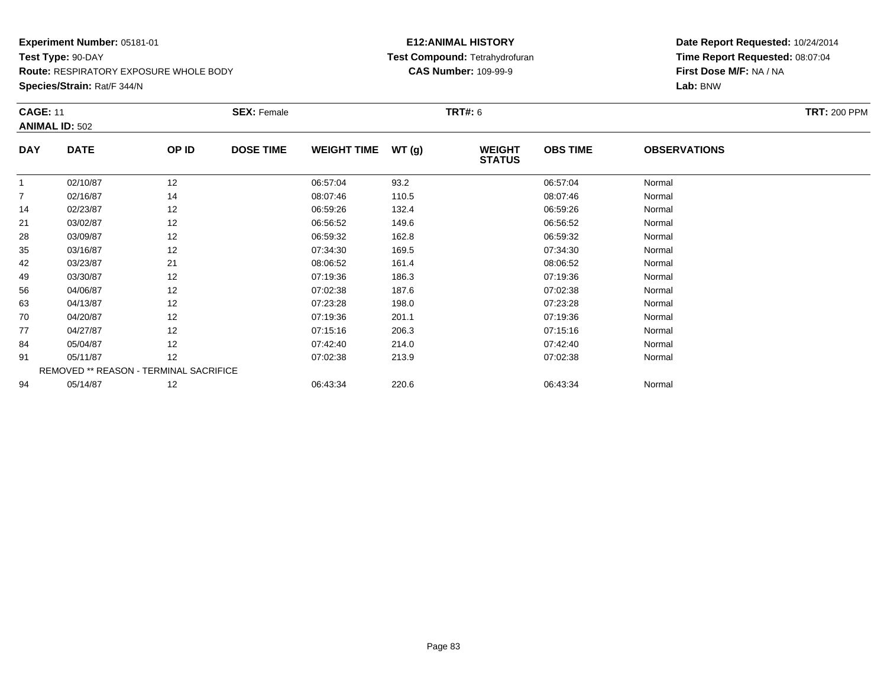**Experiment Number:** 05181-01
**Test Type:** 90-DAY
**Route:** RESPIRATORY EXPOSURE WHOLE BODY
**Species/Strain:** Rat/F 344/N

**E12:ANIMAL HISTORY**
**Test Compound:** Tetrahydrofuran
**CAS Number:** 109-99-9

**Date Report Requested:** 10/24/2014
**Time Report Requested:** 08:07:04
**First Dose M/F:** NA / NA
**Lab:** BNW

**CAGE:** 11 **SEX:** Female **TRT#:** 6 **TRT:** 200 PPM
**ANIMAL ID:** 502

| DAY | DATE | OP ID | DOSE TIME | WEIGHT TIME | WT (g) | WEIGHT STATUS | OBS TIME | OBSERVATIONS |
|---|---|---|---|---|---|---|---|---|
| 1 | 02/10/87 | 12 | | 06:57:04 | 93.2 | | 06:57:04 | Normal |
| 7 | 02/16/87 | 14 | | 08:07:46 | 110.5 | | 08:07:46 | Normal |
| 14 | 02/23/87 | 12 | | 06:59:26 | 132.4 | | 06:59:26 | Normal |
| 21 | 03/02/87 | 12 | | 06:56:52 | 149.6 | | 06:56:52 | Normal |
| 28 | 03/09/87 | 12 | | 06:59:32 | 162.8 | | 06:59:32 | Normal |
| 35 | 03/16/87 | 12 | | 07:34:30 | 169.5 | | 07:34:30 | Normal |
| 42 | 03/23/87 | 21 | | 08:06:52 | 161.4 | | 08:06:52 | Normal |
| 49 | 03/30/87 | 12 | | 07:19:36 | 186.3 | | 07:19:36 | Normal |
| 56 | 04/06/87 | 12 | | 07:02:38 | 187.6 | | 07:02:38 | Normal |
| 63 | 04/13/87 | 12 | | 07:23:28 | 198.0 | | 07:23:28 | Normal |
| 70 | 04/20/87 | 12 | | 07:19:36 | 201.1 | | 07:19:36 | Normal |
| 77 | 04/27/87 | 12 | | 07:15:16 | 206.3 | | 07:15:16 | Normal |
| 84 | 05/04/87 | 12 | | 07:42:40 | 214.0 | | 07:42:40 | Normal |
| 91 | 05/11/87 | 12 | | 07:02:38 | 213.9 | | 07:02:38 | Normal |
| REMOVED ** REASON - TERMINAL SACRIFICE | | | | | | | | |
| 94 | 05/14/87 | 12 | | 06:43:34 | 220.6 | | 06:43:34 | Normal |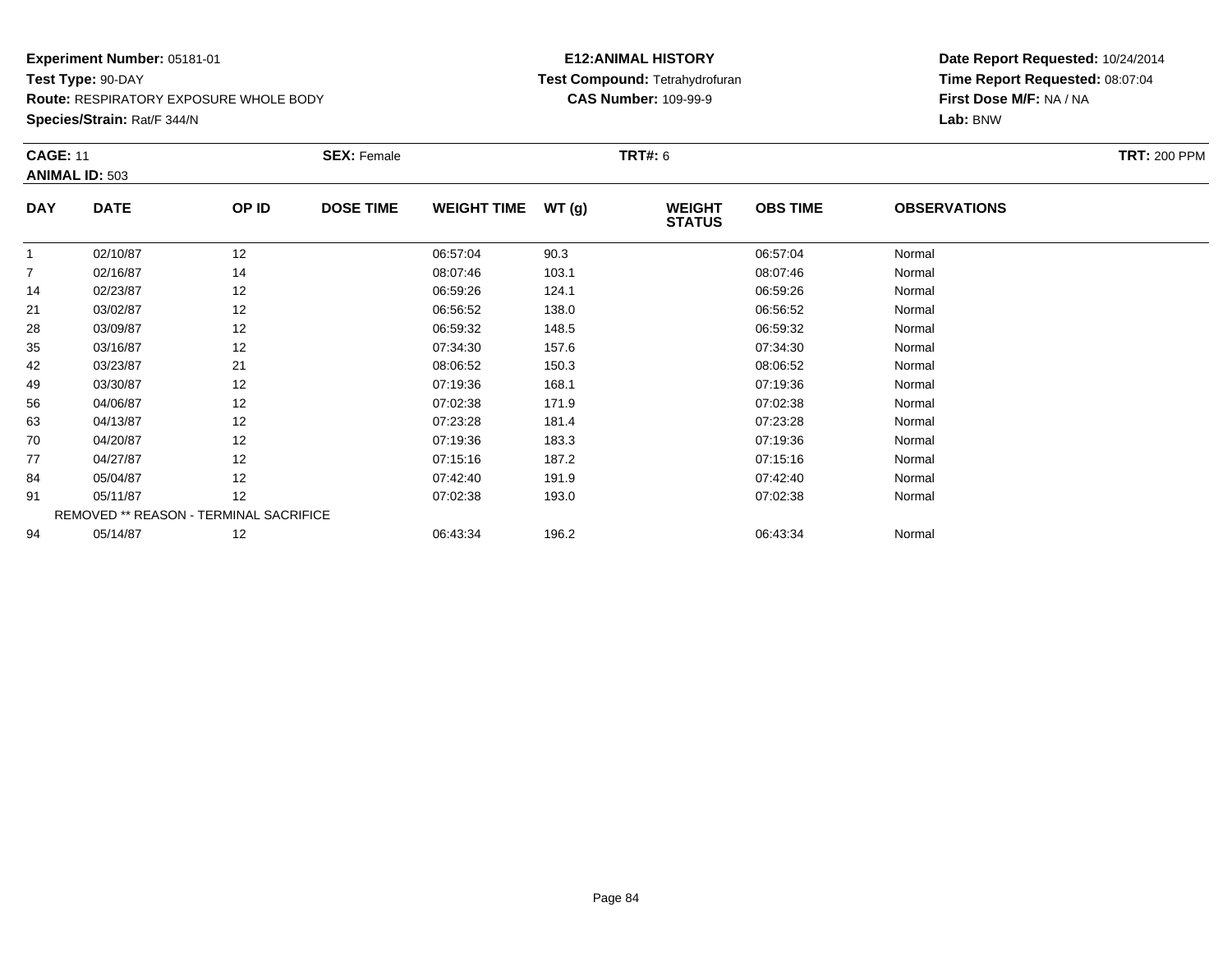**Experiment Number:** 05181-01
**Test Type:** 90-DAY
**Route:** RESPIRATORY EXPOSURE WHOLE BODY
**Species/Strain:** Rat/F 344/N

**E12:ANIMAL HISTORY**
**Test Compound:** Tetrahydrofuran
**CAS Number:** 109-99-9

**Date Report Requested:** 10/24/2014
**Time Report Requested:** 08:07:04
**First Dose M/F:** NA / NA
**Lab:** BNW

**CAGE:** 11 **SEX:** Female **TRT#:** 6 **TRT:** 200 PPM
**ANIMAL ID:** 503

| DAY | DATE | OP ID | DOSE TIME | WEIGHT TIME | WT (g) | WEIGHT STATUS | OBS TIME | OBSERVATIONS |
|---|---|---|---|---|---|---|---|---|
| 1 | 02/10/87 | 12 | | 06:57:04 | 90.3 | | 06:57:04 | Normal |
| 7 | 02/16/87 | 14 | | 08:07:46 | 103.1 | | 08:07:46 | Normal |
| 14 | 02/23/87 | 12 | | 06:59:26 | 124.1 | | 06:59:26 | Normal |
| 21 | 03/02/87 | 12 | | 06:56:52 | 138.0 | | 06:56:52 | Normal |
| 28 | 03/09/87 | 12 | | 06:59:32 | 148.5 | | 06:59:32 | Normal |
| 35 | 03/16/87 | 12 | | 07:34:30 | 157.6 | | 07:34:30 | Normal |
| 42 | 03/23/87 | 21 | | 08:06:52 | 150.3 | | 08:06:52 | Normal |
| 49 | 03/30/87 | 12 | | 07:19:36 | 168.1 | | 07:19:36 | Normal |
| 56 | 04/06/87 | 12 | | 07:02:38 | 171.9 | | 07:02:38 | Normal |
| 63 | 04/13/87 | 12 | | 07:23:28 | 181.4 | | 07:23:28 | Normal |
| 70 | 04/20/87 | 12 | | 07:19:36 | 183.3 | | 07:19:36 | Normal |
| 77 | 04/27/87 | 12 | | 07:15:16 | 187.2 | | 07:15:16 | Normal |
| 84 | 05/04/87 | 12 | | 07:42:40 | 191.9 | | 07:42:40 | Normal |
| 91 | 05/11/87 | 12 | | 07:02:38 | 193.0 | | 07:02:38 | Normal |
| REMOVED ** REASON - TERMINAL SACRIFICE | | | | | | | | |
| 94 | 05/14/87 | 12 | | 06:43:34 | 196.2 | | 06:43:34 | Normal |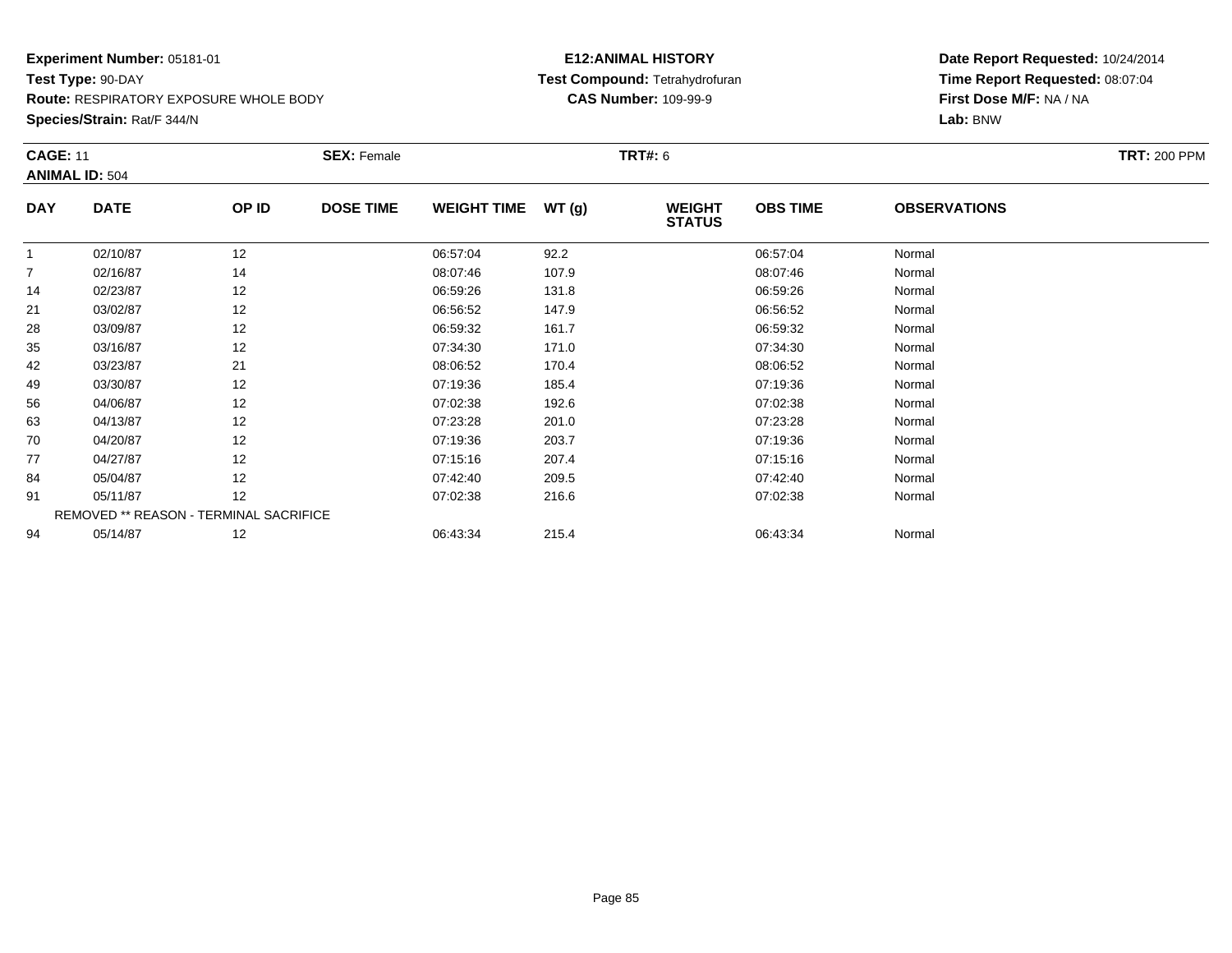**Experiment Number:** 05181-01
**Test Type:** 90-DAY
**Route:** RESPIRATORY EXPOSURE WHOLE BODY
**Species/Strain:** Rat/F 344/N

**E12:ANIMAL HISTORY**
**Test Compound:** Tetrahydrofuran
**CAS Number:** 109-99-9

**Date Report Requested:** 10/24/2014
**Time Report Requested:** 08:07:04
**First Dose M/F:** NA / NA
**Lab:** BNW

**CAGE:** 11 **SEX:** Female **TRT#:** 6 **TRT:** 200 PPM
**ANIMAL ID:** 504

| DAY | DATE | OP ID | DOSE TIME | WEIGHT TIME | WT (g) | WEIGHT STATUS | OBS TIME | OBSERVATIONS |
|---|---|---|---|---|---|---|---|---|
| 1 | 02/10/87 | 12 | | 06:57:04 | 92.2 | | 06:57:04 | Normal |
| 7 | 02/16/87 | 14 | | 08:07:46 | 107.9 | | 08:07:46 | Normal |
| 14 | 02/23/87 | 12 | | 06:59:26 | 131.8 | | 06:59:26 | Normal |
| 21 | 03/02/87 | 12 | | 06:56:52 | 147.9 | | 06:56:52 | Normal |
| 28 | 03/09/87 | 12 | | 06:59:32 | 161.7 | | 06:59:32 | Normal |
| 35 | 03/16/87 | 12 | | 07:34:30 | 171.0 | | 07:34:30 | Normal |
| 42 | 03/23/87 | 21 | | 08:06:52 | 170.4 | | 08:06:52 | Normal |
| 49 | 03/30/87 | 12 | | 07:19:36 | 185.4 | | 07:19:36 | Normal |
| 56 | 04/06/87 | 12 | | 07:02:38 | 192.6 | | 07:02:38 | Normal |
| 63 | 04/13/87 | 12 | | 07:23:28 | 201.0 | | 07:23:28 | Normal |
| 70 | 04/20/87 | 12 | | 07:19:36 | 203.7 | | 07:19:36 | Normal |
| 77 | 04/27/87 | 12 | | 07:15:16 | 207.4 | | 07:15:16 | Normal |
| 84 | 05/04/87 | 12 | | 07:42:40 | 209.5 | | 07:42:40 | Normal |
| 91 | 05/11/87 | 12 | | 07:02:38 | 216.6 | | 07:02:38 | Normal |
| REMOVED ** REASON - TERMINAL SACRIFICE | | | | | | | | |
| 94 | 05/14/87 | 12 | | 06:43:34 | 215.4 | | 06:43:34 | Normal |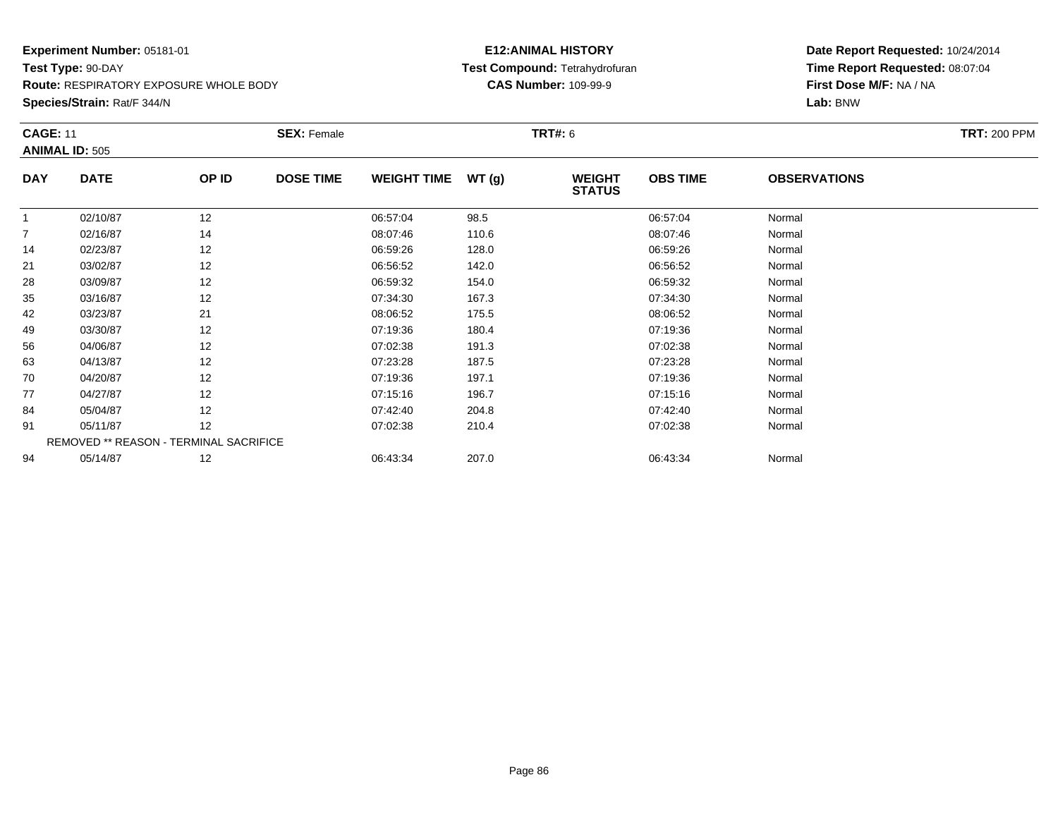**Experiment Number:** 05181-01
**Test Type:** 90-DAY
**Route:** RESPIRATORY EXPOSURE WHOLE BODY
**Species/Strain:** Rat/F 344/N

**E12:ANIMAL HISTORY**
**Test Compound:** Tetrahydrofuran
**CAS Number:** 109-99-9

**Date Report Requested:** 10/24/2014
**Time Report Requested:** 08:07:04
**First Dose M/F:** NA / NA
**Lab:** BNW

**CAGE:** 11 **SEX:** Female **TRT#:** 6 **TRT:** 200 PPM
**ANIMAL ID:** 505

| DAY | DATE | OP ID | DOSE TIME | WEIGHT TIME | WT (g) | WEIGHT STATUS | OBS TIME | OBSERVATIONS |
|---|---|---|---|---|---|---|---|---|
| 1 | 02/10/87 | 12 | | 06:57:04 | 98.5 | | 06:57:04 | Normal |
| 7 | 02/16/87 | 14 | | 08:07:46 | 110.6 | | 08:07:46 | Normal |
| 14 | 02/23/87 | 12 | | 06:59:26 | 128.0 | | 06:59:26 | Normal |
| 21 | 03/02/87 | 12 | | 06:56:52 | 142.0 | | 06:56:52 | Normal |
| 28 | 03/09/87 | 12 | | 06:59:32 | 154.0 | | 06:59:32 | Normal |
| 35 | 03/16/87 | 12 | | 07:34:30 | 167.3 | | 07:34:30 | Normal |
| 42 | 03/23/87 | 21 | | 08:06:52 | 175.5 | | 08:06:52 | Normal |
| 49 | 03/30/87 | 12 | | 07:19:36 | 180.4 | | 07:19:36 | Normal |
| 56 | 04/06/87 | 12 | | 07:02:38 | 191.3 | | 07:02:38 | Normal |
| 63 | 04/13/87 | 12 | | 07:23:28 | 187.5 | | 07:23:28 | Normal |
| 70 | 04/20/87 | 12 | | 07:19:36 | 197.1 | | 07:19:36 | Normal |
| 77 | 04/27/87 | 12 | | 07:15:16 | 196.7 | | 07:15:16 | Normal |
| 84 | 05/04/87 | 12 | | 07:42:40 | 204.8 | | 07:42:40 | Normal |
| 91 | 05/11/87 | 12 | | 07:02:38 | 210.4 | | 07:02:38 | Normal |
| REMOVED ** REASON - TERMINAL SACRIFICE | | | | | | | | |
| 94 | 05/14/87 | 12 | | 06:43:34 | 207.0 | | 06:43:34 | Normal |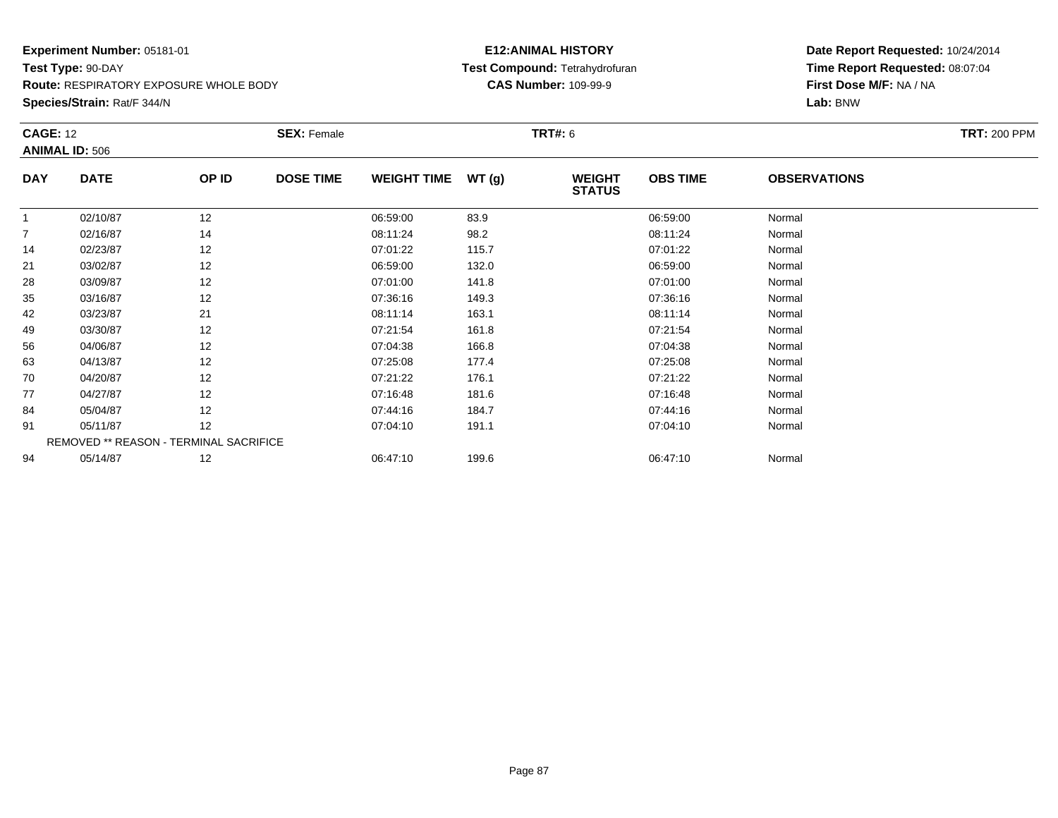**Experiment Number:** 05181-01
**Test Type:** 90-DAY
**Route:** RESPIRATORY EXPOSURE WHOLE BODY
**Species/Strain:** Rat/F 344/N

**E12:ANIMAL HISTORY**
**Test Compound:** Tetrahydrofuran
**CAS Number:** 109-99-9

**Date Report Requested:** 10/24/2014
**Time Report Requested:** 08:07:04
**First Dose M/F:** NA / NA
**Lab:** BNW

**CAGE:** 12 **SEX:** Female **TRT#:** 6 **TRT:** 200 PPM
**ANIMAL ID:** 506

| DAY | DATE | OP ID | DOSE TIME | WEIGHT TIME | WT (g) | WEIGHT STATUS | OBS TIME | OBSERVATIONS |
|---|---|---|---|---|---|---|---|---|
| 1 | 02/10/87 | 12 | | 06:59:00 | 83.9 | | 06:59:00 | Normal |
| 7 | 02/16/87 | 14 | | 08:11:24 | 98.2 | | 08:11:24 | Normal |
| 14 | 02/23/87 | 12 | | 07:01:22 | 115.7 | | 07:01:22 | Normal |
| 21 | 03/02/87 | 12 | | 06:59:00 | 132.0 | | 06:59:00 | Normal |
| 28 | 03/09/87 | 12 | | 07:01:00 | 141.8 | | 07:01:00 | Normal |
| 35 | 03/16/87 | 12 | | 07:36:16 | 149.3 | | 07:36:16 | Normal |
| 42 | 03/23/87 | 21 | | 08:11:14 | 163.1 | | 08:11:14 | Normal |
| 49 | 03/30/87 | 12 | | 07:21:54 | 161.8 | | 07:21:54 | Normal |
| 56 | 04/06/87 | 12 | | 07:04:38 | 166.8 | | 07:04:38 | Normal |
| 63 | 04/13/87 | 12 | | 07:25:08 | 177.4 | | 07:25:08 | Normal |
| 70 | 04/20/87 | 12 | | 07:21:22 | 176.1 | | 07:21:22 | Normal |
| 77 | 04/27/87 | 12 | | 07:16:48 | 181.6 | | 07:16:48 | Normal |
| 84 | 05/04/87 | 12 | | 07:44:16 | 184.7 | | 07:44:16 | Normal |
| 91 | 05/11/87 | 12 | | 07:04:10 | 191.1 | | 07:04:10 | Normal |
| REMOVED ** REASON - TERMINAL SACRIFICE | | | | | | | | |
| 94 | 05/14/87 | 12 | | 06:47:10 | 199.6 | | 06:47:10 | Normal |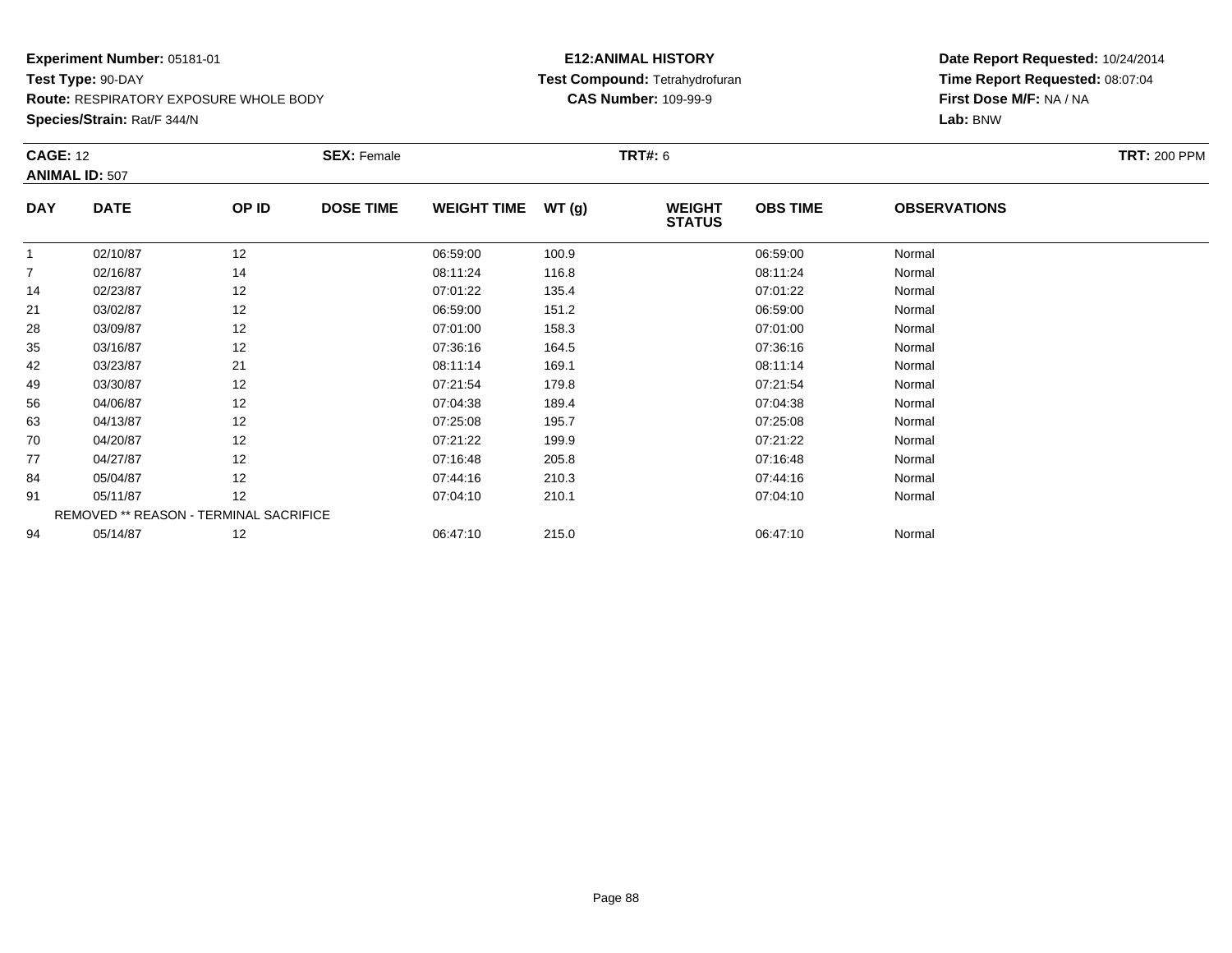**Experiment Number:** 05181-01
**Test Type:** 90-DAY
**Route:** RESPIRATORY EXPOSURE WHOLE BODY
**Species/Strain:** Rat/F 344/N

**E12:ANIMAL HISTORY**
**Test Compound:** Tetrahydrofuran
**CAS Number:** 109-99-9

**Date Report Requested:** 10/24/2014
**Time Report Requested:** 08:07:04
**First Dose M/F:** NA / NA
**Lab:** BNW

**CAGE:** 12 | **SEX:** Female | **TRT#:** 6 | **TRT:** 200 PPM
**ANIMAL ID:** 507

| DAY | DATE | OP ID | DOSE TIME | WEIGHT TIME | WT (g) | WEIGHT STATUS | OBS TIME | OBSERVATIONS |
|---|---|---|---|---|---|---|---|---|
| 1 | 02/10/87 | 12 | | 06:59:00 | 100.9 | | 06:59:00 | Normal |
| 7 | 02/16/87 | 14 | | 08:11:24 | 116.8 | | 08:11:24 | Normal |
| 14 | 02/23/87 | 12 | | 07:01:22 | 135.4 | | 07:01:22 | Normal |
| 21 | 03/02/87 | 12 | | 06:59:00 | 151.2 | | 06:59:00 | Normal |
| 28 | 03/09/87 | 12 | | 07:01:00 | 158.3 | | 07:01:00 | Normal |
| 35 | 03/16/87 | 12 | | 07:36:16 | 164.5 | | 07:36:16 | Normal |
| 42 | 03/23/87 | 21 | | 08:11:14 | 169.1 | | 08:11:14 | Normal |
| 49 | 03/30/87 | 12 | | 07:21:54 | 179.8 | | 07:21:54 | Normal |
| 56 | 04/06/87 | 12 | | 07:04:38 | 189.4 | | 07:04:38 | Normal |
| 63 | 04/13/87 | 12 | | 07:25:08 | 195.7 | | 07:25:08 | Normal |
| 70 | 04/20/87 | 12 | | 07:21:22 | 199.9 | | 07:21:22 | Normal |
| 77 | 04/27/87 | 12 | | 07:16:48 | 205.8 | | 07:16:48 | Normal |
| 84 | 05/04/87 | 12 | | 07:44:16 | 210.3 | | 07:44:16 | Normal |
| 91 | 05/11/87 | 12 | | 07:04:10 | 210.1 | | 07:04:10 | Normal |
| REMOVED ** REASON - TERMINAL SACRIFICE | | | | | | | | |
| 94 | 05/14/87 | 12 | | 06:47:10 | 215.0 | | 06:47:10 | Normal |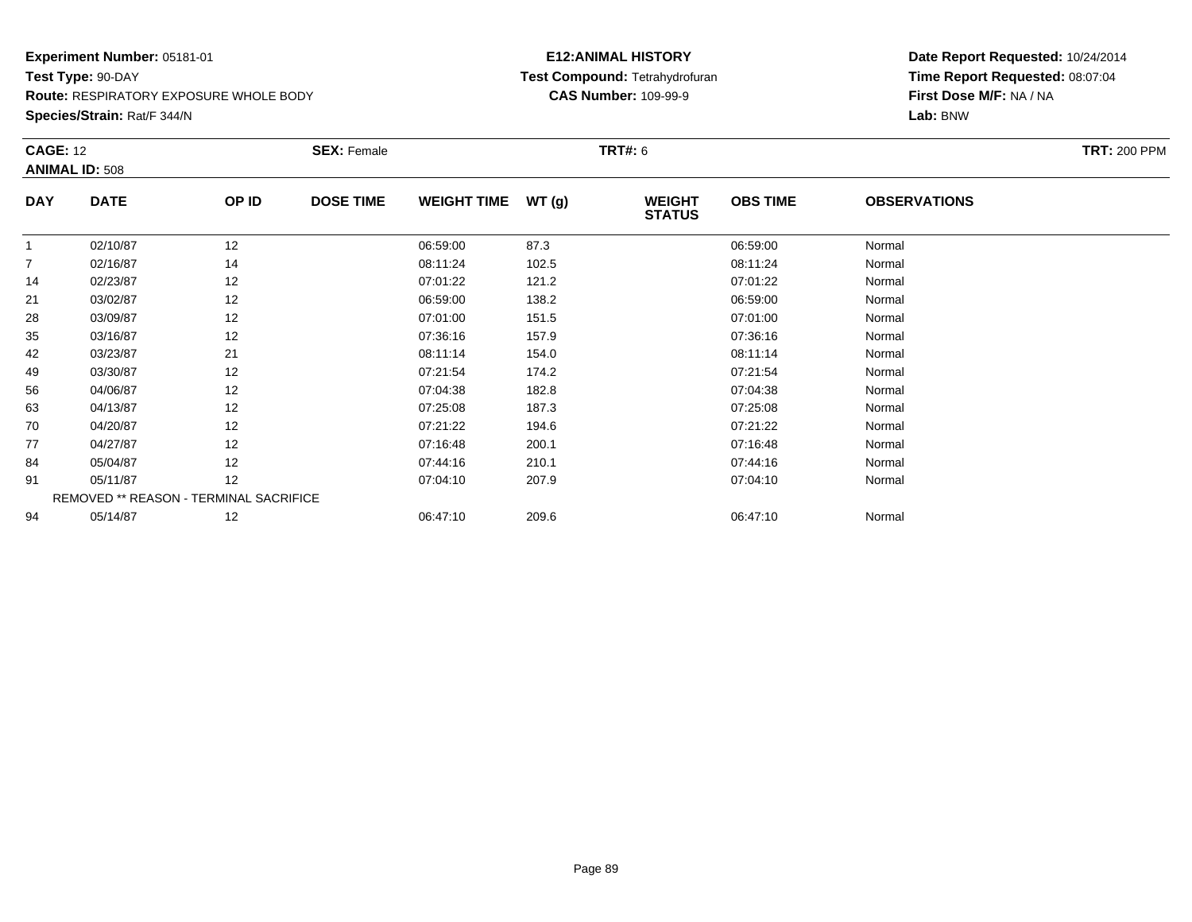**Experiment Number:** 05181-01
**Test Type:** 90-DAY
**Route:** RESPIRATORY EXPOSURE WHOLE BODY
**Species/Strain:** Rat/F 344/N

**E12:ANIMAL HISTORY**
**Test Compound:** Tetrahydrofuran
**CAS Number:** 109-99-9

**Date Report Requested:** 10/24/2014
**Time Report Requested:** 08:07:04
**First Dose M/F:** NA / NA
**Lab:** BNW

**CAGE:** 12 **SEX:** Female **TRT#:** 6 **TRT:** 200 PPM
**ANIMAL ID:** 508

| DAY | DATE | OP ID | DOSE TIME | WEIGHT TIME | WT (g) | WEIGHT STATUS | OBS TIME | OBSERVATIONS |
|---|---|---|---|---|---|---|---|---|
| 1 | 02/10/87 | 12 | | 06:59:00 | 87.3 | | 06:59:00 | Normal |
| 7 | 02/16/87 | 14 | | 08:11:24 | 102.5 | | 08:11:24 | Normal |
| 14 | 02/23/87 | 12 | | 07:01:22 | 121.2 | | 07:01:22 | Normal |
| 21 | 03/02/87 | 12 | | 06:59:00 | 138.2 | | 06:59:00 | Normal |
| 28 | 03/09/87 | 12 | | 07:01:00 | 151.5 | | 07:01:00 | Normal |
| 35 | 03/16/87 | 12 | | 07:36:16 | 157.9 | | 07:36:16 | Normal |
| 42 | 03/23/87 | 21 | | 08:11:14 | 154.0 | | 08:11:14 | Normal |
| 49 | 03/30/87 | 12 | | 07:21:54 | 174.2 | | 07:21:54 | Normal |
| 56 | 04/06/87 | 12 | | 07:04:38 | 182.8 | | 07:04:38 | Normal |
| 63 | 04/13/87 | 12 | | 07:25:08 | 187.3 | | 07:25:08 | Normal |
| 70 | 04/20/87 | 12 | | 07:21:22 | 194.6 | | 07:21:22 | Normal |
| 77 | 04/27/87 | 12 | | 07:16:48 | 200.1 | | 07:16:48 | Normal |
| 84 | 05/04/87 | 12 | | 07:44:16 | 210.1 | | 07:44:16 | Normal |
| 91 | 05/11/87 | 12 | | 07:04:10 | 207.9 | | 07:04:10 | Normal |
| REMOVED ** REASON - TERMINAL SACRIFICE | | | | | | | | |
| 94 | 05/14/87 | 12 | | 06:47:10 | 209.6 | | 06:47:10 | Normal |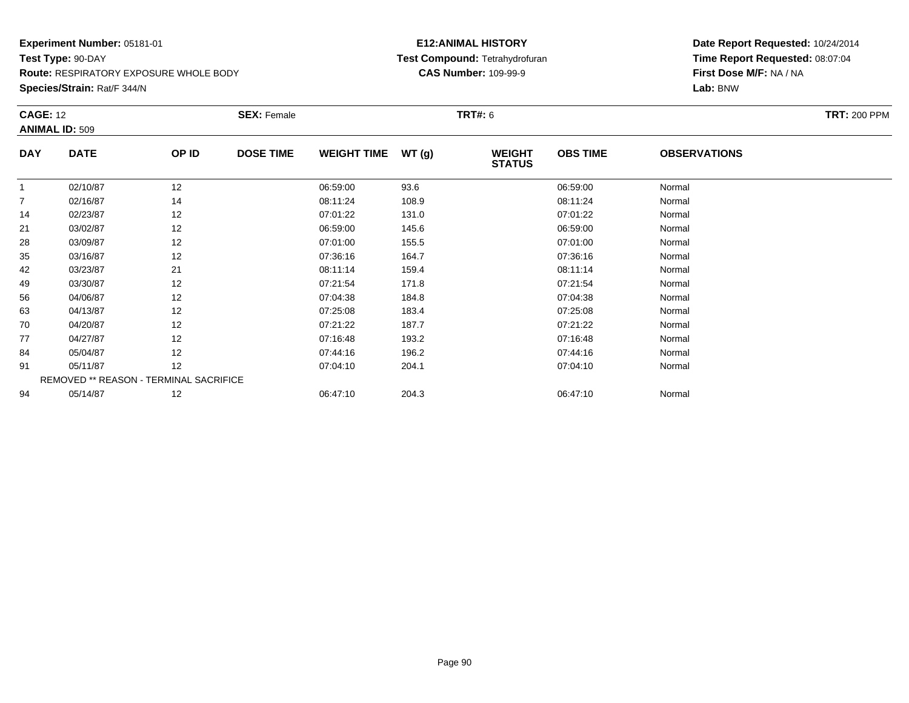**Experiment Number:** 05181-01
**Test Type:** 90-DAY
**Route:** RESPIRATORY EXPOSURE WHOLE BODY
**Species/Strain:** Rat/F 344/N

**E12:ANIMAL HISTORY**
**Test Compound:** Tetrahydrofuran
**CAS Number:** 109-99-9

**Date Report Requested:** 10/24/2014
**Time Report Requested:** 08:07:04
**First Dose M/F:** NA / NA
**Lab:** BNW

**CAGE:** 12 **SEX:** Female **TRT#:** 6 **TRT:** 200 PPM
**ANIMAL ID:** 509

| DAY | DATE | OP ID | DOSE TIME | WEIGHT TIME | WT (g) | WEIGHT STATUS | OBS TIME | OBSERVATIONS |
|---|---|---|---|---|---|---|---|---|
| 1 | 02/10/87 | 12 | | 06:59:00 | 93.6 | | 06:59:00 | Normal |
| 7 | 02/16/87 | 14 | | 08:11:24 | 108.9 | | 08:11:24 | Normal |
| 14 | 02/23/87 | 12 | | 07:01:22 | 131.0 | | 07:01:22 | Normal |
| 21 | 03/02/87 | 12 | | 06:59:00 | 145.6 | | 06:59:00 | Normal |
| 28 | 03/09/87 | 12 | | 07:01:00 | 155.5 | | 07:01:00 | Normal |
| 35 | 03/16/87 | 12 | | 07:36:16 | 164.7 | | 07:36:16 | Normal |
| 42 | 03/23/87 | 21 | | 08:11:14 | 159.4 | | 08:11:14 | Normal |
| 49 | 03/30/87 | 12 | | 07:21:54 | 171.8 | | 07:21:54 | Normal |
| 56 | 04/06/87 | 12 | | 07:04:38 | 184.8 | | 07:04:38 | Normal |
| 63 | 04/13/87 | 12 | | 07:25:08 | 183.4 | | 07:25:08 | Normal |
| 70 | 04/20/87 | 12 | | 07:21:22 | 187.7 | | 07:21:22 | Normal |
| 77 | 04/27/87 | 12 | | 07:16:48 | 193.2 | | 07:16:48 | Normal |
| 84 | 05/04/87 | 12 | | 07:44:16 | 196.2 | | 07:44:16 | Normal |
| 91 | 05/11/87 | 12 | | 07:04:10 | 204.1 | | 07:04:10 | Normal |
| | REMOVED ** REASON - TERMINAL SACRIFICE | | | | | | | |
| 94 | 05/14/87 | 12 | | 06:47:10 | 204.3 | | 06:47:10 | Normal |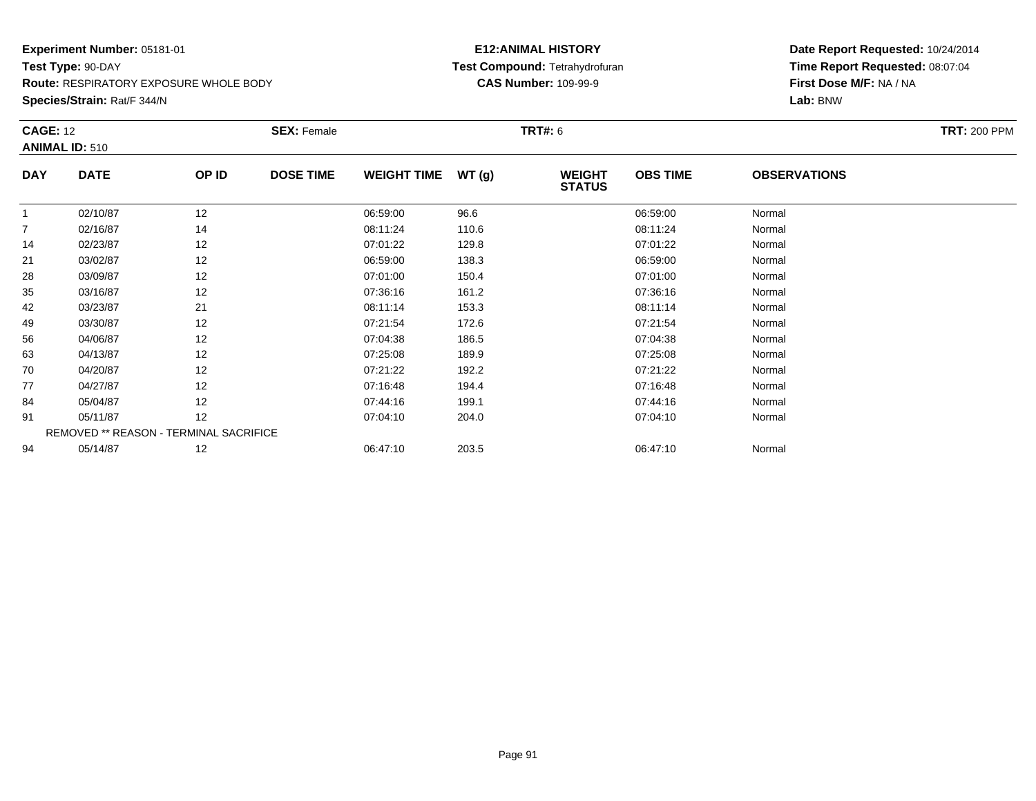**Experiment Number:** 05181-01
**Test Type:** 90-DAY
**Route:** RESPIRATORY EXPOSURE WHOLE BODY
**Species/Strain:** Rat/F 344/N

**E12:ANIMAL HISTORY**
**Test Compound:** Tetrahydrofuran
**CAS Number:** 109-99-9

**Date Report Requested:** 10/24/2014
**Time Report Requested:** 08:07:04
**First Dose M/F:** NA / NA
**Lab:** BNW

**CAGE:** 12 **SEX:** Female **TRT#:** 6 **TRT:** 200 PPM
**ANIMAL ID:** 510

| DAY | DATE | OP ID | DOSE TIME | WEIGHT TIME | WT (g) | WEIGHT STATUS | OBS TIME | OBSERVATIONS |
|---|---|---|---|---|---|---|---|---|
| 1 | 02/10/87 | 12 | | 06:59:00 | 96.6 | | 06:59:00 | Normal |
| 7 | 02/16/87 | 14 | | 08:11:24 | 110.6 | | 08:11:24 | Normal |
| 14 | 02/23/87 | 12 | | 07:01:22 | 129.8 | | 07:01:22 | Normal |
| 21 | 03/02/87 | 12 | | 06:59:00 | 138.3 | | 06:59:00 | Normal |
| 28 | 03/09/87 | 12 | | 07:01:00 | 150.4 | | 07:01:00 | Normal |
| 35 | 03/16/87 | 12 | | 07:36:16 | 161.2 | | 07:36:16 | Normal |
| 42 | 03/23/87 | 21 | | 08:11:14 | 153.3 | | 08:11:14 | Normal |
| 49 | 03/30/87 | 12 | | 07:21:54 | 172.6 | | 07:21:54 | Normal |
| 56 | 04/06/87 | 12 | | 07:04:38 | 186.5 | | 07:04:38 | Normal |
| 63 | 04/13/87 | 12 | | 07:25:08 | 189.9 | | 07:25:08 | Normal |
| 70 | 04/20/87 | 12 | | 07:21:22 | 192.2 | | 07:21:22 | Normal |
| 77 | 04/27/87 | 12 | | 07:16:48 | 194.4 | | 07:16:48 | Normal |
| 84 | 05/04/87 | 12 | | 07:44:16 | 199.1 | | 07:44:16 | Normal |
| 91 | 05/11/87 | 12 | | 07:04:10 | 204.0 | | 07:04:10 | Normal |
| | REMOVED ** REASON - TERMINAL SACRIFICE | | | | | | | |
| 94 | 05/14/87 | 12 | | 06:47:10 | 203.5 | | 06:47:10 | Normal |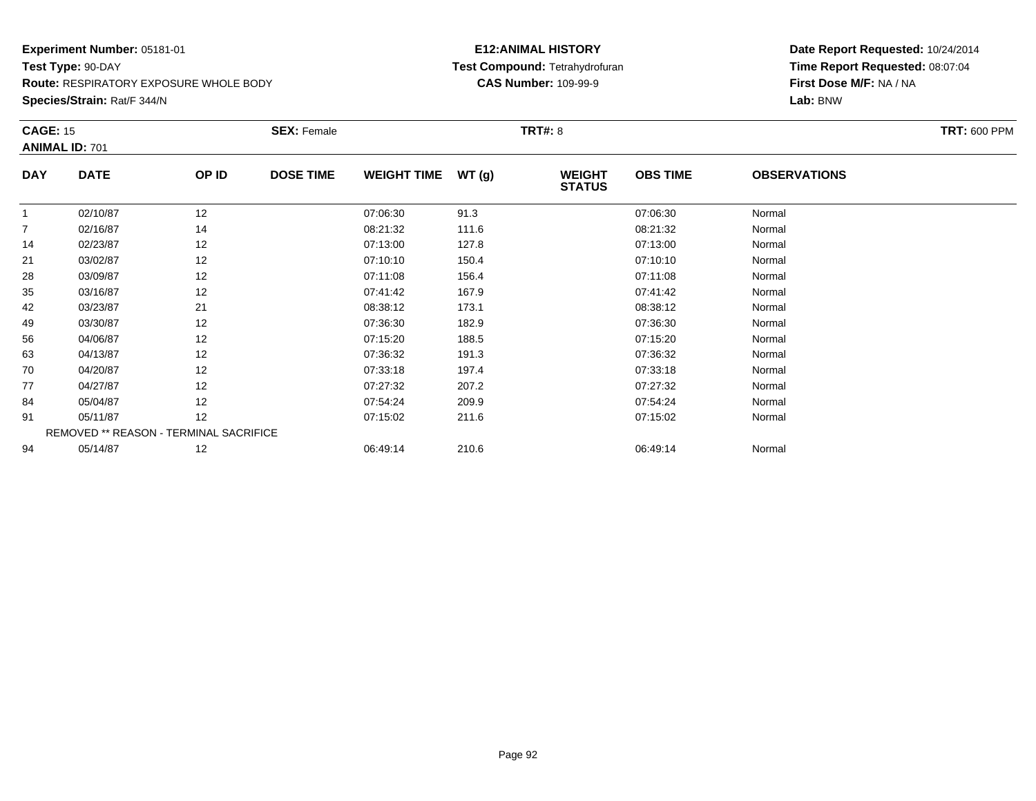**Experiment Number:** 05181-01
**Test Type:** 90-DAY
**Route:** RESPIRATORY EXPOSURE WHOLE BODY
**Species/Strain:** Rat/F 344/N

**E12:ANIMAL HISTORY**
**Test Compound:** Tetrahydrofuran
**CAS Number:** 109-99-9

**Date Report Requested:** 10/24/2014
**Time Report Requested:** 08:07:04
**First Dose M/F:** NA / NA
**Lab:** BNW

**CAGE:** 15 **SEX:** Female **TRT#:** 8 **TRT:** 600 PPM
**ANIMAL ID:** 701

| DAY | DATE | OP ID | DOSE TIME | WEIGHT TIME | WT (g) | WEIGHT STATUS | OBS TIME | OBSERVATIONS |
|---|---|---|---|---|---|---|---|---|
| 1 | 02/10/87 | 12 | | 07:06:30 | 91.3 | | 07:06:30 | Normal |
| 7 | 02/16/87 | 14 | | 08:21:32 | 111.6 | | 08:21:32 | Normal |
| 14 | 02/23/87 | 12 | | 07:13:00 | 127.8 | | 07:13:00 | Normal |
| 21 | 03/02/87 | 12 | | 07:10:10 | 150.4 | | 07:10:10 | Normal |
| 28 | 03/09/87 | 12 | | 07:11:08 | 156.4 | | 07:11:08 | Normal |
| 35 | 03/16/87 | 12 | | 07:41:42 | 167.9 | | 07:41:42 | Normal |
| 42 | 03/23/87 | 21 | | 08:38:12 | 173.1 | | 08:38:12 | Normal |
| 49 | 03/30/87 | 12 | | 07:36:30 | 182.9 | | 07:36:30 | Normal |
| 56 | 04/06/87 | 12 | | 07:15:20 | 188.5 | | 07:15:20 | Normal |
| 63 | 04/13/87 | 12 | | 07:36:32 | 191.3 | | 07:36:32 | Normal |
| 70 | 04/20/87 | 12 | | 07:33:18 | 197.4 | | 07:33:18 | Normal |
| 77 | 04/27/87 | 12 | | 07:27:32 | 207.2 | | 07:27:32 | Normal |
| 84 | 05/04/87 | 12 | | 07:54:24 | 209.9 | | 07:54:24 | Normal |
| 91 | 05/11/87 | 12 | | 07:15:02 | 211.6 | | 07:15:02 | Normal |
| REMOVED ** REASON - TERMINAL SACRIFICE | | | | | | | | |
| 94 | 05/14/87 | 12 | | 06:49:14 | 210.6 | | 06:49:14 | Normal |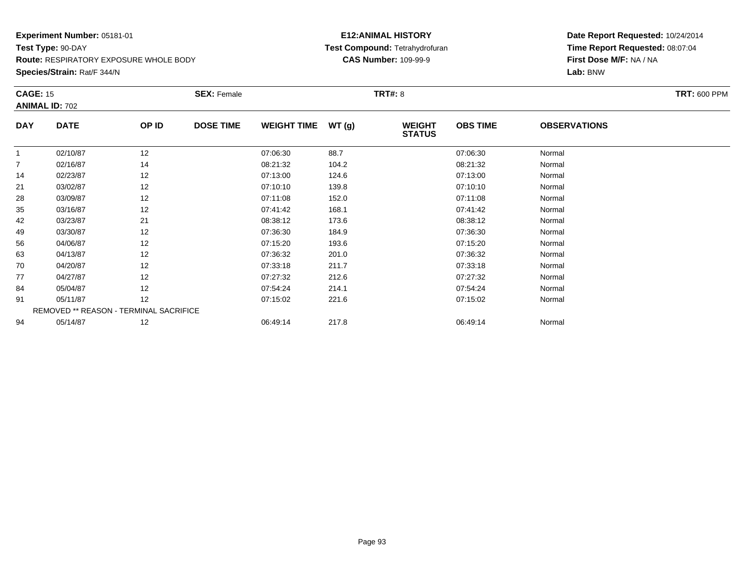**Experiment Number:** 05181-01
**Test Type:** 90-DAY
**Route:** RESPIRATORY EXPOSURE WHOLE BODY
**Species/Strain:** Rat/F 344/N

**E12:ANIMAL HISTORY**
**Test Compound:** Tetrahydrofuran
**CAS Number:** 109-99-9

**Date Report Requested:** 10/24/2014
**Time Report Requested:** 08:07:04
**First Dose M/F:** NA / NA
**Lab:** BNW

**CAGE:** 15 **SEX:** Female **TRT#:** 8 **TRT:** 600 PPM
**ANIMAL ID:** 702

| DAY | DATE | OP ID | DOSE TIME | WEIGHT TIME | WT (g) | WEIGHT STATUS | OBS TIME | OBSERVATIONS |
|---|---|---|---|---|---|---|---|---|
| 1 | 02/10/87 | 12 | | 07:06:30 | 88.7 | | 07:06:30 | Normal |
| 7 | 02/16/87 | 14 | | 08:21:32 | 104.2 | | 08:21:32 | Normal |
| 14 | 02/23/87 | 12 | | 07:13:00 | 124.6 | | 07:13:00 | Normal |
| 21 | 03/02/87 | 12 | | 07:10:10 | 139.8 | | 07:10:10 | Normal |
| 28 | 03/09/87 | 12 | | 07:11:08 | 152.0 | | 07:11:08 | Normal |
| 35 | 03/16/87 | 12 | | 07:41:42 | 168.1 | | 07:41:42 | Normal |
| 42 | 03/23/87 | 21 | | 08:38:12 | 173.6 | | 08:38:12 | Normal |
| 49 | 03/30/87 | 12 | | 07:36:30 | 184.9 | | 07:36:30 | Normal |
| 56 | 04/06/87 | 12 | | 07:15:20 | 193.6 | | 07:15:20 | Normal |
| 63 | 04/13/87 | 12 | | 07:36:32 | 201.0 | | 07:36:32 | Normal |
| 70 | 04/20/87 | 12 | | 07:33:18 | 211.7 | | 07:33:18 | Normal |
| 77 | 04/27/87 | 12 | | 07:27:32 | 212.6 | | 07:27:32 | Normal |
| 84 | 05/04/87 | 12 | | 07:54:24 | 214.1 | | 07:54:24 | Normal |
| 91 | 05/11/87 | 12 | | 07:15:02 | 221.6 | | 07:15:02 | Normal |
| REMOVED ** REASON - TERMINAL SACRIFICE | | | | | | | | |
| 94 | 05/14/87 | 12 | | 06:49:14 | 217.8 | | 06:49:14 | Normal |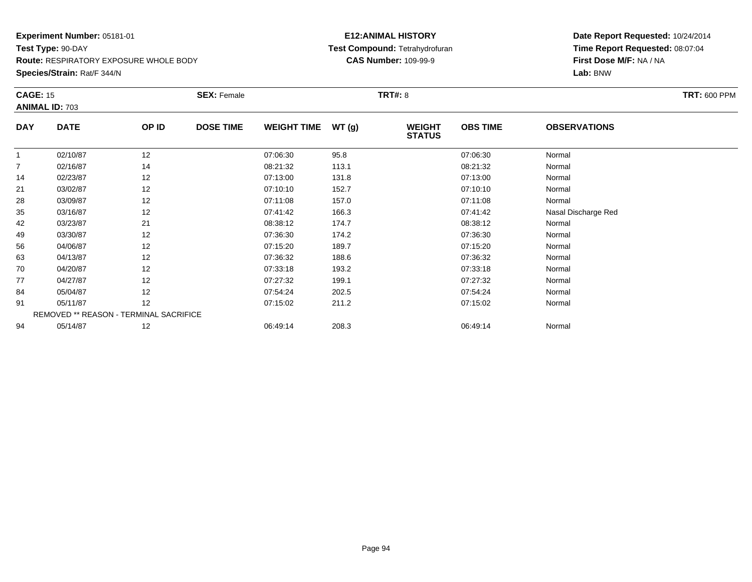**Experiment Number:** 05181-01
**Test Type:** 90-DAY
**Route:** RESPIRATORY EXPOSURE WHOLE BODY
**Species/Strain:** Rat/F 344/N

**E12:ANIMAL HISTORY**
**Test Compound:** Tetrahydrofuran
**CAS Number:** 109-99-9

**Date Report Requested:** 10/24/2014
**Time Report Requested:** 08:07:04
**First Dose M/F:** NA / NA
**Lab:** BNW

**CAGE:** 15 **SEX:** Female **TRT#:** 8 **TRT:** 600 PPM
**ANIMAL ID:** 703

| DAY | DATE | OP ID | DOSE TIME | WEIGHT TIME | WT (g) | WEIGHT STATUS | OBS TIME | OBSERVATIONS |
|---|---|---|---|---|---|---|---|---|
| 1 | 02/10/87 | 12 | | 07:06:30 | 95.8 | | 07:06:30 | Normal |
| 7 | 02/16/87 | 14 | | 08:21:32 | 113.1 | | 08:21:32 | Normal |
| 14 | 02/23/87 | 12 | | 07:13:00 | 131.8 | | 07:13:00 | Normal |
| 21 | 03/02/87 | 12 | | 07:10:10 | 152.7 | | 07:10:10 | Normal |
| 28 | 03/09/87 | 12 | | 07:11:08 | 157.0 | | 07:11:08 | Normal |
| 35 | 03/16/87 | 12 | | 07:41:42 | 166.3 | | 07:41:42 | Nasal Discharge Red |
| 42 | 03/23/87 | 21 | | 08:38:12 | 174.7 | | 08:38:12 | Normal |
| 49 | 03/30/87 | 12 | | 07:36:30 | 174.2 | | 07:36:30 | Normal |
| 56 | 04/06/87 | 12 | | 07:15:20 | 189.7 | | 07:15:20 | Normal |
| 63 | 04/13/87 | 12 | | 07:36:32 | 188.6 | | 07:36:32 | Normal |
| 70 | 04/20/87 | 12 | | 07:33:18 | 193.2 | | 07:33:18 | Normal |
| 77 | 04/27/87 | 12 | | 07:27:32 | 199.1 | | 07:27:32 | Normal |
| 84 | 05/04/87 | 12 | | 07:54:24 | 202.5 | | 07:54:24 | Normal |
| 91 | 05/11/87 | 12 | | 07:15:02 | 211.2 | | 07:15:02 | Normal |
| | REMOVED ** REASON - TERMINAL SACRIFICE | | | | | | | |
| 94 | 05/14/87 | 12 | | 06:49:14 | 208.3 | | 06:49:14 | Normal |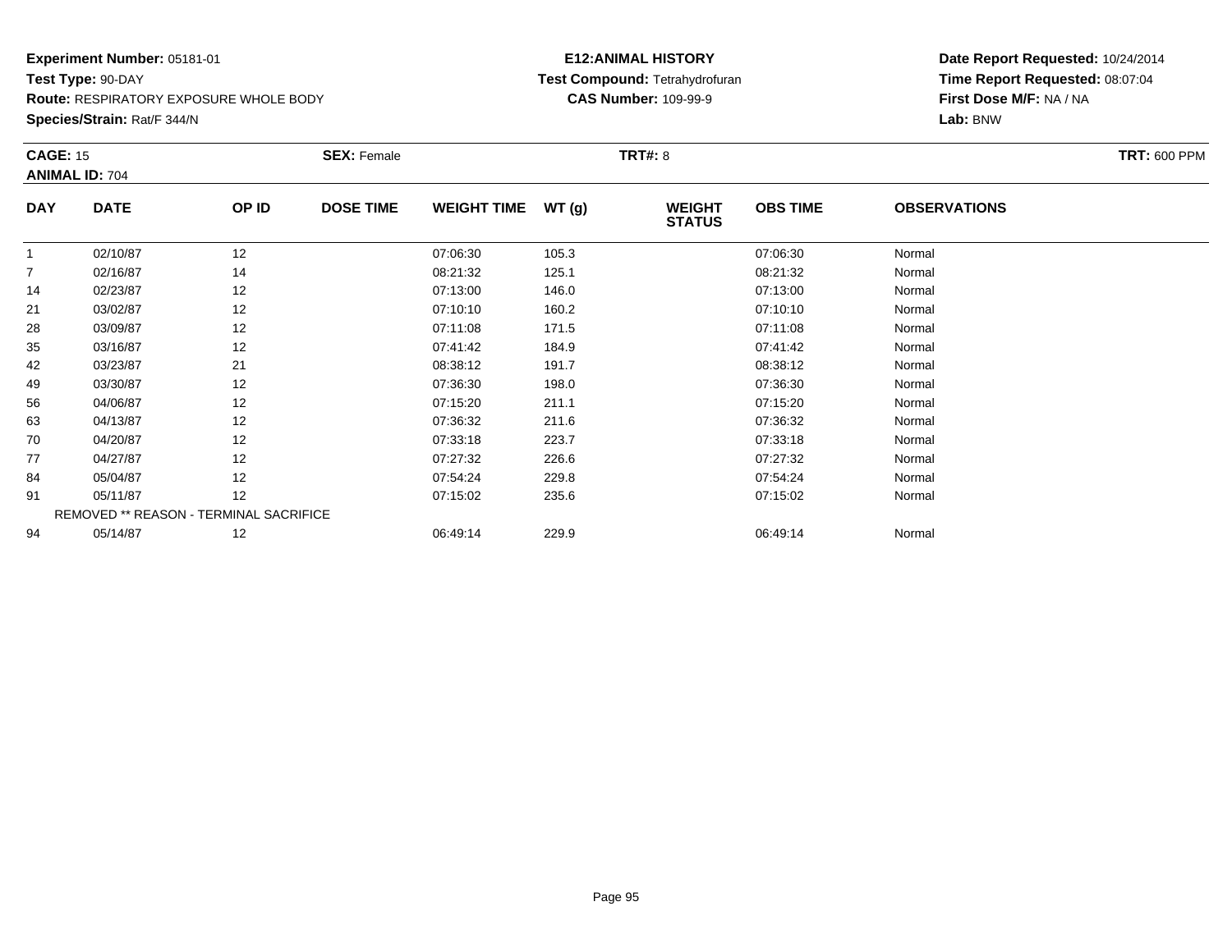**Experiment Number:** 05181-01
**Test Type:** 90-DAY
**Route:** RESPIRATORY EXPOSURE WHOLE BODY
**Species/Strain:** Rat/F 344/N

**E12:ANIMAL HISTORY**
**Test Compound:** Tetrahydrofuran
**CAS Number:** 109-99-9

**Date Report Requested:** 10/24/2014
**Time Report Requested:** 08:07:04
**First Dose M/F:** NA / NA
**Lab:** BNW

**CAGE:** 15 **SEX:** Female **TRT#:** 8 **TRT:** 600 PPM
**ANIMAL ID:** 704

| DAY | DATE | OP ID | DOSE TIME | WEIGHT TIME | WT (g) | WEIGHT STATUS | OBS TIME | OBSERVATIONS |
|---|---|---|---|---|---|---|---|---|
| 1 | 02/10/87 | 12 | | 07:06:30 | 105.3 | | 07:06:30 | Normal |
| 7 | 02/16/87 | 14 | | 08:21:32 | 125.1 | | 08:21:32 | Normal |
| 14 | 02/23/87 | 12 | | 07:13:00 | 146.0 | | 07:13:00 | Normal |
| 21 | 03/02/87 | 12 | | 07:10:10 | 160.2 | | 07:10:10 | Normal |
| 28 | 03/09/87 | 12 | | 07:11:08 | 171.5 | | 07:11:08 | Normal |
| 35 | 03/16/87 | 12 | | 07:41:42 | 184.9 | | 07:41:42 | Normal |
| 42 | 03/23/87 | 21 | | 08:38:12 | 191.7 | | 08:38:12 | Normal |
| 49 | 03/30/87 | 12 | | 07:36:30 | 198.0 | | 07:36:30 | Normal |
| 56 | 04/06/87 | 12 | | 07:15:20 | 211.1 | | 07:15:20 | Normal |
| 63 | 04/13/87 | 12 | | 07:36:32 | 211.6 | | 07:36:32 | Normal |
| 70 | 04/20/87 | 12 | | 07:33:18 | 223.7 | | 07:33:18 | Normal |
| 77 | 04/27/87 | 12 | | 07:27:32 | 226.6 | | 07:27:32 | Normal |
| 84 | 05/04/87 | 12 | | 07:54:24 | 229.8 | | 07:54:24 | Normal |
| 91 | 05/11/87 | 12 | | 07:15:02 | 235.6 | | 07:15:02 | Normal |
| REMOVED ** REASON - TERMINAL SACRIFICE | | | | | | | | |
| 94 | 05/14/87 | 12 | | 06:49:14 | 229.9 | | 06:49:14 | Normal |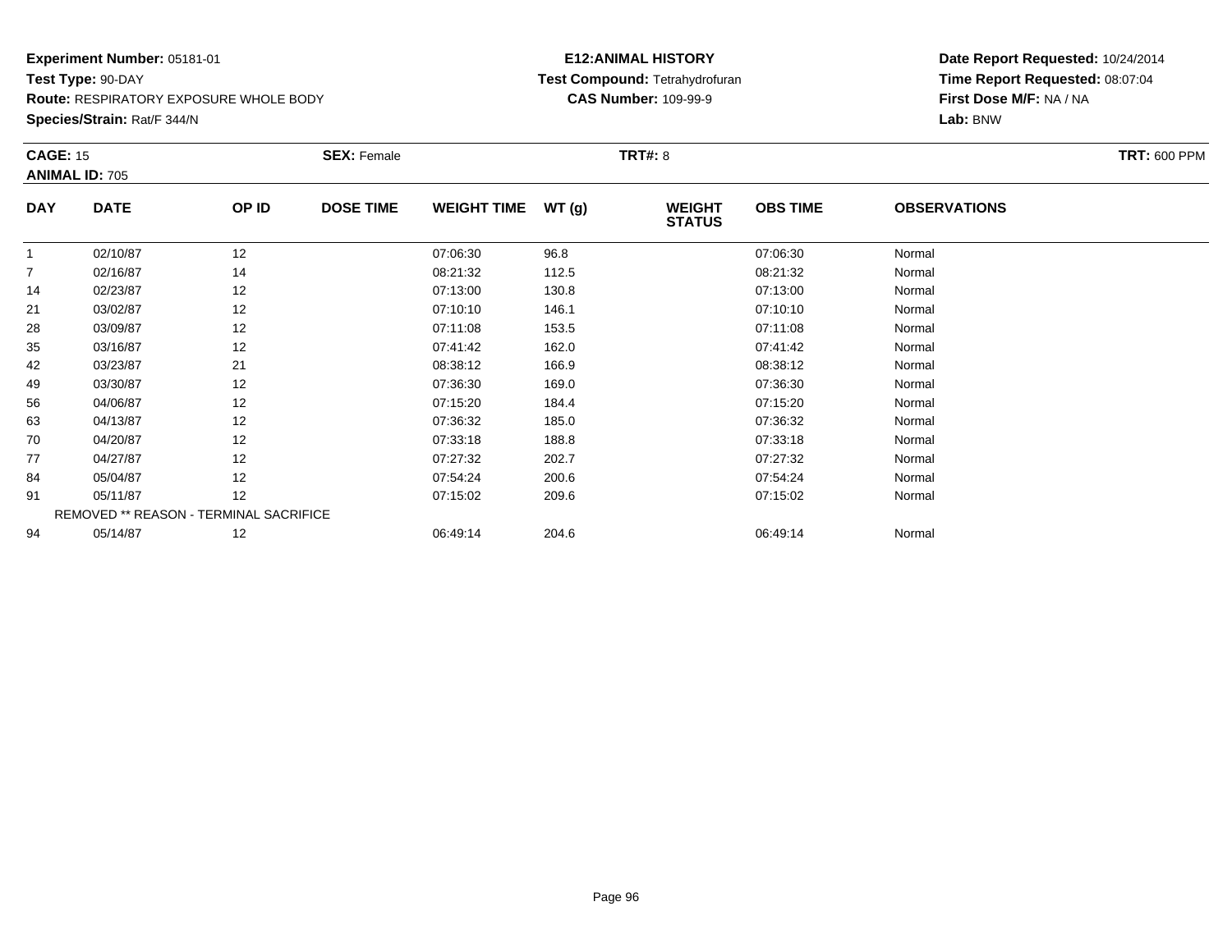**Experiment Number:** 05181-01
**Test Type:** 90-DAY
**Route:** RESPIRATORY EXPOSURE WHOLE BODY
**Species/Strain:** Rat/F 344/N

**E12:ANIMAL HISTORY**
**Test Compound:** Tetrahydrofuran
**CAS Number:** 109-99-9

**Date Report Requested:** 10/24/2014
**Time Report Requested:** 08:07:04
**First Dose M/F:** NA / NA
**Lab:** BNW

**CAGE:** 15 **SEX:** Female **TRT#:** 8 **TRT:** 600 PPM
**ANIMAL ID:** 705

| DAY | DATE | OP ID | DOSE TIME | WEIGHT TIME | WT (g) | WEIGHT STATUS | OBS TIME | OBSERVATIONS |
|---|---|---|---|---|---|---|---|---|
| 1 | 02/10/87 | 12 | | 07:06:30 | 96.8 | | 07:06:30 | Normal |
| 7 | 02/16/87 | 14 | | 08:21:32 | 112.5 | | 08:21:32 | Normal |
| 14 | 02/23/87 | 12 | | 07:13:00 | 130.8 | | 07:13:00 | Normal |
| 21 | 03/02/87 | 12 | | 07:10:10 | 146.1 | | 07:10:10 | Normal |
| 28 | 03/09/87 | 12 | | 07:11:08 | 153.5 | | 07:11:08 | Normal |
| 35 | 03/16/87 | 12 | | 07:41:42 | 162.0 | | 07:41:42 | Normal |
| 42 | 03/23/87 | 21 | | 08:38:12 | 166.9 | | 08:38:12 | Normal |
| 49 | 03/30/87 | 12 | | 07:36:30 | 169.0 | | 07:36:30 | Normal |
| 56 | 04/06/87 | 12 | | 07:15:20 | 184.4 | | 07:15:20 | Normal |
| 63 | 04/13/87 | 12 | | 07:36:32 | 185.0 | | 07:36:32 | Normal |
| 70 | 04/20/87 | 12 | | 07:33:18 | 188.8 | | 07:33:18 | Normal |
| 77 | 04/27/87 | 12 | | 07:27:32 | 202.7 | | 07:27:32 | Normal |
| 84 | 05/04/87 | 12 | | 07:54:24 | 200.6 | | 07:54:24 | Normal |
| 91 | 05/11/87 | 12 | | 07:15:02 | 209.6 | | 07:15:02 | Normal |
| | REMOVED ** REASON - TERMINAL SACRIFICE | | | | | | | |
| 94 | 05/14/87 | 12 | | 06:49:14 | 204.6 | | 06:49:14 | Normal |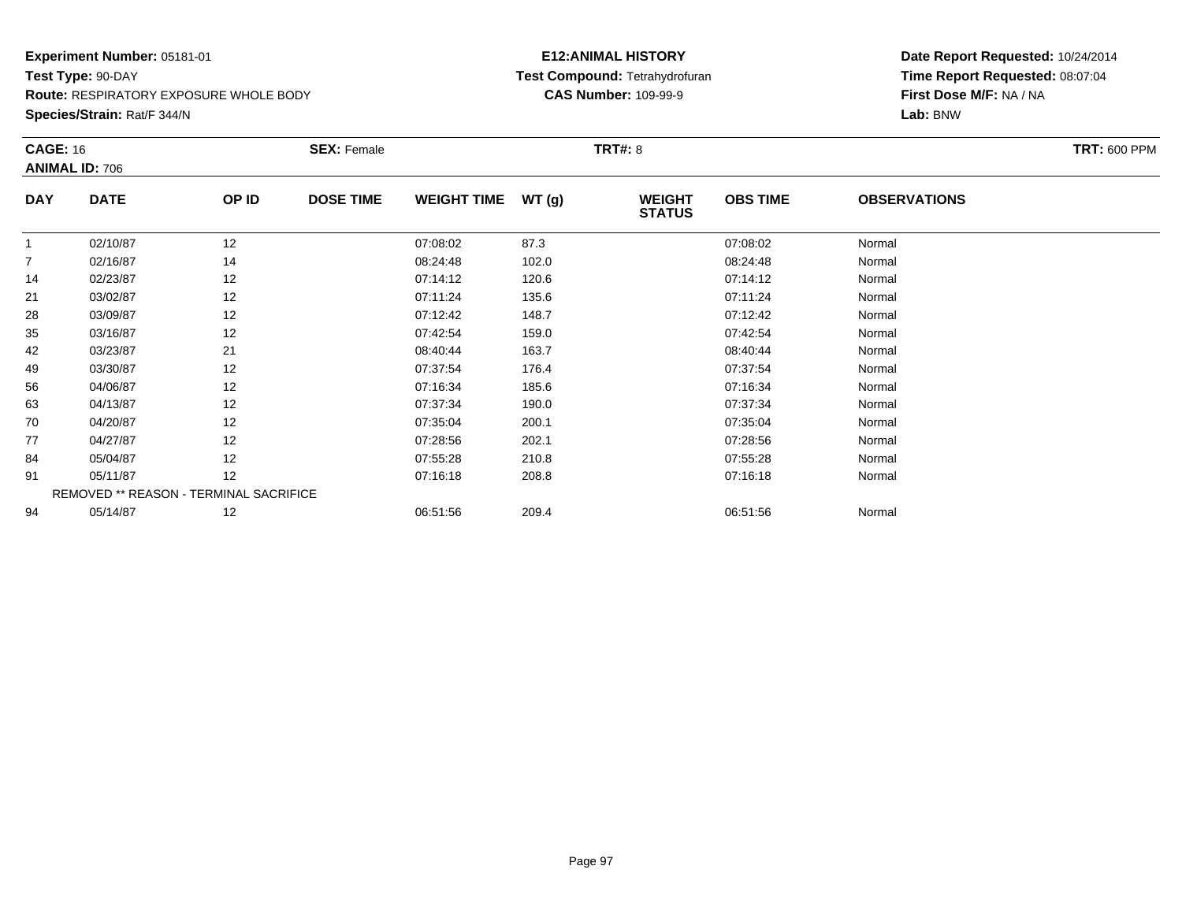**Experiment Number:** 05181-01
**Test Type:** 90-DAY
**Route:** RESPIRATORY EXPOSURE WHOLE BODY
**Species/Strain:** Rat/F 344/N

**E12:ANIMAL HISTORY**
**Test Compound:** Tetrahydrofuran
**CAS Number:** 109-99-9

**Date Report Requested:** 10/24/2014
**Time Report Requested:** 08:07:04
**First Dose M/F:** NA / NA
**Lab:** BNW

**CAGE:** 16 **SEX:** Female **TRT#:** 8 **TRT:** 600 PPM
**ANIMAL ID:** 706

| DAY | DATE | OP ID | DOSE TIME | WEIGHT TIME | WT (g) | WEIGHT STATUS | OBS TIME | OBSERVATIONS |
|---|---|---|---|---|---|---|---|---|
| 1 | 02/10/87 | 12 | | 07:08:02 | 87.3 | | 07:08:02 | Normal |
| 7 | 02/16/87 | 14 | | 08:24:48 | 102.0 | | 08:24:48 | Normal |
| 14 | 02/23/87 | 12 | | 07:14:12 | 120.6 | | 07:14:12 | Normal |
| 21 | 03/02/87 | 12 | | 07:11:24 | 135.6 | | 07:11:24 | Normal |
| 28 | 03/09/87 | 12 | | 07:12:42 | 148.7 | | 07:12:42 | Normal |
| 35 | 03/16/87 | 12 | | 07:42:54 | 159.0 | | 07:42:54 | Normal |
| 42 | 03/23/87 | 21 | | 08:40:44 | 163.7 | | 08:40:44 | Normal |
| 49 | 03/30/87 | 12 | | 07:37:54 | 176.4 | | 07:37:54 | Normal |
| 56 | 04/06/87 | 12 | | 07:16:34 | 185.6 | | 07:16:34 | Normal |
| 63 | 04/13/87 | 12 | | 07:37:34 | 190.0 | | 07:37:34 | Normal |
| 70 | 04/20/87 | 12 | | 07:35:04 | 200.1 | | 07:35:04 | Normal |
| 77 | 04/27/87 | 12 | | 07:28:56 | 202.1 | | 07:28:56 | Normal |
| 84 | 05/04/87 | 12 | | 07:55:28 | 210.8 | | 07:55:28 | Normal |
| 91 | 05/11/87 | 12 | | 07:16:18 | 208.8 | | 07:16:18 | Normal |
| REMOVED ** REASON - TERMINAL SACRIFICE | | | | | | | | |
| 94 | 05/14/87 | 12 | | 06:51:56 | 209.4 | | 06:51:56 | Normal |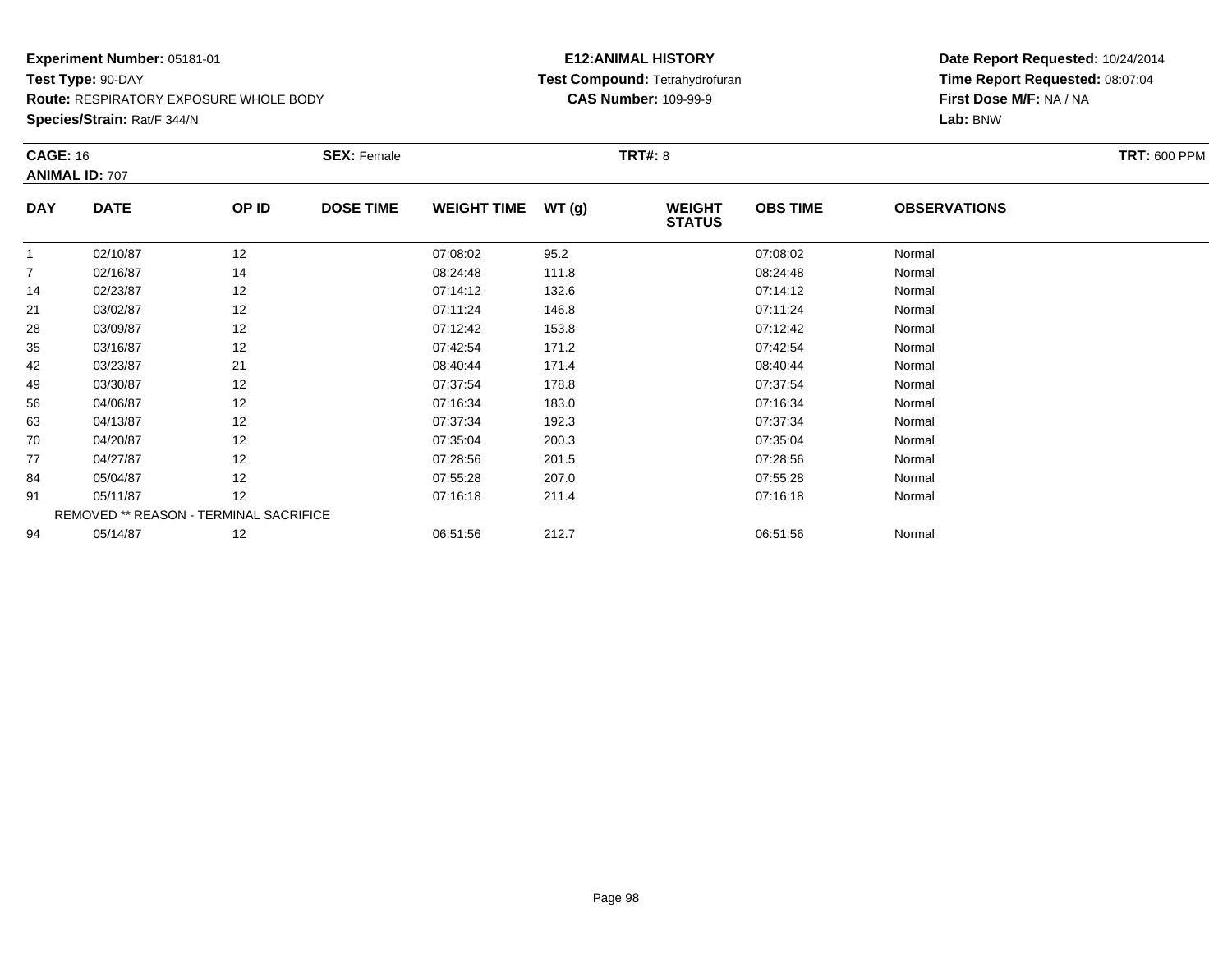**Experiment Number:** 05181-01
**Test Type:** 90-DAY
**Route:** RESPIRATORY EXPOSURE WHOLE BODY
**Species/Strain:** Rat/F 344/N

**E12:ANIMAL HISTORY**
**Test Compound:** Tetrahydrofuran
**CAS Number:** 109-99-9

**Date Report Requested:** 10/24/2014
**Time Report Requested:** 08:07:04
**First Dose M/F:** NA / NA
**Lab:** BNW

**CAGE:** 16 **SEX:** Female **TRT#:** 8 **TRT:** 600 PPM
**ANIMAL ID:** 707

| DAY | DATE | OP ID | DOSE TIME | WEIGHT TIME | WT (g) | WEIGHT STATUS | OBS TIME | OBSERVATIONS |
|---|---|---|---|---|---|---|---|---|
| 1 | 02/10/87 | 12 | | 07:08:02 | 95.2 | | 07:08:02 | Normal |
| 7 | 02/16/87 | 14 | | 08:24:48 | 111.8 | | 08:24:48 | Normal |
| 14 | 02/23/87 | 12 | | 07:14:12 | 132.6 | | 07:14:12 | Normal |
| 21 | 03/02/87 | 12 | | 07:11:24 | 146.8 | | 07:11:24 | Normal |
| 28 | 03/09/87 | 12 | | 07:12:42 | 153.8 | | 07:12:42 | Normal |
| 35 | 03/16/87 | 12 | | 07:42:54 | 171.2 | | 07:42:54 | Normal |
| 42 | 03/23/87 | 21 | | 08:40:44 | 171.4 | | 08:40:44 | Normal |
| 49 | 03/30/87 | 12 | | 07:37:54 | 178.8 | | 07:37:54 | Normal |
| 56 | 04/06/87 | 12 | | 07:16:34 | 183.0 | | 07:16:34 | Normal |
| 63 | 04/13/87 | 12 | | 07:37:34 | 192.3 | | 07:37:34 | Normal |
| 70 | 04/20/87 | 12 | | 07:35:04 | 200.3 | | 07:35:04 | Normal |
| 77 | 04/27/87 | 12 | | 07:28:56 | 201.5 | | 07:28:56 | Normal |
| 84 | 05/04/87 | 12 | | 07:55:28 | 207.0 | | 07:55:28 | Normal |
| 91 | 05/11/87 | 12 | | 07:16:18 | 211.4 | | 07:16:18 | Normal |
| | REMOVED ** REASON - TERMINAL SACRIFICE | | | | | | | |
| 94 | 05/14/87 | 12 | | 06:51:56 | 212.7 | | 06:51:56 | Normal |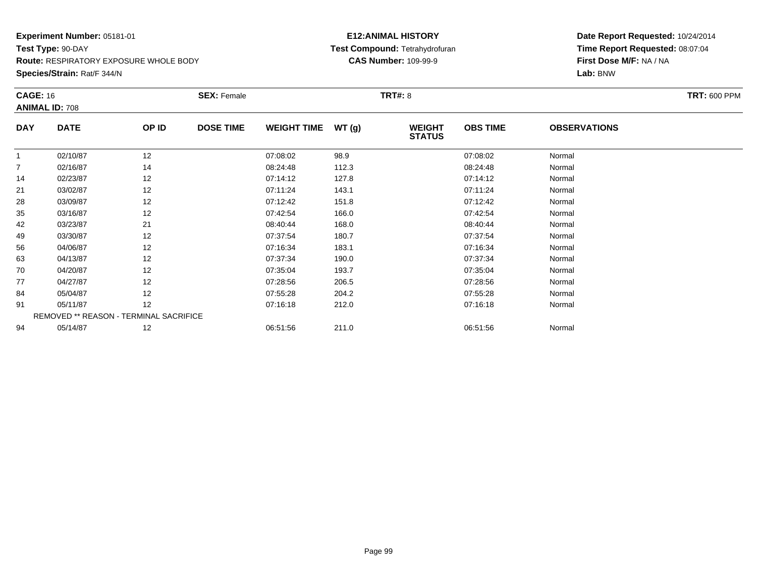**Experiment Number:** 05181-01
**Test Type:** 90-DAY
**Route:** RESPIRATORY EXPOSURE WHOLE BODY
**Species/Strain:** Rat/F 344/N

**E12:ANIMAL HISTORY**
**Test Compound:** Tetrahydrofuran
**CAS Number:** 109-99-9

**Date Report Requested:** 10/24/2014
**Time Report Requested:** 08:07:04
**First Dose M/F:** NA / NA
**Lab:** BNW

**CAGE:** 16 **SEX:** Female **TRT#:** 8 **TRT:** 600 PPM
**ANIMAL ID:** 708

| DAY | DATE | OP ID | DOSE TIME | WEIGHT TIME | WT (g) | WEIGHT STATUS | OBS TIME | OBSERVATIONS |
|---|---|---|---|---|---|---|---|---|
| 1 | 02/10/87 | 12 | | 07:08:02 | 98.9 | | 07:08:02 | Normal |
| 7 | 02/16/87 | 14 | | 08:24:48 | 112.3 | | 08:24:48 | Normal |
| 14 | 02/23/87 | 12 | | 07:14:12 | 127.8 | | 07:14:12 | Normal |
| 21 | 03/02/87 | 12 | | 07:11:24 | 143.1 | | 07:11:24 | Normal |
| 28 | 03/09/87 | 12 | | 07:12:42 | 151.8 | | 07:12:42 | Normal |
| 35 | 03/16/87 | 12 | | 07:42:54 | 166.0 | | 07:42:54 | Normal |
| 42 | 03/23/87 | 21 | | 08:40:44 | 168.0 | | 08:40:44 | Normal |
| 49 | 03/30/87 | 12 | | 07:37:54 | 180.7 | | 07:37:54 | Normal |
| 56 | 04/06/87 | 12 | | 07:16:34 | 183.1 | | 07:16:34 | Normal |
| 63 | 04/13/87 | 12 | | 07:37:34 | 190.0 | | 07:37:34 | Normal |
| 70 | 04/20/87 | 12 | | 07:35:04 | 193.7 | | 07:35:04 | Normal |
| 77 | 04/27/87 | 12 | | 07:28:56 | 206.5 | | 07:28:56 | Normal |
| 84 | 05/04/87 | 12 | | 07:55:28 | 204.2 | | 07:55:28 | Normal |
| 91 | 05/11/87 | 12 | | 07:16:18 | 212.0 | | 07:16:18 | Normal |
| | REMOVED ** REASON - TERMINAL SACRIFICE | | | | | | | |
| 94 | 05/14/87 | 12 | | 06:51:56 | 211.0 | | 06:51:56 | Normal |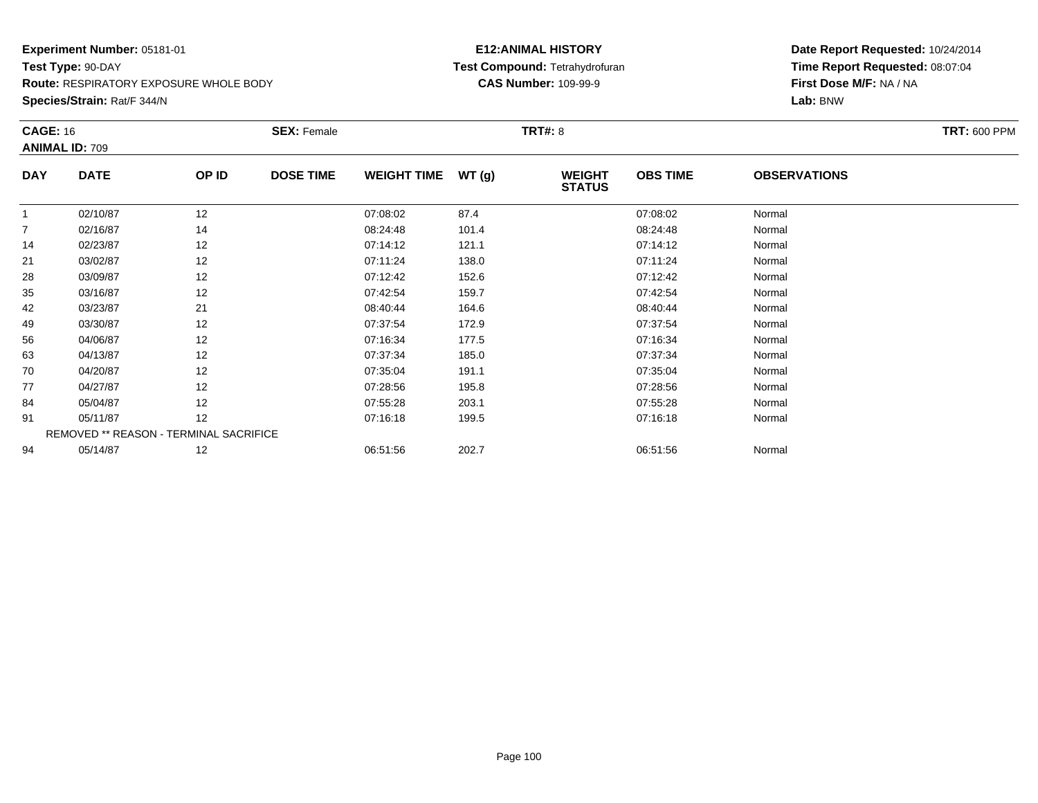**Experiment Number:** 05181-01
**Test Type:** 90-DAY
**Route:** RESPIRATORY EXPOSURE WHOLE BODY
**Species/Strain:** Rat/F 344/N

**E12:ANIMAL HISTORY**
**Test Compound:** Tetrahydrofuran
**CAS Number:** 109-99-9

**Date Report Requested:** 10/24/2014
**Time Report Requested:** 08:07:04
**First Dose M/F:** NA / NA
**Lab:** BNW

**CAGE:** 16 **SEX:** Female **TRT#:** 8 **TRT:** 600 PPM
**ANIMAL ID:** 709

| DAY | DATE | OP ID | DOSE TIME | WEIGHT TIME | WT (g) | WEIGHT STATUS | OBS TIME | OBSERVATIONS |
|---|---|---|---|---|---|---|---|---|
| 1 | 02/10/87 | 12 | | 07:08:02 | 87.4 | | 07:08:02 | Normal |
| 7 | 02/16/87 | 14 | | 08:24:48 | 101.4 | | 08:24:48 | Normal |
| 14 | 02/23/87 | 12 | | 07:14:12 | 121.1 | | 07:14:12 | Normal |
| 21 | 03/02/87 | 12 | | 07:11:24 | 138.0 | | 07:11:24 | Normal |
| 28 | 03/09/87 | 12 | | 07:12:42 | 152.6 | | 07:12:42 | Normal |
| 35 | 03/16/87 | 12 | | 07:42:54 | 159.7 | | 07:42:54 | Normal |
| 42 | 03/23/87 | 21 | | 08:40:44 | 164.6 | | 08:40:44 | Normal |
| 49 | 03/30/87 | 12 | | 07:37:54 | 172.9 | | 07:37:54 | Normal |
| 56 | 04/06/87 | 12 | | 07:16:34 | 177.5 | | 07:16:34 | Normal |
| 63 | 04/13/87 | 12 | | 07:37:34 | 185.0 | | 07:37:34 | Normal |
| 70 | 04/20/87 | 12 | | 07:35:04 | 191.1 | | 07:35:04 | Normal |
| 77 | 04/27/87 | 12 | | 07:28:56 | 195.8 | | 07:28:56 | Normal |
| 84 | 05/04/87 | 12 | | 07:55:28 | 203.1 | | 07:55:28 | Normal |
| 91 | 05/11/87 | 12 | | 07:16:18 | 199.5 | | 07:16:18 | Normal |
| REMOVED ** REASON - TERMINAL SACRIFICE | | | | | | | | |
| 94 | 05/14/87 | 12 | | 06:51:56 | 202.7 | | 06:51:56 | Normal |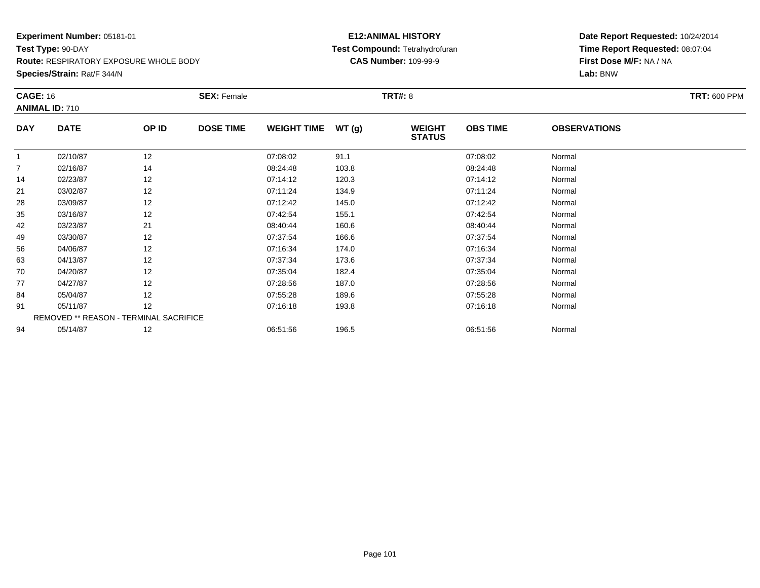**Experiment Number:** 05181-01
**Test Type:** 90-DAY
**Route:** RESPIRATORY EXPOSURE WHOLE BODY
**Species/Strain:** Rat/F 344/N

**E12:ANIMAL HISTORY**
**Test Compound:** Tetrahydrofuran
**CAS Number:** 109-99-9

**Date Report Requested:** 10/24/2014
**Time Report Requested:** 08:07:04
**First Dose M/F:** NA / NA
**Lab:** BNW

**CAGE:** 16 **SEX:** Female **TRT#:** 8 **TRT:** 600 PPM
**ANIMAL ID:** 710

| DAY | DATE | OP ID | DOSE TIME | WEIGHT TIME | WT (g) | WEIGHT STATUS | OBS TIME | OBSERVATIONS |
|---|---|---|---|---|---|---|---|---|
| 1 | 02/10/87 | 12 | | 07:08:02 | 91.1 | | 07:08:02 | Normal |
| 7 | 02/16/87 | 14 | | 08:24:48 | 103.8 | | 08:24:48 | Normal |
| 14 | 02/23/87 | 12 | | 07:14:12 | 120.3 | | 07:14:12 | Normal |
| 21 | 03/02/87 | 12 | | 07:11:24 | 134.9 | | 07:11:24 | Normal |
| 28 | 03/09/87 | 12 | | 07:12:42 | 145.0 | | 07:12:42 | Normal |
| 35 | 03/16/87 | 12 | | 07:42:54 | 155.1 | | 07:42:54 | Normal |
| 42 | 03/23/87 | 21 | | 08:40:44 | 160.6 | | 08:40:44 | Normal |
| 49 | 03/30/87 | 12 | | 07:37:54 | 166.6 | | 07:37:54 | Normal |
| 56 | 04/06/87 | 12 | | 07:16:34 | 174.0 | | 07:16:34 | Normal |
| 63 | 04/13/87 | 12 | | 07:37:34 | 173.6 | | 07:37:34 | Normal |
| 70 | 04/20/87 | 12 | | 07:35:04 | 182.4 | | 07:35:04 | Normal |
| 77 | 04/27/87 | 12 | | 07:28:56 | 187.0 | | 07:28:56 | Normal |
| 84 | 05/04/87 | 12 | | 07:55:28 | 189.6 | | 07:55:28 | Normal |
| 91 | 05/11/87 | 12 | | 07:16:18 | 193.8 | | 07:16:18 | Normal |
| REMOVED ** REASON - TERMINAL SACRIFICE | | | | | | | | |
| 94 | 05/14/87 | 12 | | 06:51:56 | 196.5 | | 06:51:56 | Normal |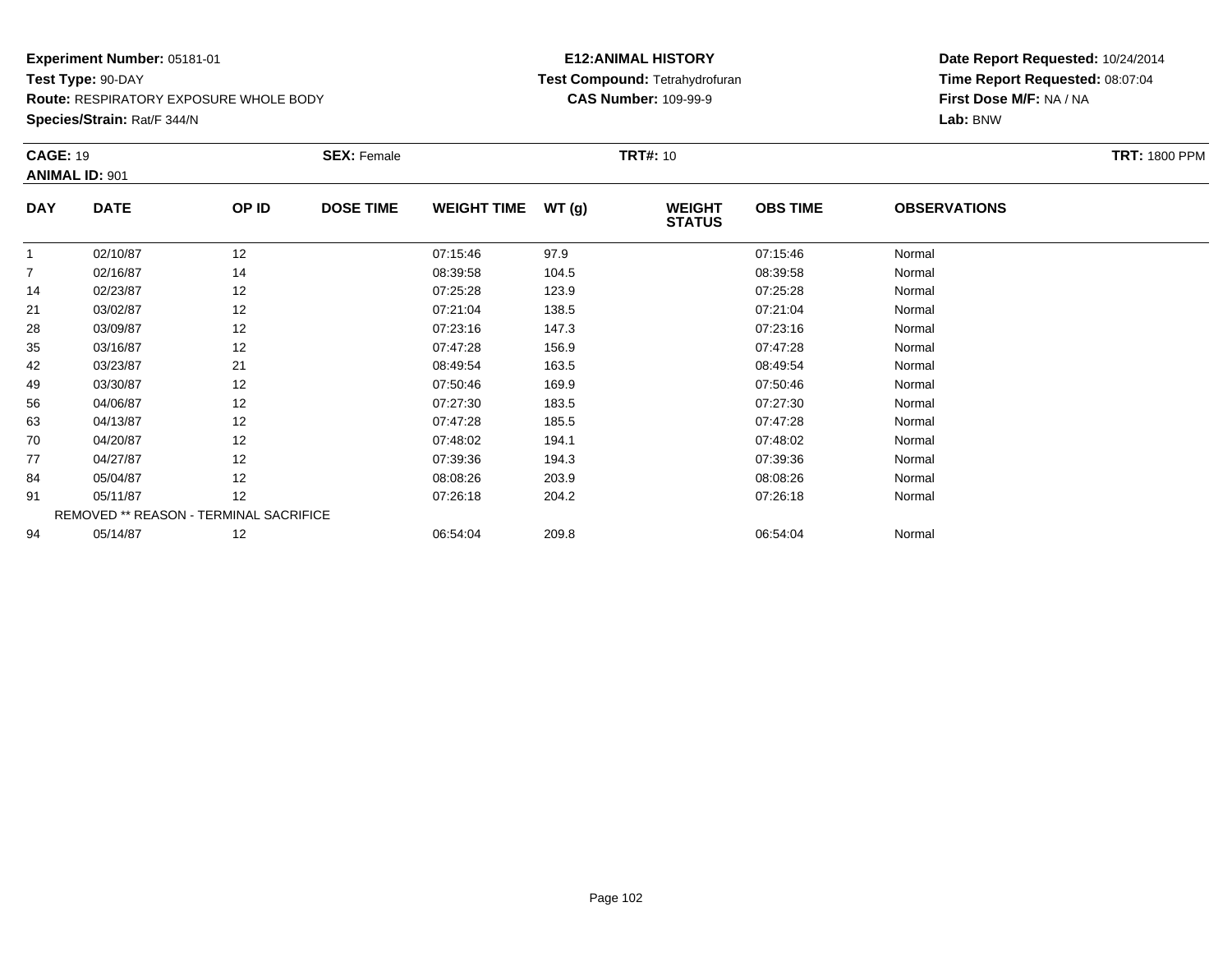**Experiment Number:** 05181-01
**Test Type:** 90-DAY
**Route:** RESPIRATORY EXPOSURE WHOLE BODY
**Species/Strain:** Rat/F 344/N

**E12:ANIMAL HISTORY**
**Test Compound:** Tetrahydrofuran
**CAS Number:** 109-99-9

**Date Report Requested:** 10/24/2014
**Time Report Requested:** 08:07:04
**First Dose M/F:** NA / NA
**Lab:** BNW

**CAGE:** 19 **SEX:** Female **TRT#:** 10 **TRT:** 1800 PPM
**ANIMAL ID:** 901

| DAY | DATE | OP ID | DOSE TIME | WEIGHT TIME | WT (g) | WEIGHT STATUS | OBS TIME | OBSERVATIONS |
|---|---|---|---|---|---|---|---|---|
| 1 | 02/10/87 | 12 | | 07:15:46 | 97.9 | | 07:15:46 | Normal |
| 7 | 02/16/87 | 14 | | 08:39:58 | 104.5 | | 08:39:58 | Normal |
| 14 | 02/23/87 | 12 | | 07:25:28 | 123.9 | | 07:25:28 | Normal |
| 21 | 03/02/87 | 12 | | 07:21:04 | 138.5 | | 07:21:04 | Normal |
| 28 | 03/09/87 | 12 | | 07:23:16 | 147.3 | | 07:23:16 | Normal |
| 35 | 03/16/87 | 12 | | 07:47:28 | 156.9 | | 07:47:28 | Normal |
| 42 | 03/23/87 | 21 | | 08:49:54 | 163.5 | | 08:49:54 | Normal |
| 49 | 03/30/87 | 12 | | 07:50:46 | 169.9 | | 07:50:46 | Normal |
| 56 | 04/06/87 | 12 | | 07:27:30 | 183.5 | | 07:27:30 | Normal |
| 63 | 04/13/87 | 12 | | 07:47:28 | 185.5 | | 07:47:28 | Normal |
| 70 | 04/20/87 | 12 | | 07:48:02 | 194.1 | | 07:48:02 | Normal |
| 77 | 04/27/87 | 12 | | 07:39:36 | 194.3 | | 07:39:36 | Normal |
| 84 | 05/04/87 | 12 | | 08:08:26 | 203.9 | | 08:08:26 | Normal |
| 91 | 05/11/87 | 12 | | 07:26:18 | 204.2 | | 07:26:18 | Normal |
| REMOVED ** REASON - TERMINAL SACRIFICE | | | | | | | | |
| 94 | 05/14/87 | 12 | | 06:54:04 | 209.8 | | 06:54:04 | Normal |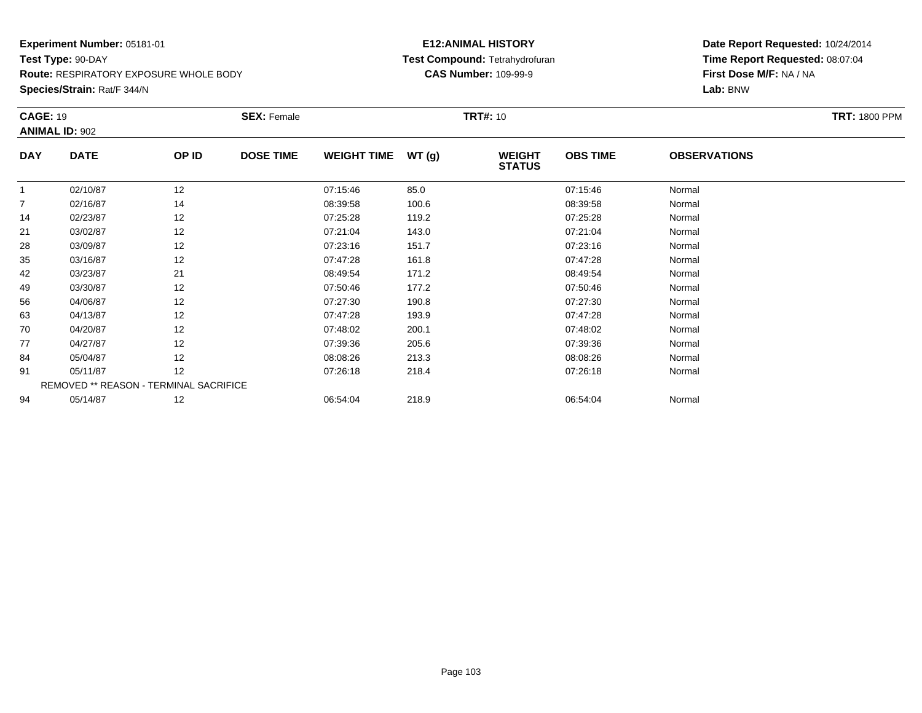**Experiment Number:** 05181-01
**Test Type:** 90-DAY
**Route:** RESPIRATORY EXPOSURE WHOLE BODY
**Species/Strain:** Rat/F 344/N

**E12:ANIMAL HISTORY**
**Test Compound:** Tetrahydrofuran
**CAS Number:** 109-99-9

**Date Report Requested:** 10/24/2014
**Time Report Requested:** 08:07:04
**First Dose M/F:** NA / NA
**Lab:** BNW

**CAGE:** 19 **SEX:** Female **TRT#:** 10 **TRT:** 1800 PPM
**ANIMAL ID:** 902

| DAY | DATE | OP ID | DOSE TIME | WEIGHT TIME | WT (g) | WEIGHT STATUS | OBS TIME | OBSERVATIONS |
|---|---|---|---|---|---|---|---|---|
| 1 | 02/10/87 | 12 | | 07:15:46 | 85.0 | | 07:15:46 | Normal |
| 7 | 02/16/87 | 14 | | 08:39:58 | 100.6 | | 08:39:58 | Normal |
| 14 | 02/23/87 | 12 | | 07:25:28 | 119.2 | | 07:25:28 | Normal |
| 21 | 03/02/87 | 12 | | 07:21:04 | 143.0 | | 07:21:04 | Normal |
| 28 | 03/09/87 | 12 | | 07:23:16 | 151.7 | | 07:23:16 | Normal |
| 35 | 03/16/87 | 12 | | 07:47:28 | 161.8 | | 07:47:28 | Normal |
| 42 | 03/23/87 | 21 | | 08:49:54 | 171.2 | | 08:49:54 | Normal |
| 49 | 03/30/87 | 12 | | 07:50:46 | 177.2 | | 07:50:46 | Normal |
| 56 | 04/06/87 | 12 | | 07:27:30 | 190.8 | | 07:27:30 | Normal |
| 63 | 04/13/87 | 12 | | 07:47:28 | 193.9 | | 07:47:28 | Normal |
| 70 | 04/20/87 | 12 | | 07:48:02 | 200.1 | | 07:48:02 | Normal |
| 77 | 04/27/87 | 12 | | 07:39:36 | 205.6 | | 07:39:36 | Normal |
| 84 | 05/04/87 | 12 | | 08:08:26 | 213.3 | | 08:08:26 | Normal |
| 91 | 05/11/87 | 12 | | 07:26:18 | 218.4 | | 07:26:18 | Normal |
| REMOVED ** REASON - TERMINAL SACRIFICE | | | | | | | | |
| 94 | 05/14/87 | 12 | | 06:54:04 | 218.9 | | 06:54:04 | Normal |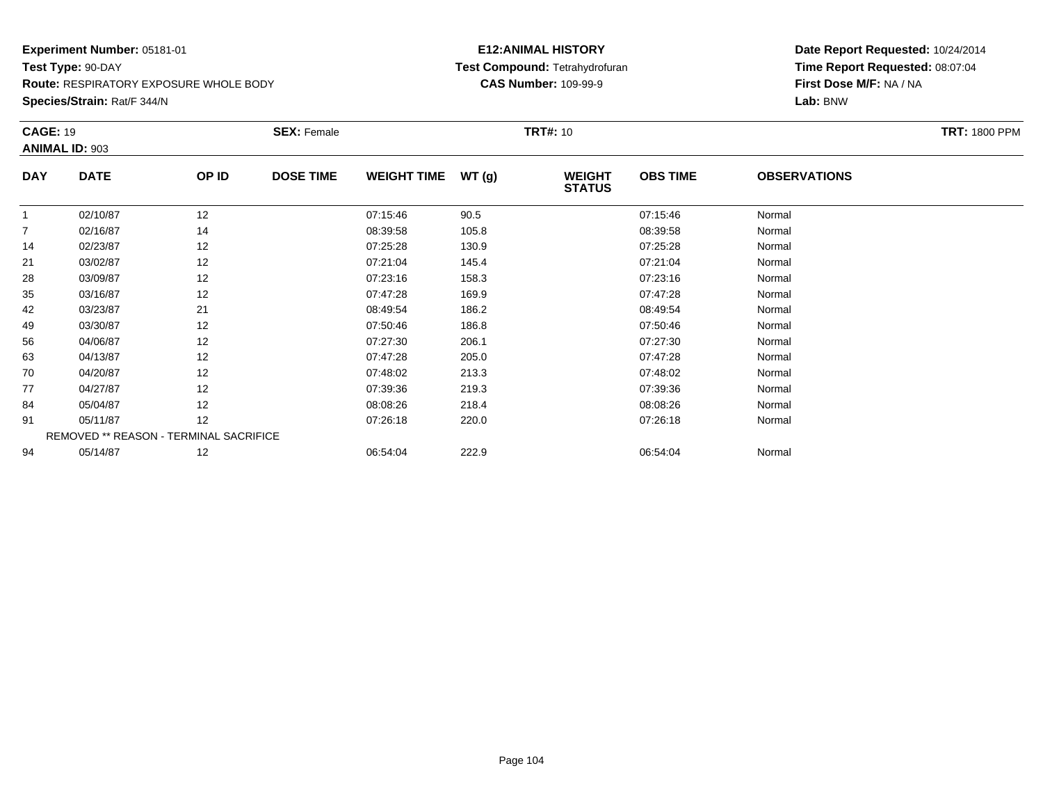**Experiment Number:** 05181-01
**Test Type:** 90-DAY
**Route:** RESPIRATORY EXPOSURE WHOLE BODY
**Species/Strain:** Rat/F 344/N

**E12:ANIMAL HISTORY**
**Test Compound:** Tetrahydrofuran
**CAS Number:** 109-99-9

**Date Report Requested:** 10/24/2014
**Time Report Requested:** 08:07:04
**First Dose M/F:** NA / NA
**Lab:** BNW

**CAGE:** 19 **SEX:** Female **TRT#:** 10 **TRT:** 1800 PPM
**ANIMAL ID:** 903

| DAY | DATE | OP ID | DOSE TIME | WEIGHT TIME | WT (g) | WEIGHT STATUS | OBS TIME | OBSERVATIONS |
|---|---|---|---|---|---|---|---|---|
| 1 | 02/10/87 | 12 | | 07:15:46 | 90.5 | | 07:15:46 | Normal |
| 7 | 02/16/87 | 14 | | 08:39:58 | 105.8 | | 08:39:58 | Normal |
| 14 | 02/23/87 | 12 | | 07:25:28 | 130.9 | | 07:25:28 | Normal |
| 21 | 03/02/87 | 12 | | 07:21:04 | 145.4 | | 07:21:04 | Normal |
| 28 | 03/09/87 | 12 | | 07:23:16 | 158.3 | | 07:23:16 | Normal |
| 35 | 03/16/87 | 12 | | 07:47:28 | 169.9 | | 07:47:28 | Normal |
| 42 | 03/23/87 | 21 | | 08:49:54 | 186.2 | | 08:49:54 | Normal |
| 49 | 03/30/87 | 12 | | 07:50:46 | 186.8 | | 07:50:46 | Normal |
| 56 | 04/06/87 | 12 | | 07:27:30 | 206.1 | | 07:27:30 | Normal |
| 63 | 04/13/87 | 12 | | 07:47:28 | 205.0 | | 07:47:28 | Normal |
| 70 | 04/20/87 | 12 | | 07:48:02 | 213.3 | | 07:48:02 | Normal |
| 77 | 04/27/87 | 12 | | 07:39:36 | 219.3 | | 07:39:36 | Normal |
| 84 | 05/04/87 | 12 | | 08:08:26 | 218.4 | | 08:08:26 | Normal |
| 91 | 05/11/87 | 12 | | 07:26:18 | 220.0 | | 07:26:18 | Normal |
| REMOVED ** REASON - TERMINAL SACRIFICE | | | | | | | | |
| 94 | 05/14/87 | 12 | | 06:54:04 | 222.9 | | 06:54:04 | Normal |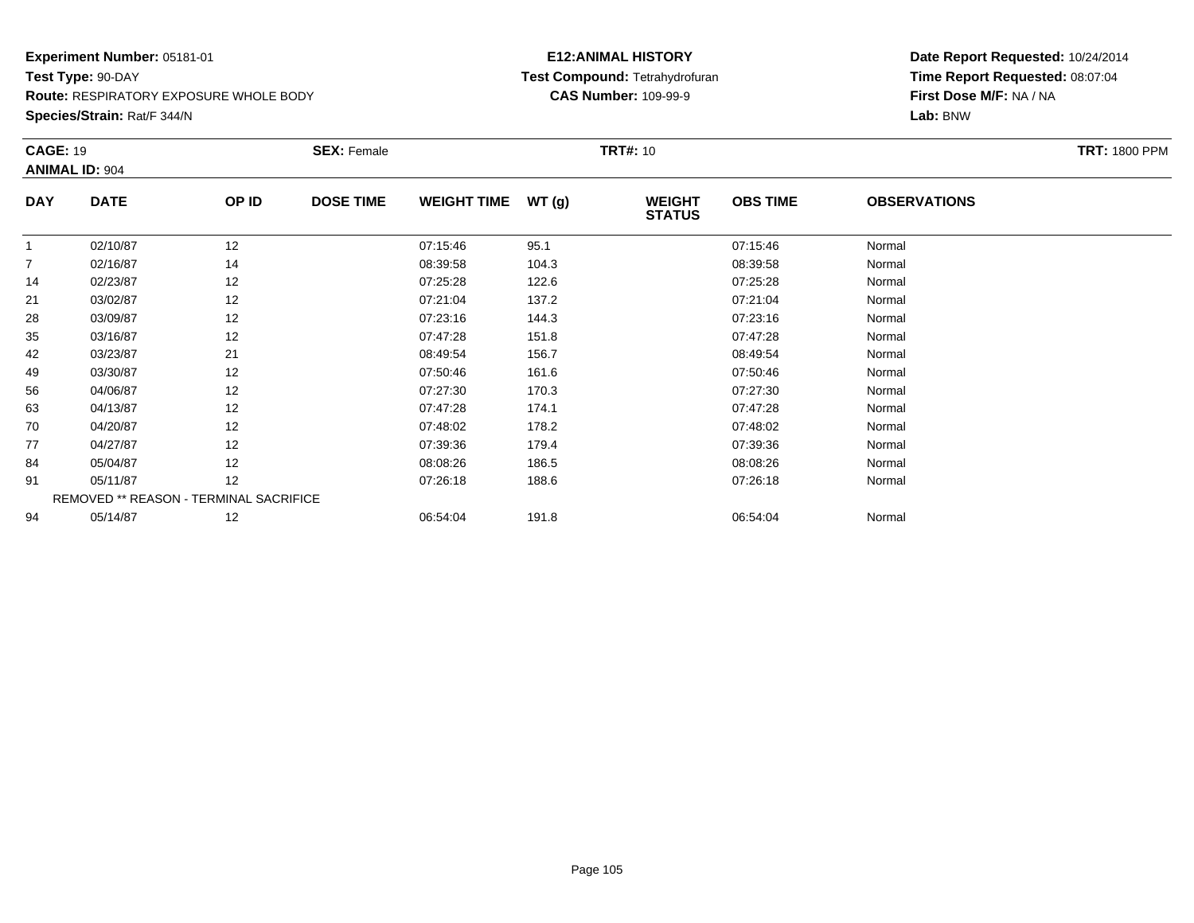**Experiment Number:** 05181-01
**Test Type:** 90-DAY
**Route:** RESPIRATORY EXPOSURE WHOLE BODY
**Species/Strain:** Rat/F 344/N

**E12:ANIMAL HISTORY**
**Test Compound:** Tetrahydrofuran
**CAS Number:** 109-99-9

**Date Report Requested:** 10/24/2014
**Time Report Requested:** 08:07:04
**First Dose M/F:** NA / NA
**Lab:** BNW

**CAGE:** 19 **SEX:** Female **TRT#:** 10 **TRT:** 1800 PPM
**ANIMAL ID:** 904

| DAY | DATE | OP ID | DOSE TIME | WEIGHT TIME | WT (g) | WEIGHT STATUS | OBS TIME | OBSERVATIONS |
|---|---|---|---|---|---|---|---|---|
| 1 | 02/10/87 | 12 | | 07:15:46 | 95.1 | | 07:15:46 | Normal |
| 7 | 02/16/87 | 14 | | 08:39:58 | 104.3 | | 08:39:58 | Normal |
| 14 | 02/23/87 | 12 | | 07:25:28 | 122.6 | | 07:25:28 | Normal |
| 21 | 03/02/87 | 12 | | 07:21:04 | 137.2 | | 07:21:04 | Normal |
| 28 | 03/09/87 | 12 | | 07:23:16 | 144.3 | | 07:23:16 | Normal |
| 35 | 03/16/87 | 12 | | 07:47:28 | 151.8 | | 07:47:28 | Normal |
| 42 | 03/23/87 | 21 | | 08:49:54 | 156.7 | | 08:49:54 | Normal |
| 49 | 03/30/87 | 12 | | 07:50:46 | 161.6 | | 07:50:46 | Normal |
| 56 | 04/06/87 | 12 | | 07:27:30 | 170.3 | | 07:27:30 | Normal |
| 63 | 04/13/87 | 12 | | 07:47:28 | 174.1 | | 07:47:28 | Normal |
| 70 | 04/20/87 | 12 | | 07:48:02 | 178.2 | | 07:48:02 | Normal |
| 77 | 04/27/87 | 12 | | 07:39:36 | 179.4 | | 07:39:36 | Normal |
| 84 | 05/04/87 | 12 | | 08:08:26 | 186.5 | | 08:08:26 | Normal |
| 91 | 05/11/87 | 12 | | 07:26:18 | 188.6 | | 07:26:18 | Normal |
| REMOVED ** REASON - TERMINAL SACRIFICE | | | | | | | | |
| 94 | 05/14/87 | 12 | | 06:54:04 | 191.8 | | 06:54:04 | Normal |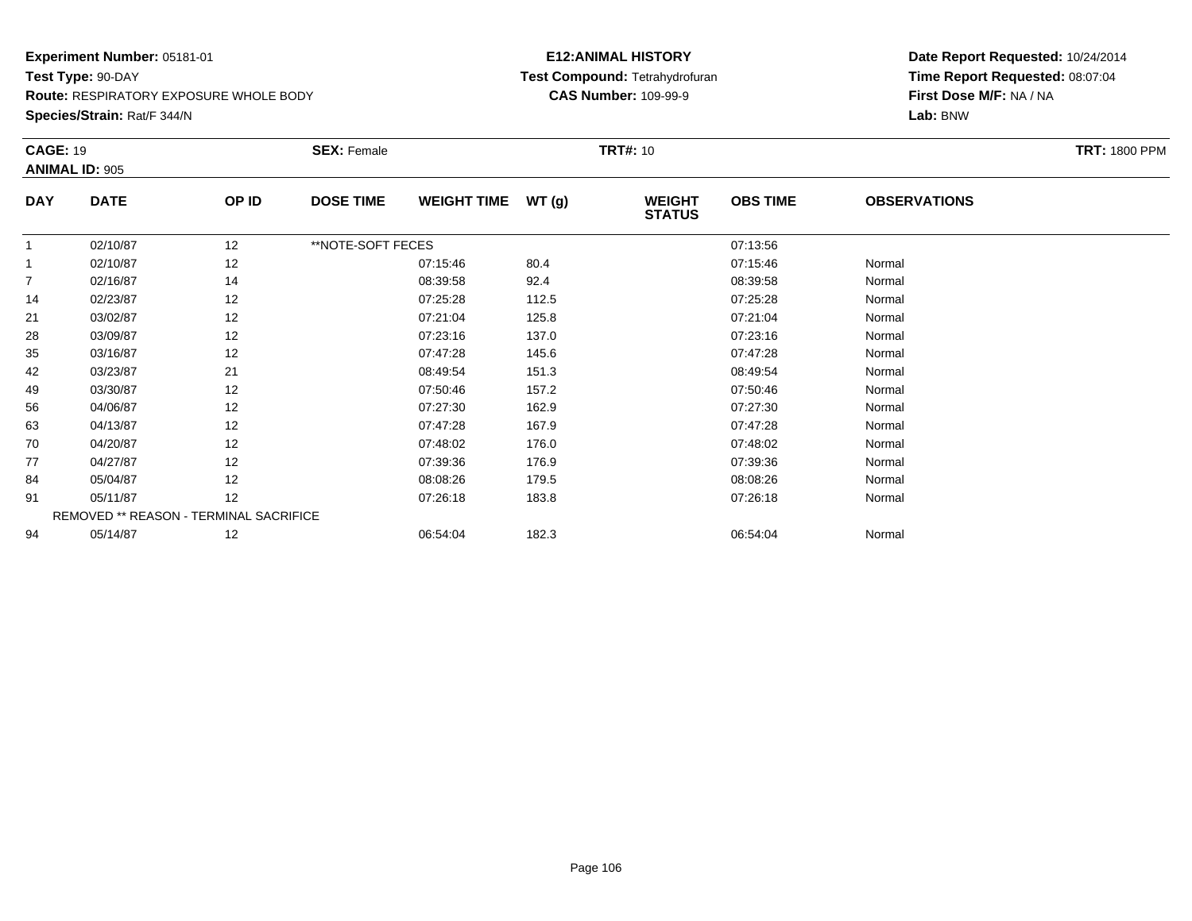**Experiment Number:** 05181-01
**Test Type:** 90-DAY
**Route:** RESPIRATORY EXPOSURE WHOLE BODY
**Species/Strain:** Rat/F 344/N

**E12:ANIMAL HISTORY**
**Test Compound:** Tetrahydrofuran
**CAS Number:** 109-99-9

**Date Report Requested:** 10/24/2014
**Time Report Requested:** 08:07:04
**First Dose M/F:** NA / NA
**Lab:** BNW

**CAGE:** 19 **SEX:** Female **TRT#:** 10 **TRT:** 1800 PPM
**ANIMAL ID:** 905

| DAY | DATE | OP ID | DOSE TIME | WEIGHT TIME | WT (g) | WEIGHT STATUS | OBS TIME | OBSERVATIONS |
|---|---|---|---|---|---|---|---|---|
| 1 | 02/10/87 | 12 | **NOTE-SOFT FECES | | | | 07:13:56 | |
| 1 | 02/10/87 | 12 | | 07:15:46 | 80.4 | | 07:15:46 | Normal |
| 7 | 02/16/87 | 14 | | 08:39:58 | 92.4 | | 08:39:58 | Normal |
| 14 | 02/23/87 | 12 | | 07:25:28 | 112.5 | | 07:25:28 | Normal |
| 21 | 03/02/87 | 12 | | 07:21:04 | 125.8 | | 07:21:04 | Normal |
| 28 | 03/09/87 | 12 | | 07:23:16 | 137.0 | | 07:23:16 | Normal |
| 35 | 03/16/87 | 12 | | 07:47:28 | 145.6 | | 07:47:28 | Normal |
| 42 | 03/23/87 | 21 | | 08:49:54 | 151.3 | | 08:49:54 | Normal |
| 49 | 03/30/87 | 12 | | 07:50:46 | 157.2 | | 07:50:46 | Normal |
| 56 | 04/06/87 | 12 | | 07:27:30 | 162.9 | | 07:27:30 | Normal |
| 63 | 04/13/87 | 12 | | 07:47:28 | 167.9 | | 07:47:28 | Normal |
| 70 | 04/20/87 | 12 | | 07:48:02 | 176.0 | | 07:48:02 | Normal |
| 77 | 04/27/87 | 12 | | 07:39:36 | 176.9 | | 07:39:36 | Normal |
| 84 | 05/04/87 | 12 | | 08:08:26 | 179.5 | | 08:08:26 | Normal |
| 91 | 05/11/87 | 12 | | 07:26:18 | 183.8 | | 07:26:18 | Normal |
| | REMOVED ** REASON - TERMINAL SACRIFICE | | | | | | | |
| 94 | 05/14/87 | 12 | | 06:54:04 | 182.3 | | 06:54:04 | Normal |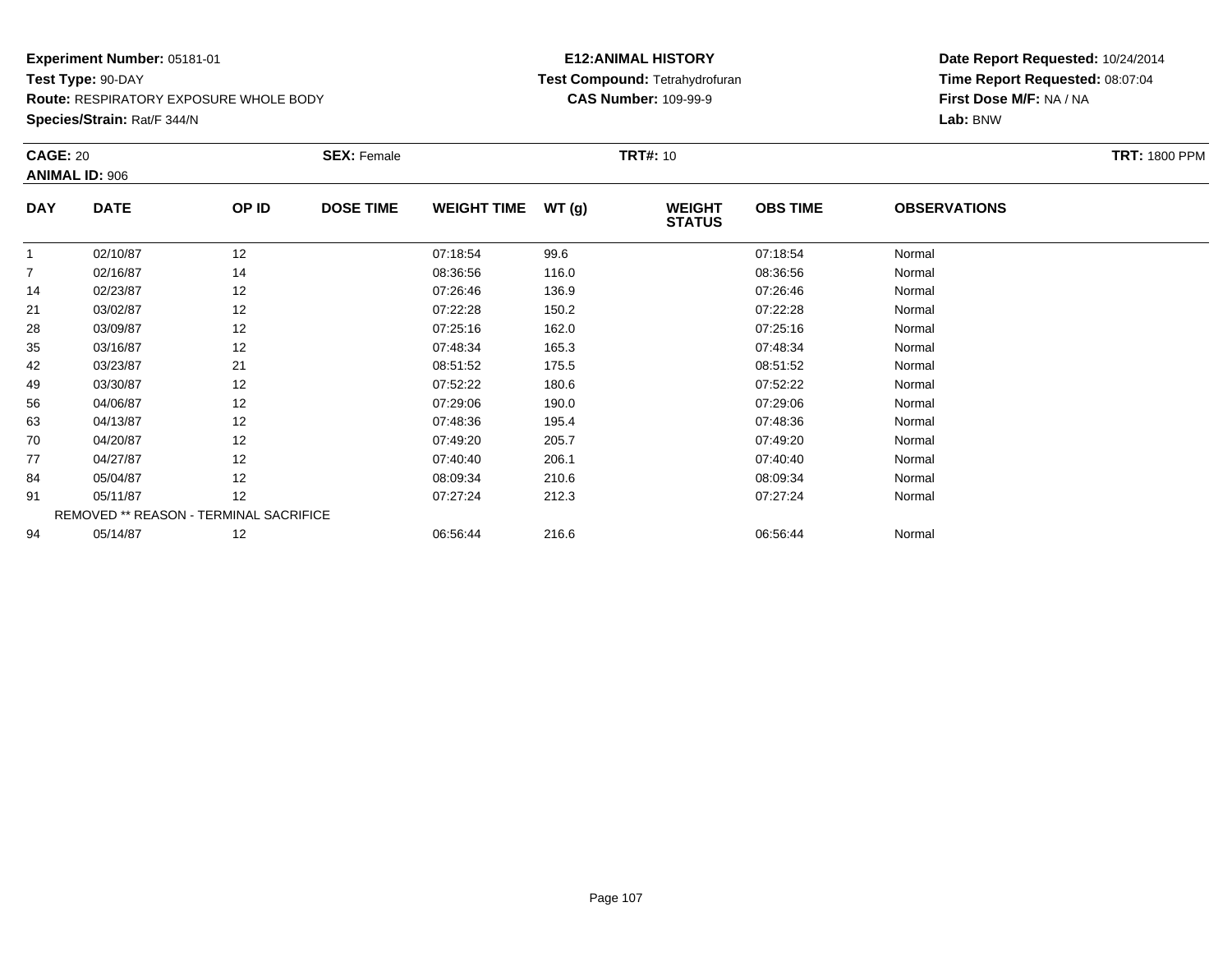**Experiment Number:** 05181-01
**Test Type:** 90-DAY
**Route:** RESPIRATORY EXPOSURE WHOLE BODY
**Species/Strain:** Rat/F 344/N

**E12:ANIMAL HISTORY**
**Test Compound:** Tetrahydrofuran
**CAS Number:** 109-99-9

**Date Report Requested:** 10/24/2014
**Time Report Requested:** 08:07:04
**First Dose M/F:** NA / NA
**Lab:** BNW

**CAGE:** 20 **SEX:** Female **TRT#:** 10 **TRT:** 1800 PPM
**ANIMAL ID:** 906

| DAY | DATE | OP ID | DOSE TIME | WEIGHT TIME | WT (g) | WEIGHT STATUS | OBS TIME | OBSERVATIONS |
|---|---|---|---|---|---|---|---|---|
| 1 | 02/10/87 | 12 | | 07:18:54 | 99.6 | | 07:18:54 | Normal |
| 7 | 02/16/87 | 14 | | 08:36:56 | 116.0 | | 08:36:56 | Normal |
| 14 | 02/23/87 | 12 | | 07:26:46 | 136.9 | | 07:26:46 | Normal |
| 21 | 03/02/87 | 12 | | 07:22:28 | 150.2 | | 07:22:28 | Normal |
| 28 | 03/09/87 | 12 | | 07:25:16 | 162.0 | | 07:25:16 | Normal |
| 35 | 03/16/87 | 12 | | 07:48:34 | 165.3 | | 07:48:34 | Normal |
| 42 | 03/23/87 | 21 | | 08:51:52 | 175.5 | | 08:51:52 | Normal |
| 49 | 03/30/87 | 12 | | 07:52:22 | 180.6 | | 07:52:22 | Normal |
| 56 | 04/06/87 | 12 | | 07:29:06 | 190.0 | | 07:29:06 | Normal |
| 63 | 04/13/87 | 12 | | 07:48:36 | 195.4 | | 07:48:36 | Normal |
| 70 | 04/20/87 | 12 | | 07:49:20 | 205.7 | | 07:49:20 | Normal |
| 77 | 04/27/87 | 12 | | 07:40:40 | 206.1 | | 07:40:40 | Normal |
| 84 | 05/04/87 | 12 | | 08:09:34 | 210.6 | | 08:09:34 | Normal |
| 91 | 05/11/87 | 12 | | 07:27:24 | 212.3 | | 07:27:24 | Normal |
| REMOVED ** REASON - TERMINAL SACRIFICE | | | | | | | | |
| 94 | 05/14/87 | 12 | | 06:56:44 | 216.6 | | 06:56:44 | Normal |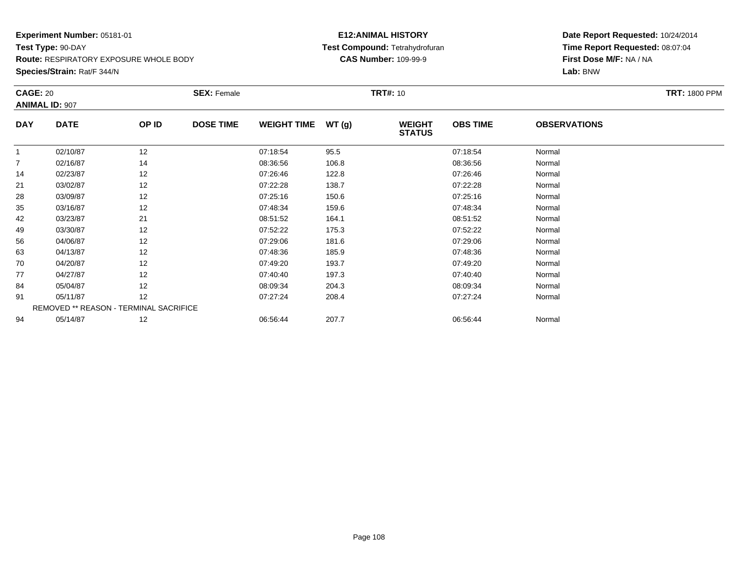**Experiment Number:** 05181-01
**Test Type:** 90-DAY
**Route:** RESPIRATORY EXPOSURE WHOLE BODY
**Species/Strain:** Rat/F 344/N

**E12:ANIMAL HISTORY**
**Test Compound:** Tetrahydrofuran
**CAS Number:** 109-99-9

**Date Report Requested:** 10/24/2014
**Time Report Requested:** 08:07:04
**First Dose M/F:** NA / NA
**Lab:** BNW

**CAGE:** 20 | **SEX:** Female | **TRT#:** 10 | **TRT:** 1800 PPM
**ANIMAL ID:** 907

| DAY | DATE | OP ID | DOSE TIME | WEIGHT TIME | WT (g) | WEIGHT STATUS | OBS TIME | OBSERVATIONS |
|---|---|---|---|---|---|---|---|---|
| 1 | 02/10/87 | 12 | | 07:18:54 | 95.5 | | 07:18:54 | Normal |
| 7 | 02/16/87 | 14 | | 08:36:56 | 106.8 | | 08:36:56 | Normal |
| 14 | 02/23/87 | 12 | | 07:26:46 | 122.8 | | 07:26:46 | Normal |
| 21 | 03/02/87 | 12 | | 07:22:28 | 138.7 | | 07:22:28 | Normal |
| 28 | 03/09/87 | 12 | | 07:25:16 | 150.6 | | 07:25:16 | Normal |
| 35 | 03/16/87 | 12 | | 07:48:34 | 159.6 | | 07:48:34 | Normal |
| 42 | 03/23/87 | 21 | | 08:51:52 | 164.1 | | 08:51:52 | Normal |
| 49 | 03/30/87 | 12 | | 07:52:22 | 175.3 | | 07:52:22 | Normal |
| 56 | 04/06/87 | 12 | | 07:29:06 | 181.6 | | 07:29:06 | Normal |
| 63 | 04/13/87 | 12 | | 07:48:36 | 185.9 | | 07:48:36 | Normal |
| 70 | 04/20/87 | 12 | | 07:49:20 | 193.7 | | 07:49:20 | Normal |
| 77 | 04/27/87 | 12 | | 07:40:40 | 197.3 | | 07:40:40 | Normal |
| 84 | 05/04/87 | 12 | | 08:09:34 | 204.3 | | 08:09:34 | Normal |
| 91 | 05/11/87 | 12 | | 07:27:24 | 208.4 | | 07:27:24 | Normal |
| REMOVED ** REASON - TERMINAL SACRIFICE | | | | | | | | |
| 94 | 05/14/87 | 12 | | 06:56:44 | 207.7 | | 06:56:44 | Normal |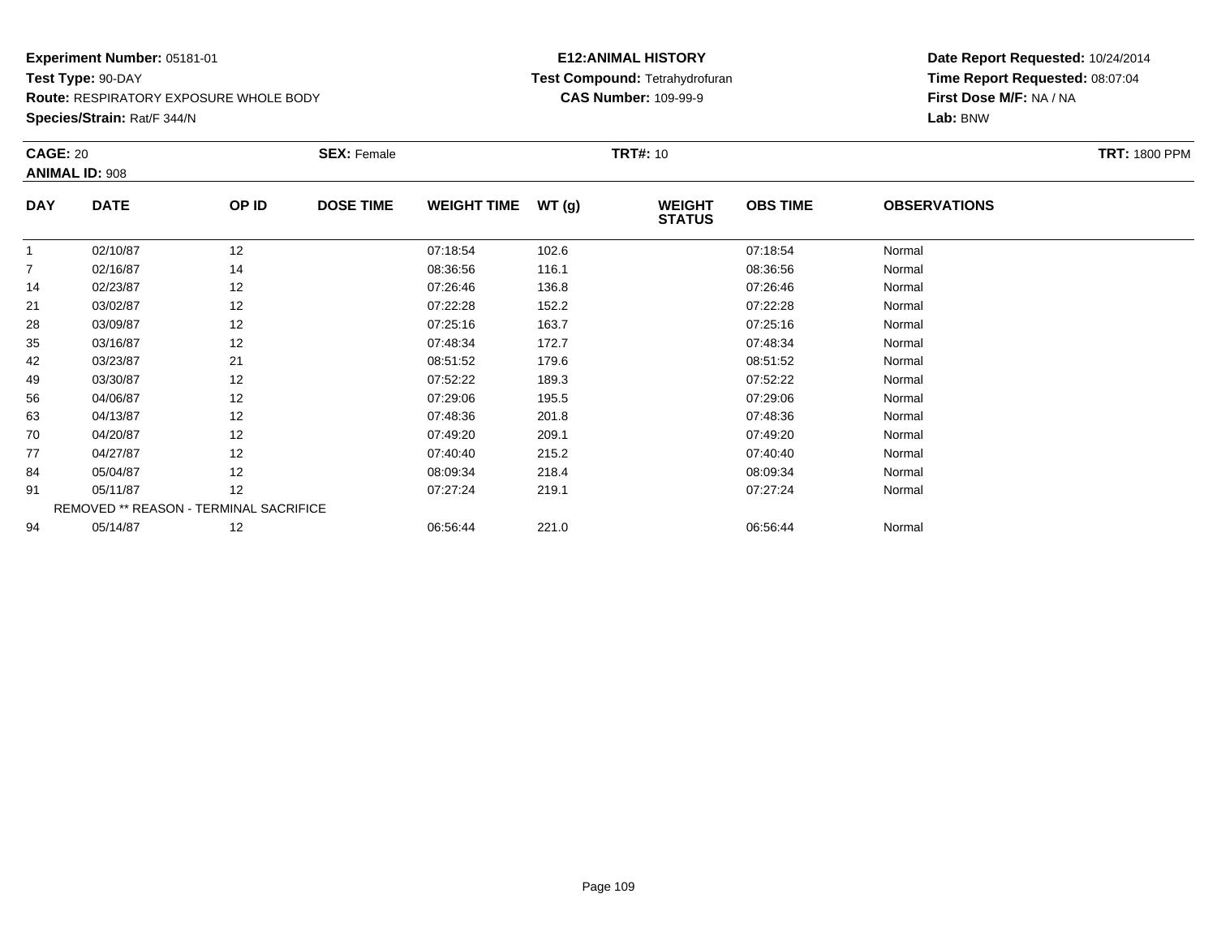**Experiment Number:** 05181-01
**Test Type:** 90-DAY
**Route:** RESPIRATORY EXPOSURE WHOLE BODY
**Species/Strain:** Rat/F 344/N

**E12:ANIMAL HISTORY**
**Test Compound:** Tetrahydrofuran
**CAS Number:** 109-99-9

**Date Report Requested:** 10/24/2014
**Time Report Requested:** 08:07:04
**First Dose M/F:** NA / NA
**Lab:** BNW

**CAGE:** 20 **SEX:** Female **TRT#:** 10 **TRT:** 1800 PPM
**ANIMAL ID:** 908

| DAY | DATE | OP ID | DOSE TIME | WEIGHT TIME | WT (g) | WEIGHT STATUS | OBS TIME | OBSERVATIONS |
|---|---|---|---|---|---|---|---|---|
| 1 | 02/10/87 | 12 | | 07:18:54 | 102.6 | | 07:18:54 | Normal |
| 7 | 02/16/87 | 14 | | 08:36:56 | 116.1 | | 08:36:56 | Normal |
| 14 | 02/23/87 | 12 | | 07:26:46 | 136.8 | | 07:26:46 | Normal |
| 21 | 03/02/87 | 12 | | 07:22:28 | 152.2 | | 07:22:28 | Normal |
| 28 | 03/09/87 | 12 | | 07:25:16 | 163.7 | | 07:25:16 | Normal |
| 35 | 03/16/87 | 12 | | 07:48:34 | 172.7 | | 07:48:34 | Normal |
| 42 | 03/23/87 | 21 | | 08:51:52 | 179.6 | | 08:51:52 | Normal |
| 49 | 03/30/87 | 12 | | 07:52:22 | 189.3 | | 07:52:22 | Normal |
| 56 | 04/06/87 | 12 | | 07:29:06 | 195.5 | | 07:29:06 | Normal |
| 63 | 04/13/87 | 12 | | 07:48:36 | 201.8 | | 07:48:36 | Normal |
| 70 | 04/20/87 | 12 | | 07:49:20 | 209.1 | | 07:49:20 | Normal |
| 77 | 04/27/87 | 12 | | 07:40:40 | 215.2 | | 07:40:40 | Normal |
| 84 | 05/04/87 | 12 | | 08:09:34 | 218.4 | | 08:09:34 | Normal |
| 91 | 05/11/87 | 12 | | 07:27:24 | 219.1 | | 07:27:24 | Normal |
| REMOVED ** REASON - TERMINAL SACRIFICE | | | | | | | | |
| 94 | 05/14/87 | 12 | | 06:56:44 | 221.0 | | 06:56:44 | Normal |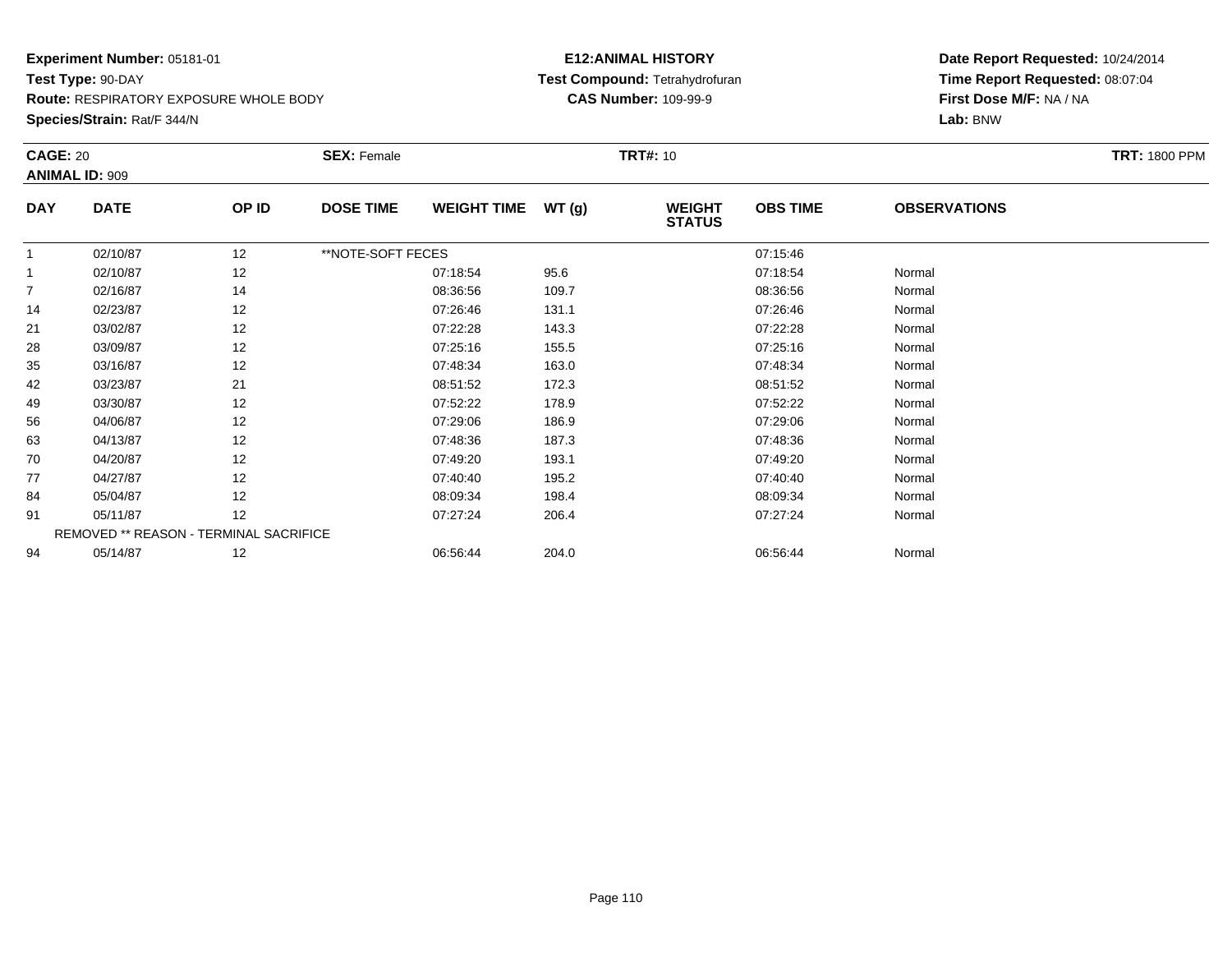**Experiment Number:** 05181-01
**Test Type:** 90-DAY
**Route:** RESPIRATORY EXPOSURE WHOLE BODY
**Species/Strain:** Rat/F 344/N

**E12:ANIMAL HISTORY**
**Test Compound:** Tetrahydrofuran
**CAS Number:** 109-99-9

**Date Report Requested:** 10/24/2014
**Time Report Requested:** 08:07:04
**First Dose M/F:** NA / NA
**Lab:** BNW

**CAGE:** 20 **SEX:** Female **TRT#:** 10 **TRT:** 1800 PPM
**ANIMAL ID:** 909

| DAY | DATE | OP ID | DOSE TIME | WEIGHT TIME | WT (g) | WEIGHT STATUS | OBS TIME | OBSERVATIONS |
|---|---|---|---|---|---|---|---|---|
| 1 | 02/10/87 | 12 | **NOTE-SOFT FECES | | | | 07:15:46 | |
| 1 | 02/10/87 | 12 | | 07:18:54 | 95.6 | | 07:18:54 | Normal |
| 7 | 02/16/87 | 14 | | 08:36:56 | 109.7 | | 08:36:56 | Normal |
| 14 | 02/23/87 | 12 | | 07:26:46 | 131.1 | | 07:26:46 | Normal |
| 21 | 03/02/87 | 12 | | 07:22:28 | 143.3 | | 07:22:28 | Normal |
| 28 | 03/09/87 | 12 | | 07:25:16 | 155.5 | | 07:25:16 | Normal |
| 35 | 03/16/87 | 12 | | 07:48:34 | 163.0 | | 07:48:34 | Normal |
| 42 | 03/23/87 | 21 | | 08:51:52 | 172.3 | | 08:51:52 | Normal |
| 49 | 03/30/87 | 12 | | 07:52:22 | 178.9 | | 07:52:22 | Normal |
| 56 | 04/06/87 | 12 | | 07:29:06 | 186.9 | | 07:29:06 | Normal |
| 63 | 04/13/87 | 12 | | 07:48:36 | 187.3 | | 07:48:36 | Normal |
| 70 | 04/20/87 | 12 | | 07:49:20 | 193.1 | | 07:49:20 | Normal |
| 77 | 04/27/87 | 12 | | 07:40:40 | 195.2 | | 07:40:40 | Normal |
| 84 | 05/04/87 | 12 | | 08:09:34 | 198.4 | | 08:09:34 | Normal |
| 91 | 05/11/87 | 12 | | 07:27:24 | 206.4 | | 07:27:24 | Normal |
| | REMOVED ** REASON - TERMINAL SACRIFICE | | | | | | | |
| 94 | 05/14/87 | 12 | | 06:56:44 | 204.0 | | 06:56:44 | Normal |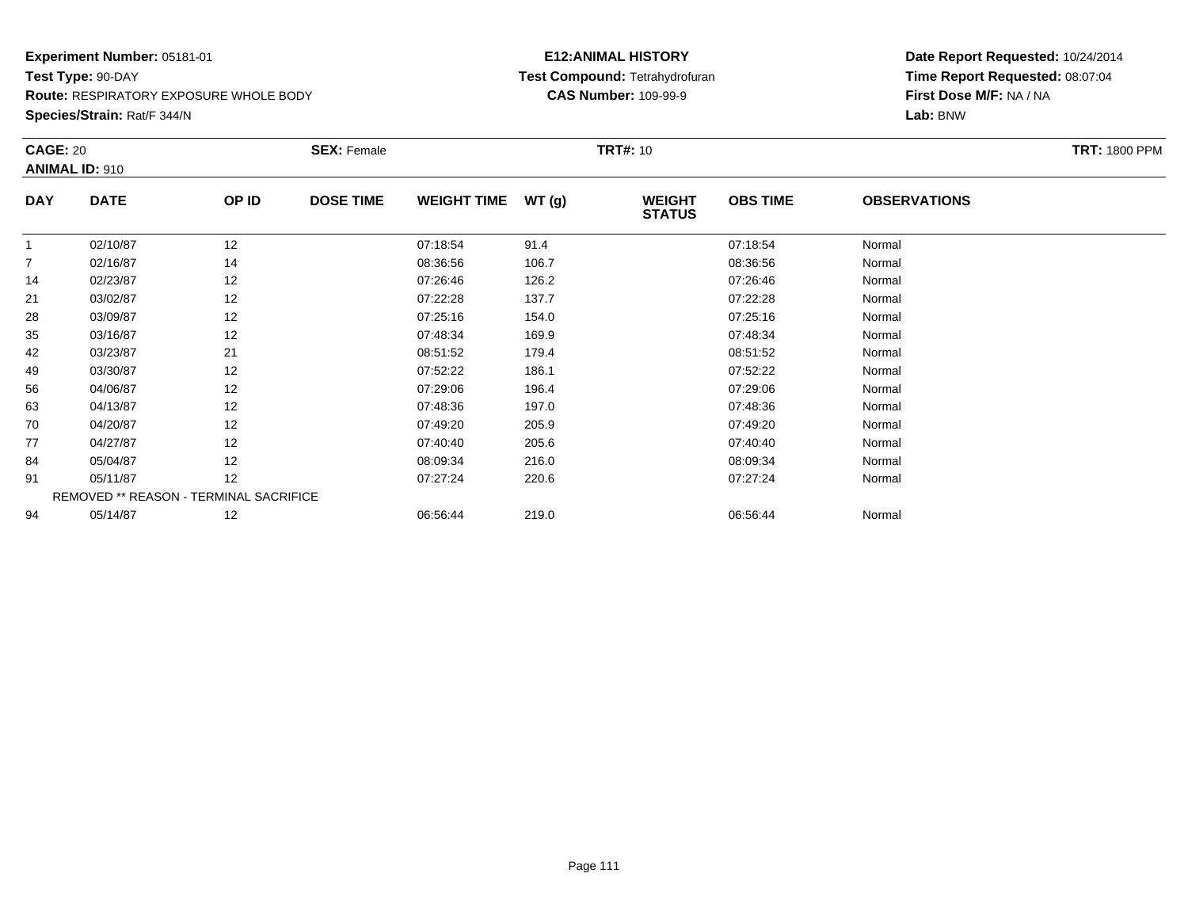**Experiment Number:** 05181-01
**Test Type:** 90-DAY
**Route:** RESPIRATORY EXPOSURE WHOLE BODY
**Species/Strain:** Rat/F 344/N

**E12:ANIMAL HISTORY**
**Test Compound:** Tetrahydrofuran
**CAS Number:** 109-99-9

**Date Report Requested:** 10/24/2014
**Time Report Requested:** 08:07:04
**First Dose M/F:** NA / NA
**Lab:** BNW

**CAGE:** 20 **SEX:** Female **TRT#:** 10 **TRT:** 1800 PPM
**ANIMAL ID:** 910

| DAY | DATE | OP ID | DOSE TIME | WEIGHT TIME | WT (g) | WEIGHT STATUS | OBS TIME | OBSERVATIONS |
|---|---|---|---|---|---|---|---|---|
| 1 | 02/10/87 | 12 | | 07:18:54 | 91.4 | | 07:18:54 | Normal |
| 7 | 02/16/87 | 14 | | 08:36:56 | 106.7 | | 08:36:56 | Normal |
| 14 | 02/23/87 | 12 | | 07:26:46 | 126.2 | | 07:26:46 | Normal |
| 21 | 03/02/87 | 12 | | 07:22:28 | 137.7 | | 07:22:28 | Normal |
| 28 | 03/09/87 | 12 | | 07:25:16 | 154.0 | | 07:25:16 | Normal |
| 35 | 03/16/87 | 12 | | 07:48:34 | 169.9 | | 07:48:34 | Normal |
| 42 | 03/23/87 | 21 | | 08:51:52 | 179.4 | | 08:51:52 | Normal |
| 49 | 03/30/87 | 12 | | 07:52:22 | 186.1 | | 07:52:22 | Normal |
| 56 | 04/06/87 | 12 | | 07:29:06 | 196.4 | | 07:29:06 | Normal |
| 63 | 04/13/87 | 12 | | 07:48:36 | 197.0 | | 07:48:36 | Normal |
| 70 | 04/20/87 | 12 | | 07:49:20 | 205.9 | | 07:49:20 | Normal |
| 77 | 04/27/87 | 12 | | 07:40:40 | 205.6 | | 07:40:40 | Normal |
| 84 | 05/04/87 | 12 | | 08:09:34 | 216.0 | | 08:09:34 | Normal |
| 91 | 05/11/87 | 12 | | 07:27:24 | 220.6 | | 07:27:24 | Normal |
| REMOVED ** REASON - TERMINAL SACRIFICE | | | | | | | | |
| 94 | 05/14/87 | 12 | | 06:56:44 | 219.0 | | 06:56:44 | Normal |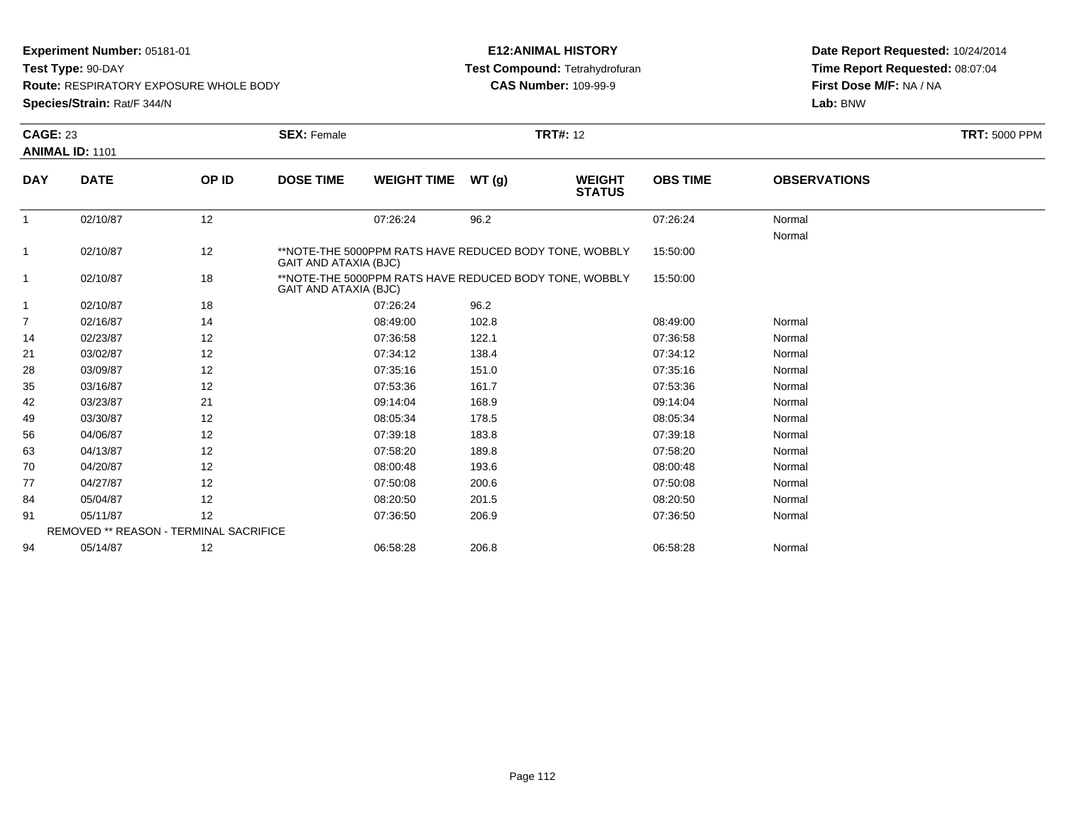**Experiment Number:** 05181-01
**Test Type:** 90-DAY
**Route:** RESPIRATORY EXPOSURE WHOLE BODY
**Species/Strain:** Rat/F 344/N

**E12:ANIMAL HISTORY**
**Test Compound:** Tetrahydrofuran
**CAS Number:** 109-99-9

**Date Report Requested:** 10/24/2014
**Time Report Requested:** 08:07:04
**First Dose M/F:** NA / NA
**Lab:** BNW

**CAGE:** 23 **SEX:** Female **TRT#:** 12 **TRT:** 5000 PPM
**ANIMAL ID:** 1101

| DAY | DATE | OP ID | DOSE TIME | WEIGHT TIME | WT (g) | WEIGHT STATUS | OBS TIME | OBSERVATIONS |
|---|---|---|---|---|---|---|---|---|
| 1 | 02/10/87 | 12 | | 07:26:24 | 96.2 | | 07:26:24 | Normal |
| | | | | | | | | Normal |
| 1 | 02/10/87 | 12 | **NOTE-THE 5000PPM RATS HAVE REDUCED BODY TONE, WOBBLY GAIT AND ATAXIA (BJC) | | | | 15:50:00 | |
| 1 | 02/10/87 | 18 | **NOTE-THE 5000PPM RATS HAVE REDUCED BODY TONE, WOBBLY GAIT AND ATAXIA (BJC) | | | | 15:50:00 | |
| 1 | 02/10/87 | 18 | | 07:26:24 | 96.2 | | | |
| 7 | 02/16/87 | 14 | | 08:49:00 | 102.8 | | 08:49:00 | Normal |
| 14 | 02/23/87 | 12 | | 07:36:58 | 122.1 | | 07:36:58 | Normal |
| 21 | 03/02/87 | 12 | | 07:34:12 | 138.4 | | 07:34:12 | Normal |
| 28 | 03/09/87 | 12 | | 07:35:16 | 151.0 | | 07:35:16 | Normal |
| 35 | 03/16/87 | 12 | | 07:53:36 | 161.7 | | 07:53:36 | Normal |
| 42 | 03/23/87 | 21 | | 09:14:04 | 168.9 | | 09:14:04 | Normal |
| 49 | 03/30/87 | 12 | | 08:05:34 | 178.5 | | 08:05:34 | Normal |
| 56 | 04/06/87 | 12 | | 07:39:18 | 183.8 | | 07:39:18 | Normal |
| 63 | 04/13/87 | 12 | | 07:58:20 | 189.8 | | 07:58:20 | Normal |
| 70 | 04/20/87 | 12 | | 08:00:48 | 193.6 | | 08:00:48 | Normal |
| 77 | 04/27/87 | 12 | | 07:50:08 | 200.6 | | 07:50:08 | Normal |
| 84 | 05/04/87 | 12 | | 08:20:50 | 201.5 | | 08:20:50 | Normal |
| 91 | 05/11/87 | 12 | | 07:36:50 | 206.9 | | 07:36:50 | Normal |
| | REMOVED ** REASON - TERMINAL SACRIFICE | | | | | | | |
| 94 | 05/14/87 | 12 | | 06:58:28 | 206.8 | | 06:58:28 | Normal |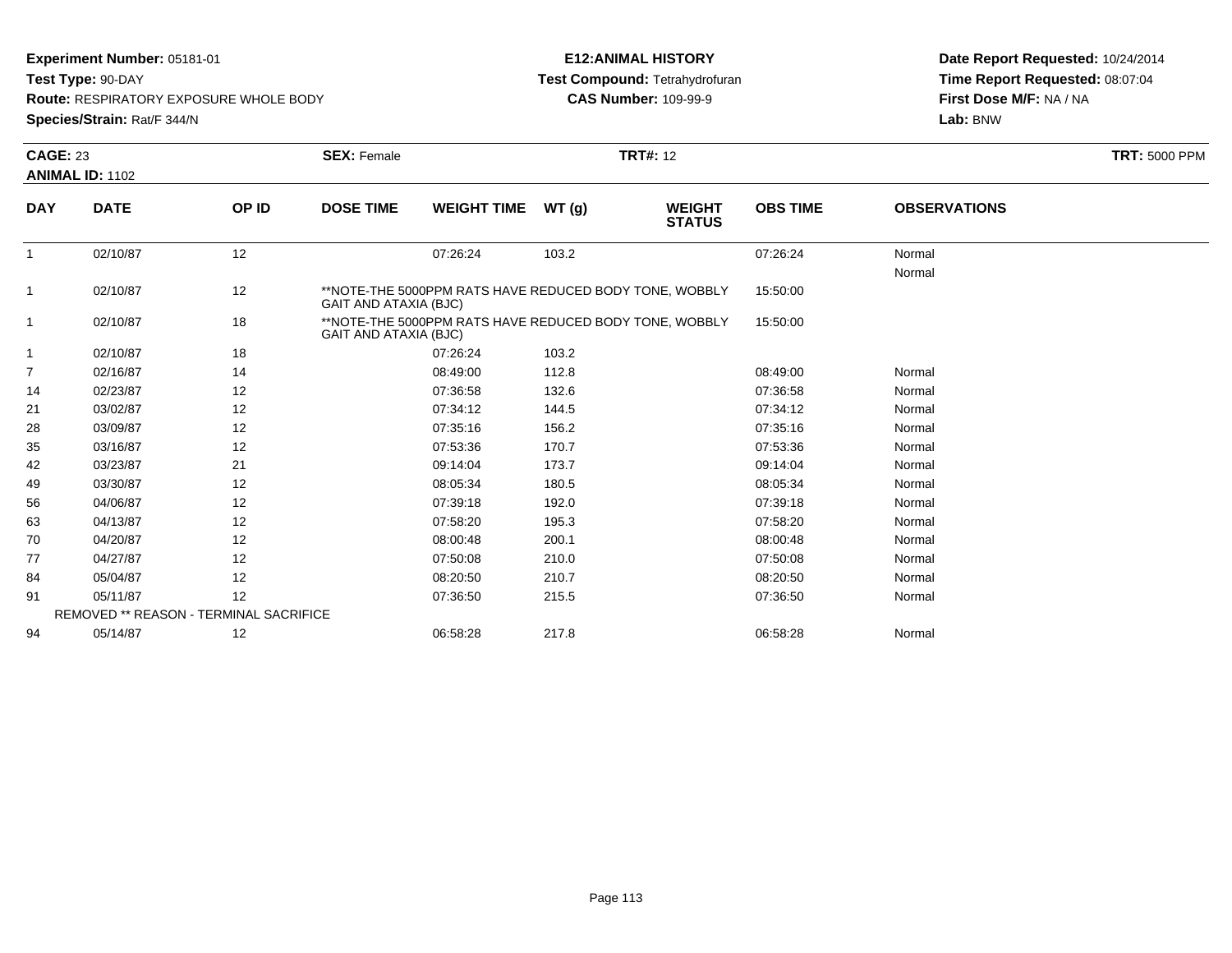**Experiment Number:** 05181-01
**Test Type:** 90-DAY
**Route:** RESPIRATORY EXPOSURE WHOLE BODY
**Species/Strain:** Rat/F 344/N

**E12:ANIMAL HISTORY**
**Test Compound:** Tetrahydrofuran
**CAS Number:** 109-99-9

**Date Report Requested:** 10/24/2014
**Time Report Requested:** 08:07:04
**First Dose M/F:** NA / NA
**Lab:** BNW

**CAGE:** 23 **SEX:** Female **TRT#:** 12 **TRT:** 5000 PPM
**ANIMAL ID:** 1102

| DAY | DATE | OP ID | DOSE TIME | WEIGHT TIME | WT (g) | WEIGHT STATUS | OBS TIME | OBSERVATIONS |
|---|---|---|---|---|---|---|---|---|
| 1 | 02/10/87 | 12 | | 07:26:24 | 103.2 | | 07:26:24 | Normal |
| | | | | | | | | Normal |
| 1 | 02/10/87 | 12 | **NOTE-THE 5000PPM RATS HAVE REDUCED BODY TONE, WOBBLY GAIT AND ATAXIA (BJC) | | | | 15:50:00 | |
| 1 | 02/10/87 | 18 | **NOTE-THE 5000PPM RATS HAVE REDUCED BODY TONE, WOBBLY GAIT AND ATAXIA (BJC) | | | | 15:50:00 | |
| 1 | 02/10/87 | 18 | | 07:26:24 | 103.2 | | | |
| 7 | 02/16/87 | 14 | | 08:49:00 | 112.8 | | 08:49:00 | Normal |
| 14 | 02/23/87 | 12 | | 07:36:58 | 132.6 | | 07:36:58 | Normal |
| 21 | 03/02/87 | 12 | | 07:34:12 | 144.5 | | 07:34:12 | Normal |
| 28 | 03/09/87 | 12 | | 07:35:16 | 156.2 | | 07:35:16 | Normal |
| 35 | 03/16/87 | 12 | | 07:53:36 | 170.7 | | 07:53:36 | Normal |
| 42 | 03/23/87 | 21 | | 09:14:04 | 173.7 | | 09:14:04 | Normal |
| 49 | 03/30/87 | 12 | | 08:05:34 | 180.5 | | 08:05:34 | Normal |
| 56 | 04/06/87 | 12 | | 07:39:18 | 192.0 | | 07:39:18 | Normal |
| 63 | 04/13/87 | 12 | | 07:58:20 | 195.3 | | 07:58:20 | Normal |
| 70 | 04/20/87 | 12 | | 08:00:48 | 200.1 | | 08:00:48 | Normal |
| 77 | 04/27/87 | 12 | | 07:50:08 | 210.0 | | 07:50:08 | Normal |
| 84 | 05/04/87 | 12 | | 08:20:50 | 210.7 | | 08:20:50 | Normal |
| 91 | 05/11/87 | 12 | | 07:36:50 | 215.5 | | 07:36:50 | Normal |
| REMOVED ** REASON - TERMINAL SACRIFICE | | | | | | | | |
| 94 | 05/14/87 | 12 | | 06:58:28 | 217.8 | | 06:58:28 | Normal |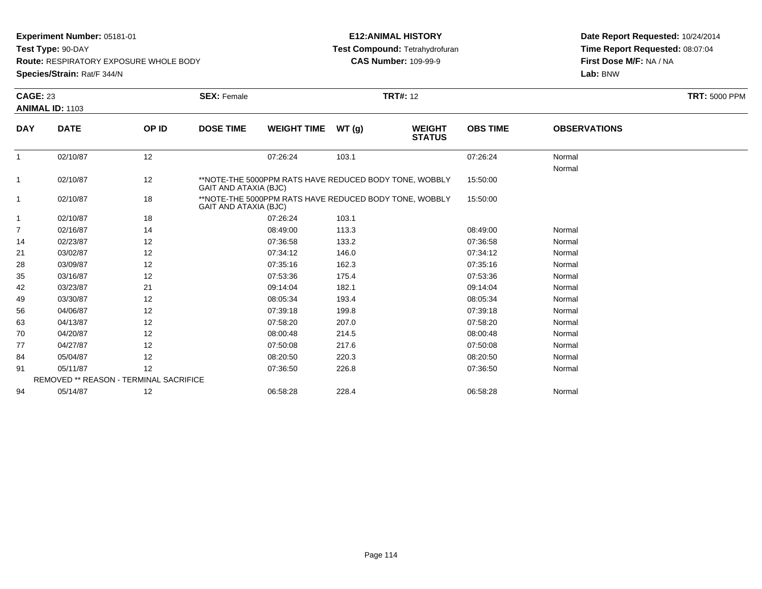**Experiment Number:** 05181-01
**Test Type:** 90-DAY
**Route:** RESPIRATORY EXPOSURE WHOLE BODY
**Species/Strain:** Rat/F 344/N

**E12:ANIMAL HISTORY**
**Test Compound:** Tetrahydrofuran
**CAS Number:** 109-99-9

**Date Report Requested:** 10/24/2014
**Time Report Requested:** 08:07:04
**First Dose M/F:** NA / NA
**Lab:** BNW

**CAGE:** 23 **SEX:** Female **TRT#:** 12 **TRT:** 5000 PPM
**ANIMAL ID:** 1103

| DAY | DATE | OP ID | DOSE TIME | WEIGHT TIME | WT (g) | WEIGHT STATUS | OBS TIME | OBSERVATIONS |
|---|---|---|---|---|---|---|---|---|
| 1 | 02/10/87 | 12 | | 07:26:24 | 103.1 | | 07:26:24 | Normal |
| | | | | | | | | Normal |
| 1 | 02/10/87 | 12 | **NOTE-THE 5000PPM RATS HAVE REDUCED BODY TONE, WOBBLY GAIT AND ATAXIA (BJC) | | | | 15:50:00 | |
| 1 | 02/10/87 | 18 | **NOTE-THE 5000PPM RATS HAVE REDUCED BODY TONE, WOBBLY GAIT AND ATAXIA (BJC) | | | | 15:50:00 | |
| 1 | 02/10/87 | 18 | | 07:26:24 | 103.1 | | | |
| 7 | 02/16/87 | 14 | | 08:49:00 | 113.3 | | 08:49:00 | Normal |
| 14 | 02/23/87 | 12 | | 07:36:58 | 133.2 | | 07:36:58 | Normal |
| 21 | 03/02/87 | 12 | | 07:34:12 | 146.0 | | 07:34:12 | Normal |
| 28 | 03/09/87 | 12 | | 07:35:16 | 162.3 | | 07:35:16 | Normal |
| 35 | 03/16/87 | 12 | | 07:53:36 | 175.4 | | 07:53:36 | Normal |
| 42 | 03/23/87 | 21 | | 09:14:04 | 182.1 | | 09:14:04 | Normal |
| 49 | 03/30/87 | 12 | | 08:05:34 | 193.4 | | 08:05:34 | Normal |
| 56 | 04/06/87 | 12 | | 07:39:18 | 199.8 | | 07:39:18 | Normal |
| 63 | 04/13/87 | 12 | | 07:58:20 | 207.0 | | 07:58:20 | Normal |
| 70 | 04/20/87 | 12 | | 08:00:48 | 214.5 | | 08:00:48 | Normal |
| 77 | 04/27/87 | 12 | | 07:50:08 | 217.6 | | 07:50:08 | Normal |
| 84 | 05/04/87 | 12 | | 08:20:50 | 220.3 | | 08:20:50 | Normal |
| 91 | 05/11/87 | 12 | | 07:36:50 | 226.8 | | 07:36:50 | Normal |
| REMOVED ** REASON - TERMINAL SACRIFICE | | | | | | | | |
| 94 | 05/14/87 | 12 | | 06:58:28 | 228.4 | | 06:58:28 | Normal |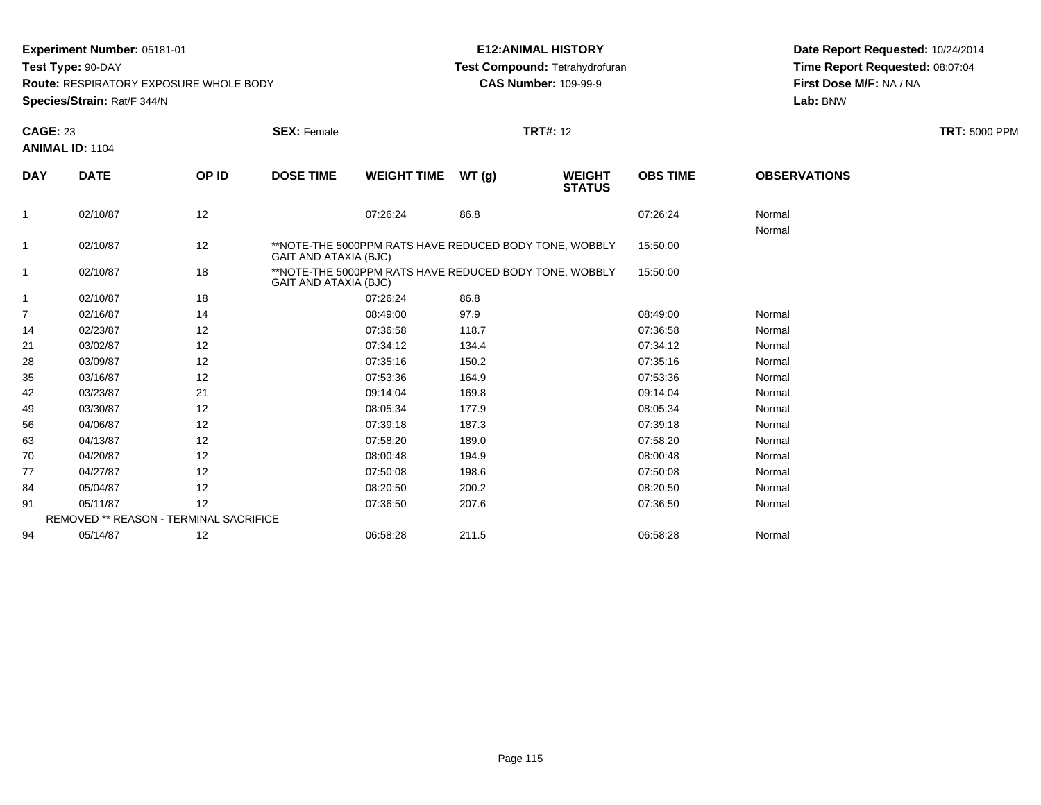**Experiment Number:** 05181-01
**Test Type:** 90-DAY
**Route:** RESPIRATORY EXPOSURE WHOLE BODY
**Species/Strain:** Rat/F 344/N

**E12:ANIMAL HISTORY**
**Test Compound:** Tetrahydrofuran
**CAS Number:** 109-99-9

**Date Report Requested:** 10/24/2014
**Time Report Requested:** 08:07:04
**First Dose M/F:** NA / NA
**Lab:** BNW

**CAGE:** 23 **SEX:** Female **TRT#:** 12 **TRT:** 5000 PPM
**ANIMAL ID:** 1104

| DAY | DATE | OP ID | DOSE TIME | WEIGHT TIME | WT (g) | WEIGHT STATUS | OBS TIME | OBSERVATIONS |
|---|---|---|---|---|---|---|---|---|
| 1 | 02/10/87 | 12 | | 07:26:24 | 86.8 | | 07:26:24 | Normal |
| | | | | | | | | Normal |
| 1 | 02/10/87 | 12 | **NOTE-THE 5000PPM RATS HAVE REDUCED BODY TONE, WOBBLY GAIT AND ATAXIA (BJC) | | | | 15:50:00 | |
| 1 | 02/10/87 | 18 | **NOTE-THE 5000PPM RATS HAVE REDUCED BODY TONE, WOBBLY GAIT AND ATAXIA (BJC) | | | | 15:50:00 | |
| 1 | 02/10/87 | 18 | | 07:26:24 | 86.8 | | | |
| 7 | 02/16/87 | 14 | | 08:49:00 | 97.9 | | 08:49:00 | Normal |
| 14 | 02/23/87 | 12 | | 07:36:58 | 118.7 | | 07:36:58 | Normal |
| 21 | 03/02/87 | 12 | | 07:34:12 | 134.4 | | 07:34:12 | Normal |
| 28 | 03/09/87 | 12 | | 07:35:16 | 150.2 | | 07:35:16 | Normal |
| 35 | 03/16/87 | 12 | | 07:53:36 | 164.9 | | 07:53:36 | Normal |
| 42 | 03/23/87 | 21 | | 09:14:04 | 169.8 | | 09:14:04 | Normal |
| 49 | 03/30/87 | 12 | | 08:05:34 | 177.9 | | 08:05:34 | Normal |
| 56 | 04/06/87 | 12 | | 07:39:18 | 187.3 | | 07:39:18 | Normal |
| 63 | 04/13/87 | 12 | | 07:58:20 | 189.0 | | 07:58:20 | Normal |
| 70 | 04/20/87 | 12 | | 08:00:48 | 194.9 | | 08:00:48 | Normal |
| 77 | 04/27/87 | 12 | | 07:50:08 | 198.6 | | 07:50:08 | Normal |
| 84 | 05/04/87 | 12 | | 08:20:50 | 200.2 | | 08:20:50 | Normal |
| 91 | 05/11/87 | 12 | | 07:36:50 | 207.6 | | 07:36:50 | Normal |
| | REMOVED ** REASON - TERMINAL SACRIFICE | | | | | | | |
| 94 | 05/14/87 | 12 | | 06:58:28 | 211.5 | | 06:58:28 | Normal |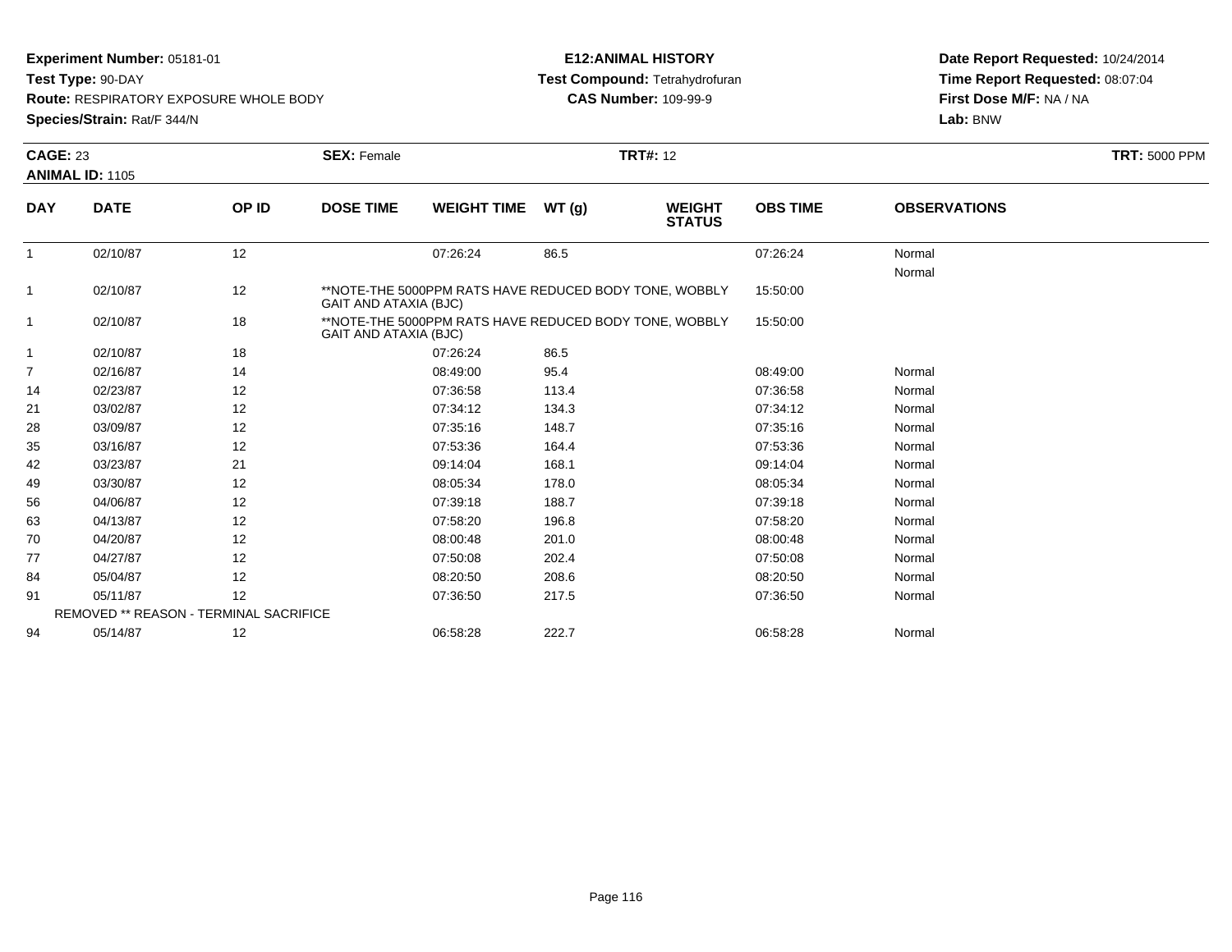**Experiment Number:** 05181-01
**Test Type:** 90-DAY
**Route:** RESPIRATORY EXPOSURE WHOLE BODY
**Species/Strain:** Rat/F 344/N

**E12:ANIMAL HISTORY**
**Test Compound:** Tetrahydrofuran
**CAS Number:** 109-99-9

**Date Report Requested:** 10/24/2014
**Time Report Requested:** 08:07:04
**First Dose M/F:** NA / NA
**Lab:** BNW

**CAGE:** 23 **SEX:** Female **TRT#:** 12 **TRT:** 5000 PPM
**ANIMAL ID:** 1105

| DAY | DATE | OP ID | DOSE TIME | WEIGHT TIME | WT (g) | WEIGHT STATUS | OBS TIME | OBSERVATIONS |
|---|---|---|---|---|---|---|---|---|
| 1 | 02/10/87 | 12 | | 07:26:24 | 86.5 | | 07:26:24 | Normal |
| | | | | | | | | Normal |
| 1 | 02/10/87 | 12 | **NOTE-THE 5000PPM RATS HAVE REDUCED BODY TONE, WOBBLY GAIT AND ATAXIA (BJC) | | | | 15:50:00 | |
| 1 | 02/10/87 | 18 | **NOTE-THE 5000PPM RATS HAVE REDUCED BODY TONE, WOBBLY GAIT AND ATAXIA (BJC) | | | | 15:50:00 | |
| 1 | 02/10/87 | 18 | | 07:26:24 | 86.5 | | | |
| 7 | 02/16/87 | 14 | | 08:49:00 | 95.4 | | 08:49:00 | Normal |
| 14 | 02/23/87 | 12 | | 07:36:58 | 113.4 | | 07:36:58 | Normal |
| 21 | 03/02/87 | 12 | | 07:34:12 | 134.3 | | 07:34:12 | Normal |
| 28 | 03/09/87 | 12 | | 07:35:16 | 148.7 | | 07:35:16 | Normal |
| 35 | 03/16/87 | 12 | | 07:53:36 | 164.4 | | 07:53:36 | Normal |
| 42 | 03/23/87 | 21 | | 09:14:04 | 168.1 | | 09:14:04 | Normal |
| 49 | 03/30/87 | 12 | | 08:05:34 | 178.0 | | 08:05:34 | Normal |
| 56 | 04/06/87 | 12 | | 07:39:18 | 188.7 | | 07:39:18 | Normal |
| 63 | 04/13/87 | 12 | | 07:58:20 | 196.8 | | 07:58:20 | Normal |
| 70 | 04/20/87 | 12 | | 08:00:48 | 201.0 | | 08:00:48 | Normal |
| 77 | 04/27/87 | 12 | | 07:50:08 | 202.4 | | 07:50:08 | Normal |
| 84 | 05/04/87 | 12 | | 08:20:50 | 208.6 | | 08:20:50 | Normal |
| 91 | 05/11/87 | 12 | | 07:36:50 | 217.5 | | 07:36:50 | Normal |
| | REMOVED ** REASON - TERMINAL SACRIFICE | | | | | | | |
| 94 | 05/14/87 | 12 | | 06:58:28 | 222.7 | | 06:58:28 | Normal |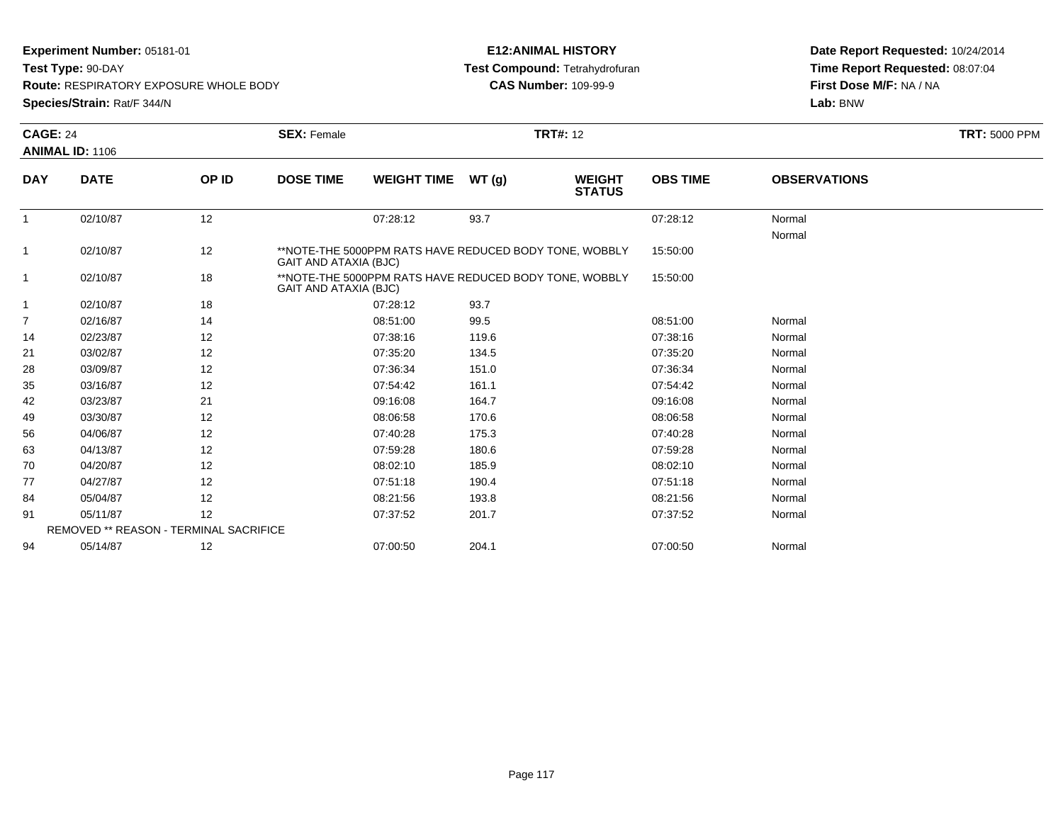**Experiment Number:** 05181-01
**Test Type:** 90-DAY
**Route:** RESPIRATORY EXPOSURE WHOLE BODY
**Species/Strain:** Rat/F 344/N

**E12:ANIMAL HISTORY**
**Test Compound:** Tetrahydrofuran
**CAS Number:** 109-99-9

**Date Report Requested:** 10/24/2014
**Time Report Requested:** 08:07:04
**First Dose M/F:** NA / NA
**Lab:** BNW

**CAGE:** 24 **SEX:** Female **TRT#:** 12 **TRT:** 5000 PPM
**ANIMAL ID:** 1106

| DAY | DATE | OP ID | DOSE TIME | WEIGHT TIME | WT (g) | WEIGHT STATUS | OBS TIME | OBSERVATIONS |
|---|---|---|---|---|---|---|---|---|
| 1 | 02/10/87 | 12 | | 07:28:12 | 93.7 | | 07:28:12 | Normal |
| | | | | | | | | Normal |
| 1 | 02/10/87 | 12 | **NOTE-THE 5000PPM RATS HAVE REDUCED BODY TONE, WOBBLY GAIT AND ATAXIA (BJC) | | | | 15:50:00 | |
| 1 | 02/10/87 | 18 | **NOTE-THE 5000PPM RATS HAVE REDUCED BODY TONE, WOBBLY GAIT AND ATAXIA (BJC) | | | | 15:50:00 | |
| 1 | 02/10/87 | 18 | | 07:28:12 | 93.7 | | | |
| 7 | 02/16/87 | 14 | | 08:51:00 | 99.5 | | 08:51:00 | Normal |
| 14 | 02/23/87 | 12 | | 07:38:16 | 119.6 | | 07:38:16 | Normal |
| 21 | 03/02/87 | 12 | | 07:35:20 | 134.5 | | 07:35:20 | Normal |
| 28 | 03/09/87 | 12 | | 07:36:34 | 151.0 | | 07:36:34 | Normal |
| 35 | 03/16/87 | 12 | | 07:54:42 | 161.1 | | 07:54:42 | Normal |
| 42 | 03/23/87 | 21 | | 09:16:08 | 164.7 | | 09:16:08 | Normal |
| 49 | 03/30/87 | 12 | | 08:06:58 | 170.6 | | 08:06:58 | Normal |
| 56 | 04/06/87 | 12 | | 07:40:28 | 175.3 | | 07:40:28 | Normal |
| 63 | 04/13/87 | 12 | | 07:59:28 | 180.6 | | 07:59:28 | Normal |
| 70 | 04/20/87 | 12 | | 08:02:10 | 185.9 | | 08:02:10 | Normal |
| 77 | 04/27/87 | 12 | | 07:51:18 | 190.4 | | 07:51:18 | Normal |
| 84 | 05/04/87 | 12 | | 08:21:56 | 193.8 | | 08:21:56 | Normal |
| 91 | 05/11/87 | 12 | | 07:37:52 | 201.7 | | 07:37:52 | Normal |
| | REMOVED ** REASON - TERMINAL SACRIFICE | | | | | | | |
| 94 | 05/14/87 | 12 | | 07:00:50 | 204.1 | | 07:00:50 | Normal |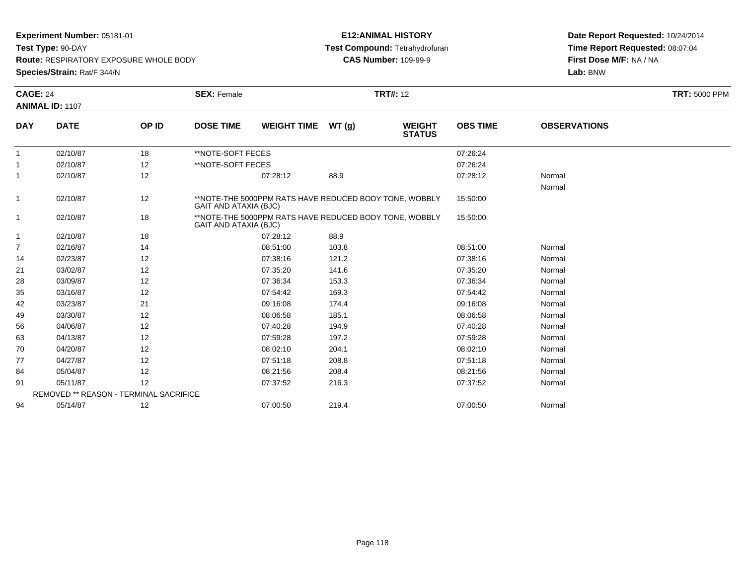**Experiment Number:** 05181-01
**Test Type:** 90-DAY
**Route:** RESPIRATORY EXPOSURE WHOLE BODY
**Species/Strain:** Rat/F 344/N

**E12:ANIMAL HISTORY**
**Test Compound:** Tetrahydrofuran
**CAS Number:** 109-99-9

**Date Report Requested:** 10/24/2014
**Time Report Requested:** 08:07:04
**First Dose M/F:** NA / NA
**Lab:** BNW

**CAGE:** 24 **SEX:** Female **TRT#:** 12 **TRT:** 5000 PPM
**ANIMAL ID:** 1107

| DAY | DATE | OP ID | DOSE TIME | WEIGHT TIME | WT (g) | WEIGHT STATUS | OBS TIME | OBSERVATIONS |
|---|---|---|---|---|---|---|---|---|
| 1 | 02/10/87 | 18 | **NOTE-SOFT FECES | | | | 07:26:24 | |
| 1 | 02/10/87 | 12 | **NOTE-SOFT FECES | | | | 07:26:24 | |
| 1 | 02/10/87 | 12 | | 07:28:12 | 88.9 | | 07:28:12 | Normal |
| | | | | | | | | Normal |
| 1 | 02/10/87 | 12 | **NOTE-THE 5000PPM RATS HAVE REDUCED BODY TONE, WOBBLY GAIT AND ATAXIA (BJC) | | | | 15:50:00 | |
| 1 | 02/10/87 | 18 | **NOTE-THE 5000PPM RATS HAVE REDUCED BODY TONE, WOBBLY GAIT AND ATAXIA (BJC) | | | | 15:50:00 | |
| 1 | 02/10/87 | 18 | | 07:28:12 | 88.9 | | | |
| 7 | 02/16/87 | 14 | | 08:51:00 | 103.8 | | 08:51:00 | Normal |
| 14 | 02/23/87 | 12 | | 07:38:16 | 121.2 | | 07:38:16 | Normal |
| 21 | 03/02/87 | 12 | | 07:35:20 | 141.6 | | 07:35:20 | Normal |
| 28 | 03/09/87 | 12 | | 07:36:34 | 153.3 | | 07:36:34 | Normal |
| 35 | 03/16/87 | 12 | | 07:54:42 | 169.3 | | 07:54:42 | Normal |
| 42 | 03/23/87 | 21 | | 09:16:08 | 174.4 | | 09:16:08 | Normal |
| 49 | 03/30/87 | 12 | | 08:06:58 | 185.1 | | 08:06:58 | Normal |
| 56 | 04/06/87 | 12 | | 07:40:28 | 194.9 | | 07:40:28 | Normal |
| 63 | 04/13/87 | 12 | | 07:59:28 | 197.2 | | 07:59:28 | Normal |
| 70 | 04/20/87 | 12 | | 08:02:10 | 204.1 | | 08:02:10 | Normal |
| 77 | 04/27/87 | 12 | | 07:51:18 | 208.8 | | 07:51:18 | Normal |
| 84 | 05/04/87 | 12 | | 08:21:56 | 208.4 | | 08:21:56 | Normal |
| 91 | 05/11/87 | 12 | | 07:37:52 | 216.3 | | 07:37:52 | Normal |
| REMOVED ** REASON - TERMINAL SACRIFICE | | | | | | | | |
| 94 | 05/14/87 | 12 | | 07:00:50 | 219.4 | | 07:00:50 | Normal |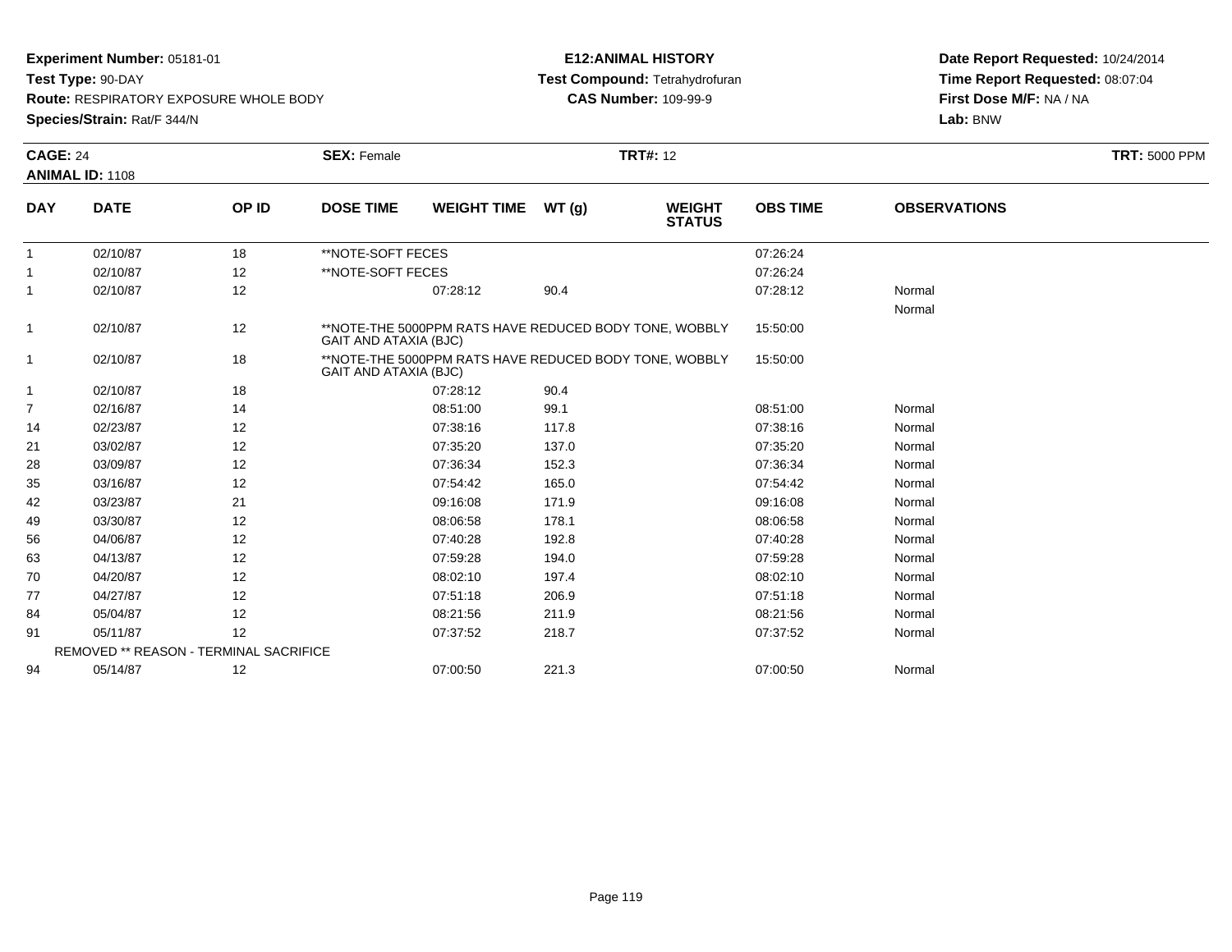**Experiment Number:** 05181-01
**Test Type:** 90-DAY
**Route:** RESPIRATORY EXPOSURE WHOLE BODY
**Species/Strain:** Rat/F 344/N

**E12:ANIMAL HISTORY**
**Test Compound:** Tetrahydrofuran
**CAS Number:** 109-99-9

**Date Report Requested:** 10/24/2014
**Time Report Requested:** 08:07:04
**First Dose M/F:** NA / NA
**Lab:** BNW

**CAGE:** 24
**ANIMAL ID:** 1108
**SEX:** Female
**TRT#:** 12
**TRT:** 5000 PPM

| DAY | DATE | OP ID | DOSE TIME | WEIGHT TIME | WT (g) | WEIGHT STATUS | OBS TIME | OBSERVATIONS |
|---|---|---|---|---|---|---|---|---|
| 1 | 02/10/87 | 18 | **NOTE-SOFT FECES | | | | 07:26:24 | |
| 1 | 02/10/87 | 12 | **NOTE-SOFT FECES | | | | 07:26:24 | |
| 1 | 02/10/87 | 12 | | 07:28:12 | 90.4 | | 07:28:12 | Normal |
| | | | | | | | | Normal |
| 1 | 02/10/87 | 12 | **NOTE-THE 5000PPM RATS HAVE REDUCED BODY TONE, WOBBLY GAIT AND ATAXIA (BJC) | | | | 15:50:00 | |
| 1 | 02/10/87 | 18 | **NOTE-THE 5000PPM RATS HAVE REDUCED BODY TONE, WOBBLY GAIT AND ATAXIA (BJC) | | | | 15:50:00 | |
| 1 | 02/10/87 | 18 | | 07:28:12 | 90.4 | | | |
| 7 | 02/16/87 | 14 | | 08:51:00 | 99.1 | | 08:51:00 | Normal |
| 14 | 02/23/87 | 12 | | 07:38:16 | 117.8 | | 07:38:16 | Normal |
| 21 | 03/02/87 | 12 | | 07:35:20 | 137.0 | | 07:35:20 | Normal |
| 28 | 03/09/87 | 12 | | 07:36:34 | 152.3 | | 07:36:34 | Normal |
| 35 | 03/16/87 | 12 | | 07:54:42 | 165.0 | | 07:54:42 | Normal |
| 42 | 03/23/87 | 21 | | 09:16:08 | 171.9 | | 09:16:08 | Normal |
| 49 | 03/30/87 | 12 | | 08:06:58 | 178.1 | | 08:06:58 | Normal |
| 56 | 04/06/87 | 12 | | 07:40:28 | 192.8 | | 07:40:28 | Normal |
| 63 | 04/13/87 | 12 | | 07:59:28 | 194.0 | | 07:59:28 | Normal |
| 70 | 04/20/87 | 12 | | 08:02:10 | 197.4 | | 08:02:10 | Normal |
| 77 | 04/27/87 | 12 | | 07:51:18 | 206.9 | | 07:51:18 | Normal |
| 84 | 05/04/87 | 12 | | 08:21:56 | 211.9 | | 08:21:56 | Normal |
| 91 | 05/11/87 | 12 | | 07:37:52 | 218.7 | | 07:37:52 | Normal |
| REMOVED ** REASON - TERMINAL SACRIFICE | | | | | | | | |
| 94 | 05/14/87 | 12 | | 07:00:50 | 221.3 | | 07:00:50 | Normal |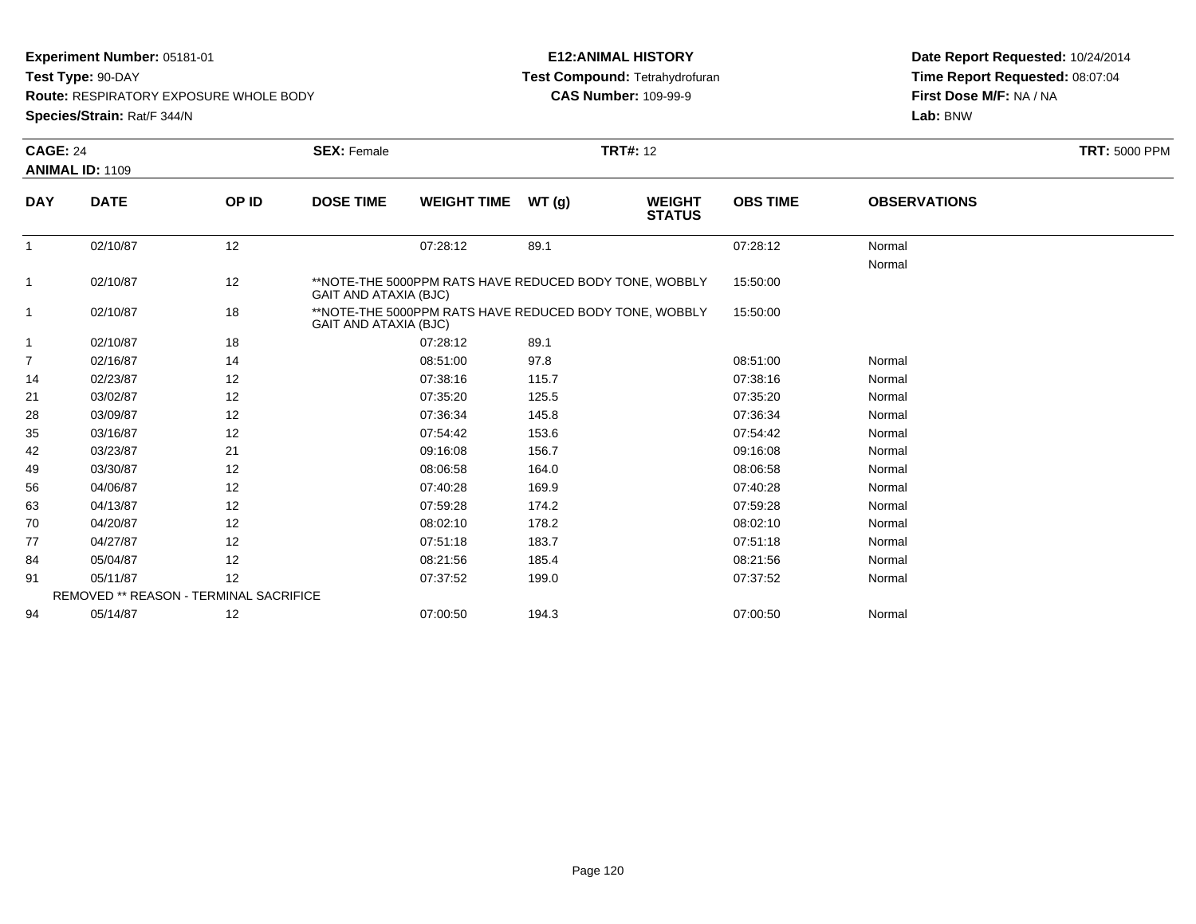**Experiment Number:** 05181-01
**Test Type:** 90-DAY
**Route:** RESPIRATORY EXPOSURE WHOLE BODY
**Species/Strain:** Rat/F 344/N

**E12:ANIMAL HISTORY**
**Test Compound:** Tetrahydrofuran
**CAS Number:** 109-99-9

**Date Report Requested:** 10/24/2014
**Time Report Requested:** 08:07:04
**First Dose M/F:** NA / NA
**Lab:** BNW

**CAGE:** 24 **SEX:** Female **TRT#:** 12 **TRT:** 5000 PPM
**ANIMAL ID:** 1109

| DAY | DATE | OP ID | DOSE TIME | WEIGHT TIME | WT (g) | WEIGHT STATUS | OBS TIME | OBSERVATIONS |
|---|---|---|---|---|---|---|---|---|
| 1 | 02/10/87 | 12 | | 07:28:12 | 89.1 | | 07:28:12 | Normal |
| | | | | | | | | Normal |
| 1 | 02/10/87 | 12 | **NOTE-THE 5000PPM RATS HAVE REDUCED BODY TONE, WOBBLY GAIT AND ATAXIA (BJC) | | | | 15:50:00 | |
| 1 | 02/10/87 | 18 | **NOTE-THE 5000PPM RATS HAVE REDUCED BODY TONE, WOBBLY GAIT AND ATAXIA (BJC) | | | | 15:50:00 | |
| 1 | 02/10/87 | 18 | | 07:28:12 | 89.1 | | | |
| 7 | 02/16/87 | 14 | | 08:51:00 | 97.8 | | 08:51:00 | Normal |
| 14 | 02/23/87 | 12 | | 07:38:16 | 115.7 | | 07:38:16 | Normal |
| 21 | 03/02/87 | 12 | | 07:35:20 | 125.5 | | 07:35:20 | Normal |
| 28 | 03/09/87 | 12 | | 07:36:34 | 145.8 | | 07:36:34 | Normal |
| 35 | 03/16/87 | 12 | | 07:54:42 | 153.6 | | 07:54:42 | Normal |
| 42 | 03/23/87 | 21 | | 09:16:08 | 156.7 | | 09:16:08 | Normal |
| 49 | 03/30/87 | 12 | | 08:06:58 | 164.0 | | 08:06:58 | Normal |
| 56 | 04/06/87 | 12 | | 07:40:28 | 169.9 | | 07:40:28 | Normal |
| 63 | 04/13/87 | 12 | | 07:59:28 | 174.2 | | 07:59:28 | Normal |
| 70 | 04/20/87 | 12 | | 08:02:10 | 178.2 | | 08:02:10 | Normal |
| 77 | 04/27/87 | 12 | | 07:51:18 | 183.7 | | 07:51:18 | Normal |
| 84 | 05/04/87 | 12 | | 08:21:56 | 185.4 | | 08:21:56 | Normal |
| 91 | 05/11/87 | 12 | | 07:37:52 | 199.0 | | 07:37:52 | Normal |
| | REMOVED ** REASON - TERMINAL SACRIFICE | | | | | | | |
| 94 | 05/14/87 | 12 | | 07:00:50 | 194.3 | | 07:00:50 | Normal |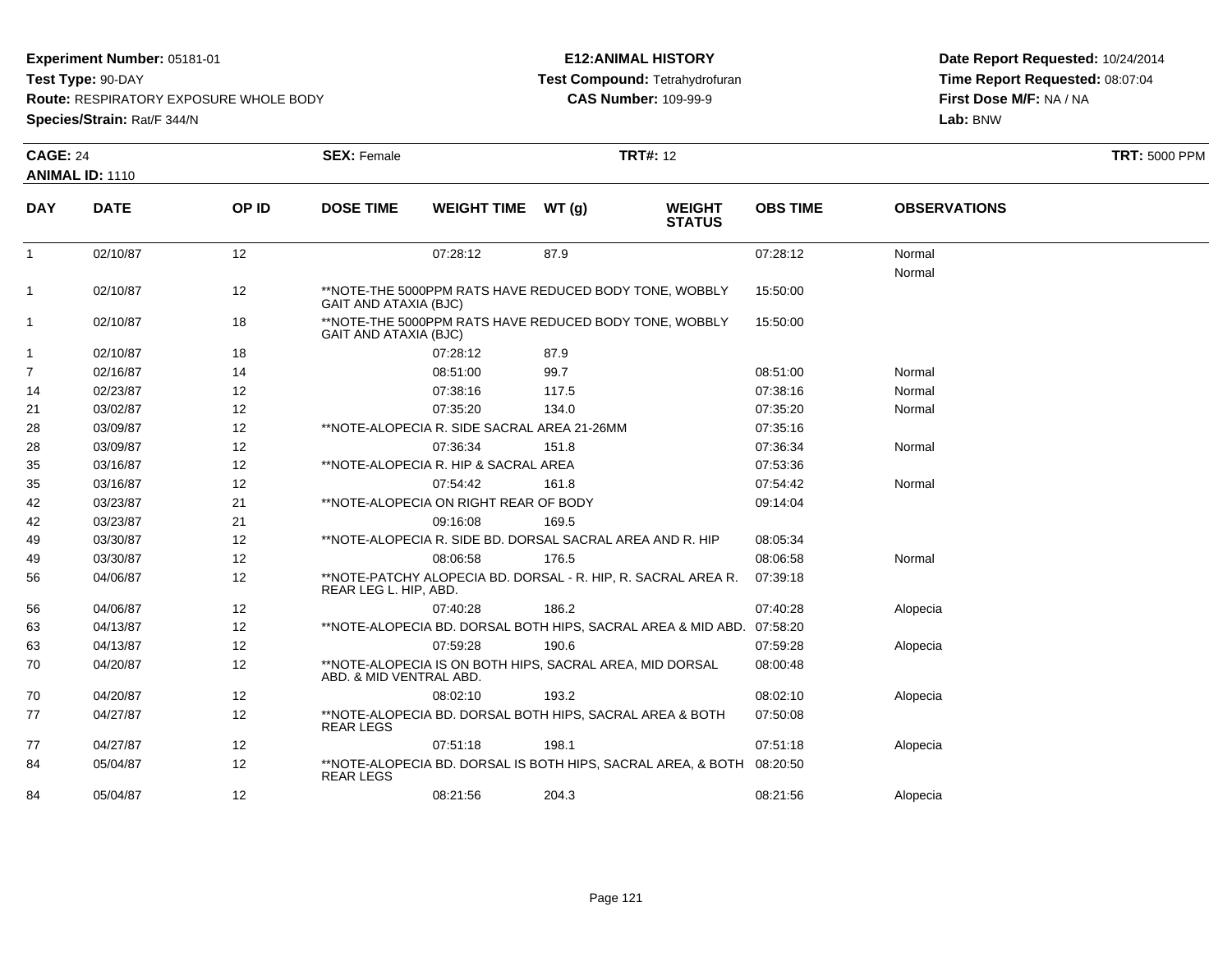**Experiment Number:** 05181-01
**Test Type:** 90-DAY
**Route:** RESPIRATORY EXPOSURE WHOLE BODY
**Species/Strain:** Rat/F 344/N

**E12:ANIMAL HISTORY**
**Test Compound:** Tetrahydrofuran
**CAS Number:** 109-99-9

**Date Report Requested:** 10/24/2014
**Time Report Requested:** 08:07:04
**First Dose M/F:** NA / NA
**Lab:** BNW

**CAGE:** 24 **SEX:** Female **TRT#:** 12 **TRT:** 5000 PPM
**ANIMAL ID:** 1110

| DAY | DATE | OP ID | DOSE TIME | WEIGHT TIME | WT (g) | WEIGHT STATUS | OBS TIME | OBSERVATIONS |
|---|---|---|---|---|---|---|---|---|
| 1 | 02/10/87 | 12 | | 07:28:12 | 87.9 | | 07:28:12 | Normal<br>Normal |
| 1 | 02/10/87 | 12 | **NOTE-THE 5000PPM RATS HAVE REDUCED BODY TONE, WOBBLY GAIT AND ATAXIA (BJC) | | | | 15:50:00 | |
| 1 | 02/10/87 | 18 | **NOTE-THE 5000PPM RATS HAVE REDUCED BODY TONE, WOBBLY GAIT AND ATAXIA (BJC) | | | | 15:50:00 | |
| 1 | 02/10/87 | 18 | | 07:28:12 | 87.9 | | | |
| 7 | 02/16/87 | 14 | | 08:51:00 | 99.7 | | 08:51:00 | Normal |
| 14 | 02/23/87 | 12 | | 07:38:16 | 117.5 | | 07:38:16 | Normal |
| 21 | 03/02/87 | 12 | | 07:35:20 | 134.0 | | 07:35:20 | Normal |
| 28 | 03/09/87 | 12 | **NOTE-ALOPECIA R. SIDE SACRAL AREA 21-26MM | | | | 07:35:16 | |
| 28 | 03/09/87 | 12 | | 07:36:34 | 151.8 | | 07:36:34 | Normal |
| 35 | 03/16/87 | 12 | **NOTE-ALOPECIA R. HIP & SACRAL AREA | | | | 07:53:36 | |
| 35 | 03/16/87 | 12 | | 07:54:42 | 161.8 | | 07:54:42 | Normal |
| 42 | 03/23/87 | 21 | **NOTE-ALOPECIA ON RIGHT REAR OF BODY | | | | 09:14:04 | |
| 42 | 03/23/87 | 21 | | 09:16:08 | 169.5 | | | |
| 49 | 03/30/87 | 12 | **NOTE-ALOPECIA R. SIDE BD. DORSAL SACRAL AREA AND R. HIP | | | | 08:05:34 | |
| 49 | 03/30/87 | 12 | | 08:06:58 | 176.5 | | 08:06:58 | Normal |
| 56 | 04/06/87 | 12 | **NOTE-PATCHY ALOPECIA BD. DORSAL - R. HIP, R. SACRAL AREA R. REAR LEG L. HIP, ABD. | | | | 07:39:18 | |
| 56 | 04/06/87 | 12 | | 07:40:28 | 186.2 | | 07:40:28 | Alopecia |
| 63 | 04/13/87 | 12 | **NOTE-ALOPECIA BD. DORSAL BOTH HIPS, SACRAL AREA & MID ABD. | | | | 07:58:20 | |
| 63 | 04/13/87 | 12 | | 07:59:28 | 190.6 | | 07:59:28 | Alopecia |
| 70 | 04/20/87 | 12 | **NOTE-ALOPECIA IS ON BOTH HIPS, SACRAL AREA, MID DORSAL ABD. & MID VENTRAL ABD. | | | | 08:00:48 | |
| 70 | 04/20/87 | 12 | | 08:02:10 | 193.2 | | 08:02:10 | Alopecia |
| 77 | 04/27/87 | 12 | **NOTE-ALOPECIA BD. DORSAL BOTH HIPS, SACRAL AREA & BOTH REAR LEGS | | | | 07:50:08 | |
| 77 | 04/27/87 | 12 | | 07:51:18 | 198.1 | | 07:51:18 | Alopecia |
| 84 | 05/04/87 | 12 | **NOTE-ALOPECIA BD. DORSAL IS BOTH HIPS, SACRAL AREA, & BOTH REAR LEGS | | | | 08:20:50 | |
| 84 | 05/04/87 | 12 | | 08:21:56 | 204.3 | | 08:21:56 | Alopecia |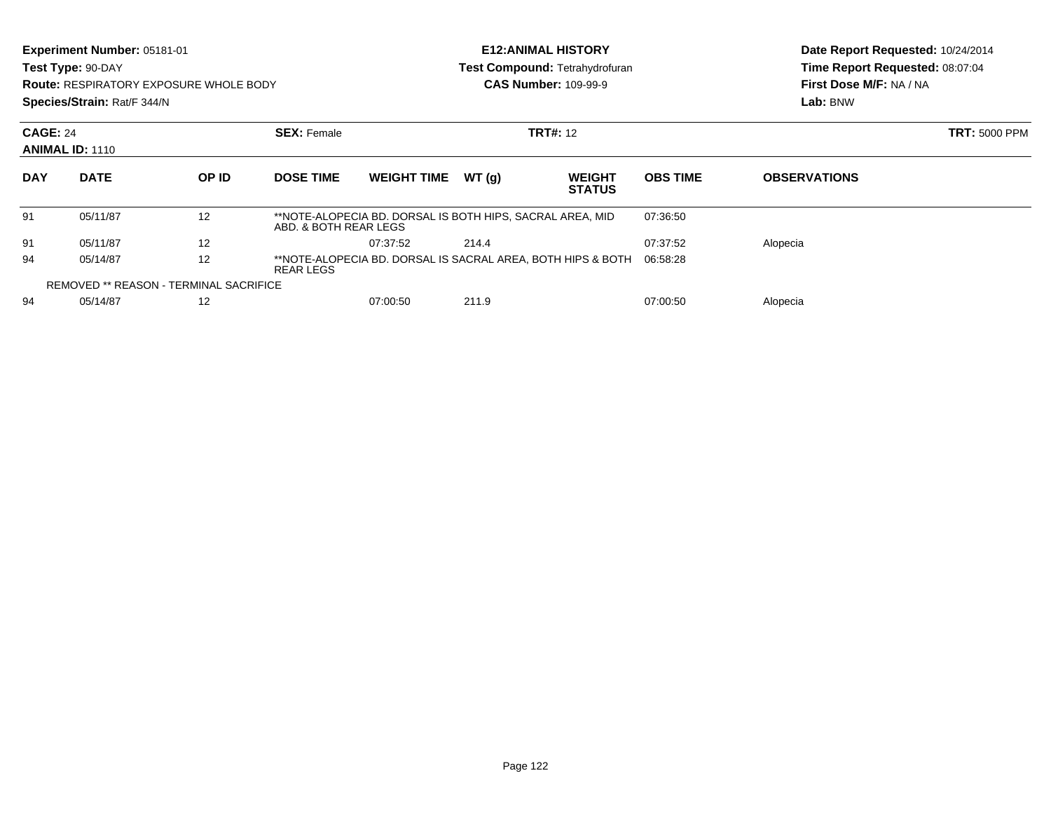**Experiment Number:** 05181-01
**Test Type:** 90-DAY
**Route:** RESPIRATORY EXPOSURE WHOLE BODY
**Species/Strain:** Rat/F 344/N

**E12:ANIMAL HISTORY**
**Test Compound:** Tetrahydrofuran
**CAS Number:** 109-99-9

**Date Report Requested:** 10/24/2014
**Time Report Requested:** 08:07:04
**First Dose M/F:** NA / NA
**Lab:** BNW

**CAGE:** 24 **SEX:** Female **TRT#:** 12 **TRT:** 5000 PPM
**ANIMAL ID:** 1110

| DAY | DATE | OP ID | DOSE TIME | WEIGHT TIME | WT (g) | WEIGHT STATUS | OBS TIME | OBSERVATIONS |
|---|---|---|---|---|---|---|---|---|
| 91 | 05/11/87 | 12 | **NOTE-ALOPECIA BD. DORSAL IS BOTH HIPS, SACRAL AREA, MID ABD. & BOTH REAR LEGS | | | | 07:36:50 | |
| 91 | 05/11/87 | 12 | | 07:37:52 | 214.4 | | 07:37:52 | Alopecia |
| 94 | 05/14/87 | 12 | **NOTE-ALOPECIA BD. DORSAL IS SACRAL AREA, BOTH HIPS & BOTH REAR LEGS | | | | 06:58:28 | |
| REMOVED ** REASON - TERMINAL SACRIFICE | | | | | | | | |
| 94 | 05/14/87 | 12 | | 07:00:50 | 211.9 | | 07:00:50 | Alopecia |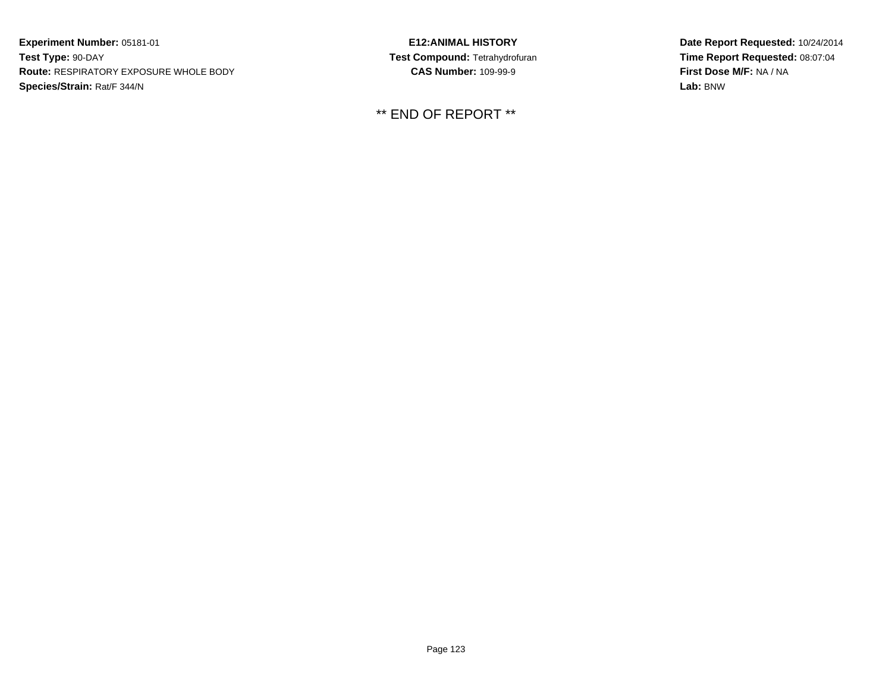**Experiment Number:** 05181-01
**Test Type:** 90-DAY
**Route:** RESPIRATORY EXPOSURE WHOLE BODY
**Species/Strain:** Rat/F 344/N

**E12:ANIMAL HISTORY**
**Test Compound:** Tetrahydrofuran
**CAS Number:** 109-99-9

**Date Report Requested:** 10/24/2014
**Time Report Requested:** 08:07:04
**First Dose M/F:** NA / NA
**Lab:** BNW

** END OF REPORT **